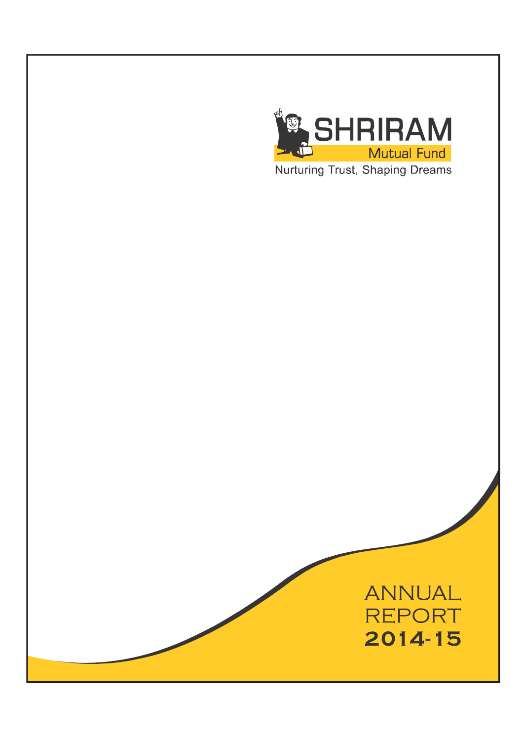SHRIRAM

Mutual Fund

Nurturing Trust, Shaping Dreams

# ANNUAL REPORT 2014-15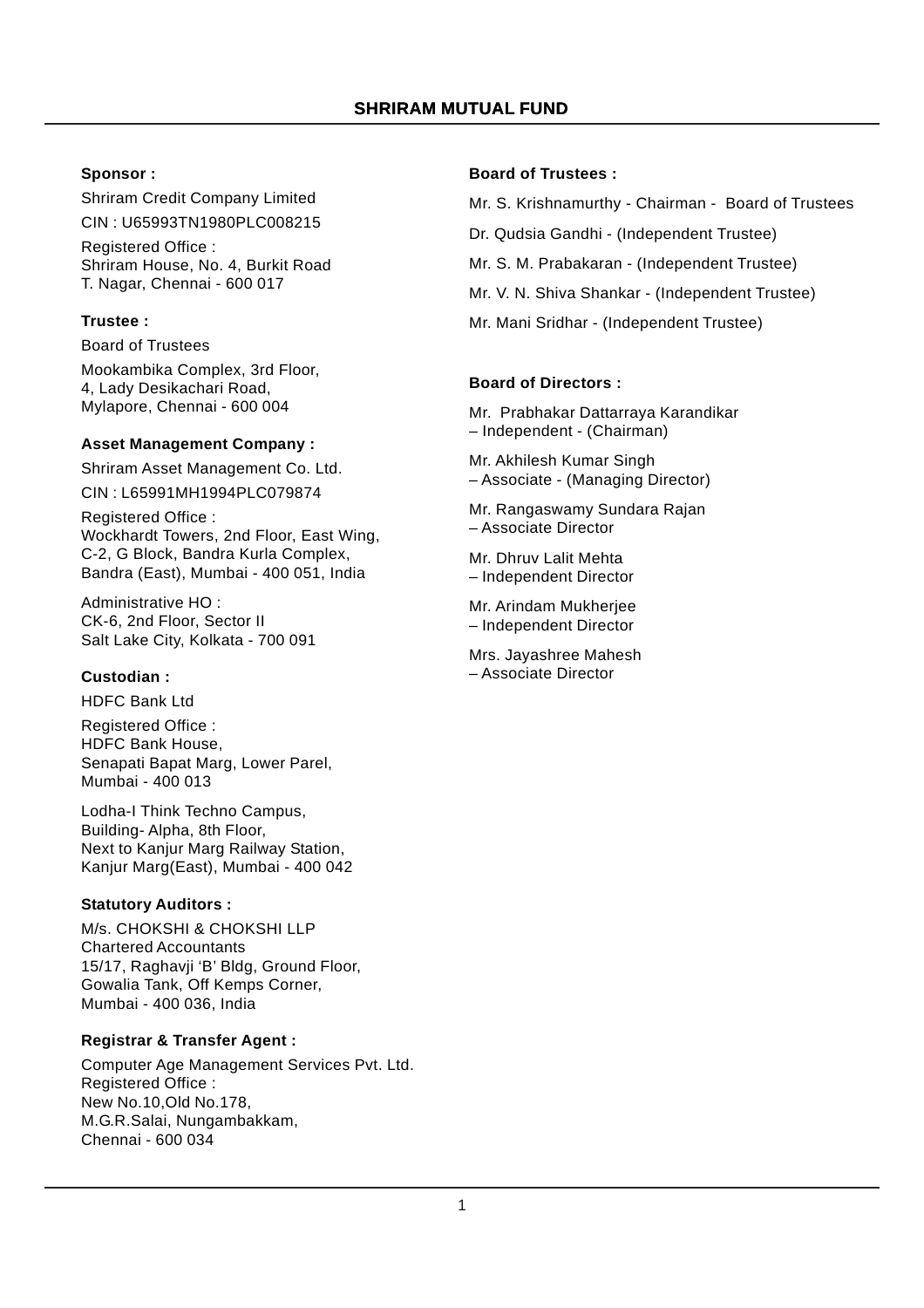# SHRIRAM MUTUAL FUND

**Sponsor :**

Shriram Credit Company Limited

CIN : U65993TN1980PLC008215

Registered Office :
Shriram House, No. 4, Burkit Road
T. Nagar, Chennai - 600 017

**Trustee :**

Board of Trustees

Mookambika Complex, 3rd Floor,
4, Lady Desikachari Road,
Mylapore, Chennai - 600 004

**Asset Management Company :**

Shriram Asset Management Co. Ltd.

CIN : L65991MH1994PLC079874

Registered Office :
Wockhardt Towers, 2nd Floor, East Wing,
C-2, G Block, Bandra Kurla Complex,
Bandra (East), Mumbai - 400 051, India

Administrative HO :
CK-6, 2nd Floor, Sector II
Salt Lake City, Kolkata - 700 091

**Custodian :**

HDFC Bank Ltd

Registered Office :
HDFC Bank House,
Senapati Bapat Marg, Lower Parel,
Mumbai - 400 013

Lodha-I Think Techno Campus,
Building- Alpha, 8th Floor,
Next to Kanjur Marg Railway Station,
Kanjur Marg(East), Mumbai - 400 042

**Statutory Auditors :**

M/s. CHOKSHI & CHOKSHI LLP
Chartered Accountants
15/17, Raghavji 'B' Bldg, Ground Floor,
Gowalia Tank, Off Kemps Corner,
Mumbai - 400 036, India

**Registrar & Transfer Agent :**

Computer Age Management Services Pvt. Ltd.
Registered Office :
New No.10,Old No.178,
M.G.R.Salai, Nungambakkam,
Chennai - 600 034

**Board of Trustees :**

Mr. S. Krishnamurthy - Chairman - Board of Trustees

Dr. Qudsia Gandhi - (Independent Trustee)

Mr. S. M. Prabakaran - (Independent Trustee)

Mr. V. N. Shiva Shankar - (Independent Trustee)

Mr. Mani Sridhar - (Independent Trustee)

**Board of Directors :**

Mr. Prabhakar Dattarraya Karandikar
– Independent - (Chairman)

Mr. Akhilesh Kumar Singh
– Associate - (Managing Director)

Mr. Rangaswamy Sundara Rajan
– Associate Director

Mr. Dhruv Lalit Mehta
– Independent Director

Mr. Arindam Mukherjee
– Independent Director

Mrs. Jayashree Mahesh
– Associate Director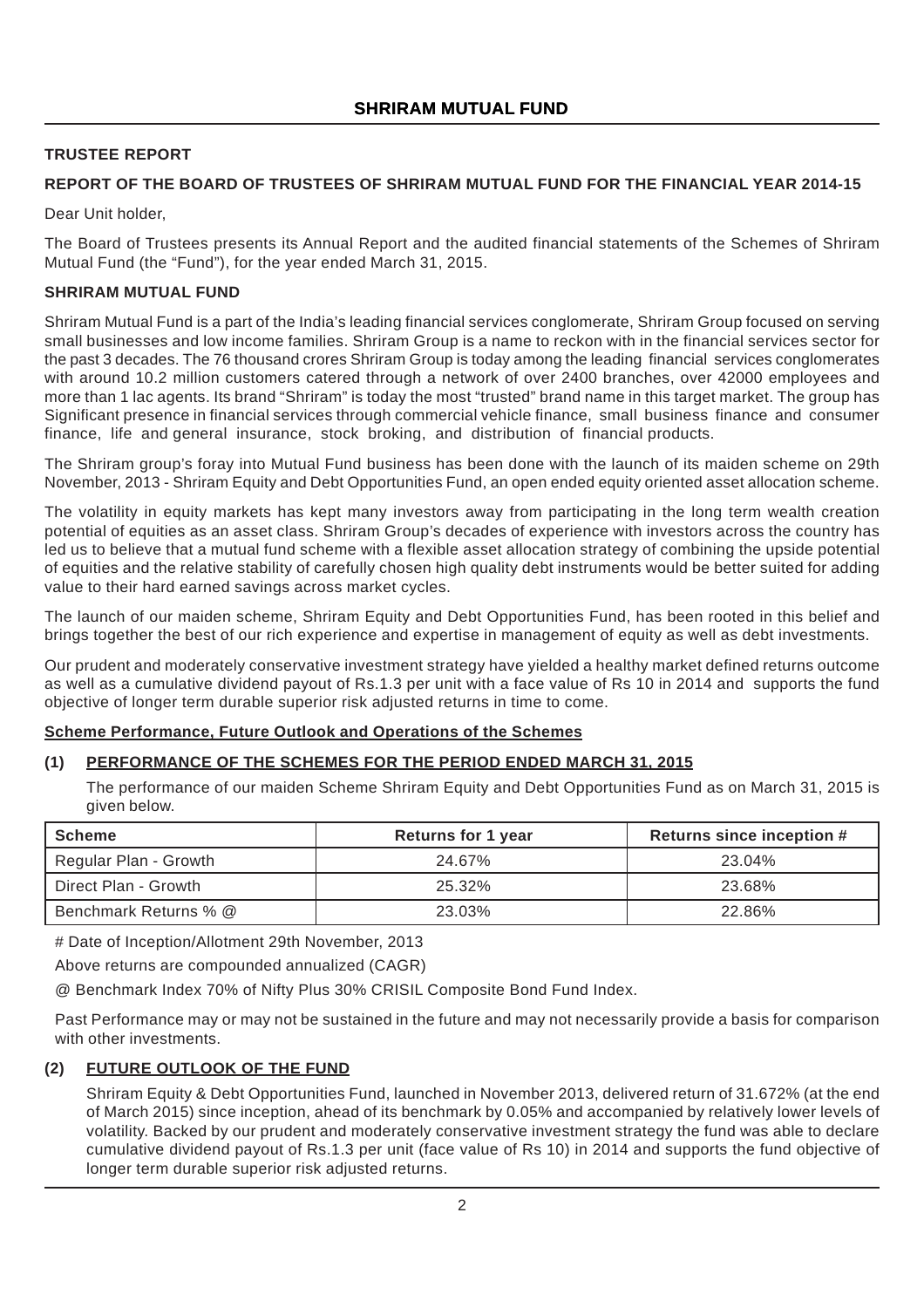# SHRIRAM MUTUAL FUND

**TRUSTEE REPORT**

**REPORT OF THE BOARD OF TRUSTEES OF SHRIRAM MUTUAL FUND FOR THE FINANCIAL YEAR 2014-15**

Dear Unit holder,

The Board of Trustees presents its Annual Report and the audited financial statements of the Schemes of Shriram Mutual Fund (the "Fund"), for the year ended March 31, 2015.

**SHRIRAM MUTUAL FUND**

Shriram Mutual Fund is a part of the India's leading financial services conglomerate, Shriram Group focused on serving small businesses and low income families. Shriram Group is a name to reckon with in the financial services sector for the past 3 decades. The 76 thousand crores Shriram Group is today among the leading financial services conglomerates with around 10.2 million customers catered through a network of over 2400 branches, over 42000 employees and more than 1 lac agents. Its brand "Shriram" is today the most "trusted" brand name in this target market. The group has Significant presence in financial services through commercial vehicle finance, small business finance and consumer finance, life and general insurance, stock broking, and distribution of financial products.

The Shriram group's foray into Mutual Fund business has been done with the launch of its maiden scheme on 29th November, 2013 - Shriram Equity and Debt Opportunities Fund, an open ended equity oriented asset allocation scheme.

The volatility in equity markets has kept many investors away from participating in the long term wealth creation potential of equities as an asset class. Shriram Group's decades of experience with investors across the country has led us to believe that a mutual fund scheme with a flexible asset allocation strategy of combining the upside potential of equities and the relative stability of carefully chosen high quality debt instruments would be better suited for adding value to their hard earned savings across market cycles.

The launch of our maiden scheme, Shriram Equity and Debt Opportunities Fund, has been rooted in this belief and brings together the best of our rich experience and expertise in management of equity as well as debt investments.

Our prudent and moderately conservative investment strategy have yielded a healthy market defined returns outcome as well as a cumulative dividend payout of Rs.1.3 per unit with a face value of Rs 10 in 2014 and supports the fund objective of longer term durable superior risk adjusted returns in time to come.

**Scheme Performance, Future Outlook and Operations of the Schemes**

**(1) PERFORMANCE OF THE SCHEMES FOR THE PERIOD ENDED MARCH 31, 2015**

The performance of our maiden Scheme Shriram Equity and Debt Opportunities Fund as on March 31, 2015 is given below.

| Scheme | Returns for 1 year | Returns since inception # |
|---|---|---|
| Regular Plan - Growth | 24.67% | 23.04% |
| Direct Plan - Growth | 25.32% | 23.68% |
| Benchmark Returns % @ | 23.03% | 22.86% |

# Date of Inception/Allotment 29th November, 2013

Above returns are compounded annualized (CAGR)

@ Benchmark Index 70% of Nifty Plus 30% CRISIL Composite Bond Fund Index.

Past Performance may or may not be sustained in the future and may not necessarily provide a basis for comparison with other investments.

**(2) FUTURE OUTLOOK OF THE FUND**

Shriram Equity & Debt Opportunities Fund, launched in November 2013, delivered return of 31.672% (at the end of March 2015) since inception, ahead of its benchmark by 0.05% and accompanied by relatively lower levels of volatility. Backed by our prudent and moderately conservative investment strategy the fund was able to declare cumulative dividend payout of Rs.1.3 per unit (face value of Rs 10) in 2014 and supports the fund objective of longer term durable superior risk adjusted returns.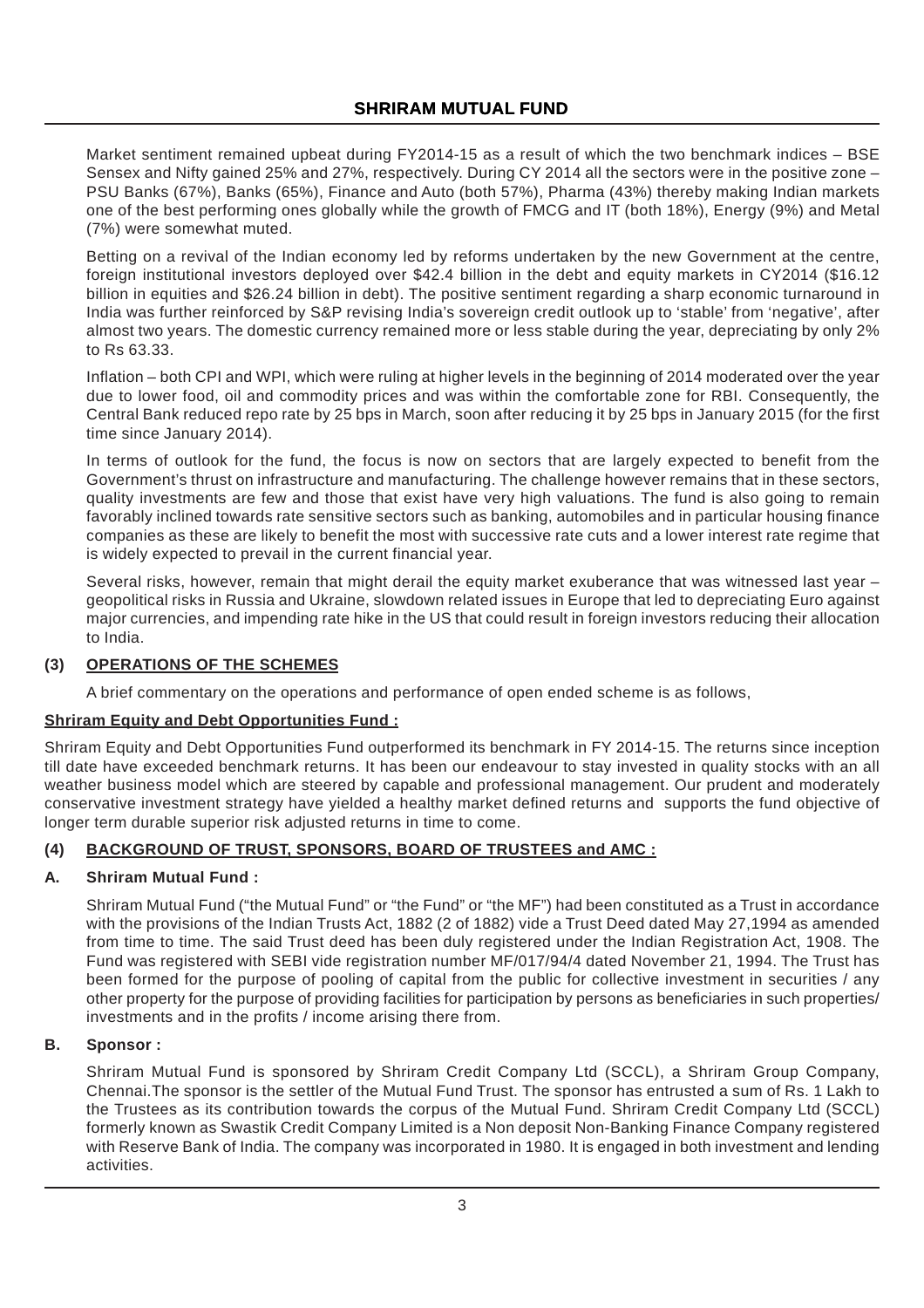Market sentiment remained upbeat during FY2014-15 as a result of which the two benchmark indices – BSE Sensex and Nifty gained 25% and 27%, respectively. During CY 2014 all the sectors were in the positive zone – PSU Banks (67%), Banks (65%), Finance and Auto (both 57%), Pharma (43%) thereby making Indian markets one of the best performing ones globally while the growth of FMCG and IT (both 18%), Energy (9%) and Metal (7%) were somewhat muted.

Betting on a revival of the Indian economy led by reforms undertaken by the new Government at the centre, foreign institutional investors deployed over $42.4 billion in the debt and equity markets in CY2014 ($16.12 billion in equities and $26.24 billion in debt). The positive sentiment regarding a sharp economic turnaround in India was further reinforced by S&P revising India's sovereign credit outlook up to 'stable' from 'negative', after almost two years. The domestic currency remained more or less stable during the year, depreciating by only 2% to Rs 63.33.

Inflation – both CPI and WPI, which were ruling at higher levels in the beginning of 2014 moderated over the year due to lower food, oil and commodity prices and was within the comfortable zone for RBI. Consequently, the Central Bank reduced repo rate by 25 bps in March, soon after reducing it by 25 bps in January 2015 (for the first time since January 2014).

In terms of outlook for the fund, the focus is now on sectors that are largely expected to benefit from the Government's thrust on infrastructure and manufacturing. The challenge however remains that in these sectors, quality investments are few and those that exist have very high valuations. The fund is also going to remain favorably inclined towards rate sensitive sectors such as banking, automobiles and in particular housing finance companies as these are likely to benefit the most with successive rate cuts and a lower interest rate regime that is widely expected to prevail in the current financial year.

Several risks, however, remain that might derail the equity market exuberance that was witnessed last year – geopolitical risks in Russia and Ukraine, slowdown related issues in Europe that led to depreciating Euro against major currencies, and impending rate hike in the US that could result in foreign investors reducing their allocation to India.

## (3) OPERATIONS OF THE SCHEMES

A brief commentary on the operations and performance of open ended scheme is as follows,

**Shriram Equity and Debt Opportunities Fund :**

Shriram Equity and Debt Opportunities Fund outperformed its benchmark in FY 2014-15. The returns since inception till date have exceeded benchmark returns. It has been our endeavour to stay invested in quality stocks with an all weather business model which are steered by capable and professional management. Our prudent and moderately conservative investment strategy have yielded a healthy market defined returns and supports the fund objective of longer term durable superior risk adjusted returns in time to come.

## (4) BACKGROUND OF TRUST, SPONSORS, BOARD OF TRUSTEES and AMC :

### A. Shriram Mutual Fund :

Shriram Mutual Fund ("the Mutual Fund" or "the Fund" or "the MF") had been constituted as a Trust in accordance with the provisions of the Indian Trusts Act, 1882 (2 of 1882) vide a Trust Deed dated May 27,1994 as amended from time to time. The said Trust deed has been duly registered under the Indian Registration Act, 1908. The Fund was registered with SEBI vide registration number MF/017/94/4 dated November 21, 1994. The Trust has been formed for the purpose of pooling of capital from the public for collective investment in securities / any other property for the purpose of providing facilities for participation by persons as beneficiaries in such properties/ investments and in the profits / income arising there from.

### B. Sponsor :

Shriram Mutual Fund is sponsored by Shriram Credit Company Ltd (SCCL), a Shriram Group Company, Chennai.The sponsor is the settler of the Mutual Fund Trust. The sponsor has entrusted a sum of Rs. 1 Lakh to the Trustees as its contribution towards the corpus of the Mutual Fund. Shriram Credit Company Ltd (SCCL) formerly known as Swastik Credit Company Limited is a Non deposit Non-Banking Finance Company registered with Reserve Bank of India. The company was incorporated in 1980. It is engaged in both investment and lending activities.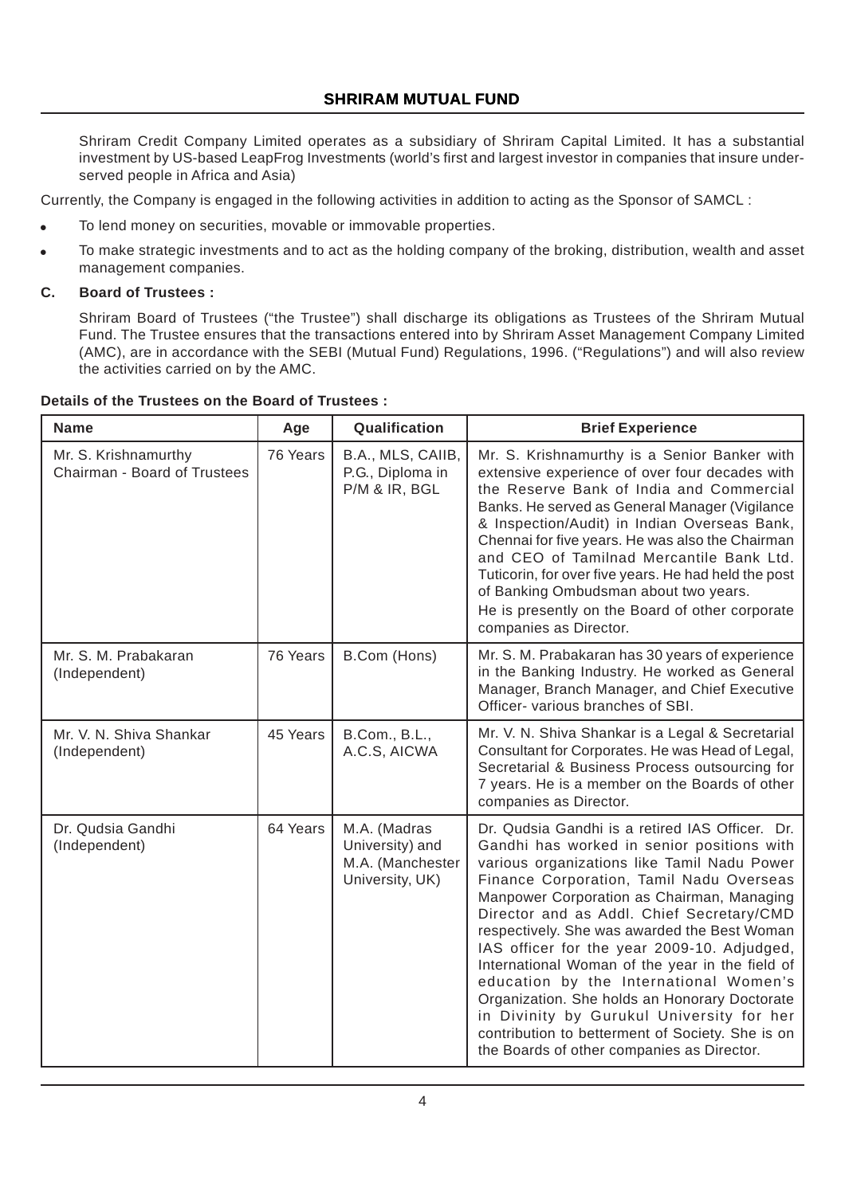Shriram Credit Company Limited operates as a subsidiary of Shriram Capital Limited. It has a substantial investment by US-based LeapFrog Investments (world's first and largest investor in companies that insure under-served people in Africa and Asia)

Currently, the Company is engaged in the following activities in addition to acting as the Sponsor of SAMCL :

- To lend money on securities, movable or immovable properties.
- To make strategic investments and to act as the holding company of the broking, distribution, wealth and asset management companies.

### C. Board of Trustees :

Shriram Board of Trustees ("the Trustee") shall discharge its obligations as Trustees of the Shriram Mutual Fund. The Trustee ensures that the transactions entered into by Shriram Asset Management Company Limited (AMC), are in accordance with the SEBI (Mutual Fund) Regulations, 1996. ("Regulations") and will also review the activities carried on by the AMC.

**Details of the Trustees on the Board of Trustees :**

| Name | Age | Qualification | Brief Experience |
|---|---|---|---|
| Mr. S. Krishnamurthy<br>Chairman - Board of Trustees | 76 Years | B.A., MLS, CAIIB, P.G., Diploma in P/M & IR, BGL | Mr. S. Krishnamurthy is a Senior Banker with extensive experience of over four decades with the Reserve Bank of India and Commercial Banks. He served as General Manager (Vigilance & Inspection/Audit) in Indian Overseas Bank, Chennai for five years. He was also the Chairman and CEO of Tamilnad Mercantile Bank Ltd. Tuticorin, for over five years. He had held the post of Banking Ombudsman about two years.<br>He is presently on the Board of other corporate companies as Director. |
| Mr. S. M. Prabakaran<br>(Independent) | 76 Years | B.Com (Hons) | Mr. S. M. Prabakaran has 30 years of experience in the Banking Industry. He worked as General Manager, Branch Manager, and Chief Executive Officer- various branches of SBI. |
| Mr. V. N. Shiva Shankar<br>(Independent) | 45 Years | B.Com., B.L., A.C.S, AICWA | Mr. V. N. Shiva Shankar is a Legal & Secretarial Consultant for Corporates. He was Head of Legal, Secretarial & Business Process outsourcing for 7 years. He is a member on the Boards of other companies as Director. |
| Dr. Qudsia Gandhi<br>(Independent) | 64 Years | M.A. (Madras University) and M.A. (Manchester University, UK) | Dr. Qudsia Gandhi is a retired IAS Officer. Dr. Gandhi has worked in senior positions with various organizations like Tamil Nadu Power Finance Corporation, Tamil Nadu Overseas Manpower Corporation as Chairman, Managing Director and as Addl. Chief Secretary/CMD respectively. She was awarded the Best Woman IAS officer for the year 2009-10. Adjudged, International Woman of the year in the field of education by the International Women's Organization. She holds an Honorary Doctorate in Divinity by Gurukul University for her contribution to betterment of Society. She is on the Boards of other companies as Director. |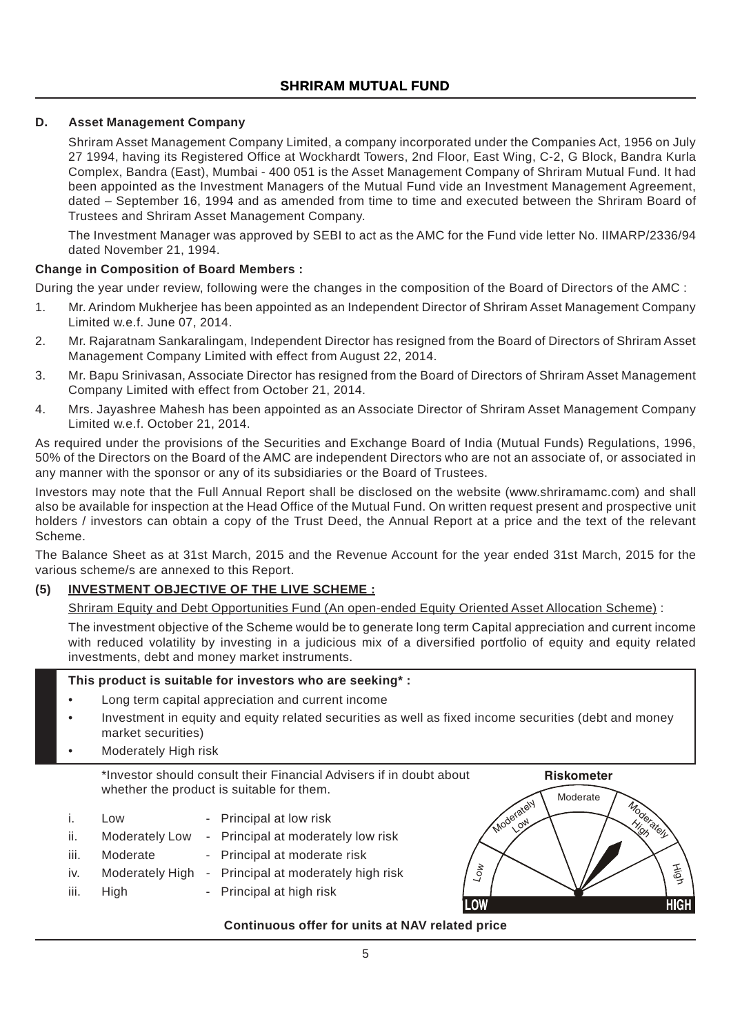## D. Asset Management Company

Shriram Asset Management Company Limited, a company incorporated under the Companies Act, 1956 on July 27 1994, having its Registered Office at Wockhardt Towers, 2nd Floor, East Wing, C-2, G Block, Bandra Kurla Complex, Bandra (East), Mumbai - 400 051 is the Asset Management Company of Shriram Mutual Fund. It had been appointed as the Investment Managers of the Mutual Fund vide an Investment Management Agreement, dated – September 16, 1994 and as amended from time to time and executed between the Shriram Board of Trustees and Shriram Asset Management Company.

The Investment Manager was approved by SEBI to act as the AMC for the Fund vide letter No. IIMARP/2336/94 dated November 21, 1994.

**Change in Composition of Board Members :**

During the year under review, following were the changes in the composition of the Board of Directors of the AMC :

1. Mr. Arindom Mukherjee has been appointed as an Independent Director of Shriram Asset Management Company Limited w.e.f. June 07, 2014.
2. Mr. Rajaratnam Sankaralingam, Independent Director has resigned from the Board of Directors of Shriram Asset Management Company Limited with effect from August 22, 2014.
3. Mr. Bapu Srinivasan, Associate Director has resigned from the Board of Directors of Shriram Asset Management Company Limited with effect from October 21, 2014.
4. Mrs. Jayashree Mahesh has been appointed as an Associate Director of Shriram Asset Management Company Limited w.e.f. October 21, 2014.

As required under the provisions of the Securities and Exchange Board of India (Mutual Funds) Regulations, 1996, 50% of the Directors on the Board of the AMC are independent Directors who are not an associate of, or associated in any manner with the sponsor or any of its subsidiaries or the Board of Trustees.

Investors may note that the Full Annual Report shall be disclosed on the website (www.shriramamc.com) and shall also be available for inspection at the Head Office of the Mutual Fund. On written request present and prospective unit holders / investors can obtain a copy of the Trust Deed, the Annual Report at a price and the text of the relevant Scheme.

The Balance Sheet as at 31st March, 2015 and the Revenue Account for the year ended 31st March, 2015 for the various scheme/s are annexed to this Report.

## (5) INVESTMENT OBJECTIVE OF THE LIVE SCHEME :

Shriram Equity and Debt Opportunities Fund (An open-ended Equity Oriented Asset Allocation Scheme) :

The investment objective of the Scheme would be to generate long term Capital appreciation and current income with reduced volatility by investing in a judicious mix of a diversified portfolio of equity and equity related investments, debt and money market instruments.

**This product is suitable for investors who are seeking\* :**

- Long term capital appreciation and current income
- Investment in equity and equity related securities as well as fixed income securities (debt and money market securities)
- Moderately High risk

\*Investor should consult their Financial Advisers if in doubt about whether the product is suitable for them.

i. Low - Principal at low risk
ii. Moderately Low - Principal at moderately low risk
iii. Moderate - Principal at moderate risk
iv. Moderately High - Principal at moderately high risk
iii. High - Principal at high risk

**Riskometer**

Moderate
Moderately Low
Moderately High
Low
High
LOW
HIGH

**Continuous offer for units at NAV related price**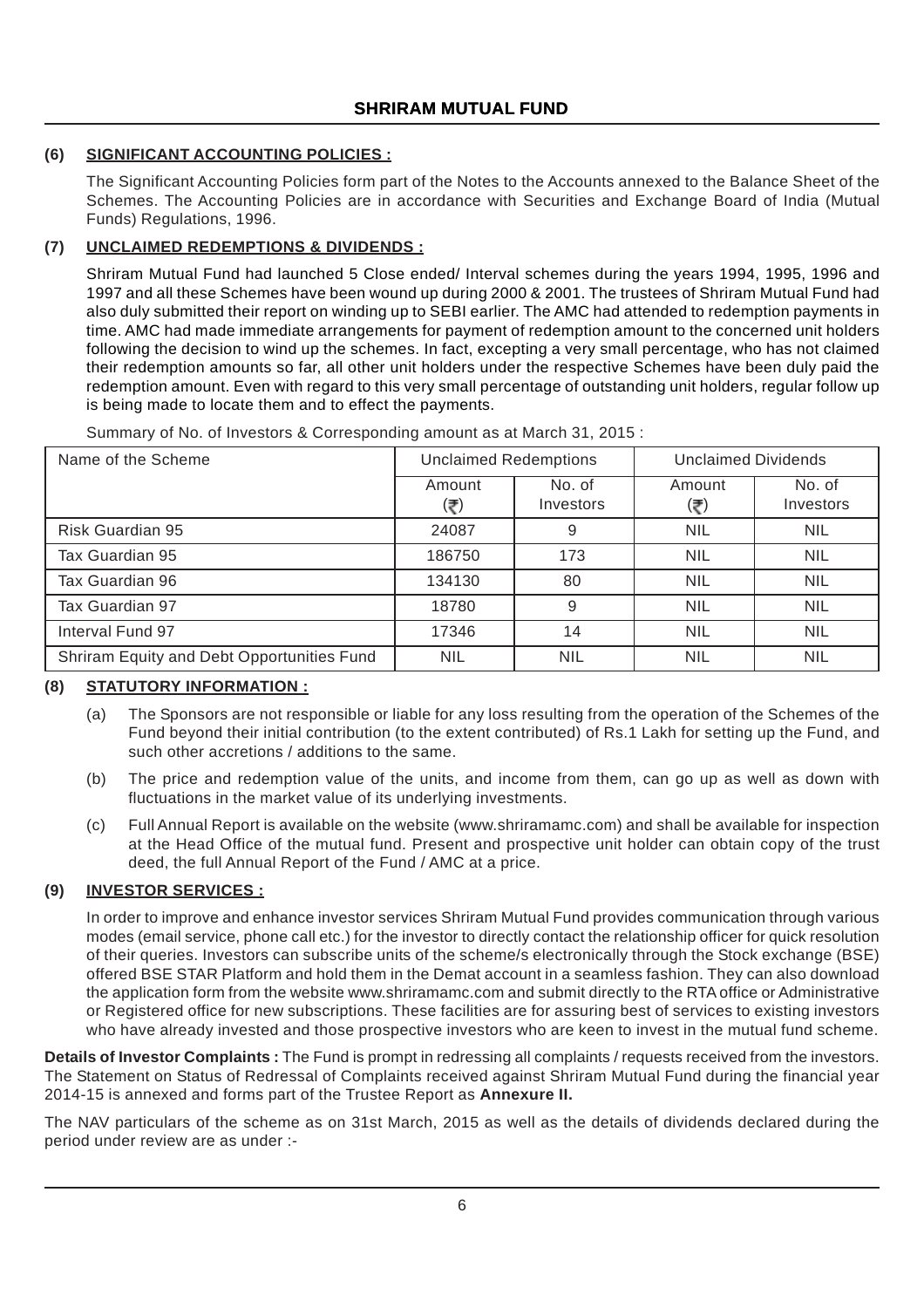### (6) SIGNIFICANT ACCOUNTING POLICIES :

The Significant Accounting Policies form part of the Notes to the Accounts annexed to the Balance Sheet of the Schemes. The Accounting Policies are in accordance with Securities and Exchange Board of India (Mutual Funds) Regulations, 1996.

### (7) UNCLAIMED REDEMPTIONS & DIVIDENDS :

Shriram Mutual Fund had launched 5 Close ended/ Interval schemes during the years 1994, 1995, 1996 and 1997 and all these Schemes have been wound up during 2000 & 2001. The trustees of Shriram Mutual Fund had also duly submitted their report on winding up to SEBI earlier. The AMC had attended to redemption payments in time. AMC had made immediate arrangements for payment of redemption amount to the concerned unit holders following the decision to wind up the schemes. In fact, excepting a very small percentage, who has not claimed their redemption amounts so far, all other unit holders under the respective Schemes have been duly paid the redemption amount. Even with regard to this very small percentage of outstanding unit holders, regular follow up is being made to locate them and to effect the payments.

Summary of No. of Investors & Corresponding amount as at March 31, 2015 :

| Name of the Scheme | Unclaimed Redemptions | | Unclaimed Dividends | |
|---|---|---|---|---|
| | Amount (₹) | No. of Investors | Amount (₹) | No. of Investors |
| Risk Guardian 95 | 24087 | 9 | NIL | NIL |
| Tax Guardian 95 | 186750 | 173 | NIL | NIL |
| Tax Guardian 96 | 134130 | 80 | NIL | NIL |
| Tax Guardian 97 | 18780 | 9 | NIL | NIL |
| Interval Fund 97 | 17346 | 14 | NIL | NIL |
| Shriram Equity and Debt Opportunities Fund | NIL | NIL | NIL | NIL |

### (8) STATUTORY INFORMATION :

(a) The Sponsors are not responsible or liable for any loss resulting from the operation of the Schemes of the Fund beyond their initial contribution (to the extent contributed) of Rs.1 Lakh for setting up the Fund, and such other accretions / additions to the same.

(b) The price and redemption value of the units, and income from them, can go up as well as down with fluctuations in the market value of its underlying investments.

(c) Full Annual Report is available on the website (www.shriramamc.com) and shall be available for inspection at the Head Office of the mutual fund. Present and prospective unit holder can obtain copy of the trust deed, the full Annual Report of the Fund / AMC at a price.

### (9) INVESTOR SERVICES :

In order to improve and enhance investor services Shriram Mutual Fund provides communication through various modes (email service, phone call etc.) for the investor to directly contact the relationship officer for quick resolution of their queries. Investors can subscribe units of the scheme/s electronically through the Stock exchange (BSE) offered BSE STAR Platform and hold them in the Demat account in a seamless fashion. They can also download the application form from the website www.shriramamc.com and submit directly to the RTA office or Administrative or Registered office for new subscriptions. These facilities are for assuring best of services to existing investors who have already invested and those prospective investors who are keen to invest in the mutual fund scheme.

**Details of Investor Complaints :** The Fund is prompt in redressing all complaints / requests received from the investors. The Statement on Status of Redressal of Complaints received against Shriram Mutual Fund during the financial year 2014-15 is annexed and forms part of the Trustee Report as **Annexure II.**

The NAV particulars of the scheme as on 31st March, 2015 as well as the details of dividends declared during the period under review are as under :-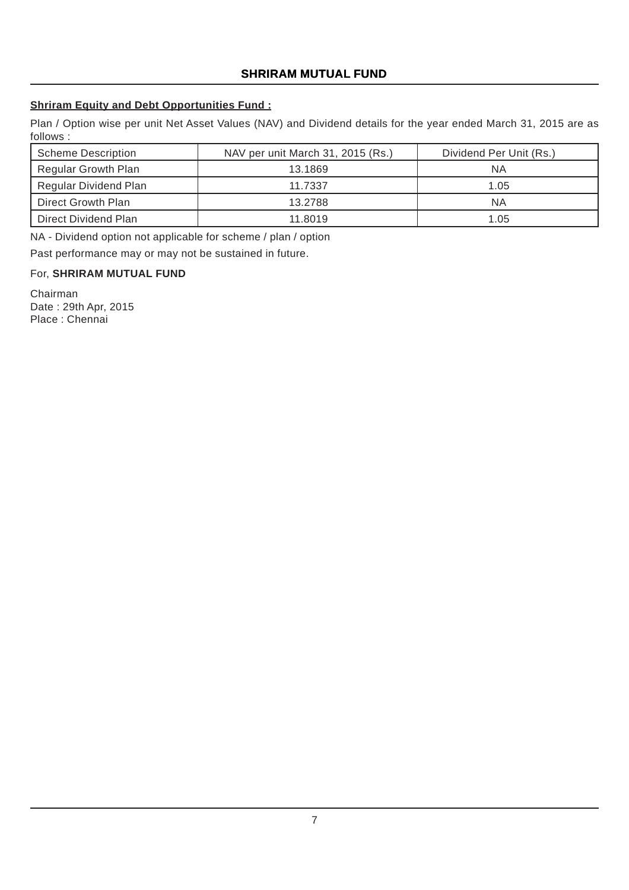**Shriram Equity and Debt Opportunities Fund :**

Plan / Option wise per unit Net Asset Values (NAV) and Dividend details for the year ended March 31, 2015 are as follows :

| Scheme Description | NAV per unit March 31, 2015 (Rs.) | Dividend Per Unit (Rs.) |
|---|---|---|
| Regular Growth Plan | 13.1869 | NA |
| Regular Dividend Plan | 11.7337 | 1.05 |
| Direct Growth Plan | 13.2788 | NA |
| Direct Dividend Plan | 11.8019 | 1.05 |

NA - Dividend option not applicable for scheme / plan / option

Past performance may or may not be sustained in future.

For, **SHRIRAM MUTUAL FUND**

Chairman
Date : 29th Apr, 2015
Place : Chennai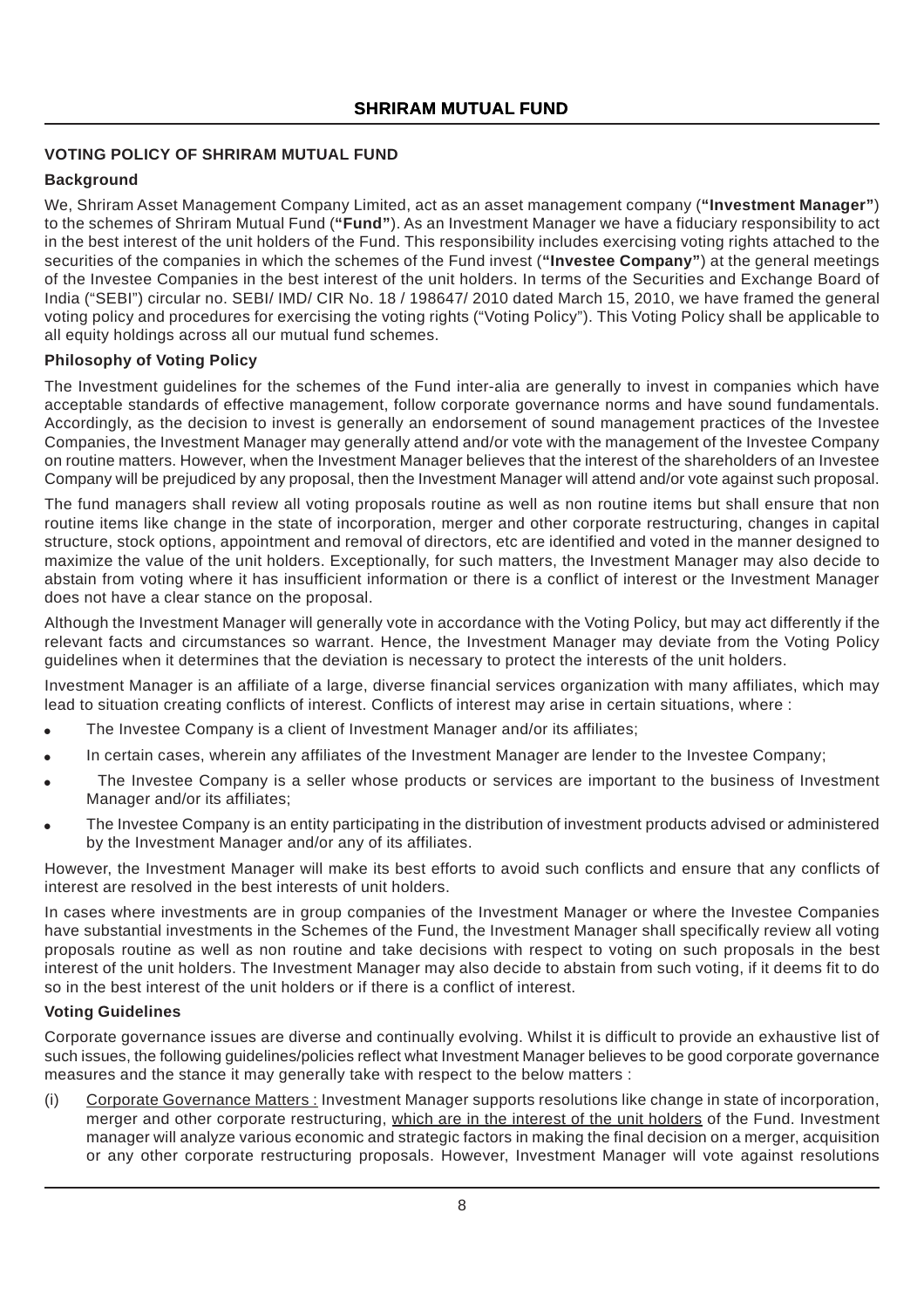## SHRIRAM MUTUAL FUND

### VOTING POLICY OF SHRIRAM MUTUAL FUND

#### Background

We, Shriram Asset Management Company Limited, act as an asset management company (**"Investment Manager"**) to the schemes of Shriram Mutual Fund (**"Fund"**). As an Investment Manager we have a fiduciary responsibility to act in the best interest of the unit holders of the Fund. This responsibility includes exercising voting rights attached to the securities of the companies in which the schemes of the Fund invest (**"Investee Company"**) at the general meetings of the Investee Companies in the best interest of the unit holders. In terms of the Securities and Exchange Board of India ("SEBI") circular no. SEBI/ IMD/ CIR No. 18 / 198647/ 2010 dated March 15, 2010, we have framed the general voting policy and procedures for exercising the voting rights ("Voting Policy"). This Voting Policy shall be applicable to all equity holdings across all our mutual fund schemes.

#### Philosophy of Voting Policy

The Investment guidelines for the schemes of the Fund inter-alia are generally to invest in companies which have acceptable standards of effective management, follow corporate governance norms and have sound fundamentals. Accordingly, as the decision to invest is generally an endorsement of sound management practices of the Investee Companies, the Investment Manager may generally attend and/or vote with the management of the Investee Company on routine matters. However, when the Investment Manager believes that the interest of the shareholders of an Investee Company will be prejudiced by any proposal, then the Investment Manager will attend and/or vote against such proposal.

The fund managers shall review all voting proposals routine as well as non routine items but shall ensure that non routine items like change in the state of incorporation, merger and other corporate restructuring, changes in capital structure, stock options, appointment and removal of directors, etc are identified and voted in the manner designed to maximize the value of the unit holders. Exceptionally, for such matters, the Investment Manager may also decide to abstain from voting where it has insufficient information or there is a conflict of interest or the Investment Manager does not have a clear stance on the proposal.

Although the Investment Manager will generally vote in accordance with the Voting Policy, but may act differently if the relevant facts and circumstances so warrant. Hence, the Investment Manager may deviate from the Voting Policy guidelines when it determines that the deviation is necessary to protect the interests of the unit holders.

Investment Manager is an affiliate of a large, diverse financial services organization with many affiliates, which may lead to situation creating conflicts of interest. Conflicts of interest may arise in certain situations, where :

- The Investee Company is a client of Investment Manager and/or its affiliates;
- In certain cases, wherein any affiliates of the Investment Manager are lender to the Investee Company;
- The Investee Company is a seller whose products or services are important to the business of Investment Manager and/or its affiliates;
- The Investee Company is an entity participating in the distribution of investment products advised or administered by the Investment Manager and/or any of its affiliates.

However, the Investment Manager will make its best efforts to avoid such conflicts and ensure that any conflicts of interest are resolved in the best interests of unit holders.

In cases where investments are in group companies of the Investment Manager or where the Investee Companies have substantial investments in the Schemes of the Fund, the Investment Manager shall specifically review all voting proposals routine as well as non routine and take decisions with respect to voting on such proposals in the best interest of the unit holders. The Investment Manager may also decide to abstain from such voting, if it deems fit to do so in the best interest of the unit holders or if there is a conflict of interest.

#### Voting Guidelines

Corporate governance issues are diverse and continually evolving. Whilst it is difficult to provide an exhaustive list of such issues, the following guidelines/policies reflect what Investment Manager believes to be good corporate governance measures and the stance it may generally take with respect to the below matters :

(i) Corporate Governance Matters : Investment Manager supports resolutions like change in state of incorporation, merger and other corporate restructuring, which are in the interest of the unit holders of the Fund. Investment manager will analyze various economic and strategic factors in making the final decision on a merger, acquisition or any other corporate restructuring proposals. However, Investment Manager will vote against resolutions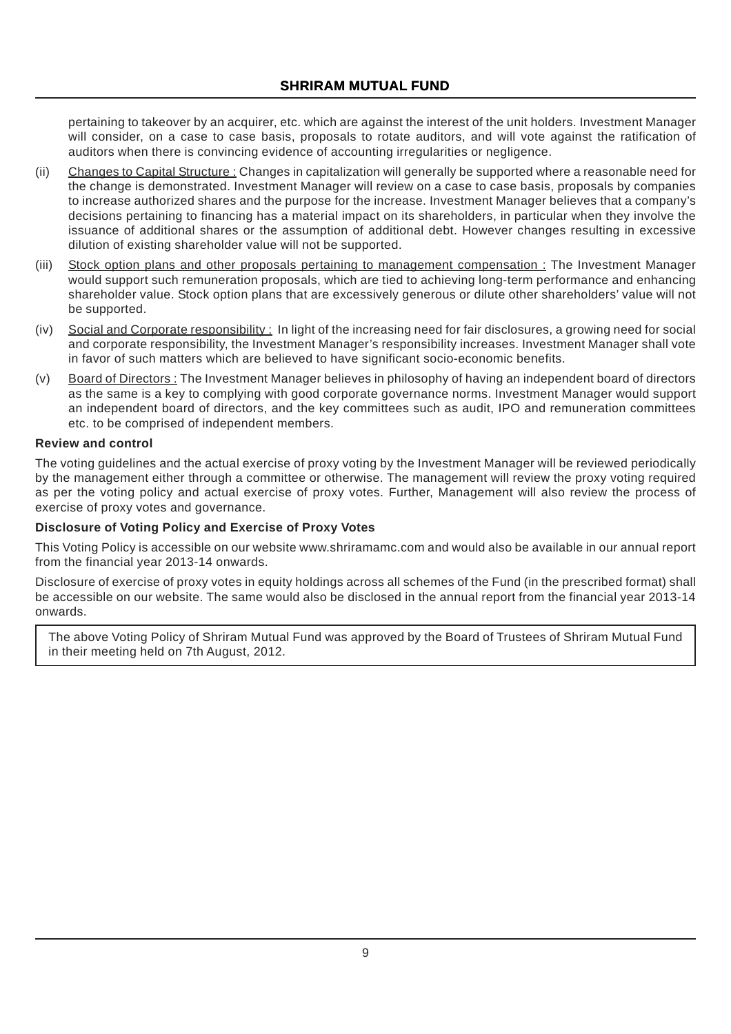pertaining to takeover by an acquirer, etc. which are against the interest of the unit holders. Investment Manager will consider, on a case to case basis, proposals to rotate auditors, and will vote against the ratification of auditors when there is convincing evidence of accounting irregularities or negligence.

(ii) Changes to Capital Structure : Changes in capitalization will generally be supported where a reasonable need for the change is demonstrated. Investment Manager will review on a case to case basis, proposals by companies to increase authorized shares and the purpose for the increase. Investment Manager believes that a company's decisions pertaining to financing has a material impact on its shareholders, in particular when they involve the issuance of additional shares or the assumption of additional debt. However changes resulting in excessive dilution of existing shareholder value will not be supported.

(iii) Stock option plans and other proposals pertaining to management compensation : The Investment Manager would support such remuneration proposals, which are tied to achieving long-term performance and enhancing shareholder value. Stock option plans that are excessively generous or dilute other shareholders' value will not be supported.

(iv) Social and Corporate responsibility : In light of the increasing need for fair disclosures, a growing need for social and corporate responsibility, the Investment Manager's responsibility increases. Investment Manager shall vote in favor of such matters which are believed to have significant socio-economic benefits.

(v) Board of Directors : The Investment Manager believes in philosophy of having an independent board of directors as the same is a key to complying with good corporate governance norms. Investment Manager would support an independent board of directors, and the key committees such as audit, IPO and remuneration committees etc. to be comprised of independent members.

**Review and control**

The voting guidelines and the actual exercise of proxy voting by the Investment Manager will be reviewed periodically by the management either through a committee or otherwise. The management will review the proxy voting required as per the voting policy and actual exercise of proxy votes. Further, Management will also review the process of exercise of proxy votes and governance.

**Disclosure of Voting Policy and Exercise of Proxy Votes**

This Voting Policy is accessible on our website www.shriramamc.com and would also be available in our annual report from the financial year 2013-14 onwards.

Disclosure of exercise of proxy votes in equity holdings across all schemes of the Fund (in the prescribed format) shall be accessible on our website. The same would also be disclosed in the annual report from the financial year 2013-14 onwards.

The above Voting Policy of Shriram Mutual Fund was approved by the Board of Trustees of Shriram Mutual Fund in their meeting held on 7th August, 2012.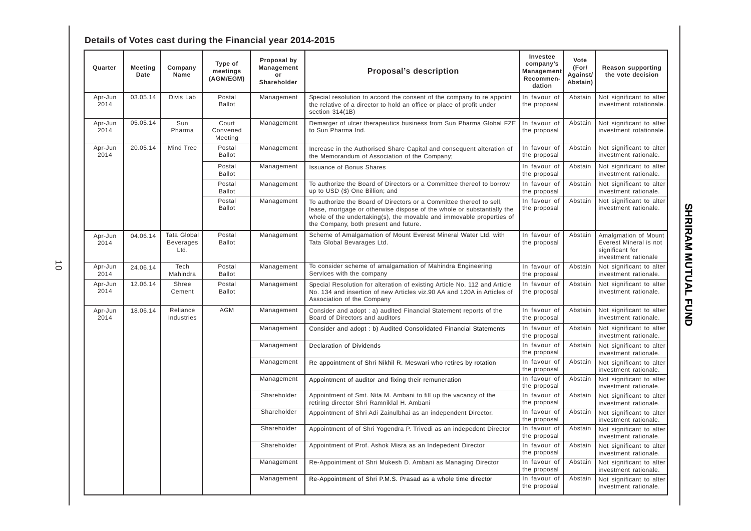## Details of Votes cast during the Financial year 2014-2015

| Quarter | Meeting Date | Company Name | Type of meetings (AGM/EGM) | Proposal by Management or Shareholder | Proposal's description | Investee company's Management Recommendation | Vote (For/ Against/ Abstain) | Reason supporting the vote decision |
|---|---|---|---|---|---|---|---|---|
| Apr-Jun 2014 | 03.05.14 | Divis Lab | Postal Ballot | Management | Special resolution to accord the consent of the company to re appoint the relative of a director to hold an office or place of profit under section 314(1B) | In favour of the proposal | Abstain | Not significant to alter investment rotationale. |
| Apr-Jun 2014 | 05.05.14 | Sun Pharma | Court Convened Meeting | Management | Demarger of ulcer therapeutics business from Sun Pharma Global FZE to Sun Pharma Ind. | In favour of the proposal | Abstain | Not significant to alter investment rotationale. |
| Apr-Jun 2014 | 20.05.14 | Mind Tree | Postal Ballot | Management | Increase in the Authorised Share Capital and consequent alteration of the Memorandum of Association of the Company; | In favour of the proposal | Abstain | Not significant to alter investment rationale. |
| | | | Postal Ballot | Management | Issuance of Bonus Shares | In favour of the proposal | Abstain | Not significant to alter investment rationale. |
| | | | Postal Ballot | Management | To authorize the Board of Directors or a Committee thereof to borrow up to USD ($) One Billion; and | In favour of the proposal | Abstain | Not significant to alter investment rationale. |
| | | | Postal Ballot | Management | To authorize the Board of Directors or a Committee thereof to sell, lease, mortgage or otherwise dispose of the whole or substantially the whole of the undertaking(s), the movable and immovable properties of the Company, both present and future. | In favour of the proposal | Abstain | Not significant to alter investment rationale. |
| Apr-Jun 2014 | 04.06.14 | Tata Global Beverages Ltd. | Postal Ballot | Management | Scheme of Amalgamation of Mount Everest Mineral Water Ltd. with Tata Global Bevarages Ltd. | In favour of the proposal | Abstain | Amalgmation of Mount Everest Mineral is not significant for investment rationale |
| Apr-Jun 2014 | 24.06.14 | Tech Mahindra | Postal Ballot | Management | To consider scheme of amalgamation of Mahindra Engineering Services with the company | In favour of the proposal | Abstain | Not significant to alter investment rationale. |
| Apr-Jun 2014 | 12.06.14 | Shree Cement | Postal Ballot | Management | Special Resolution for alteration of existing Article No. 112 and Article No. 134 and insertion of new Articles viz.90 AA and 120A in Articles of Association of the Company | In favour of the proposal | Abstain | Not significant to alter investment rationale. |
| Apr-Jun 2014 | 18.06.14 | Reliance Industries | AGM | Management | Consider and adopt : a) audited Financial Statement reports of the Board of Directors and auditors | In favour of the proposal | Abstain | Not significant to alter investment rationale. |
| | | | | Management | Consider and adopt : b) Audited Consolidated Financial Statements | In favour of the proposal | Abstain | Not significant to alter investment rationale. |
| | | | | Management | Declaration of Dividends | In favour of the proposal | Abstain | Not significant to alter investment rationale. |
| | | | | Management | Re appointment of Shri Nikhil R. Meswari who retires by rotation | In favour of the proposal | Abstain | Not significant to alter investment rationale. |
| | | | | Management | Appointment of auditor and fixing their remuneration | In favour of the proposal | Abstain | Not significant to alter investment rationale. |
| | | | | Shareholder | Appointment of Smt. Nita M. Ambani to fill up the vacancy of the retiring director Shri Ramniklal H. Ambani | In favour of the proposal | Abstain | Not significant to alter investment rationale. |
| | | | | Shareholder | Appointment of Shri Adi Zainulbhai as an independent Director. | In favour of the proposal | Abstain | Not significant to alter investment rationale. |
| | | | | Shareholder | Appointment of of Shri Yogendra P. Trivedi as an indepedent Director | In favour of the proposal | Abstain | Not significant to alter investment rationale. |
| | | | | Shareholder | Appointment of Prof. Ashok Misra as an Indepedent Director | In favour of the proposal | Abstain | Not significant to alter investment rationale. |
| | | | | Management | Re-Appointment of Shri Mukesh D. Ambani as Managing Director | In favour of the proposal | Abstain | Not significant to alter investment rationale. |
| | | | | Management | Re-Appointment of Shri P.M.S. Prasad as a whole time director | In favour of the proposal | Abstain | Not significant to alter investment rationale. |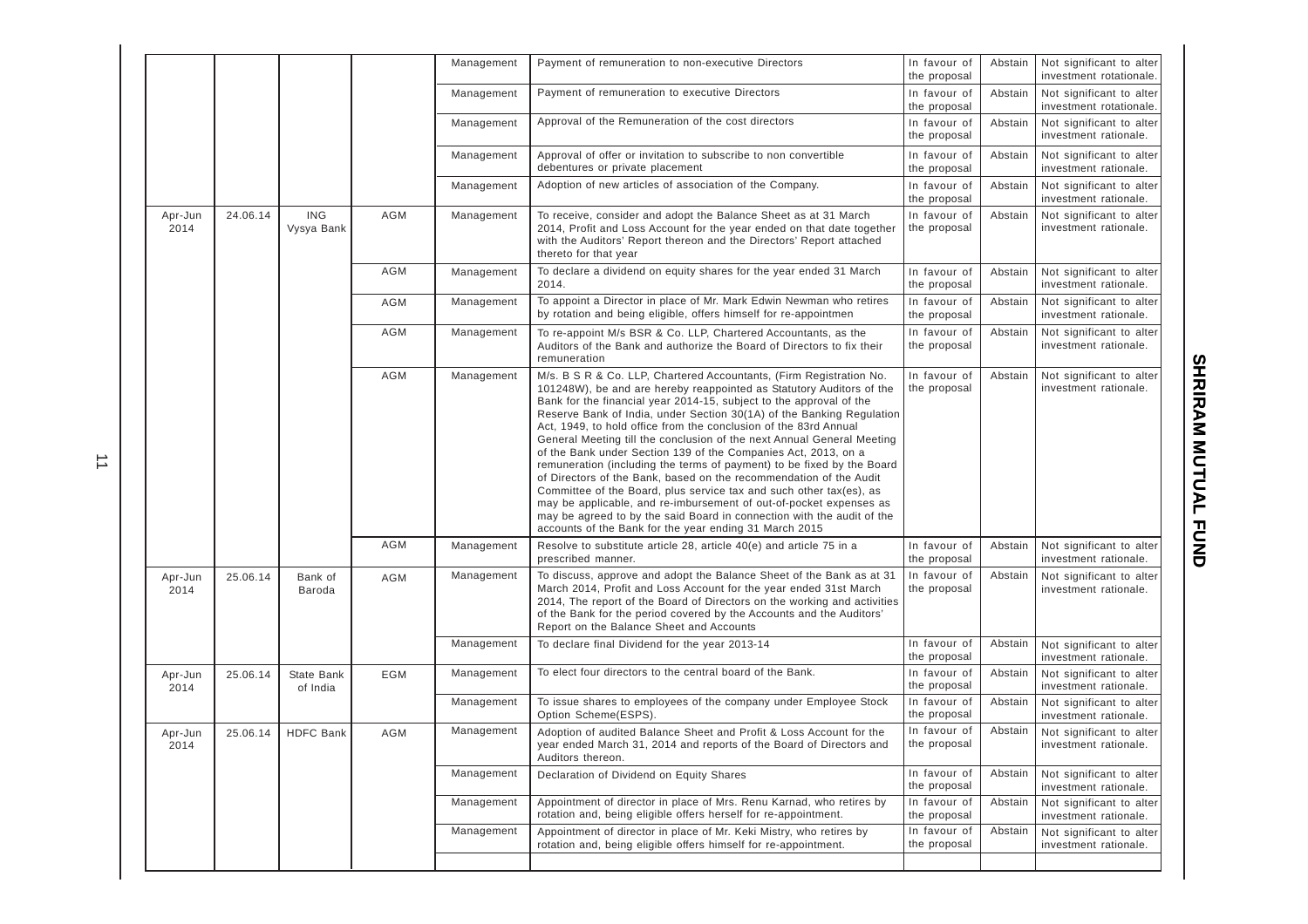| | | | | | | | | |
|---|---|---|---|---|---|---|---|---|
| | | | | Management | Payment of remuneration to non-executive Directors | In favour of the proposal | Abstain | Not significant to alter investment rotationale. |
| | | | | Management | Payment of remuneration to executive Directors | In favour of the proposal | Abstain | Not significant to alter investment rotationale. |
| | | | | Management | Approval of the Remuneration of the cost directors | In favour of the proposal | Abstain | Not significant to alter investment rationale. |
| | | | | Management | Approval of offer or invitation to subscribe to non convertible debentures or private placement | In favour of the proposal | Abstain | Not significant to alter investment rationale. |
| | | | | Management | Adoption of new articles of association of the Company. | In favour of the proposal | Abstain | Not significant to alter investment rationale. |
| Apr-Jun 2014 | 24.06.14 | ING Vysya Bank | AGM | Management | To receive, consider and adopt the Balance Sheet as at 31 March 2014, Profit and Loss Account for the year ended on that date together with the Auditors' Report thereon and the Directors' Report attached thereto for that year | In favour of the proposal | Abstain | Not significant to alter investment rationale. |
| | | | AGM | Management | To declare a dividend on equity shares for the year ended 31 March 2014. | In favour of the proposal | Abstain | Not significant to alter investment rationale. |
| | | | AGM | Management | To appoint a Director in place of Mr. Mark Edwin Newman who retires by rotation and being eligible, offers himself for re-appointmen | In favour of the proposal | Abstain | Not significant to alter investment rationale. |
| | | | AGM | Management | To re-appoint M/s BSR & Co. LLP, Chartered Accountants, as the Auditors of the Bank and authorize the Board of Directors to fix their remuneration | In favour of the proposal | Abstain | Not significant to alter investment rationale. |
| | | | AGM | Management | M/s. B S R & Co. LLP, Chartered Accountants, (Firm Registration No. 101248W), be and are hereby reappointed as Statutory Auditors of the Bank for the financial year 2014-15, subject to the approval of the Reserve Bank of India, under Section 30(1A) of the Banking Regulation Act, 1949, to hold office from the conclusion of the 83rd Annual General Meeting till the conclusion of the next Annual General Meeting of the Bank under Section 139 of the Companies Act, 2013, on a remuneration (including the terms of payment) to be fixed by the Board of Directors of the Bank, based on the recommendation of the Audit Committee of the Board, plus service tax and such other tax(es), as may be applicable, and re-imbursement of out-of-pocket expenses as may be agreed to by the said Board in connection with the audit of the accounts of the Bank for the year ending 31 March 2015 | In favour of the proposal | Abstain | Not significant to alter investment rationale. |
| | | | AGM | Management | Resolve to substitute article 28, article 40(e) and article 75 in a prescribed manner. | In favour of the proposal | Abstain | Not significant to alter investment rationale. |
| Apr-Jun 2014 | 25.06.14 | Bank of Baroda | AGM | Management | To discuss, approve and adopt the Balance Sheet of the Bank as at 31 March 2014, Profit and Loss Account for the year ended 31st March 2014, The report of the Board of Directors on the working and activities of the Bank for the period covered by the Accounts and the Auditors' Report on the Balance Sheet and Accounts | In favour of the proposal | Abstain | Not significant to alter investment rationale. |
| | | | | Management | To declare final Dividend for the year 2013-14 | In favour of the proposal | Abstain | Not significant to alter investment rationale. |
| Apr-Jun 2014 | 25.06.14 | State Bank of India | EGM | Management | To elect four directors to the central board of the Bank. | In favour of the proposal | Abstain | Not significant to alter investment rationale. |
| | | | | Management | To issue shares to employees of the company under Employee Stock Option Scheme(ESPS). | In favour of the proposal | Abstain | Not significant to alter investment rationale. |
| Apr-Jun 2014 | 25.06.14 | HDFC Bank | AGM | Management | Adoption of audited Balance Sheet and Profit & Loss Account for the year ended March 31, 2014 and reports of the Board of Directors and Auditors thereon. | In favour of the proposal | Abstain | Not significant to alter investment rationale. |
| | | | | Management | Declaration of Dividend on Equity Shares | In favour of the proposal | Abstain | Not significant to alter investment rationale. |
| | | | | Management | Appointment of director in place of Mrs. Renu Karnad, who retires by rotation and, being eligible offers herself for re-appointment. | In favour of the proposal | Abstain | Not significant to alter investment rationale. |
| | | | | Management | Appointment of director in place of Mr. Keki Mistry, who retires by rotation and, being eligible offers himself for re-appointment. | In favour of the proposal | Abstain | Not significant to alter investment rationale. |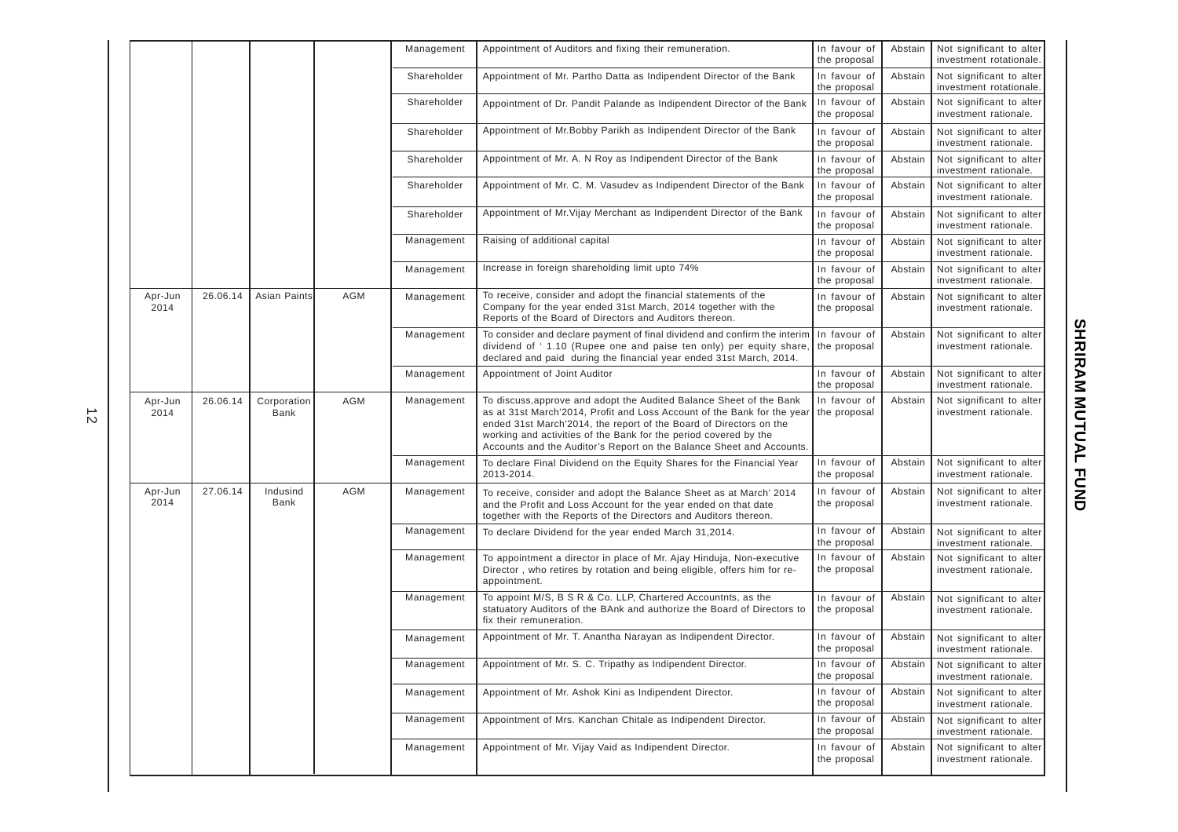| | | | | | | | | |
|---|---|---|---|---|---|---|---|---|
| | | | | Management | Appointment of Auditors and fixing their remuneration. | In favour of the proposal | Abstain | Not significant to alter investment rotationale. |
| | | | | Shareholder | Appointment of Mr. Partho Datta as Indipendent Director of the Bank | In favour of the proposal | Abstain | Not significant to alter investment rotationale. |
| | | | | Shareholder | Appointment of Dr. Pandit Palande as Indipendent Director of the Bank | In favour of the proposal | Abstain | Not significant to alter investment rationale. |
| | | | | Shareholder | Appointment of Mr.Bobby Parikh as Indipendent Director of the Bank | In favour of the proposal | Abstain | Not significant to alter investment rationale. |
| | | | | Shareholder | Appointment of Mr. A. N Roy as Indipendent Director of the Bank | In favour of the proposal | Abstain | Not significant to alter investment rationale. |
| | | | | Shareholder | Appointment of Mr. C. M. Vasudev as Indipendent Director of the Bank | In favour of the proposal | Abstain | Not significant to alter investment rationale. |
| | | | | Shareholder | Appointment of Mr.Vijay Merchant as Indipendent Director of the Bank | In favour of the proposal | Abstain | Not significant to alter investment rationale. |
| | | | | Management | Raising of additional capital | In favour of the proposal | Abstain | Not significant to alter investment rationale. |
| | | | | Management | Increase in foreign shareholding limit upto 74% | In favour of the proposal | Abstain | Not significant to alter investment rationale. |
| Apr-Jun 2014 | 26.06.14 | Asian Paints | AGM | Management | To receive, consider and adopt the financial statements of the Company for the year ended 31st March, 2014 together with the Reports of the Board of Directors and Auditors thereon. | In favour of the proposal | Abstain | Not significant to alter investment rationale. |
| | | | | Management | To consider and declare payment of final dividend and confirm the interim dividend of ' 1.10 (Rupee one and paise ten only) per equity share, declared and paid during the financial year ended 31st March, 2014. | In favour of the proposal | Abstain | Not significant to alter investment rationale. |
| | | | | Management | Appointment of Joint Auditor | In favour of the proposal | Abstain | Not significant to alter investment rationale. |
| Apr-Jun 2014 | 26.06.14 | Corporation Bank | AGM | Management | To discuss,approve and adopt the Audited Balance Sheet of the Bank as at 31st March'2014, Profit and Loss Account of the Bank for the year ended 31st March'2014, the report of the Board of Directors on the working and activities of the Bank for the period covered by the Accounts and the Auditor's Report on the Balance Sheet and Accounts. | In favour of the proposal | Abstain | Not significant to alter investment rationale. |
| | | | | Management | To declare Final Dividend on the Equity Shares for the Financial Year 2013-2014. | In favour of the proposal | Abstain | Not significant to alter investment rationale. |
| Apr-Jun 2014 | 27.06.14 | Indusind Bank | AGM | Management | To receive, consider and adopt the Balance Sheet as at March' 2014 and the Profit and Loss Account for the year ended on that date together with the Reports of the Directors and Auditors thereon. | In favour of the proposal | Abstain | Not significant to alter investment rationale. |
| | | | | Management | To declare Dividend for the year ended March 31,2014. | In favour of the proposal | Abstain | Not significant to alter investment rationale. |
| | | | | Management | To appointment a director in place of Mr. Ajay Hinduja, Non-executive Director , who retires by rotation and being eligible, offers him for re-appointment. | In favour of the proposal | Abstain | Not significant to alter investment rationale. |
| | | | | Management | To appoint M/S, B S R & Co. LLP, Chartered Accountnts, as the statuatory Auditors of the BAnk and authorize the Board of Directors to fix their remuneration. | In favour of the proposal | Abstain | Not significant to alter investment rationale. |
| | | | | Management | Appointment of Mr. T. Anantha Narayan as Indipendent Director. | In favour of the proposal | Abstain | Not significant to alter investment rationale. |
| | | | | Management | Appointment of Mr. S. C. Tripathy as Indipendent Director. | In favour of the proposal | Abstain | Not significant to alter investment rationale. |
| | | | | Management | Appointment of Mr. Ashok Kini as Indipendent Director. | In favour of the proposal | Abstain | Not significant to alter investment rationale. |
| | | | | Management | Appointment of Mrs. Kanchan Chitale as Indipendent Director. | In favour of the proposal | Abstain | Not significant to alter investment rationale. |
| | | | | Management | Appointment of Mr. Vijay Vaid as Indipendent Director. | In favour of the proposal | Abstain | Not significant to alter investment rationale. |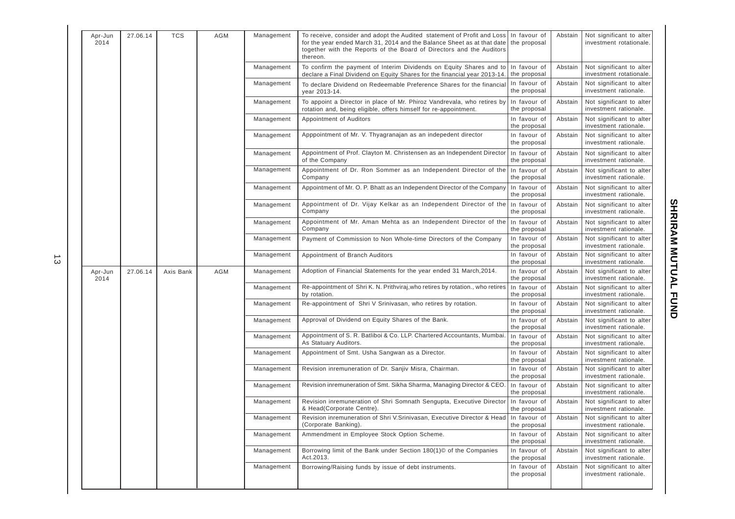| | | | | | | | | |
|---|---|---|---|---|---|---|---|---|
| Apr-Jun 2014 | 27.06.14 | TCS | AGM | Management | To receive, consider and adopt the Audited statement of Profit and Loss for the year ended March 31, 2014 and the Balance Sheet as at that date together with the Reports of the Board of Directors and the Auditors thereon. | In favour of the proposal | Abstain | Not significant to alter investment rotationale. |
| | | | | Management | To confirm the payment of Interim Dividends on Equity Shares and to declare a Final Dividend on Equity Shares for the financial year 2013-14. | In favour of the proposal | Abstain | Not significant to alter investment rotationale. |
| | | | | Management | To declare Dividend on Redeemable Preference Shares for the financial year 2013-14. | In favour of the proposal | Abstain | Not significant to alter investment rationale. |
| | | | | Management | To appoint a Director in place of Mr. Phiroz Vandrevala, who retires by rotation and, being eligible, offers himself for re-appointment. | In favour of the proposal | Abstain | Not significant to alter investment rationale. |
| | | | | Management | Appointment of Auditors | In favour of the proposal | Abstain | Not significant to alter investment rationale. |
| | | | | Management | Apppointment of Mr. V. Thyagranajan as an indepedent director | In favour of the proposal | Abstain | Not significant to alter investment rationale. |
| | | | | Management | Appointment of Prof. Clayton M. Christensen as an Independent Director of the Company | In favour of the proposal | Abstain | Not significant to alter investment rationale. |
| | | | | Management | Appointment of Dr. Ron Sommer as an Independent Director of the Company | In favour of the proposal | Abstain | Not significant to alter investment rationale. |
| | | | | Management | Appointment of Mr. O. P. Bhatt as an Independent Director of the Company | In favour of the proposal | Abstain | Not significant to alter investment rationale. |
| | | | | Management | Appointment of Dr. Vijay Kelkar as an Independent Director of the Company | In favour of the proposal | Abstain | Not significant to alter investment rationale. |
| | | | | Management | Appointment of Mr. Aman Mehta as an Independent Director of the Company | In favour of the proposal | Abstain | Not significant to alter investment rationale. |
| | | | | Management | Payment of Commission to Non Whole-time Directors of the Company | In favour of the proposal | Abstain | Not significant to alter investment rationale. |
| | | | | Management | Appointment of Branch Auditors | In favour of the proposal | Abstain | Not significant to alter investment rationale. |
| Apr-Jun 2014 | 27.06.14 | Axis Bank | AGM | Management | Adoption of Financial Statements for the year ended 31 March,2014. | In favour of the proposal | Abstain | Not significant to alter investment rationale. |
| | | | | Management | Re-appointment of Shri K. N. Prithviraj,who retires by rotation., who retires by rotation. | In favour of the proposal | Abstain | Not significant to alter investment rationale. |
| | | | | Management | Re-appointment of Shri V Srinivasan, who retires by rotation. | In favour of the proposal | Abstain | Not significant to alter investment rationale. |
| | | | | Management | Approval of Dividend on Equity Shares of the Bank. | In favour of the proposal | Abstain | Not significant to alter investment rationale. |
| | | | | Management | Appointment of S. R. Batliboi & Co. LLP. Chartered Accountants, Mumbai. As Statuary Auditors. | In favour of the proposal | Abstain | Not significant to alter investment rationale. |
| | | | | Management | Appointment of Smt. Usha Sangwan as a Director. | In favour of the proposal | Abstain | Not significant to alter investment rationale. |
| | | | | Management | Revision inremuneration of Dr. Sanjiv Misra, Chairman. | In favour of the proposal | Abstain | Not significant to alter investment rationale. |
| | | | | Management | Revision inremuneration of Smt. Sikha Sharma, Managing Director & CEO. | In favour of the proposal | Abstain | Not significant to alter investment rationale. |
| | | | | Management | Revision inremuneration of Shri Somnath Sengupta, Executive Director & Head(Corporate Centre). | In favour of the proposal | Abstain | Not significant to alter investment rationale. |
| | | | | Management | Revision inremuneration of Shri V.Srinivasan, Executive Director & Head (Corporate Banking). | In favour of the proposal | Abstain | Not significant to alter investment rationale. |
| | | | | Management | Ammendment in Employee Stock Option Scheme. | In favour of the proposal | Abstain | Not significant to alter investment rationale. |
| | | | | Management | Borrowing limit of the Bank under Section 180(1)© of the Companies Act.2013. | In favour of the proposal | Abstain | Not significant to alter investment rationale. |
| | | | | Management | Borrowing/Raising funds by issue of debt instruments. | In favour of the proposal | Abstain | Not significant to alter investment rationale. |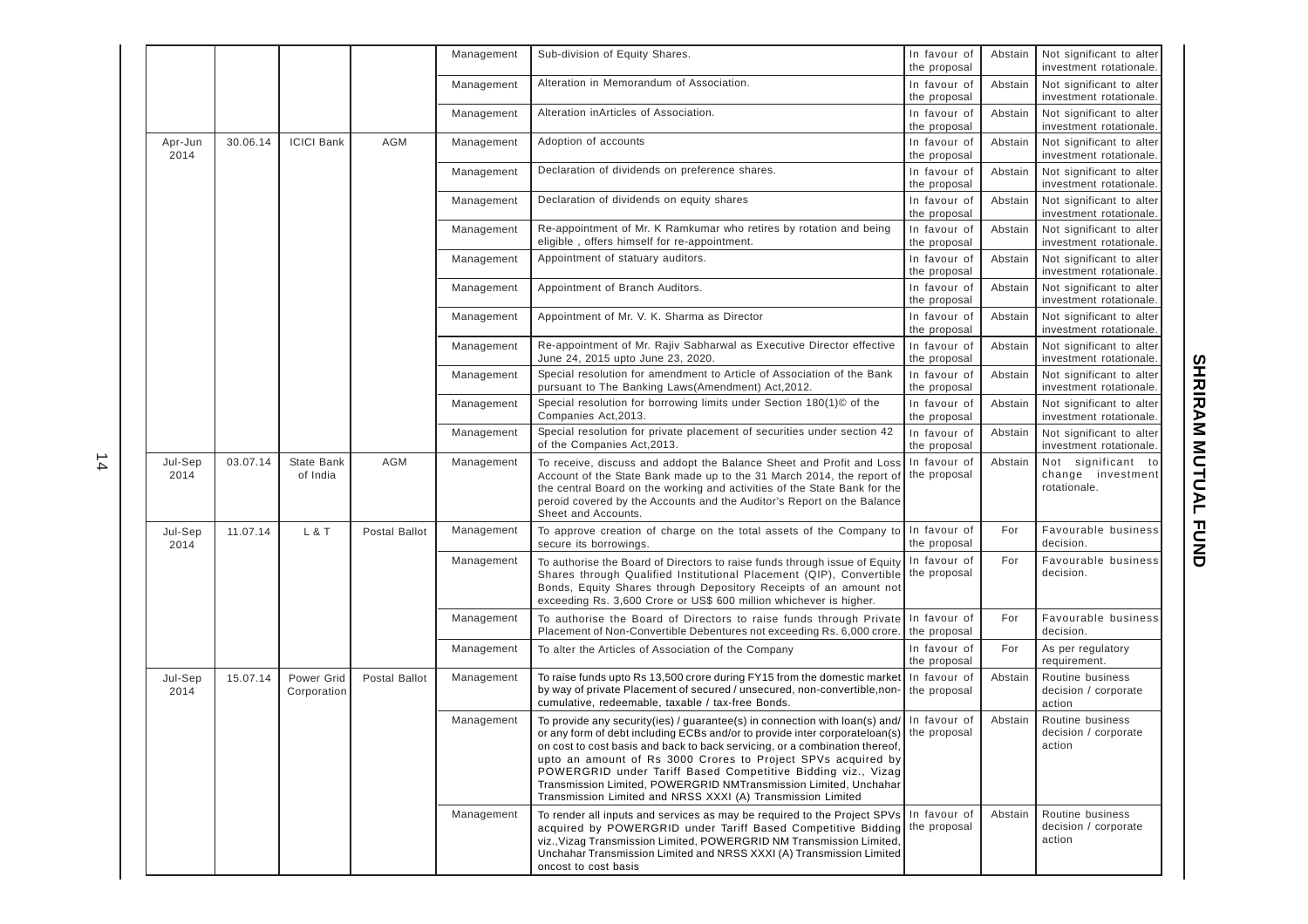| | | | | | | | | |
|---|---|---|---|---|---|---|---|---|
| | | | | Management | Sub-division of Equity Shares. | In favour of the proposal | Abstain | Not significant to alter investment rotationale. |
| | | | | Management | Alteration in Memorandum of Association. | In favour of the proposal | Abstain | Not significant to alter investment rotationale. |
| | | | | Management | Alteration inArticles of Association. | In favour of the proposal | Abstain | Not significant to alter investment rotationale. |
| Apr-Jun 2014 | 30.06.14 | ICICI Bank | AGM | Management | Adoption of accounts | In favour of the proposal | Abstain | Not significant to alter investment rotationale. |
| | | | | Management | Declaration of dividends on preference shares. | In favour of the proposal | Abstain | Not significant to alter investment rotationale. |
| | | | | Management | Declaration of dividends on equity shares | In favour of the proposal | Abstain | Not significant to alter investment rotationale. |
| | | | | Management | Re-appointment of Mr. K Ramkumar who retires by rotation and being eligible , offers himself for re-appointment. | In favour of the proposal | Abstain | Not significant to alter investment rotationale. |
| | | | | Management | Appointment of statuary auditors. | In favour of the proposal | Abstain | Not significant to alter investment rotationale. |
| | | | | Management | Appointment of Branch Auditors. | In favour of the proposal | Abstain | Not significant to alter investment rotationale. |
| | | | | Management | Appointment of Mr. V. K. Sharma as Director | In favour of the proposal | Abstain | Not significant to alter investment rotationale. |
| | | | | Management | Re-appointment of Mr. Rajiv Sabharwal as Executive Director effective June 24, 2015 upto June 23, 2020. | In favour of the proposal | Abstain | Not significant to alter investment rotationale. |
| | | | | Management | Special resolution for amendment to Article of Association of the Bank pursuant to The Banking Laws(Amendment) Act,2012. | In favour of the proposal | Abstain | Not significant to alter investment rotationale. |
| | | | | Management | Special resolution for borrowing limits under Section 180(1)© of the Companies Act,2013. | In favour of the proposal | Abstain | Not significant to alter investment rotationale. |
| | | | | Management | Special resolution for private placement of securities under section 42 of the Companies Act,2013. | In favour of the proposal | Abstain | Not significant to alter investment rotationale. |
| Jul-Sep 2014 | 03.07.14 | State Bank of India | AGM | Management | To receive, discuss and addopt the Balance Sheet and Profit and Loss Account of the State Bank made up to the 31 March 2014, the report of the central Board on the working and activities of the State Bank for the peroid covered by the Accounts and the Auditor's Report on the Balance Sheet and Accounts. | In favour of the proposal | Abstain | Not significant to change investment rotationale. |
| Jul-Sep 2014 | 11.07.14 | L & T | Postal Ballot | Management | To approve creation of charge on the total assets of the Company to secure its borrowings. | In favour of the proposal | For | Favourable business decision. |
| | | | | Management | To authorise the Board of Directors to raise funds through issue of Equity Shares through Qualified Institutional Placement (QIP), Convertible Bonds, Equity Shares through Depository Receipts of an amount not exceeding Rs. 3,600 Crore or US$ 600 million whichever is higher. | In favour of the proposal | For | Favourable business decision. |
| | | | | Management | To authorise the Board of Directors to raise funds through Private Placement of Non-Convertible Debentures not exceeding Rs. 6,000 crore. | In favour of the proposal | For | Favourable business decision. |
| | | | | Management | To alter the Articles of Association of the Company | In favour of the proposal | For | As per regulatory requirement. |
| Jul-Sep 2014 | 15.07.14 | Power Grid Corporation | Postal Ballot | Management | To raise funds upto Rs 13,500 crore during FY15 from the domestic market by way of private Placement of secured / unsecured, non-convertible,non-cumulative, redeemable, taxable / tax-free Bonds. | In favour of the proposal | Abstain | Routine business decision / corporate action |
| | | | | Management | To provide any security(ies) / guarantee(s) in connection with loan(s) and/ or any form of debt including ECBs and/or to provide inter corporateloan(s) on cost to cost basis and back to back servicing, or a combination thereof, upto an amount of Rs 3000 Crores to Project SPVs acquired by POWERGRID under Tariff Based Competitive Bidding viz., Vizag Transmission Limited, POWERGRID NMTransmission Limited, Unchahar Transmission Limited and NRSS XXXI (A) Transmission Limited | In favour of the proposal | Abstain | Routine business decision / corporate action |
| | | | | Management | To render all inputs and services as may be required to the Project SPVs acquired by POWERGRID under Tariff Based Competitive Bidding viz.,Vizag Transmission Limited, POWERGRID NM Transmission Limited, Unchahar Transmission Limited and NRSS XXXI (A) Transmission Limited oncost to cost basis | In favour of the proposal | Abstain | Routine business decision / corporate action |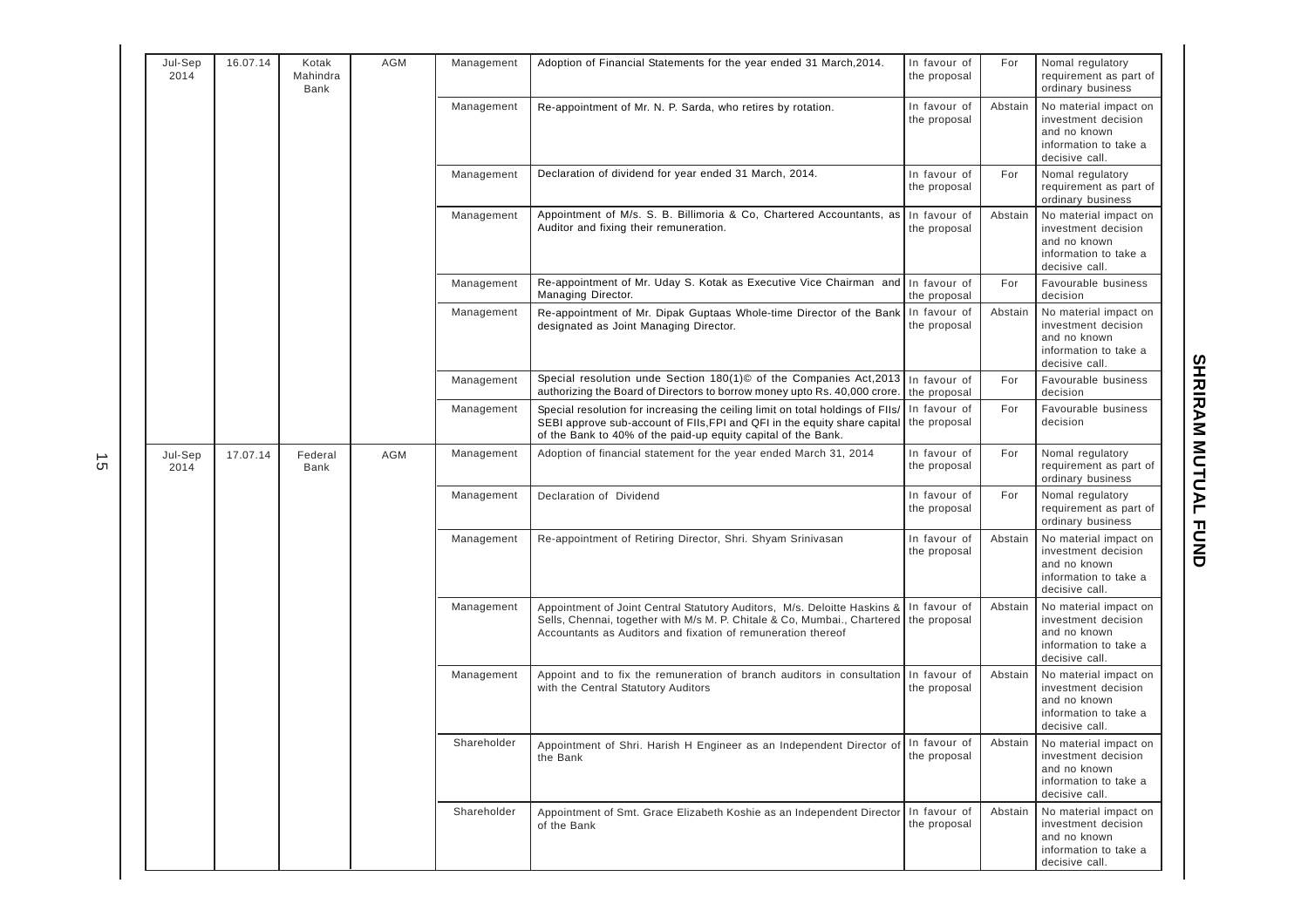| | | | | | | | | |
|---|---|---|---|---|---|---|---|---|
| Jul-Sep 2014 | 16.07.14 | Kotak Mahindra Bank | AGM | Management | Adoption of Financial Statements for the year ended 31 March,2014. | In favour of the proposal | For | Nomal regulatory requirement as part of ordinary business |
| | | | | Management | Re-appointment of Mr. N. P. Sarda, who retires by rotation. | In favour of the proposal | Abstain | No material impact on investment decision and no known information to take a decisive call. |
| | | | | Management | Declaration of dividend for year ended 31 March, 2014. | In favour of the proposal | For | Nomal regulatory requirement as part of ordinary business |
| | | | | Management | Appointment of M/s. S. B. Billimoria & Co, Chartered Accountants, as Auditor and fixing their remuneration. | In favour of the proposal | Abstain | No material impact on investment decision and no known information to take a decisive call. |
| | | | | Management | Re-appointment of Mr. Uday S. Kotak as Executive Vice Chairman and Managing Director. | In favour of the proposal | For | Favourable business decision |
| | | | | Management | Re-appointment of Mr. Dipak Guptaas Whole-time Director of the Bank designated as Joint Managing Director. | In favour of the proposal | Abstain | No material impact on investment decision and no known information to take a decisive call. |
| | | | | Management | Special resolution unde Section 180(1)© of the Companies Act,2013 authorizing the Board of Directors to borrow money upto Rs. 40,000 crore. | In favour of the proposal | For | Favourable business decision |
| | | | | Management | Special resolution for increasing the ceiling limit on total holdings of FIIs/ SEBI approve sub-account of FIIs,FPI and QFI in the equity share capital of the Bank to 40% of the paid-up equity capital of the Bank. | In favour of the proposal | For | Favourable business decision |
| Jul-Sep 2014 | 17.07.14 | Federal Bank | AGM | Management | Adoption of financial statement for the year ended March 31, 2014 | In favour of the proposal | For | Nomal regulatory requirement as part of ordinary business |
| | | | | Management | Declaration of Dividend | In favour of the proposal | For | Nomal regulatory requirement as part of ordinary business |
| | | | | Management | Re-appointment of Retiring Director, Shri. Shyam Srinivasan | In favour of the proposal | Abstain | No material impact on investment decision and no known information to take a decisive call. |
| | | | | Management | Appointment of Joint Central Statutory Auditors, M/s. Deloitte Haskins & Sells, Chennai, together with M/s M. P. Chitale & Co, Mumbai., Chartered Accountants as Auditors and fixation of remuneration thereof | In favour of the proposal | Abstain | No material impact on investment decision and no known information to take a decisive call. |
| | | | | Management | Appoint and to fix the remuneration of branch auditors in consultation with the Central Statutory Auditors | In favour of the proposal | Abstain | No material impact on investment decision and no known information to take a decisive call. |
| | | | | Shareholder | Appointment of Shri. Harish H Engineer as an Independent Director of the Bank | In favour of the proposal | Abstain | No material impact on investment decision and no known information to take a decisive call. |
| | | | | Shareholder | Appointment of Smt. Grace Elizabeth Koshie as an Independent Director of the Bank | In favour of the proposal | Abstain | No material impact on investment decision and no known information to take a decisive call. |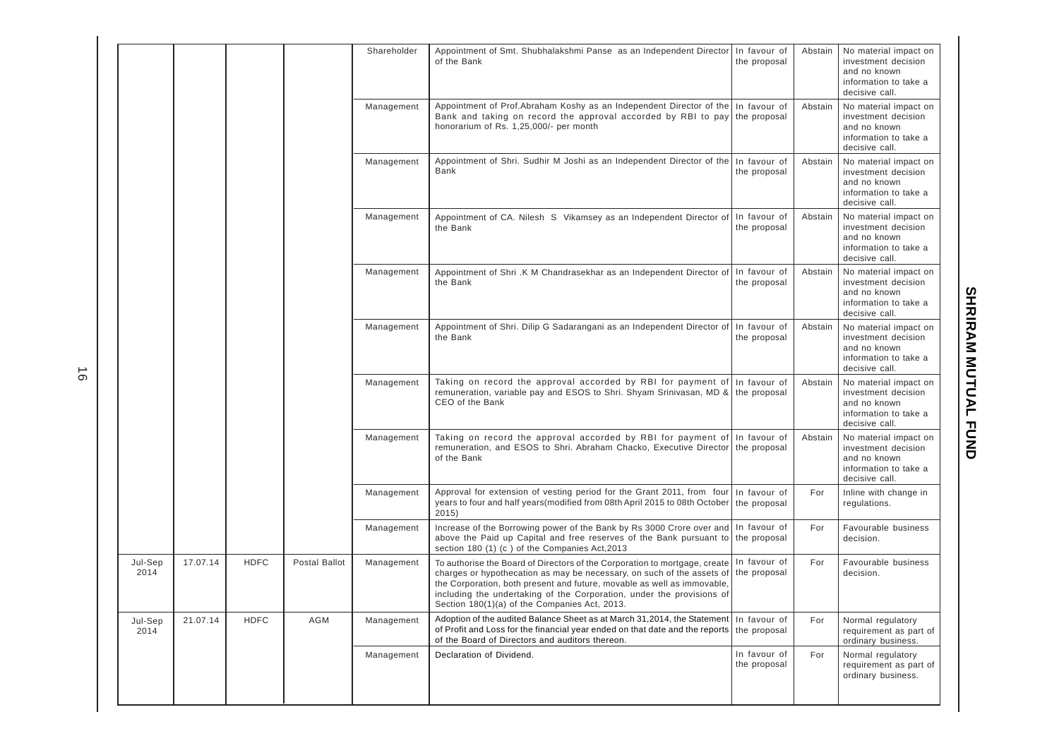| | | | | | | | | |
|---|---|---|---|---|---|---|---|---|
| | | | | Shareholder | Appointment of Smt. Shubhalakshmi Panse as an Independent Director of the Bank | In favour of the proposal | Abstain | No material impact on investment decision and no known information to take a decisive call. |
| | | | | Management | Appointment of Prof.Abraham Koshy as an Independent Director of the Bank and taking on record the approval accorded by RBI to pay honorarium of Rs. 1,25,000/- per month | In favour of the proposal | Abstain | No material impact on investment decision and no known information to take a decisive call. |
| | | | | Management | Appointment of Shri. Sudhir M Joshi as an Independent Director of the Bank | In favour of the proposal | Abstain | No material impact on investment decision and no known information to take a decisive call. |
| | | | | Management | Appointment of CA. Nilesh S Vikamsey as an Independent Director of the Bank | In favour of the proposal | Abstain | No material impact on investment decision and no known information to take a decisive call. |
| | | | | Management | Appointment of Shri .K M Chandrasekhar as an Independent Director of the Bank | In favour of the proposal | Abstain | No material impact on investment decision and no known information to take a decisive call. |
| | | | | Management | Appointment of Shri. Dilip G Sadarangani as an Independent Director of the Bank | In favour of the proposal | Abstain | No material impact on investment decision and no known information to take a decisive call. |
| | | | | Management | Taking on record the approval accorded by RBI for payment of remuneration, variable pay and ESOS to Shri. Shyam Srinivasan, MD & CEO of the Bank | In favour of the proposal | Abstain | No material impact on investment decision and no known information to take a decisive call. |
| | | | | Management | Taking on record the approval accorded by RBI for payment of remuneration, and ESOS to Shri. Abraham Chacko, Executive Director of the Bank | In favour of the proposal | Abstain | No material impact on investment decision and no known information to take a decisive call. |
| | | | | Management | Approval for extension of vesting period for the Grant 2011, from four years to four and half years(modified from 08th April 2015 to 08th October 2015) | In favour of the proposal | For | Inline with change in regulations. |
| | | | | Management | Increase of the Borrowing power of the Bank by Rs 3000 Crore over and above the Paid up Capital and free reserves of the Bank pursuant to section 180 (1) (c ) of the Companies Act,2013 | In favour of the proposal | For | Favourable business decision. |
| Jul-Sep 2014 | 17.07.14 | HDFC | Postal Ballot | Management | To authorise the Board of Directors of the Corporation to mortgage, create charges or hypothecation as may be necessary, on such of the assets of the Corporation, both present and future, movable as well as immovable, including the undertaking of the Corporation, under the provisions of Section 180(1)(a) of the Companies Act, 2013. | In favour of the proposal | For | Favourable business decision. |
| Jul-Sep 2014 | 21.07.14 | HDFC | AGM | Management | Adoption of the audited Balance Sheet as at March 31,2014, the Statement of Profit and Loss for the financial year ended on that date and the reports of the Board of Directors and auditors thereon. | In favour of the proposal | For | Normal regulatory requirement as part of ordinary business. |
| | | | | Management | Declaration of Dividend. | In favour of the proposal | For | Normal regulatory requirement as part of ordinary business. |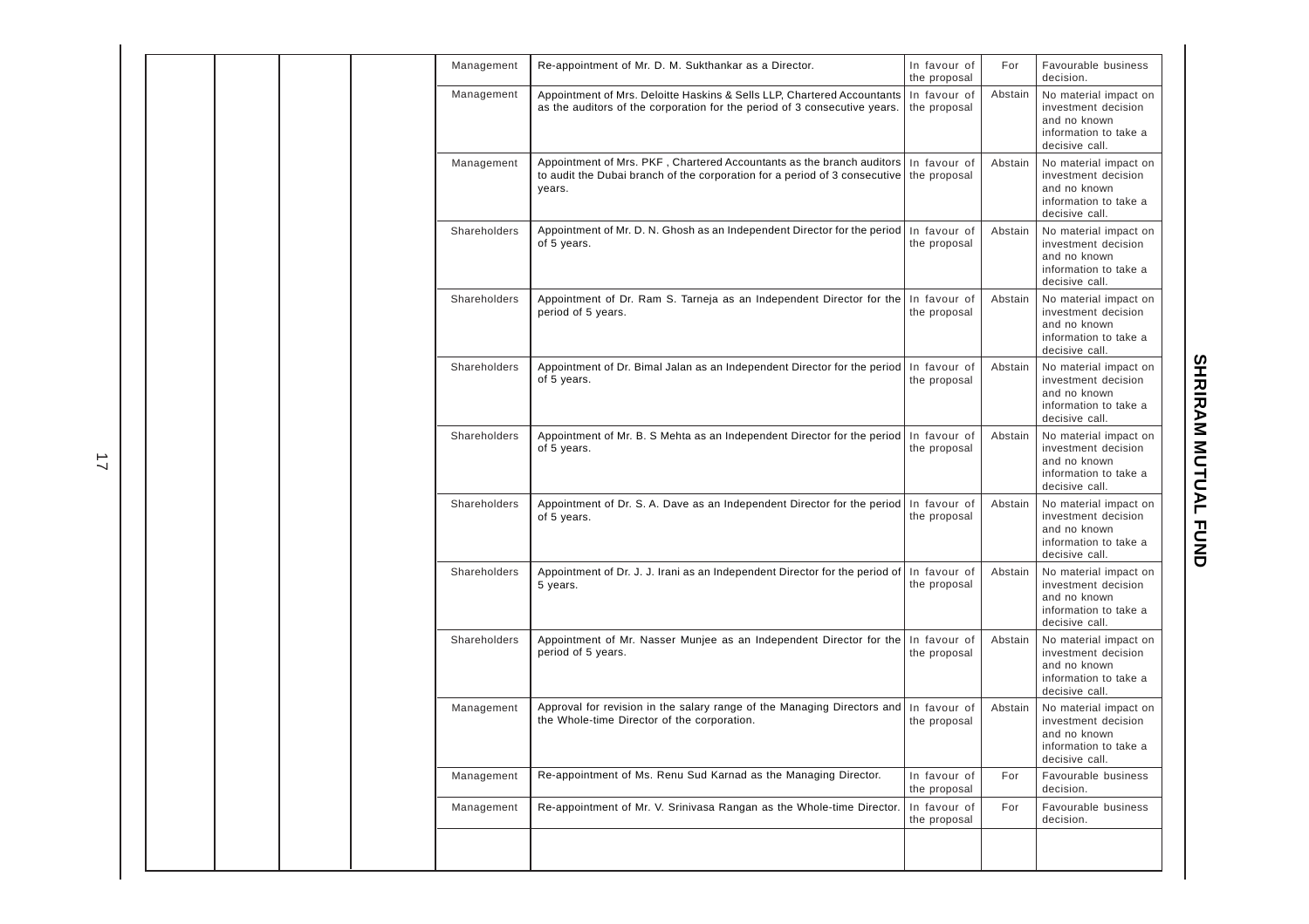| | | | | | | | | |
|---|---|---|---|---|---|---|---|---|
| | | | | Management | Re-appointment of Mr. D. M. Sukthankar as a Director. | In favour of the proposal | For | Favourable business decision. |
| | | | | Management | Appointment of Mrs. Deloitte Haskins & Sells LLP, Chartered Accountants as the auditors of the corporation for the period of 3 consecutive years. | In favour of the proposal | Abstain | No material impact on investment decision and no known information to take a decisive call. |
| | | | | Management | Appointment of Mrs. PKF , Chartered Accountants as the branch auditors to audit the Dubai branch of the corporation for a period of 3 consecutive years. | In favour of the proposal | Abstain | No material impact on investment decision and no known information to take a decisive call. |
| | | | | Shareholders | Appointment of Mr. D. N. Ghosh as an Independent Director for the period of 5 years. | In favour of the proposal | Abstain | No material impact on investment decision and no known information to take a decisive call. |
| | | | | Shareholders | Appointment of Dr. Ram S. Tarneja as an Independent Director for the period of 5 years. | In favour of the proposal | Abstain | No material impact on investment decision and no known information to take a decisive call. |
| | | | | Shareholders | Appointment of Dr. Bimal Jalan as an Independent Director for the period of 5 years. | In favour of the proposal | Abstain | No material impact on investment decision and no known information to take a decisive call. |
| | | | | Shareholders | Appointment of Mr. B. S Mehta as an Independent Director for the period of 5 years. | In favour of the proposal | Abstain | No material impact on investment decision and no known information to take a decisive call. |
| | | | | Shareholders | Appointment of Dr. S. A. Dave as an Independent Director for the period of 5 years. | In favour of the proposal | Abstain | No material impact on investment decision and no known information to take a decisive call. |
| | | | | Shareholders | Appointment of Dr. J. J. Irani as an Independent Director for the period of 5 years. | In favour of the proposal | Abstain | No material impact on investment decision and no known information to take a decisive call. |
| | | | | Shareholders | Appointment of Mr. Nasser Munjee as an Independent Director for the period of 5 years. | In favour of the proposal | Abstain | No material impact on investment decision and no known information to take a decisive call. |
| | | | | Management | Approval for revision in the salary range of the Managing Directors and the Whole-time Director of the corporation. | In favour of the proposal | Abstain | No material impact on investment decision and no known information to take a decisive call. |
| | | | | Management | Re-appointment of Ms. Renu Sud Karnad as the Managing Director. | In favour of the proposal | For | Favourable business decision. |
| | | | | Management | Re-appointment of Mr. V. Srinivasa Rangan as the Whole-time Director. | In favour of the proposal | For | Favourable business decision. |
| | | | | | | | | |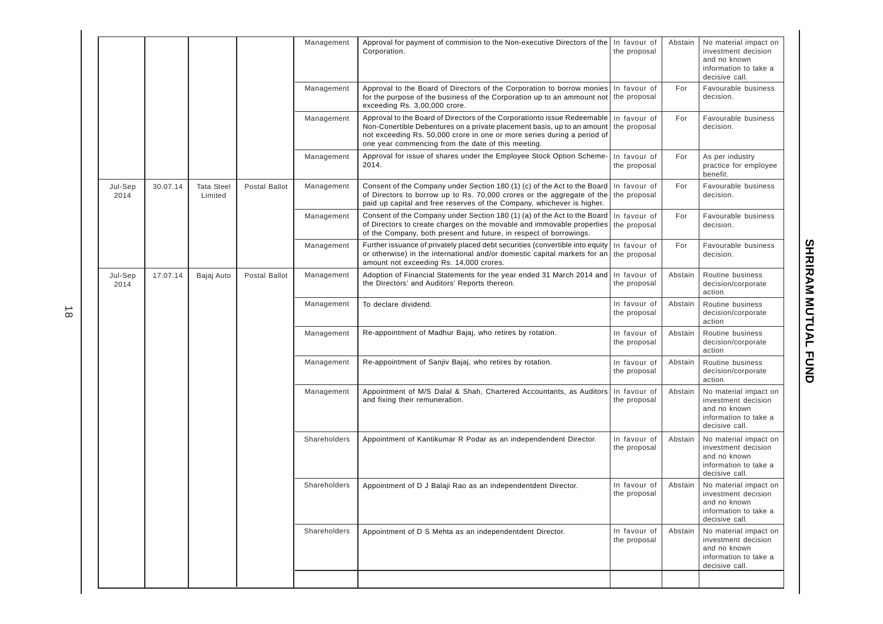| | | | | | | | | |
|---|---|---|---|---|---|---|---|---|
| | | | | Management | Approval for payment of commision to the Non-executive Directors of the Corporation. | In favour of the proposal | Abstain | No material impact on investment decision and no known information to take a decisive call. |
| | | | | Management | Approval to the Board of Directors of the Corporation to borrow monies for the purpose of the business of the Corporation up to an ammount not exceeding Rs. 3,00,000 crore. | In favour of the proposal | For | Favourable business decision. |
| | | | | Management | Approval to the Board of Directors of the Corporationto issue Redeemable Non-Conertible Debentures on a private placement basis, up to an amount not exceeding Rs. 50,000 crore in one or more series during a period of one year commencing from the date of this meeting. | In favour of the proposal | For | Favourable business decision. |
| | | | | Management | Approval for issue of shares under the Employee Stock Option Scheme-2014. | In favour of the proposal | For | As per industry practice for employee benefit. |
| Jul-Sep 2014 | 30.07.14 | Tata Steel Limited | Postal Ballot | Management | Consent of the Company under Section 180 (1) (c) of the Act to the Board of Directors to borrow up to Rs. 70,000 crores or the aggregate of the paid up capital and free reserves of the Company, whichever is higher. | In favour of the proposal | For | Favourable business decision. |
| | | | | Management | Consent of the Company under Section 180 (1) (a) of the Act to the Board of Directors to create charges on the movable and immovable properties of the Company, both present and future, in respect of borrowings. | In favour of the proposal | For | Favourable business decision. |
| | | | | Management | Further issuance of privately placed debt securities (convertible into equity or otherwise) in the international and/or domestic capital markets for an amount not exceeding Rs. 14,000 crores. | In favour of the proposal | For | Favourable business decision. |
| Jul-Sep 2014 | 17.07.14 | Bajaj Auto | Postal Ballot | Management | Adoption of Financial Statements for the year ended 31 March 2014 and the Directors' and Auditors' Reports thereon. | In favour of the proposal | Abstain | Routine business decision/corporate action |
| | | | | Management | To declare dividend. | In favour of the proposal | Abstain | Routine business decision/corporate action |
| | | | | Management | Re-appointment of Madhur Bajaj, who retires by rotation. | In favour of the proposal | Abstain | Routine business decision/corporate action |
| | | | | Management | Re-appointment of Sanjiv Bajaj, who retires by rotation. | In favour of the proposal | Abstain | Routine business decision/corporate action |
| | | | | Management | Appointment of M/S Dalal & Shah, Chartered Accountants, as Auditors and fixing their remuneration. | In favour of the proposal | Abstain | No material impact on investment decision and no known information to take a decisive call. |
| | | | | Shareholders | Appointment of Kantikumar R Podar as an independendent Director. | In favour of the proposal | Abstain | No material impact on investment decision and no known information to take a decisive call. |
| | | | | Shareholders | Appointment of D J Balaji Rao as an independentdent Director. | In favour of the proposal | Abstain | No material impact on investment decision and no known information to take a decisive call. |
| | | | | Shareholders | Appointment of D S Mehta as an independentdent Director. | In favour of the proposal | Abstain | No material impact on investment decision and no known information to take a decisive call. |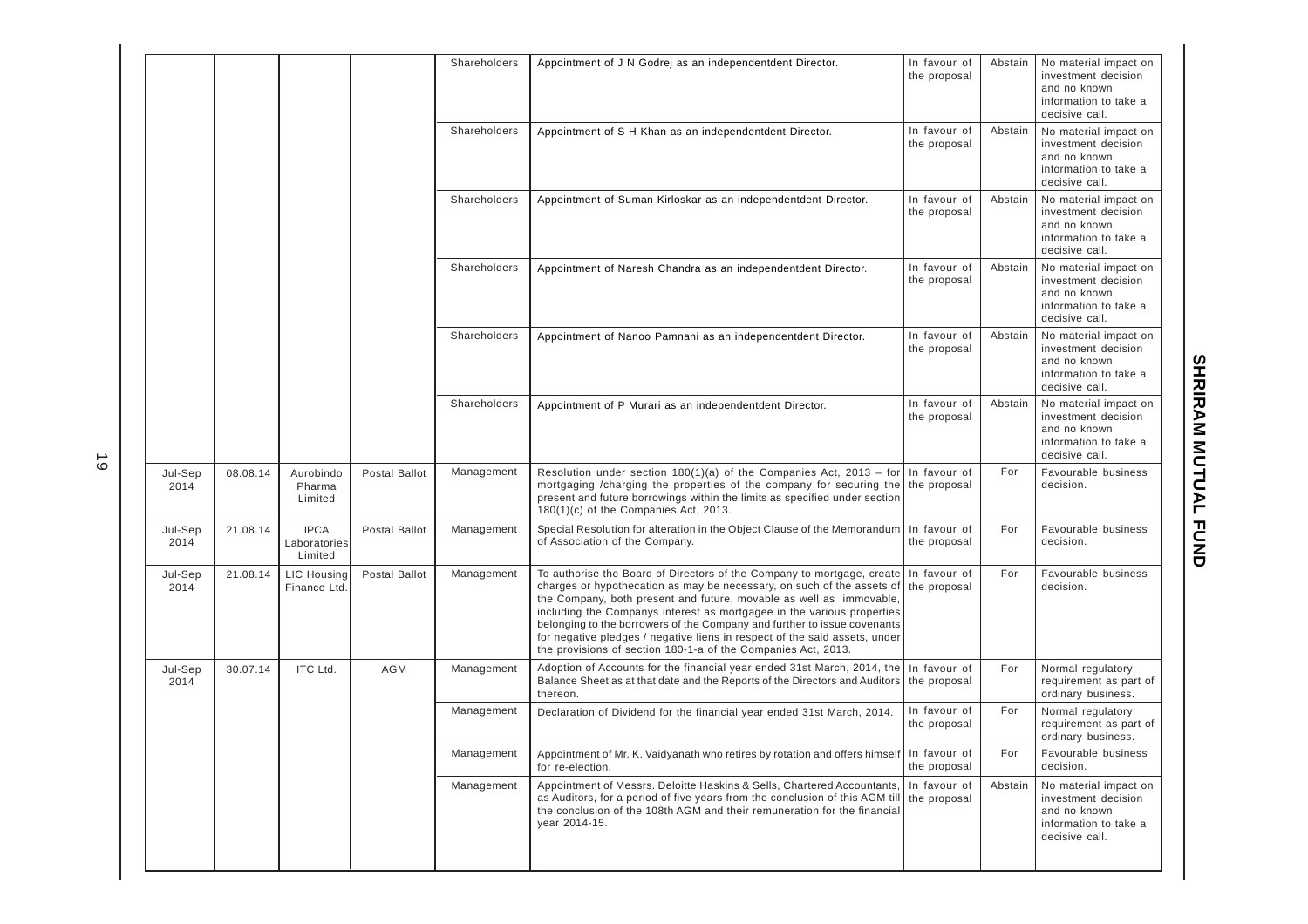| | | | | | | | | |
|---|---|---|---|---|---|---|---|---|
| | | | | Shareholders | Appointment of J N Godrej as an independentdent Director. | In favour of the proposal | Abstain | No material impact on investment decision and no known information to take a decisive call. |
| | | | | Shareholders | Appointment of S H Khan as an independentdent Director. | In favour of the proposal | Abstain | No material impact on investment decision and no known information to take a decisive call. |
| | | | | Shareholders | Appointment of Suman Kirloskar as an independentdent Director. | In favour of the proposal | Abstain | No material impact on investment decision and no known information to take a decisive call. |
| | | | | Shareholders | Appointment of Naresh Chandra as an independentdent Director. | In favour of the proposal | Abstain | No material impact on investment decision and no known information to take a decisive call. |
| | | | | Shareholders | Appointment of Nanoo Pamnani as an independentdent Director. | In favour of the proposal | Abstain | No material impact on investment decision and no known information to take a decisive call. |
| | | | | Shareholders | Appointment of P Murari as an independentdent Director. | In favour of the proposal | Abstain | No material impact on investment decision and no known information to take a decisive call. |
| Jul-Sep 2014 | 08.08.14 | Aurobindo Pharma Limited | Postal Ballot | Management | Resolution under section 180(1)(a) of the Companies Act, 2013 – for mortgaging /charging the properties of the company for securing the present and future borrowings within the limits as specified under section 180(1)(c) of the Companies Act, 2013. | In favour of the proposal | For | Favourable business decision. |
| Jul-Sep 2014 | 21.08.14 | IPCA Laboratories Limited | Postal Ballot | Management | Special Resolution for alteration in the Object Clause of the Memorandum of Association of the Company. | In favour of the proposal | For | Favourable business decision. |
| Jul-Sep 2014 | 21.08.14 | LIC Housing Finance Ltd. | Postal Ballot | Management | To authorise the Board of Directors of the Company to mortgage, create charges or hypothecation as may be necessary, on such of the assets of the Company, both present and future, movable as well as immovable, including the Companys interest as mortgagee in the various properties belonging to the borrowers of the Company and further to issue covenants for negative pledges / negative liens in respect of the said assets, under the provisions of section 180-1-a of the Companies Act, 2013. | In favour of the proposal | For | Favourable business decision. |
| Jul-Sep 2014 | 30.07.14 | ITC Ltd. | AGM | Management | Adoption of Accounts for the financial year ended 31st March, 2014, the Balance Sheet as at that date and the Reports of the Directors and Auditors thereon. | In favour of the proposal | For | Normal regulatory requirement as part of ordinary business. |
| | | | | Management | Declaration of Dividend for the financial year ended 31st March, 2014. | In favour of the proposal | For | Normal regulatory requirement as part of ordinary business. |
| | | | | Management | Appointment of Mr. K. Vaidyanath who retires by rotation and offers himself for re-election. | In favour of the proposal | For | Favourable business decision. |
| | | | | Management | Appointment of Messrs. Deloitte Haskins & Sells, Chartered Accountants, as Auditors, for a period of five years from the conclusion of this AGM till the conclusion of the 108th AGM and their remuneration for the financial year 2014-15. | In favour of the proposal | Abstain | No material impact on investment decision and no known information to take a decisive call. |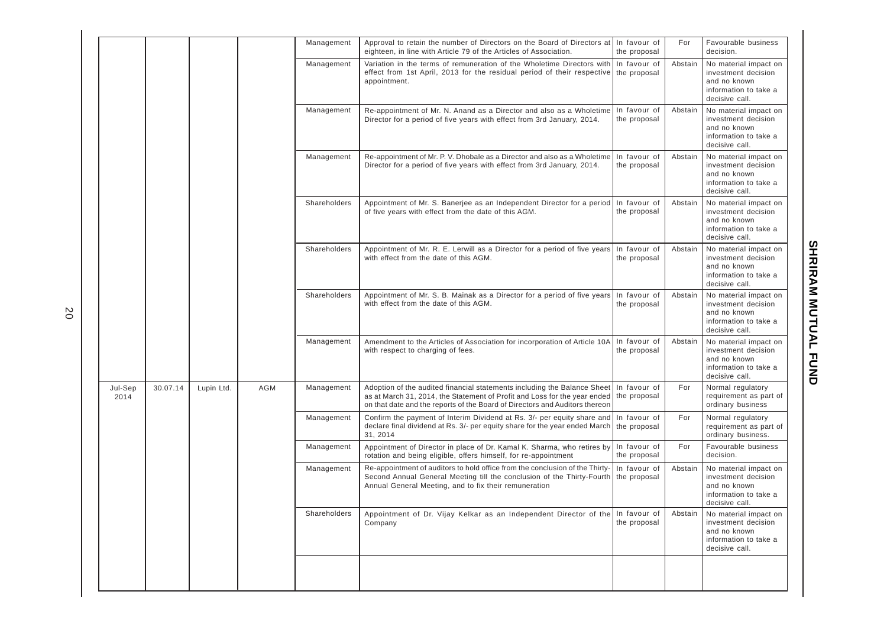| | | | | | | | | |
|---|---|---|---|---|---|---|---|---|
| | | | | Management | Approval to retain the number of Directors on the Board of Directors at eighteen, in line with Article 79 of the Articles of Association. | In favour of the proposal | For | Favourable business decision. |
| | | | | Management | Variation in the terms of remuneration of the Wholetime Directors with effect from 1st April, 2013 for the residual period of their respective appointment. | In favour of the proposal | Abstain | No material impact on investment decision and no known information to take a decisive call. |
| | | | | Management | Re-appointment of Mr. N. Anand as a Director and also as a Wholetime Director for a period of five years with effect from 3rd January, 2014. | In favour of the proposal | Abstain | No material impact on investment decision and no known information to take a decisive call. |
| | | | | Management | Re-appointment of Mr. P. V. Dhobale as a Director and also as a Wholetime Director for a period of five years with effect from 3rd January, 2014. | In favour of the proposal | Abstain | No material impact on investment decision and no known information to take a decisive call. |
| | | | | Shareholders | Appointment of Mr. S. Banerjee as an Independent Director for a period of five years with effect from the date of this AGM. | In favour of the proposal | Abstain | No material impact on investment decision and no known information to take a decisive call. |
| | | | | Shareholders | Appointment of Mr. R. E. Lerwill as a Director for a period of five years with effect from the date of this AGM. | In favour of the proposal | Abstain | No material impact on investment decision and no known information to take a decisive call. |
| | | | | Shareholders | Appointment of Mr. S. B. Mainak as a Director for a period of five years with effect from the date of this AGM. | In favour of the proposal | Abstain | No material impact on investment decision and no known information to take a decisive call. |
| | | | | Management | Amendment to the Articles of Association for incorporation of Article 10A with respect to charging of fees. | In favour of the proposal | Abstain | No material impact on investment decision and no known information to take a decisive call. |
| Jul-Sep 2014 | 30.07.14 | Lupin Ltd. | AGM | Management | Adoption of the audited financial statements including the Balance Sheet as at March 31, 2014, the Statement of Profit and Loss for the year ended on that date and the reports of the Board of Directors and Auditors thereon | In favour of the proposal | For | Normal regulatory requirement as part of ordinary business |
| | | | | Management | Confirm the payment of Interim Dividend at Rs. 3/- per equity share and declare final dividend at Rs. 3/- per equity share for the year ended March 31, 2014 | In favour of the proposal | For | Normal regulatory requirement as part of ordinary business. |
| | | | | Management | Appointment of Director in place of Dr. Kamal K. Sharma, who retires by rotation and being eligible, offers himself, for re-appointment | In favour of the proposal | For | Favourable business decision. |
| | | | | Management | Re-appointment of auditors to hold office from the conclusion of the Thirty-Second Annual General Meeting till the conclusion of the Thirty-Fourth Annual General Meeting, and to fix their remuneration | In favour of the proposal | Abstain | No material impact on investment decision and no known information to take a decisive call. |
| | | | | Shareholders | Appointment of Dr. Vijay Kelkar as an Independent Director of the Company | In favour of the proposal | Abstain | No material impact on investment decision and no known information to take a decisive call. |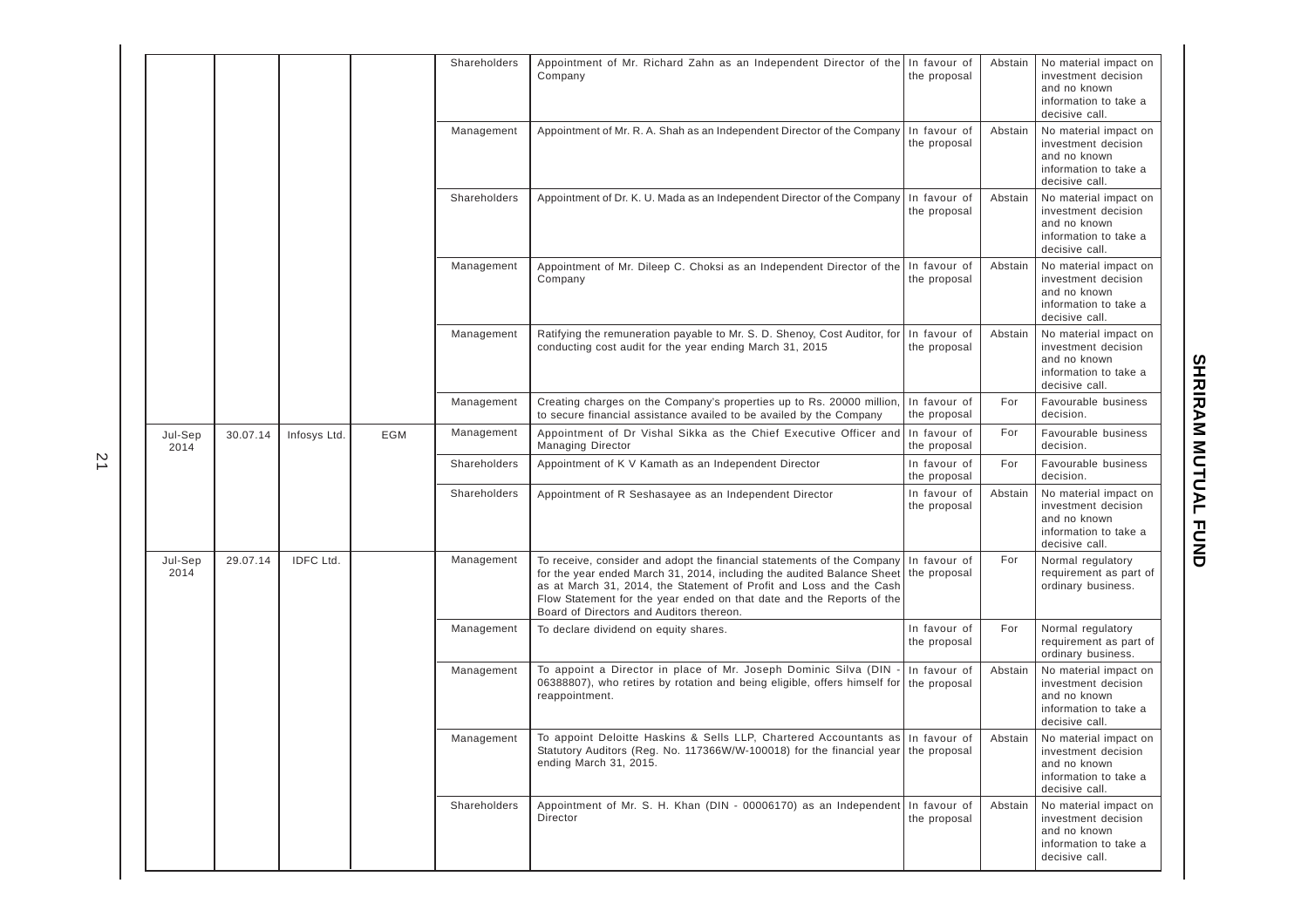| | | | | | | | | |
|---|---|---|---|---|---|---|---|---|
| | | | | Shareholders | Appointment of Mr. Richard Zahn as an Independent Director of the Company | In favour of the proposal | Abstain | No material impact on investment decision and no known information to take a decisive call. |
| | | | | Management | Appointment of Mr. R. A. Shah as an Independent Director of the Company | In favour of the proposal | Abstain | No material impact on investment decision and no known information to take a decisive call. |
| | | | | Shareholders | Appointment of Dr. K. U. Mada as an Independent Director of the Company | In favour of the proposal | Abstain | No material impact on investment decision and no known information to take a decisive call. |
| | | | | Management | Appointment of Mr. Dileep C. Choksi as an Independent Director of the Company | In favour of the proposal | Abstain | No material impact on investment decision and no known information to take a decisive call. |
| | | | | Management | Ratifying the remuneration payable to Mr. S. D. Shenoy, Cost Auditor, for conducting cost audit for the year ending March 31, 2015 | In favour of the proposal | Abstain | No material impact on investment decision and no known information to take a decisive call. |
| | | | | Management | Creating charges on the Company's properties up to Rs. 20000 million, to secure financial assistance availed to be availed by the Company | In favour of the proposal | For | Favourable business decision. |
| Jul-Sep 2014 | 30.07.14 | Infosys Ltd. | EGM | Management | Appointment of Dr Vishal Sikka as the Chief Executive Officer and Managing Director | In favour of the proposal | For | Favourable business decision. |
| | | | | Shareholders | Appointment of K V Kamath as an Independent Director | In favour of the proposal | For | Favourable business decision. |
| | | | | Shareholders | Appointment of R Seshasayee as an Independent Director | In favour of the proposal | Abstain | No material impact on investment decision and no known information to take a decisive call. |
| Jul-Sep 2014 | 29.07.14 | IDFC Ltd. | | Management | To receive, consider and adopt the financial statements of the Company for the year ended March 31, 2014, including the audited Balance Sheet as at March 31, 2014, the Statement of Profit and Loss and the Cash Flow Statement for the year ended on that date and the Reports of the Board of Directors and Auditors thereon. | In favour of the proposal | For | Normal regulatory requirement as part of ordinary business. |
| | | | | Management | To declare dividend on equity shares. | In favour of the proposal | For | Normal regulatory requirement as part of ordinary business. |
| | | | | Management | To appoint a Director in place of Mr. Joseph Dominic Silva (DIN - 06388807), who retires by rotation and being eligible, offers himself for reappointment. | In favour of the proposal | Abstain | No material impact on investment decision and no known information to take a decisive call. |
| | | | | Management | To appoint Deloitte Haskins & Sells LLP, Chartered Accountants as Statutory Auditors (Reg. No. 117366W/W-100018) for the financial year ending March 31, 2015. | In favour of the proposal | Abstain | No material impact on investment decision and no known information to take a decisive call. |
| | | | | Shareholders | Appointment of Mr. S. H. Khan (DIN - 00006170) as an Independent Director | In favour of the proposal | Abstain | No material impact on investment decision and no known information to take a decisive call. |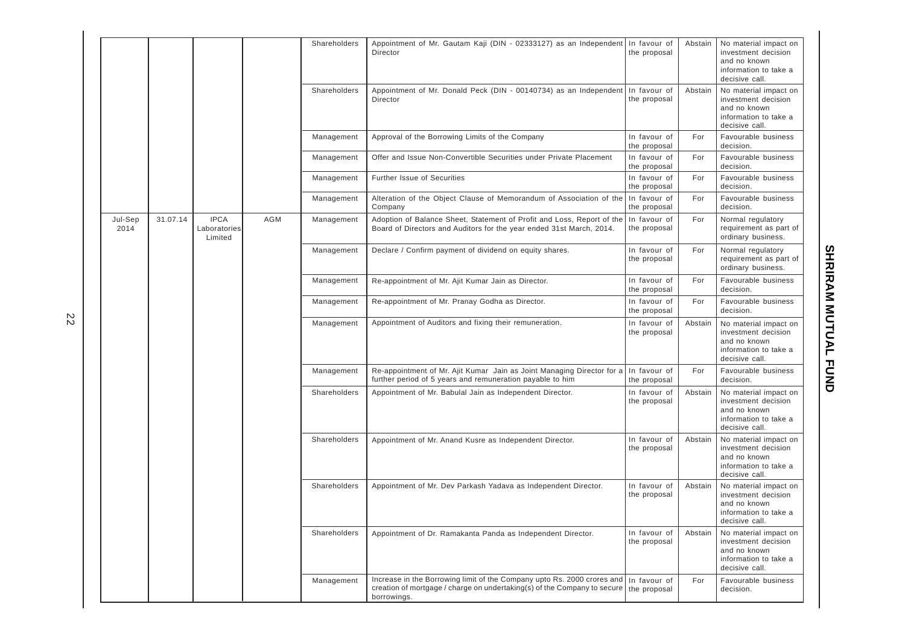| | | | | | | | | |
|---|---|---|---|---|---|---|---|---|
| | | | | Shareholders | Appointment of Mr. Gautam Kaji (DIN - 02333127) as an Independent Director | In favour of the proposal | Abstain | No material impact on investment decision and no known information to take a decisive call. |
| | | | | Shareholders | Appointment of Mr. Donald Peck (DIN - 00140734) as an Independent Director | In favour of the proposal | Abstain | No material impact on investment decision and no known information to take a decisive call. |
| | | | | Management | Approval of the Borrowing Limits of the Company | In favour of the proposal | For | Favourable business decision. |
| | | | | Management | Offer and Issue Non-Convertible Securities under Private Placement | In favour of the proposal | For | Favourable business decision. |
| | | | | Management | Further Issue of Securities | In favour of the proposal | For | Favourable business decision. |
| | | | | Management | Alteration of the Object Clause of Memorandum of Association of the Company | In favour of the proposal | For | Favourable business decision. |
| Jul-Sep 2014 | 31.07.14 | IPCA Laboratories Limited | AGM | Management | Adoption of Balance Sheet, Statement of Profit and Loss, Report of the Board of Directors and Auditors for the year ended 31st March, 2014. | In favour of the proposal | For | Normal regulatory requirement as part of ordinary business. |
| | | | | Management | Declare / Confirm payment of dividend on equity shares. | In favour of the proposal | For | Normal regulatory requirement as part of ordinary business. |
| | | | | Management | Re-appointment of Mr. Ajit Kumar Jain as Director. | In favour of the proposal | For | Favourable business decision. |
| | | | | Management | Re-appointment of Mr. Pranay Godha as Director. | In favour of the proposal | For | Favourable business decision. |
| | | | | Management | Appointment of Auditors and fixing their remuneration. | In favour of the proposal | Abstain | No material impact on investment decision and no known information to take a decisive call. |
| | | | | Management | Re-appointment of Mr. Ajit Kumar Jain as Joint Managing Director for a further period of 5 years and remuneration payable to him | In favour of the proposal | For | Favourable business decision. |
| | | | | Shareholders | Appointment of Mr. Babulal Jain as Independent Director. | In favour of the proposal | Abstain | No material impact on investment decision and no known information to take a decisive call. |
| | | | | Shareholders | Appointment of Mr. Anand Kusre as Independent Director. | In favour of the proposal | Abstain | No material impact on investment decision and no known information to take a decisive call. |
| | | | | Shareholders | Appointment of Mr. Dev Parkash Yadava as Independent Director. | In favour of the proposal | Abstain | No material impact on investment decision and no known information to take a decisive call. |
| | | | | Shareholders | Appointment of Dr. Ramakanta Panda as Independent Director. | In favour of the proposal | Abstain | No material impact on investment decision and no known information to take a decisive call. |
| | | | | Management | Increase in the Borrowing limit of the Company upto Rs. 2000 crores and creation of mortgage / charge on undertaking(s) of the Company to secure borrowings. | In favour of the proposal | For | Favourable business decision. |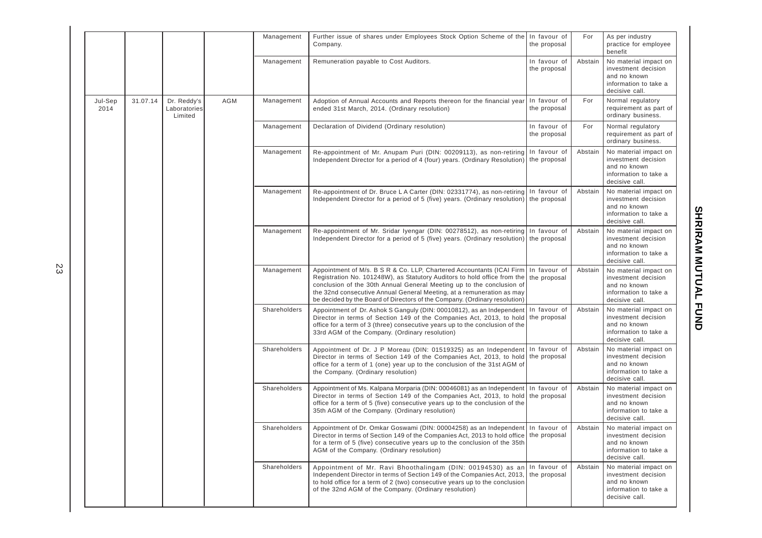| | | | | | | | | |
|---|---|---|---|---|---|---|---|---|
| | | | | Management | Further issue of shares under Employees Stock Option Scheme of the Company. | In favour of the proposal | For | As per industry practice for employee benefit |
| | | | | Management | Remuneration payable to Cost Auditors. | In favour of the proposal | Abstain | No material impact on investment decision and no known information to take a decisive call. |
| Jul-Sep 2014 | 31.07.14 | Dr. Reddy's Laboratories Limited | AGM | Management | Adoption of Annual Accounts and Reports thereon for the financial year ended 31st March, 2014. (Ordinary resolution) | In favour of the proposal | For | Normal regulatory requirement as part of ordinary business. |
| | | | | Management | Declaration of Dividend (Ordinary resolution) | In favour of the proposal | For | Normal regulatory requirement as part of ordinary business. |
| | | | | Management | Re-appointment of Mr. Anupam Puri (DIN: 00209113), as non-retiring Independent Director for a period of 4 (four) years. (Ordinary Resolution) | In favour of the proposal | Abstain | No material impact on investment decision and no known information to take a decisive call. |
| | | | | Management | Re-appointment of Dr. Bruce L A Carter (DIN: 02331774), as non-retiring Independent Director for a period of 5 (five) years. (Ordinary resolution) | In favour of the proposal | Abstain | No material impact on investment decision and no known information to take a decisive call. |
| | | | | Management | Re-appointment of Mr. Sridar Iyengar (DIN: 00278512), as non-retiring Independent Director for a period of 5 (five) years. (Ordinary resolution) | In favour of the proposal | Abstain | No material impact on investment decision and no known information to take a decisive call. |
| | | | | Management | Appointment of M/s. B S R & Co. LLP, Chartered Accountants (ICAI Firm Registration No. 101248W), as Statutory Auditors to hold office from the conclusion of the 30th Annual General Meeting up to the conclusion of the 32nd consecutive Annual General Meeting, at a remuneration as may be decided by the Board of Directors of the Company. (Ordinary resolution) | In favour of the proposal | Abstain | No material impact on investment decision and no known information to take a decisive call. |
| | | | | Shareholders | Appointment of Dr. Ashok S Ganguly (DIN: 00010812), as an Independent Director in terms of Section 149 of the Companies Act, 2013, to hold office for a term of 3 (three) consecutive years up to the conclusion of the 33rd AGM of the Company. (Ordinary resolution) | In favour of the proposal | Abstain | No material impact on investment decision and no known information to take a decisive call. |
| | | | | Shareholders | Appointment of Dr. J P Moreau (DIN: 01519325) as an Independent Director in terms of Section 149 of the Companies Act, 2013, to hold office for a term of 1 (one) year up to the conclusion of the 31st AGM of the Company. (Ordinary resolution) | In favour of the proposal | Abstain | No material impact on investment decision and no known information to take a decisive call. |
| | | | | Shareholders | Appointment of Ms. Kalpana Morparia (DIN: 00046081) as an Independent Director in terms of Section 149 of the Companies Act, 2013, to hold office for a term of 5 (five) consecutive years up to the conclusion of the 35th AGM of the Company. (Ordinary resolution) | In favour of the proposal | Abstain | No material impact on investment decision and no known information to take a decisive call. |
| | | | | Shareholders | Appointment of Dr. Omkar Goswami (DIN: 00004258) as an Independent Director in terms of Section 149 of the Companies Act, 2013 to hold office for a term of 5 (five) consecutive years up to the conclusion of the 35th AGM of the Company. (Ordinary resolution) | In favour of the proposal | Abstain | No material impact on investment decision and no known information to take a decisive call. |
| | | | | Shareholders | Appointment of Mr. Ravi Bhoothalingam (DIN: 00194530) as an Independent Director in terms of Section 149 of the Companies Act, 2013, to hold office for a term of 2 (two) consecutive years up to the conclusion of the 32nd AGM of the Company. (Ordinary resolution) | In favour of the proposal | Abstain | No material impact on investment decision and no known information to take a decisive call. |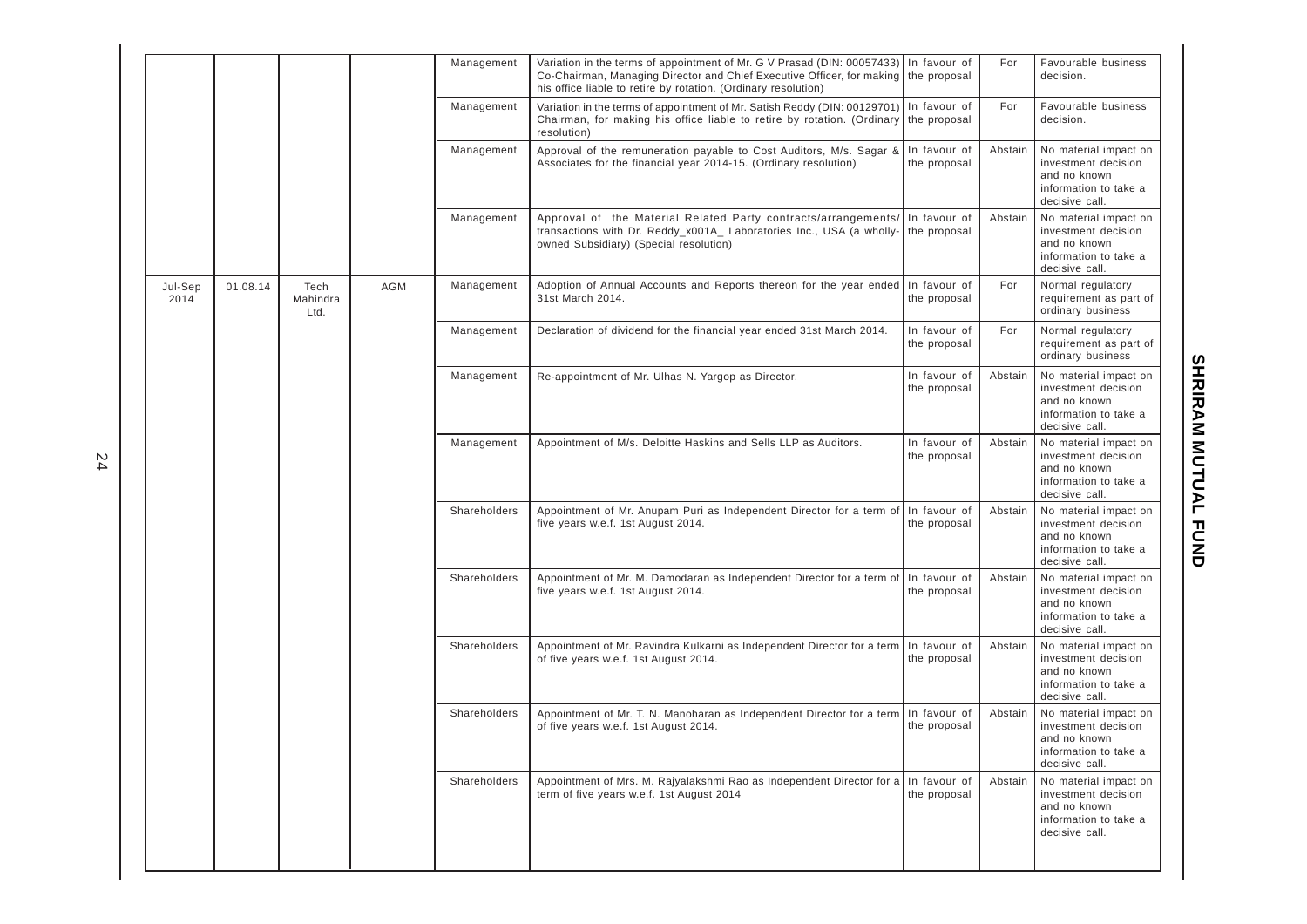| | | | | | | | | |
|---|---|---|---|---|---|---|---|---|
| | | | | Management | Variation in the terms of appointment of Mr. G V Prasad (DIN: 00057433) Co-Chairman, Managing Director and Chief Executive Officer, for making his office liable to retire by rotation. (Ordinary resolution) | In favour of the proposal | For | Favourable business decision. |
| | | | | Management | Variation in the terms of appointment of Mr. Satish Reddy (DIN: 00129701) Chairman, for making his office liable to retire by rotation. (Ordinary resolution) | In favour of the proposal | For | Favourable business decision. |
| | | | | Management | Approval of the remuneration payable to Cost Auditors, M/s. Sagar & Associates for the financial year 2014-15. (Ordinary resolution) | In favour of the proposal | Abstain | No material impact on investment decision and no known information to take a decisive call. |
| | | | | Management | Approval of the Material Related Party contracts/arrangements/ transactions with Dr. Reddy_x001A_ Laboratories Inc., USA (a wholly-owned Subsidiary) (Special resolution) | In favour of the proposal | Abstain | No material impact on investment decision and no known information to take a decisive call. |
| Jul-Sep 2014 | 01.08.14 | Tech Mahindra Ltd. | AGM | Management | Adoption of Annual Accounts and Reports thereon for the year ended 31st March 2014. | In favour of the proposal | For | Normal regulatory requirement as part of ordinary business |
| | | | | Management | Declaration of dividend for the financial year ended 31st March 2014. | In favour of the proposal | For | Normal regulatory requirement as part of ordinary business |
| | | | | Management | Re-appointment of Mr. Ulhas N. Yargop as Director. | In favour of the proposal | Abstain | No material impact on investment decision and no known information to take a decisive call. |
| | | | | Management | Appointment of M/s. Deloitte Haskins and Sells LLP as Auditors. | In favour of the proposal | Abstain | No material impact on investment decision and no known information to take a decisive call. |
| | | | | Shareholders | Appointment of Mr. Anupam Puri as Independent Director for a term of five years w.e.f. 1st August 2014. | In favour of the proposal | Abstain | No material impact on investment decision and no known information to take a decisive call. |
| | | | | Shareholders | Appointment of Mr. M. Damodaran as Independent Director for a term of five years w.e.f. 1st August 2014. | In favour of the proposal | Abstain | No material impact on investment decision and no known information to take a decisive call. |
| | | | | Shareholders | Appointment of Mr. Ravindra Kulkarni as Independent Director for a term of five years w.e.f. 1st August 2014. | In favour of the proposal | Abstain | No material impact on investment decision and no known information to take a decisive call. |
| | | | | Shareholders | Appointment of Mr. T. N. Manoharan as Independent Director for a term of five years w.e.f. 1st August 2014. | In favour of the proposal | Abstain | No material impact on investment decision and no known information to take a decisive call. |
| | | | | Shareholders | Appointment of Mrs. M. Rajyalakshmi Rao as Independent Director for a term of five years w.e.f. 1st August 2014 | In favour of the proposal | Abstain | No material impact on investment decision and no known information to take a decisive call. |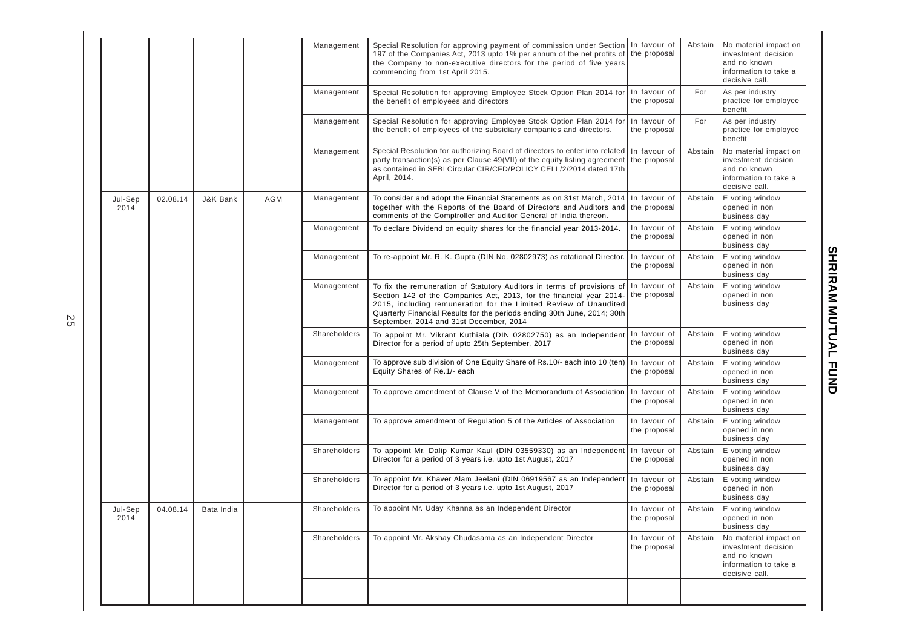| | | | | | | | | |
|---|---|---|---|---|---|---|---|---|
| | | | | Management | Special Resolution for approving payment of commission under Section 197 of the Companies Act, 2013 upto 1% per annum of the net profits of the Company to non-executive directors for the period of five years commencing from 1st April 2015. | In favour of the proposal | Abstain | No material impact on investment decision and no known information to take a decisive call. |
| | | | | Management | Special Resolution for approving Employee Stock Option Plan 2014 for the benefit of employees and directors | In favour of the proposal | For | As per industry practice for employee benefit |
| | | | | Management | Special Resolution for approving Employee Stock Option Plan 2014 for the benefit of employees of the subsidiary companies and directors. | In favour of the proposal | For | As per industry practice for employee benefit |
| | | | | Management | Special Resolution for authorizing Board of directors to enter into related party transaction(s) as per Clause 49(VII) of the equity listing agreement as contained in SEBI Circular CIR/CFD/POLICY CELL/2/2014 dated 17th April, 2014. | In favour of the proposal | Abstain | No material impact on investment decision and no known information to take a decisive call. |
| Jul-Sep 2014 | 02.08.14 | J&K Bank | AGM | Management | To consider and adopt the Financial Statements as on 31st March, 2014 together with the Reports of the Board of Directors and Auditors and comments of the Comptroller and Auditor General of India thereon. | In favour of the proposal | Abstain | E voting window opened in non business day |
| | | | | Management | To declare Dividend on equity shares for the financial year 2013-2014. | In favour of the proposal | Abstain | E voting window opened in non business day |
| | | | | Management | To re-appoint Mr. R. K. Gupta (DIN No. 02802973) as rotational Director. | In favour of the proposal | Abstain | E voting window opened in non business day |
| | | | | Management | To fix the remuneration of Statutory Auditors in terms of provisions of Section 142 of the Companies Act, 2013, for the financial year 2014-2015, including remuneration for the Limited Review of Unaudited Quarterly Financial Results for the periods ending 30th June, 2014; 30th September, 2014 and 31st December, 2014 | In favour of the proposal | Abstain | E voting window opened in non business day |
| | | | | Shareholders | To appoint Mr. Vikrant Kuthiala (DIN 02802750) as an Independent Director for a period of upto 25th September, 2017 | In favour of the proposal | Abstain | E voting window opened in non business day |
| | | | | Management | To approve sub division of One Equity Share of Rs.10/- each into 10 (ten) Equity Shares of Re.1/- each | In favour of the proposal | Abstain | E voting window opened in non business day |
| | | | | Management | To approve amendment of Clause V of the Memorandum of Association | In favour of the proposal | Abstain | E voting window opened in non business day |
| | | | | Management | To approve amendment of Regulation 5 of the Articles of Association | In favour of the proposal | Abstain | E voting window opened in non business day |
| | | | | Shareholders | To appoint Mr. Dalip Kumar Kaul (DIN 03559330) as an Independent Director for a period of 3 years i.e. upto 1st August, 2017 | In favour of the proposal | Abstain | E voting window opened in non business day |
| | | | | Shareholders | To appoint Mr. Khaver Alam Jeelani (DIN 06919567 as an Independent Director for a period of 3 years i.e. upto 1st August, 2017 | In favour of the proposal | Abstain | E voting window opened in non business day |
| Jul-Sep 2014 | 04.08.14 | Bata India | | Shareholders | To appoint Mr. Uday Khanna as an Independent Director | In favour of the proposal | Abstain | E voting window opened in non business day |
| | | | | Shareholders | To appoint Mr. Akshay Chudasama as an Independent Director | In favour of the proposal | Abstain | No material impact on investment decision and no known information to take a decisive call. |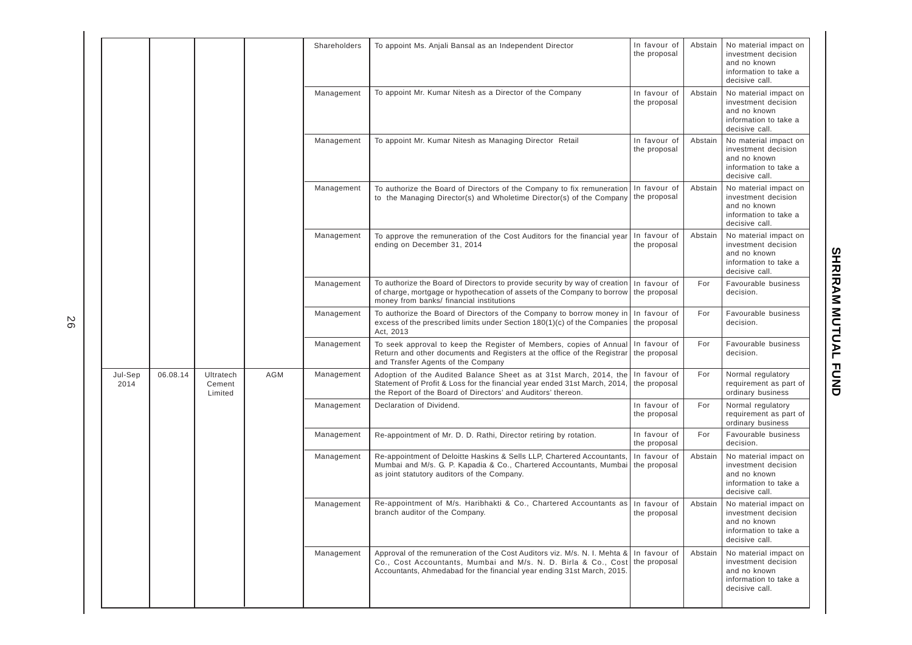| | | | | | | | | |
|---|---|---|---|---|---|---|---|---|
| | | | | Shareholders | To appoint Ms. Anjali Bansal as an Independent Director | In favour of the proposal | Abstain | No material impact on investment decision and no known information to take a decisive call. |
| | | | | Management | To appoint Mr. Kumar Nitesh as a Director of the Company | In favour of the proposal | Abstain | No material impact on investment decision and no known information to take a decisive call. |
| | | | | Management | To appoint Mr. Kumar Nitesh as Managing Director Retail | In favour of the proposal | Abstain | No material impact on investment decision and no known information to take a decisive call. |
| | | | | Management | To authorize the Board of Directors of the Company to fix remuneration to the Managing Director(s) and Wholetime Director(s) of the Company | In favour of the proposal | Abstain | No material impact on investment decision and no known information to take a decisive call. |
| | | | | Management | To approve the remuneration of the Cost Auditors for the financial year ending on December 31, 2014 | In favour of the proposal | Abstain | No material impact on investment decision and no known information to take a decisive call. |
| | | | | Management | To authorize the Board of Directors to provide security by way of creation of charge, mortgage or hypothecation of assets of the Company to borrow money from banks/ financial institutions | In favour of the proposal | For | Favourable business decision. |
| | | | | Management | To authorize the Board of Directors of the Company to borrow money in excess of the prescribed limits under Section 180(1)(c) of the Companies Act, 2013 | In favour of the proposal | For | Favourable business decision. |
| | | | | Management | To seek approval to keep the Register of Members, copies of Annual Return and other documents and Registers at the office of the Registrar and Transfer Agents of the Company | In favour of the proposal | For | Favourable business decision. |
| Jul-Sep 2014 | 06.08.14 | Ultratech Cement Limited | AGM | Management | Adoption of the Audited Balance Sheet as at 31st March, 2014, the Statement of Profit & Loss for the financial year ended 31st March, 2014, the Report of the Board of Directors' and Auditors' thereon. | In favour of the proposal | For | Normal regulatory requirement as part of ordinary business |
| | | | | Management | Declaration of Dividend. | In favour of the proposal | For | Normal regulatory requirement as part of ordinary business |
| | | | | Management | Re-appointment of Mr. D. D. Rathi, Director retiring by rotation. | In favour of the proposal | For | Favourable business decision. |
| | | | | Management | Re-appointment of Deloitte Haskins & Sells LLP, Chartered Accountants, Mumbai and M/s. G. P. Kapadia & Co., Chartered Accountants, Mumbai as joint statutory auditors of the Company. | In favour of the proposal | Abstain | No material impact on investment decision and no known information to take a decisive call. |
| | | | | Management | Re-appointment of M/s. Haribhakti & Co., Chartered Accountants as branch auditor of the Company. | In favour of the proposal | Abstain | No material impact on investment decision and no known information to take a decisive call. |
| | | | | Management | Approval of the remuneration of the Cost Auditors viz. M/s. N. I. Mehta & Co., Cost Accountants, Mumbai and M/s. N. D. Birla & Co., Cost Accountants, Ahmedabad for the financial year ending 31st March, 2015. | In favour of the proposal | Abstain | No material impact on investment decision and no known information to take a decisive call. |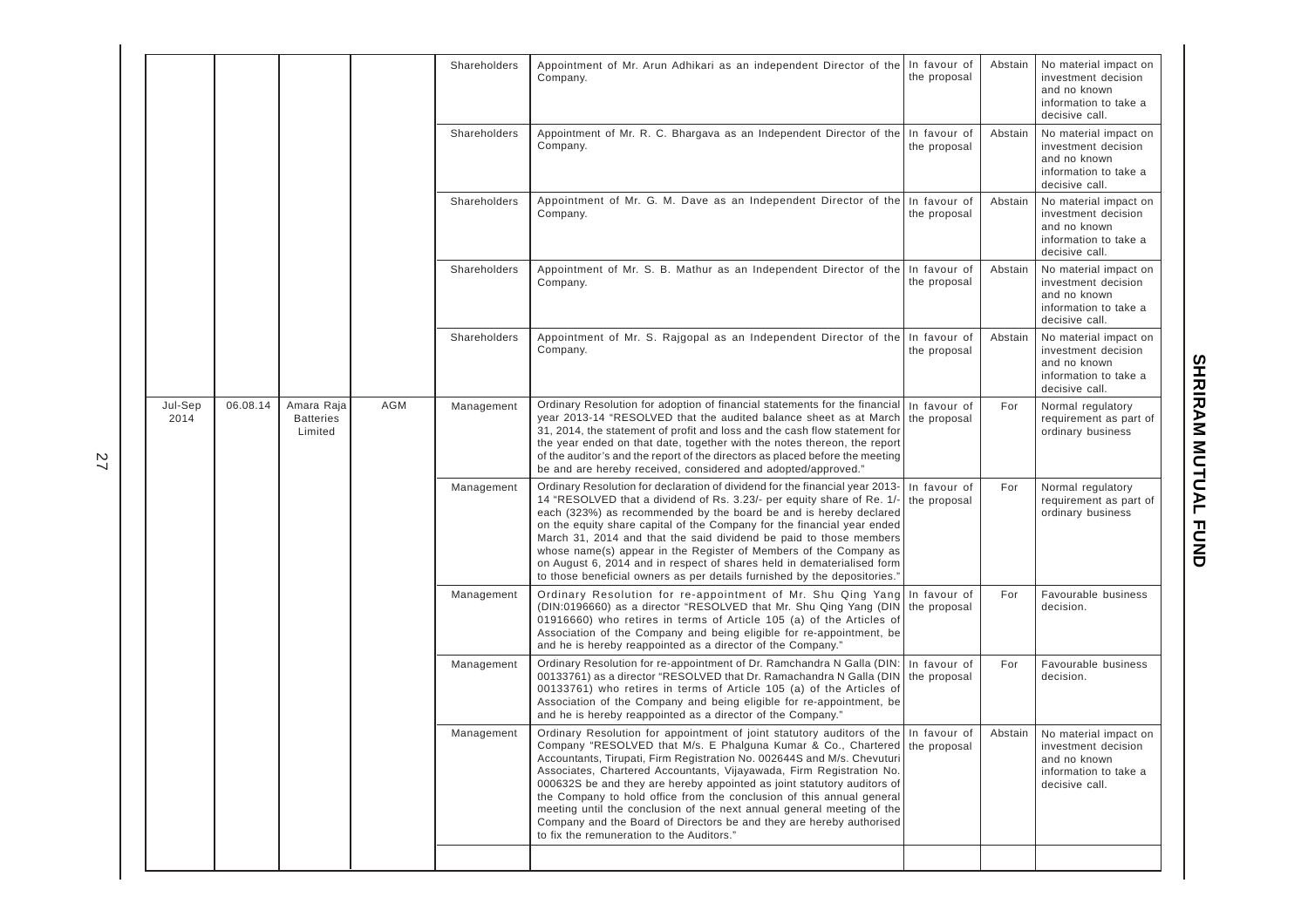| | | | | | | | | |
|---|---|---|---|---|---|---|---|---|
| | | | | Shareholders | Appointment of Mr. Arun Adhikari as an independent Director of the Company. | In favour of the proposal | Abstain | No material impact on investment decision and no known information to take a decisive call. |
| | | | | Shareholders | Appointment of Mr. R. C. Bhargava as an Independent Director of the Company. | In favour of the proposal | Abstain | No material impact on investment decision and no known information to take a decisive call. |
| | | | | Shareholders | Appointment of Mr. G. M. Dave as an Independent Director of the Company. | In favour of the proposal | Abstain | No material impact on investment decision and no known information to take a decisive call. |
| | | | | Shareholders | Appointment of Mr. S. B. Mathur as an Independent Director of the Company. | In favour of the proposal | Abstain | No material impact on investment decision and no known information to take a decisive call. |
| | | | | Shareholders | Appointment of Mr. S. Rajgopal as an Independent Director of the Company. | In favour of the proposal | Abstain | No material impact on investment decision and no known information to take a decisive call. |
| Jul-Sep 2014 | 06.08.14 | Amara Raja Batteries Limited | AGM | Management | Ordinary Resolution for adoption of financial statements for the financial year 2013-14 "RESOLVED that the audited balance sheet as at March 31, 2014, the statement of profit and loss and the cash flow statement for the year ended on that date, together with the notes thereon, the report of the auditor's and the report of the directors as placed before the meeting be and are hereby received, considered and adopted/approved." | In favour of the proposal | For | Normal regulatory requirement as part of ordinary business |
| | | | | Management | Ordinary Resolution for declaration of dividend for the financial year 2013-14 "RESOLVED that a dividend of Rs. 3.23/- per equity share of Re. 1/- each (323%) as recommended by the board be and is hereby declared on the equity share capital of the Company for the financial year ended March 31, 2014 and that the said dividend be paid to those members whose name(s) appear in the Register of Members of the Company as on August 6, 2014 and in respect of shares held in dematerialised form to those beneficial owners as per details furnished by the depositories." | In favour of the proposal | For | Normal regulatory requirement as part of ordinary business |
| | | | | Management | Ordinary Resolution for re-appointment of Mr. Shu Qing Yang (DIN:0196660) as a director "RESOLVED that Mr. Shu Qing Yang (DIN 01916660) who retires in terms of Article 105 (a) of the Articles of Association of the Company and being eligible for re-appointment, be and he is hereby reappointed as a director of the Company." | In favour of the proposal | For | Favourable business decision. |
| | | | | Management | Ordinary Resolution for re-appointment of Dr. Ramchandra N Galla (DIN: 00133761) as a director "RESOLVED that Dr. Ramachandra N Galla (DIN 00133761) who retires in terms of Article 105 (a) of the Articles of Association of the Company and being eligible for re-appointment, be and he is hereby reappointed as a director of the Company." | In favour of the proposal | For | Favourable business decision. |
| | | | | Management | Ordinary Resolution for appointment of joint statutory auditors of the Company "RESOLVED that M/s. E Phalguna Kumar & Co., Chartered Accountants, Tirupati, Firm Registration No. 002644S and M/s. Chevuturi Associates, Chartered Accountants, Vijayawada, Firm Registration No. 000632S be and they are hereby appointed as joint statutory auditors of the Company to hold office from the conclusion of this annual general meeting until the conclusion of the next annual general meeting of the Company and the Board of Directors be and they are hereby authorised to fix the remuneration to the Auditors." | In favour of the proposal | Abstain | No material impact on investment decision and no known information to take a decisive call. |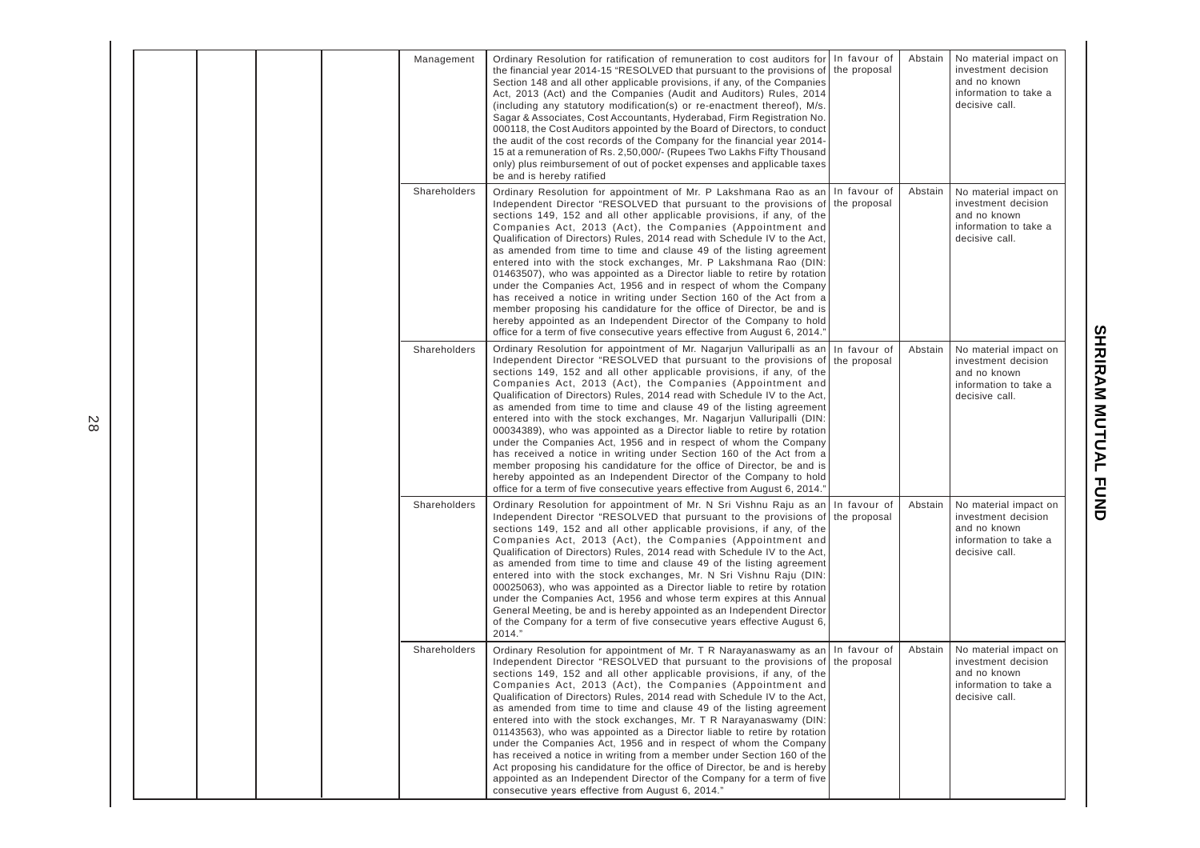| | | | | | | | | |
|---|---|---|---|---|---|---|---|---|
| | | | | Management | Ordinary Resolution for ratification of remuneration to cost auditors for the financial year 2014-15 "RESOLVED that pursuant to the provisions of Section 148 and all other applicable provisions, if any, of the Companies Act, 2013 (Act) and the Companies (Audit and Auditors) Rules, 2014 (including any statutory modification(s) or re-enactment thereof), M/s. Sagar & Associates, Cost Accountants, Hyderabad, Firm Registration No. 000118, the Cost Auditors appointed by the Board of Directors, to conduct the audit of the cost records of the Company for the financial year 2014-15 at a remuneration of Rs. 2,50,000/- (Rupees Two Lakhs Fifty Thousand only) plus reimbursement of out of pocket expenses and applicable taxes be and is hereby ratified | In favour of the proposal | Abstain | No material impact on investment decision and no known information to take a decisive call. |
| | | | | Shareholders | Ordinary Resolution for appointment of Mr. P Lakshmana Rao as an Independent Director "RESOLVED that pursuant to the provisions of sections 149, 152 and all other applicable provisions, if any, of the Companies Act, 2013 (Act), the Companies (Appointment and Qualification of Directors) Rules, 2014 read with Schedule IV to the Act, as amended from time to time and clause 49 of the listing agreement entered into with the stock exchanges, Mr. P Lakshmana Rao (DIN: 01463507), who was appointed as a Director liable to retire by rotation under the Companies Act, 1956 and in respect of whom the Company has received a notice in writing under Section 160 of the Act from a member proposing his candidature for the office of Director, be and is hereby appointed as an Independent Director of the Company to hold office for a term of five consecutive years effective from August 6, 2014." | In favour of the proposal | Abstain | No material impact on investment decision and no known information to take a decisive call. |
| | | | | Shareholders | Ordinary Resolution for appointment of Mr. Nagarjun Valluripalli as an Independent Director "RESOLVED that pursuant to the provisions of sections 149, 152 and all other applicable provisions, if any, of the Companies Act, 2013 (Act), the Companies (Appointment and Qualification of Directors) Rules, 2014 read with Schedule IV to the Act, as amended from time to time and clause 49 of the listing agreement entered into with the stock exchanges, Mr. Nagarjun Valluripalli (DIN: 00034389), who was appointed as a Director liable to retire by rotation under the Companies Act, 1956 and in respect of whom the Company has received a notice in writing under Section 160 of the Act from a member proposing his candidature for the office of Director, be and is hereby appointed as an Independent Director of the Company to hold office for a term of five consecutive years effective from August 6, 2014." | In favour of the proposal | Abstain | No material impact on investment decision and no known information to take a decisive call. |
| | | | | Shareholders | Ordinary Resolution for appointment of Mr. N Sri Vishnu Raju as an Independent Director "RESOLVED that pursuant to the provisions of sections 149, 152 and all other applicable provisions, if any, of the Companies Act, 2013 (Act), the Companies (Appointment and Qualification of Directors) Rules, 2014 read with Schedule IV to the Act, as amended from time to time and clause 49 of the listing agreement entered into with the stock exchanges, Mr. N Sri Vishnu Raju (DIN: 00025063), who was appointed as a Director liable to retire by rotation under the Companies Act, 1956 and whose term expires at this Annual General Meeting, be and is hereby appointed as an Independent Director of the Company for a term of five consecutive years effective August 6, 2014." | In favour of the proposal | Abstain | No material impact on investment decision and no known information to take a decisive call. |
| | | | | Shareholders | Ordinary Resolution for appointment of Mr. T R Narayanaswamy as an Independent Director "RESOLVED that pursuant to the provisions of sections 149, 152 and all other applicable provisions, if any, of the Companies Act, 2013 (Act), the Companies (Appointment and Qualification of Directors) Rules, 2014 read with Schedule IV to the Act, as amended from time to time and clause 49 of the listing agreement entered into with the stock exchanges, Mr. T R Narayanaswamy (DIN: 01143563), who was appointed as a Director liable to retire by rotation under the Companies Act, 1956 and in respect of whom the Company has received a notice in writing from a member under Section 160 of the Act proposing his candidature for the office of Director, be and is hereby appointed as an Independent Director of the Company for a term of five consecutive years effective from August 6, 2014." | In favour of the proposal | Abstain | No material impact on investment decision and no known information to take a decisive call. |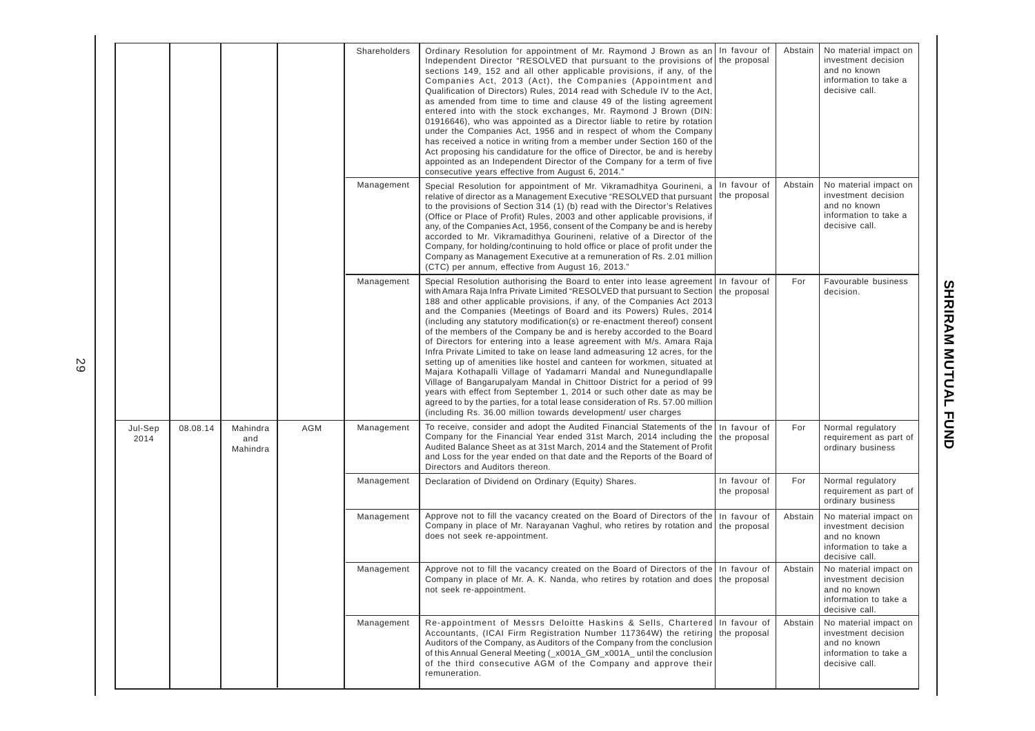| | | | | | | | | |
|---|---|---|---|---|---|---|---|---|
| | | | | Shareholders | Ordinary Resolution for appointment of Mr. Raymond J Brown as an Independent Director "RESOLVED that pursuant to the provisions of sections 149, 152 and all other applicable provisions, if any, of the Companies Act, 2013 (Act), the Companies (Appointment and Qualification of Directors) Rules, 2014 read with Schedule IV to the Act, as amended from time to time and clause 49 of the listing agreement entered into with the stock exchanges, Mr. Raymond J Brown (DIN: 01916646), who was appointed as a Director liable to retire by rotation under the Companies Act, 1956 and in respect of whom the Company has received a notice in writing from a member under Section 160 of the Act proposing his candidature for the office of Director, be and is hereby appointed as an Independent Director of the Company for a term of five consecutive years effective from August 6, 2014." | In favour of the proposal | Abstain | No material impact on investment decision and no known information to take a decisive call. |
| | | | | Management | Special Resolution for appointment of Mr. Vikramadhitya Gourineni, a relative of director as a Management Executive "RESOLVED that pursuant to the provisions of Section 314 (1) (b) read with the Director's Relatives (Office or Place of Profit) Rules, 2003 and other applicable provisions, if any, of the Companies Act, 1956, consent of the Company be and is hereby accorded to Mr. Vikramadithya Gourineni, relative of a Director of the Company, for holding/continuing to hold office or place of profit under the Company as Management Executive at a remuneration of Rs. 2.01 million (CTC) per annum, effective from August 16, 2013." | In favour of the proposal | Abstain | No material impact on investment decision and no known information to take a decisive call. |
| | | | | Management | Special Resolution authorising the Board to enter into lease agreement with Amara Raja Infra Private Limited "RESOLVED that pursuant to Section 188 and other applicable provisions, if any, of the Companies Act 2013 and the Companies (Meetings of Board and its Powers) Rules, 2014 (including any statutory modification(s) or re-enactment thereof) consent of the members of the Company be and is hereby accorded to the Board of Directors for entering into a lease agreement with M/s. Amara Raja Infra Private Limited to take on lease land admeasuring 12 acres, for the setting up of amenities like hostel and canteen for workmen, situated at Majara Kothapalli Village of Yadamarri Mandal and Nunegundlapalle Village of Bangarupalyam Mandal in Chittoor District for a period of 99 years with effect from September 1, 2014 or such other date as may be agreed to by the parties, for a total lease consideration of Rs. 57.00 million (including Rs. 36.00 million towards development/ user charges | In favour of the proposal | For | Favourable business decision. |
| Jul-Sep 2014 | 08.08.14 | Mahindra and Mahindra | AGM | Management | To receive, consider and adopt the Audited Financial Statements of the Company for the Financial Year ended 31st March, 2014 including the Audited Balance Sheet as at 31st March, 2014 and the Statement of Profit and Loss for the year ended on that date and the Reports of the Board of Directors and Auditors thereon. | In favour of the proposal | For | Normal regulatory requirement as part of ordinary business |
| | | | | Management | Declaration of Dividend on Ordinary (Equity) Shares. | In favour of the proposal | For | Normal regulatory requirement as part of ordinary business |
| | | | | Management | Approve not to fill the vacancy created on the Board of Directors of the Company in place of Mr. Narayanan Vaghul, who retires by rotation and does not seek re-appointment. | In favour of the proposal | Abstain | No material impact on investment decision and no known information to take a decisive call. |
| | | | | Management | Approve not to fill the vacancy created on the Board of Directors of the Company in place of Mr. A. K. Nanda, who retires by rotation and does not seek re-appointment. | In favour of the proposal | Abstain | No material impact on investment decision and no known information to take a decisive call. |
| | | | | Management | Re-appointment of Messrs Deloitte Haskins & Sells, Chartered Accountants, (ICAI Firm Registration Number 117364W) the retiring Auditors of the Company, as Auditors of the Company from the conclusion of this Annual General Meeting (_x001A_GM_x001A_ until the conclusion of the third consecutive AGM of the Company and approve their remuneration. | In favour of the proposal | Abstain | No material impact on investment decision and no known information to take a decisive call. |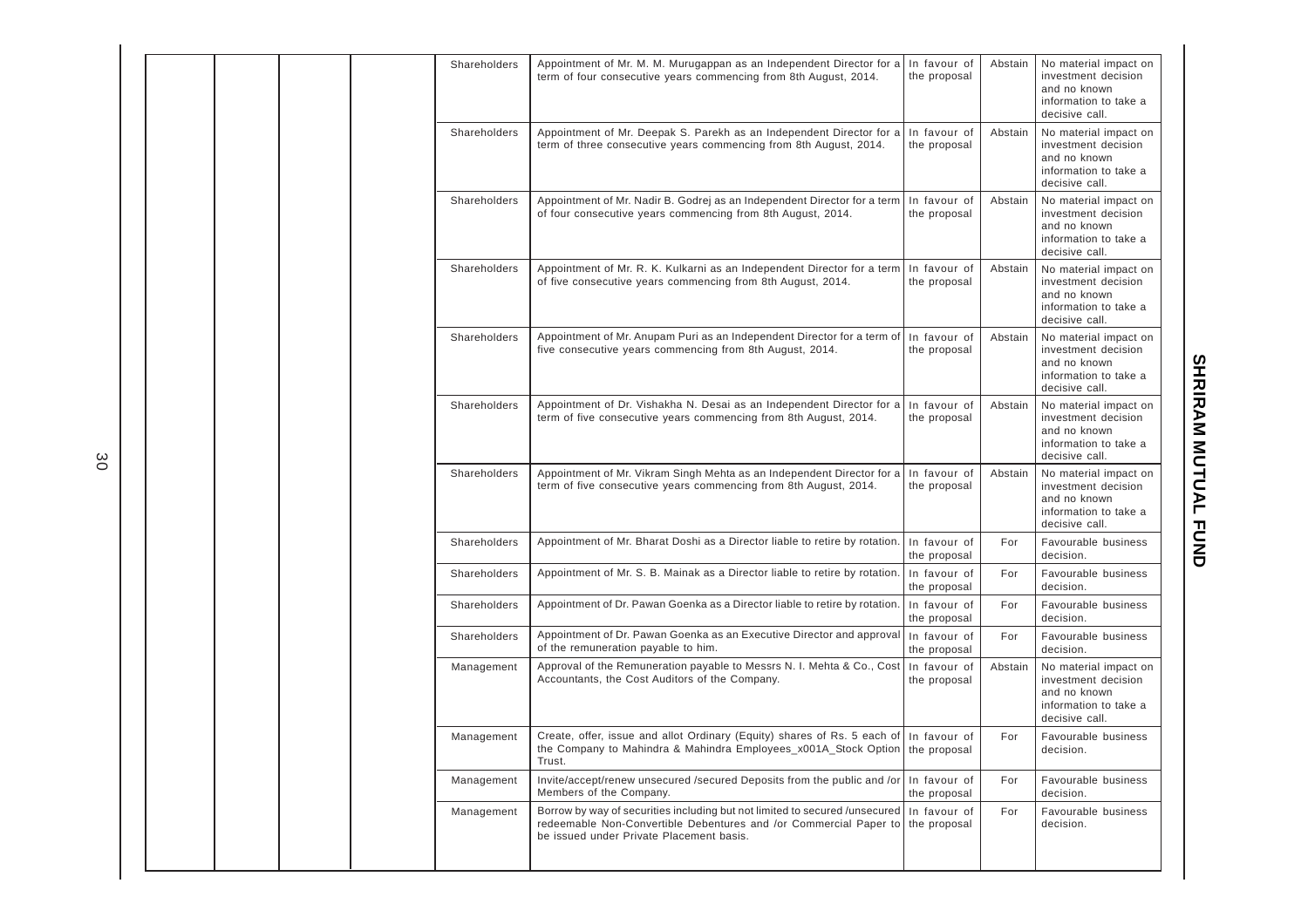| | | | | | | | | |
|---|---|---|---|---|---|---|---|---|
| | | | | Shareholders | Appointment of Mr. M. M. Murugappan as an Independent Director for a term of four consecutive years commencing from 8th August, 2014. | In favour of the proposal | Abstain | No material impact on investment decision and no known information to take a decisive call. |
| | | | | Shareholders | Appointment of Mr. Deepak S. Parekh as an Independent Director for a term of three consecutive years commencing from 8th August, 2014. | In favour of the proposal | Abstain | No material impact on investment decision and no known information to take a decisive call. |
| | | | | Shareholders | Appointment of Mr. Nadir B. Godrej as an Independent Director for a term of four consecutive years commencing from 8th August, 2014. | In favour of the proposal | Abstain | No material impact on investment decision and no known information to take a decisive call. |
| | | | | Shareholders | Appointment of Mr. R. K. Kulkarni as an Independent Director for a term of five consecutive years commencing from 8th August, 2014. | In favour of the proposal | Abstain | No material impact on investment decision and no known information to take a decisive call. |
| | | | | Shareholders | Appointment of Mr. Anupam Puri as an Independent Director for a term of five consecutive years commencing from 8th August, 2014. | In favour of the proposal | Abstain | No material impact on investment decision and no known information to take a decisive call. |
| | | | | Shareholders | Appointment of Dr. Vishakha N. Desai as an Independent Director for a term of five consecutive years commencing from 8th August, 2014. | In favour of the proposal | Abstain | No material impact on investment decision and no known information to take a decisive call. |
| | | | | Shareholders | Appointment of Mr. Vikram Singh Mehta as an Independent Director for a term of five consecutive years commencing from 8th August, 2014. | In favour of the proposal | Abstain | No material impact on investment decision and no known information to take a decisive call. |
| | | | | Shareholders | Appointment of Mr. Bharat Doshi as a Director liable to retire by rotation. | In favour of the proposal | For | Favourable business decision. |
| | | | | Shareholders | Appointment of Mr. S. B. Mainak as a Director liable to retire by rotation. | In favour of the proposal | For | Favourable business decision. |
| | | | | Shareholders | Appointment of Dr. Pawan Goenka as a Director liable to retire by rotation. | In favour of the proposal | For | Favourable business decision. |
| | | | | Shareholders | Appointment of Dr. Pawan Goenka as an Executive Director and approval of the remuneration payable to him. | In favour of the proposal | For | Favourable business decision. |
| | | | | Management | Approval of the Remuneration payable to Messrs N. I. Mehta & Co., Cost Accountants, the Cost Auditors of the Company. | In favour of the proposal | Abstain | No material impact on investment decision and no known information to take a decisive call. |
| | | | | Management | Create, offer, issue and allot Ordinary (Equity) shares of Rs. 5 each of the Company to Mahindra & Mahindra Employees_x001A_Stock Option Trust. | In favour of the proposal | For | Favourable business decision. |
| | | | | Management | Invite/accept/renew unsecured /secured Deposits from the public and /or Members of the Company. | In favour of the proposal | For | Favourable business decision. |
| | | | | Management | Borrow by way of securities including but not limited to secured /unsecured redeemable Non-Convertible Debentures and /or Commercial Paper to be issued under Private Placement basis. | In favour of the proposal | For | Favourable business decision. |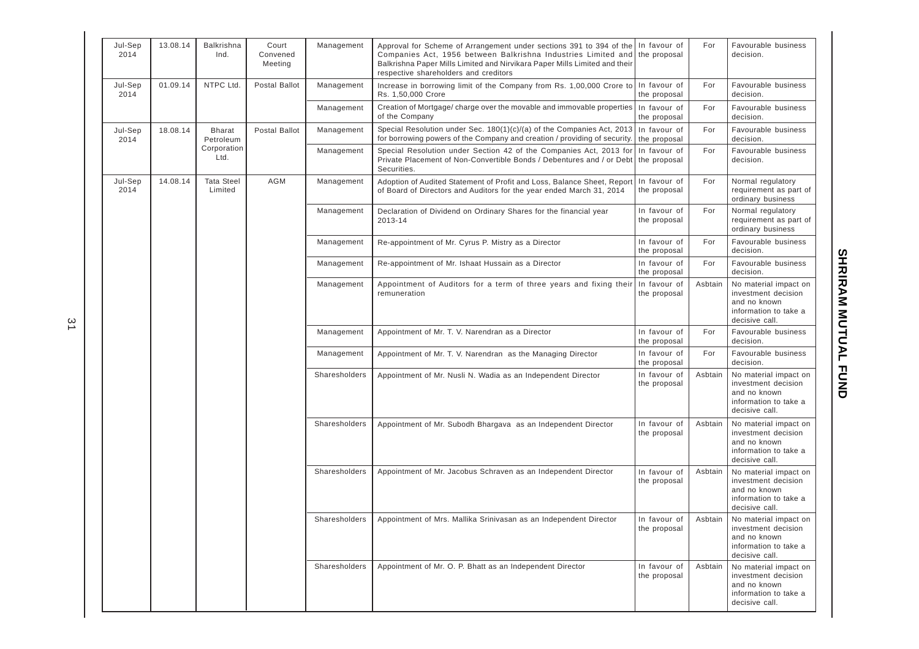| | | | | | | | | |
|---|---|---|---|---|---|---|---|---|
| Jul-Sep 2014 | 13.08.14 | Balkrishna Ind. | Court Convened Meeting | Management | Approval for Scheme of Arrangement under sections 391 to 394 of the Companies Act, 1956 between Balkrishna Industries Limited and Balkrishna Paper Mills Limited and Nirvikara Paper Mills Limited and their respective shareholders and creditors | In favour of the proposal | For | Favourable business decision. |
| Jul-Sep 2014 | 01.09.14 | NTPC Ltd. | Postal Ballot | Management | Increase in borrowing limit of the Company from Rs. 1,00,000 Crore to Rs. 1,50,000 Crore | In favour of the proposal | For | Favourable business decision. |
| | | | | Management | Creation of Mortgage/ charge over the movable and immovable properties of the Company | In favour of the proposal | For | Favourable business decision. |
| Jul-Sep 2014 | 18.08.14 | Bharat Petroleum Corporation Ltd. | Postal Ballot | Management | Special Resolution under Sec. 180(1)(c)/(a) of the Companies Act, 2013 for borrowing powers of the Company and creation / providing of security. | In favour of the proposal | For | Favourable business decision. |
| | | | | Management | Special Resolution under Section 42 of the Companies Act, 2013 for Private Placement of Non-Convertible Bonds / Debentures and / or Debt Securities. | In favour of the proposal | For | Favourable business decision. |
| Jul-Sep 2014 | 14.08.14 | Tata Steel Limited | AGM | Management | Adoption of Audited Statement of Profit and Loss, Balance Sheet, Report of Board of Directors and Auditors for the year ended March 31, 2014 | In favour of the proposal | For | Normal regulatory requirement as part of ordinary business |
| | | | | Management | Declaration of Dividend on Ordinary Shares for the financial year 2013-14 | In favour of the proposal | For | Normal regulatory requirement as part of ordinary business |
| | | | | Management | Re-appointment of Mr. Cyrus P. Mistry as a Director | In favour of the proposal | For | Favourable business decision. |
| | | | | Management | Re-appointment of Mr. Ishaat Hussain as a Director | In favour of the proposal | For | Favourable business decision. |
| | | | | Management | Appointment of Auditors for a term of three years and fixing their remuneration | In favour of the proposal | Asbtain | No material impact on investment decision and no known information to take a decisive call. |
| | | | | Management | Appointment of Mr. T. V. Narendran as a Director | In favour of the proposal | For | Favourable business decision. |
| | | | | Management | Appointment of Mr. T. V. Narendran as the Managing Director | In favour of the proposal | For | Favourable business decision. |
| | | | | Sharesholders | Appointment of Mr. Nusli N. Wadia as an Independent Director | In favour of the proposal | Asbtain | No material impact on investment decision and no known information to take a decisive call. |
| | | | | Sharesholders | Appointment of Mr. Subodh Bhargava as an Independent Director | In favour of the proposal | Asbtain | No material impact on investment decision and no known information to take a decisive call. |
| | | | | Sharesholders | Appointment of Mr. Jacobus Schraven as an Independent Director | In favour of the proposal | Asbtain | No material impact on investment decision and no known information to take a decisive call. |
| | | | | Sharesholders | Appointment of Mrs. Mallika Srinivasan as an Independent Director | In favour of the proposal | Asbtain | No material impact on investment decision and no known information to take a decisive call. |
| | | | | Sharesholders | Appointment of Mr. O. P. Bhatt as an Independent Director | In favour of the proposal | Asbtain | No material impact on investment decision and no known information to take a decisive call. |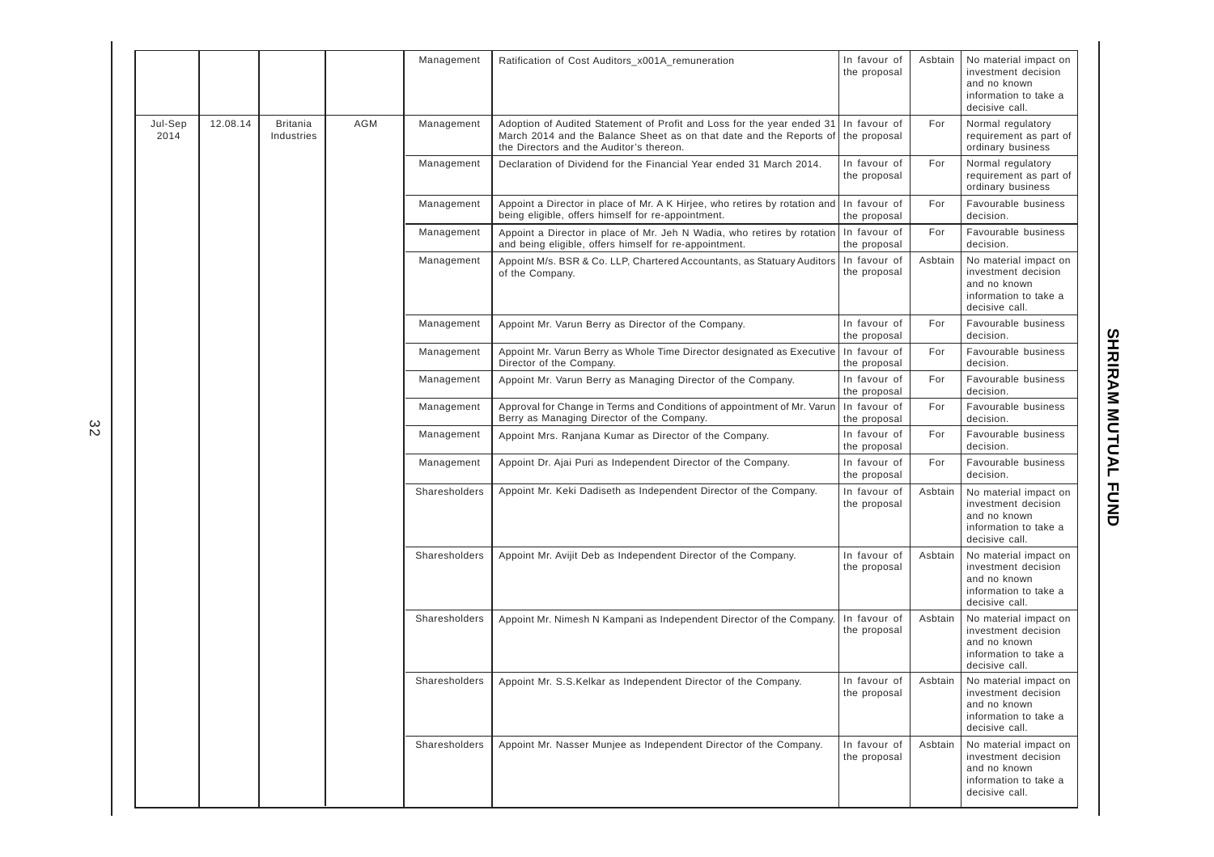| | | | | | | | | |
|---|---|---|---|---|---|---|---|---|
| | | | | Management | Ratification of Cost Auditors_x001A_remuneration | In favour of the proposal | Asbtain | No material impact on investment decision and no known information to take a decisive call. |
| Jul-Sep 2014 | 12.08.14 | Britania Industries | AGM | Management | Adoption of Audited Statement of Profit and Loss for the year ended 31 March 2014 and the Balance Sheet as on that date and the Reports of the Directors and the Auditor's thereon. | In favour of the proposal | For | Normal regulatory requirement as part of ordinary business |
| | | | | Management | Declaration of Dividend for the Financial Year ended 31 March 2014. | In favour of the proposal | For | Normal regulatory requirement as part of ordinary business |
| | | | | Management | Appoint a Director in place of Mr. A K Hirjee, who retires by rotation and being eligible, offers himself for re-appointment. | In favour of the proposal | For | Favourable business decision. |
| | | | | Management | Appoint a Director in place of Mr. Jeh N Wadia, who retires by rotation and being eligible, offers himself for re-appointment. | In favour of the proposal | For | Favourable business decision. |
| | | | | Management | Appoint M/s. BSR & Co. LLP, Chartered Accountants, as Statuary Auditors of the Company. | In favour of the proposal | Asbtain | No material impact on investment decision and no known information to take a decisive call. |
| | | | | Management | Appoint Mr. Varun Berry as Director of the Company. | In favour of the proposal | For | Favourable business decision. |
| | | | | Management | Appoint Mr. Varun Berry as Whole Time Director designated as Executive Director of the Company. | In favour of the proposal | For | Favourable business decision. |
| | | | | Management | Appoint Mr. Varun Berry as Managing Director of the Company. | In favour of the proposal | For | Favourable business decision. |
| | | | | Management | Approval for Change in Terms and Conditions of appointment of Mr. Varun Berry as Managing Director of the Company. | In favour of the proposal | For | Favourable business decision. |
| | | | | Management | Appoint Mrs. Ranjana Kumar as Director of the Company. | In favour of the proposal | For | Favourable business decision. |
| | | | | Management | Appoint Dr. Ajai Puri as Independent Director of the Company. | In favour of the proposal | For | Favourable business decision. |
| | | | | Sharesholders | Appoint Mr. Keki Dadiseth as Independent Director of the Company. | In favour of the proposal | Asbtain | No material impact on investment decision and no known information to take a decisive call. |
| | | | | Sharesholders | Appoint Mr. Avijit Deb as Independent Director of the Company. | In favour of the proposal | Asbtain | No material impact on investment decision and no known information to take a decisive call. |
| | | | | Sharesholders | Appoint Mr. Nimesh N Kampani as Independent Director of the Company. | In favour of the proposal | Asbtain | No material impact on investment decision and no known information to take a decisive call. |
| | | | | Sharesholders | Appoint Mr. S.S.Kelkar as Independent Director of the Company. | In favour of the proposal | Asbtain | No material impact on investment decision and no known information to take a decisive call. |
| | | | | Sharesholders | Appoint Mr. Nasser Munjee as Independent Director of the Company. | In favour of the proposal | Asbtain | No material impact on investment decision and no known information to take a decisive call. |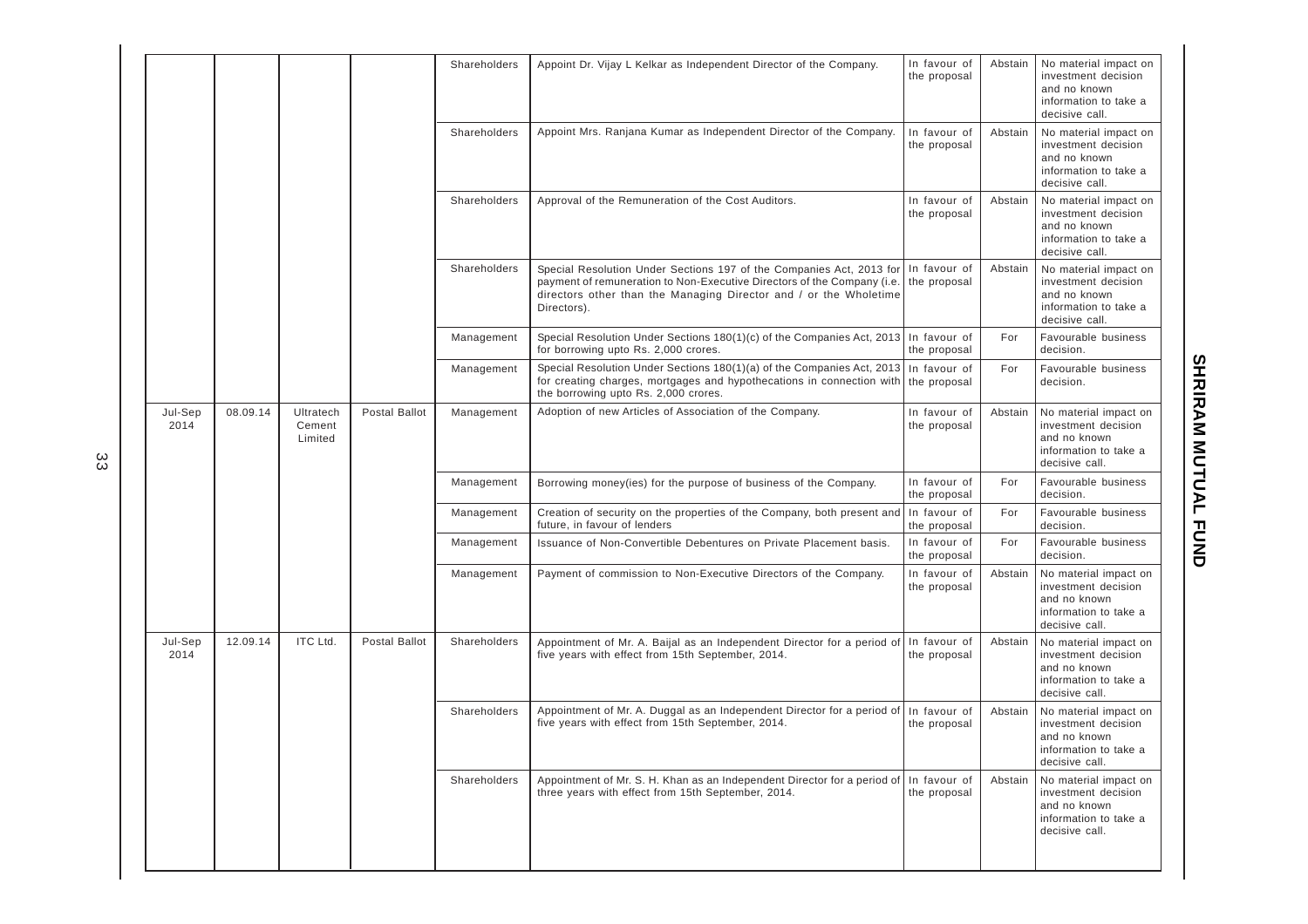| | | | | | | | | |
|---|---|---|---|---|---|---|---|---|
| | | | | Shareholders | Appoint Dr. Vijay L Kelkar as Independent Director of the Company. | In favour of the proposal | Abstain | No material impact on investment decision and no known information to take a decisive call. |
| | | | | Shareholders | Appoint Mrs. Ranjana Kumar as Independent Director of the Company. | In favour of the proposal | Abstain | No material impact on investment decision and no known information to take a decisive call. |
| | | | | Shareholders | Approval of the Remuneration of the Cost Auditors. | In favour of the proposal | Abstain | No material impact on investment decision and no known information to take a decisive call. |
| | | | | Shareholders | Special Resolution Under Sections 197 of the Companies Act, 2013 for payment of remuneration to Non-Executive Directors of the Company (i.e. directors other than the Managing Director and / or the Wholetime Directors). | In favour of the proposal | Abstain | No material impact on investment decision and no known information to take a decisive call. |
| | | | | Management | Special Resolution Under Sections 180(1)(c) of the Companies Act, 2013 for borrowing upto Rs. 2,000 crores. | In favour of the proposal | For | Favourable business decision. |
| | | | | Management | Special Resolution Under Sections 180(1)(a) of the Companies Act, 2013 for creating charges, mortgages and hypothecations in connection with the borrowing upto Rs. 2,000 crores. | In favour of the proposal | For | Favourable business decision. |
| Jul-Sep 2014 | 08.09.14 | Ultratech Cement Limited | Postal Ballot | Management | Adoption of new Articles of Association of the Company. | In favour of the proposal | Abstain | No material impact on investment decision and no known information to take a decisive call. |
| | | | | Management | Borrowing money(ies) for the purpose of business of the Company. | In favour of the proposal | For | Favourable business decision. |
| | | | | Management | Creation of security on the properties of the Company, both present and future, in favour of lenders | In favour of the proposal | For | Favourable business decision. |
| | | | | Management | Issuance of Non-Convertible Debentures on Private Placement basis. | In favour of the proposal | For | Favourable business decision. |
| | | | | Management | Payment of commission to Non-Executive Directors of the Company. | In favour of the proposal | Abstain | No material impact on investment decision and no known information to take a decisive call. |
| Jul-Sep 2014 | 12.09.14 | ITC Ltd. | Postal Ballot | Shareholders | Appointment of Mr. A. Baijal as an Independent Director for a period of five years with effect from 15th September, 2014. | In favour of the proposal | Abstain | No material impact on investment decision and no known information to take a decisive call. |
| | | | | Shareholders | Appointment of Mr. A. Duggal as an Independent Director for a period of five years with effect from 15th September, 2014. | In favour of the proposal | Abstain | No material impact on investment decision and no known information to take a decisive call. |
| | | | | Shareholders | Appointment of Mr. S. H. Khan as an Independent Director for a period of three years with effect from 15th September, 2014. | In favour of the proposal | Abstain | No material impact on investment decision and no known information to take a decisive call. |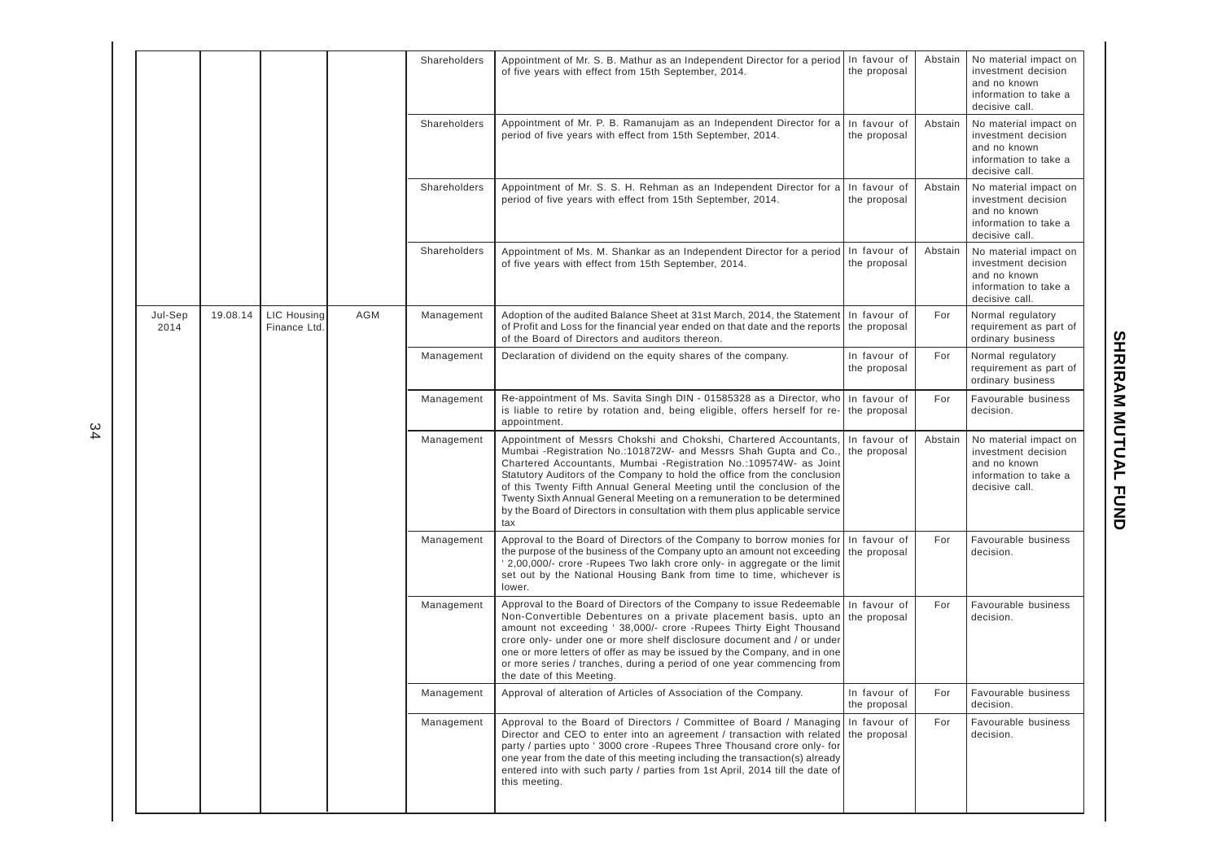| | | | | | | | | |
|---|---|---|---|---|---|---|---|---|
| | | | | Shareholders | Appointment of Mr. S. B. Mathur as an Independent Director for a period of five years with effect from 15th September, 2014. | In favour of the proposal | Abstain | No material impact on investment decision and no known information to take a decisive call. |
| | | | | Shareholders | Appointment of Mr. P. B. Ramanujam as an Independent Director for a period of five years with effect from 15th September, 2014. | In favour of the proposal | Abstain | No material impact on investment decision and no known information to take a decisive call. |
| | | | | Shareholders | Appointment of Mr. S. S. H. Rehman as an Independent Director for a period of five years with effect from 15th September, 2014. | In favour of the proposal | Abstain | No material impact on investment decision and no known information to take a decisive call. |
| | | | | Shareholders | Appointment of Ms. M. Shankar as an Independent Director for a period of five years with effect from 15th September, 2014. | In favour of the proposal | Abstain | No material impact on investment decision and no known information to take a decisive call. |
| Jul-Sep 2014 | 19.08.14 | LIC Housing Finance Ltd. | AGM | Management | Adoption of the audited Balance Sheet at 31st March, 2014, the Statement of Profit and Loss for the financial year ended on that date and the reports of the Board of Directors and auditors thereon. | In favour of the proposal | For | Normal regulatory requirement as part of ordinary business |
| | | | | Management | Declaration of dividend on the equity shares of the company. | In favour of the proposal | For | Normal regulatory requirement as part of ordinary business |
| | | | | Management | Re-appointment of Ms. Savita Singh DIN - 01585328 as a Director, who is liable to retire by rotation and, being eligible, offers herself for re-appointment. | In favour of the proposal | For | Favourable business decision. |
| | | | | Management | Appointment of Messrs Chokshi and Chokshi, Chartered Accountants, Mumbai -Registration No.:101872W- and Messrs Shah Gupta and Co., Chartered Accountants, Mumbai -Registration No.:109574W- as Joint Statutory Auditors of the Company to hold the office from the conclusion of this Twenty Fifth Annual General Meeting until the conclusion of the Twenty Sixth Annual General Meeting on a remuneration to be determined by the Board of Directors in consultation with them plus applicable service tax | In favour of the proposal | Abstain | No material impact on investment decision and no known information to take a decisive call. |
| | | | | Management | Approval to the Board of Directors of the Company to borrow monies for the purpose of the business of the Company upto an amount not exceeding ' 2,00,000/- crore -Rupees Two lakh crore only- in aggregate or the limit set out by the National Housing Bank from time to time, whichever is lower. | In favour of the proposal | For | Favourable business decision. |
| | | | | Management | Approval to the Board of Directors of the Company to issue Redeemable Non-Convertible Debentures on a private placement basis, upto an amount not exceeding ' 38,000/- crore -Rupees Thirty Eight Thousand crore only- under one or more shelf disclosure document and / or under one or more letters of offer as may be issued by the Company, and in one or more series / tranches, during a period of one year commencing from the date of this Meeting. | In favour of the proposal | For | Favourable business decision. |
| | | | | Management | Approval of alteration of Articles of Association of the Company. | In favour of the proposal | For | Favourable business decision. |
| | | | | Management | Approval to the Board of Directors / Committee of Board / Managing Director and CEO to enter into an agreement / transaction with related party / parties upto ' 3000 crore -Rupees Three Thousand crore only- for one year from the date of this meeting including the transaction(s) already entered into with such party / parties from 1st April, 2014 till the date of this meeting. | In favour of the proposal | For | Favourable business decision. |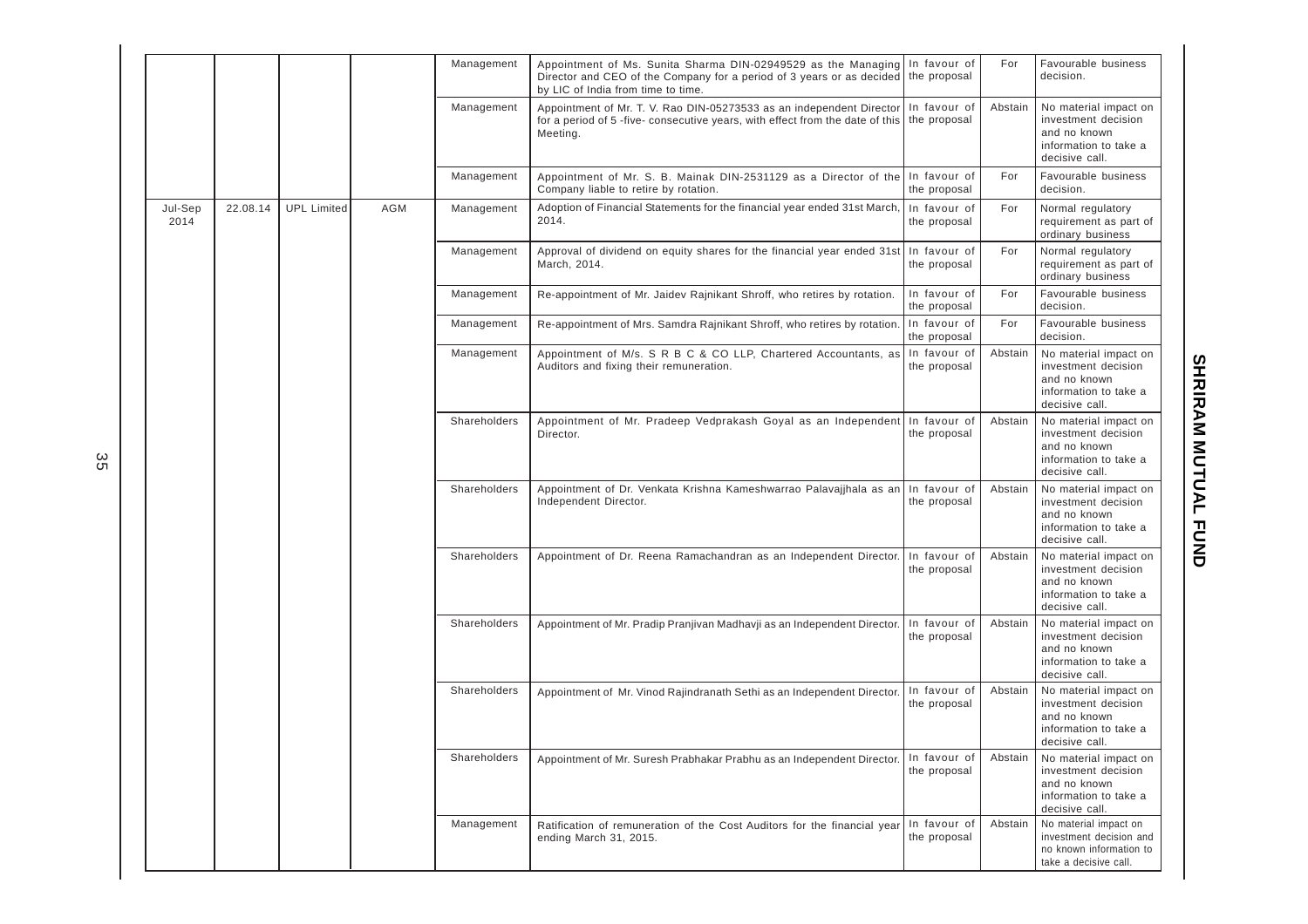| | | | | | | | | |
|---|---|---|---|---|---|---|---|---|
| | | | | Management | Appointment of Ms. Sunita Sharma DIN-02949529 as the Managing Director and CEO of the Company for a period of 3 years or as decided by LIC of India from time to time. | In favour of the proposal | For | Favourable business decision. |
| | | | | Management | Appointment of Mr. T. V. Rao DIN-05273533 as an independent Director for a period of 5 -five- consecutive years, with effect from the date of this Meeting. | In favour of the proposal | Abstain | No material impact on investment decision and no known information to take a decisive call. |
| | | | | Management | Appointment of Mr. S. B. Mainak DIN-2531129 as a Director of the Company liable to retire by rotation. | In favour of the proposal | For | Favourable business decision. |
| Jul-Sep 2014 | 22.08.14 | UPL Limited | AGM | Management | Adoption of Financial Statements for the financial year ended 31st March, 2014. | In favour of the proposal | For | Normal regulatory requirement as part of ordinary business |
| | | | | Management | Approval of dividend on equity shares for the financial year ended 31st March, 2014. | In favour of the proposal | For | Normal regulatory requirement as part of ordinary business |
| | | | | Management | Re-appointment of Mr. Jaidev Rajnikant Shroff, who retires by rotation. | In favour of the proposal | For | Favourable business decision. |
| | | | | Management | Re-appointment of Mrs. Samdra Rajnikant Shroff, who retires by rotation. | In favour of the proposal | For | Favourable business decision. |
| | | | | Management | Appointment of M/s. S R B C & CO LLP, Chartered Accountants, as Auditors and fixing their remuneration. | In favour of the proposal | Abstain | No material impact on investment decision and no known information to take a decisive call. |
| | | | | Shareholders | Appointment of Mr. Pradeep Vedprakash Goyal as an Independent Director. | In favour of the proposal | Abstain | No material impact on investment decision and no known information to take a decisive call. |
| | | | | Shareholders | Appointment of Dr. Venkata Krishna Kameshwarrao Palavajjhala as an Independent Director. | In favour of the proposal | Abstain | No material impact on investment decision and no known information to take a decisive call. |
| | | | | Shareholders | Appointment of Dr. Reena Ramachandran as an Independent Director. | In favour of the proposal | Abstain | No material impact on investment decision and no known information to take a decisive call. |
| | | | | Shareholders | Appointment of Mr. Pradip Pranjivan Madhavji as an Independent Director. | In favour of the proposal | Abstain | No material impact on investment decision and no known information to take a decisive call. |
| | | | | Shareholders | Appointment of Mr. Vinod Rajindranath Sethi as an Independent Director. | In favour of the proposal | Abstain | No material impact on investment decision and no known information to take a decisive call. |
| | | | | Shareholders | Appointment of Mr. Suresh Prabhakar Prabhu as an Independent Director. | In favour of the proposal | Abstain | No material impact on investment decision and no known information to take a decisive call. |
| | | | | Management | Ratification of remuneration of the Cost Auditors for the financial year ending March 31, 2015. | In favour of the proposal | Abstain | No material impact on investment decision and no known information to take a decisive call. |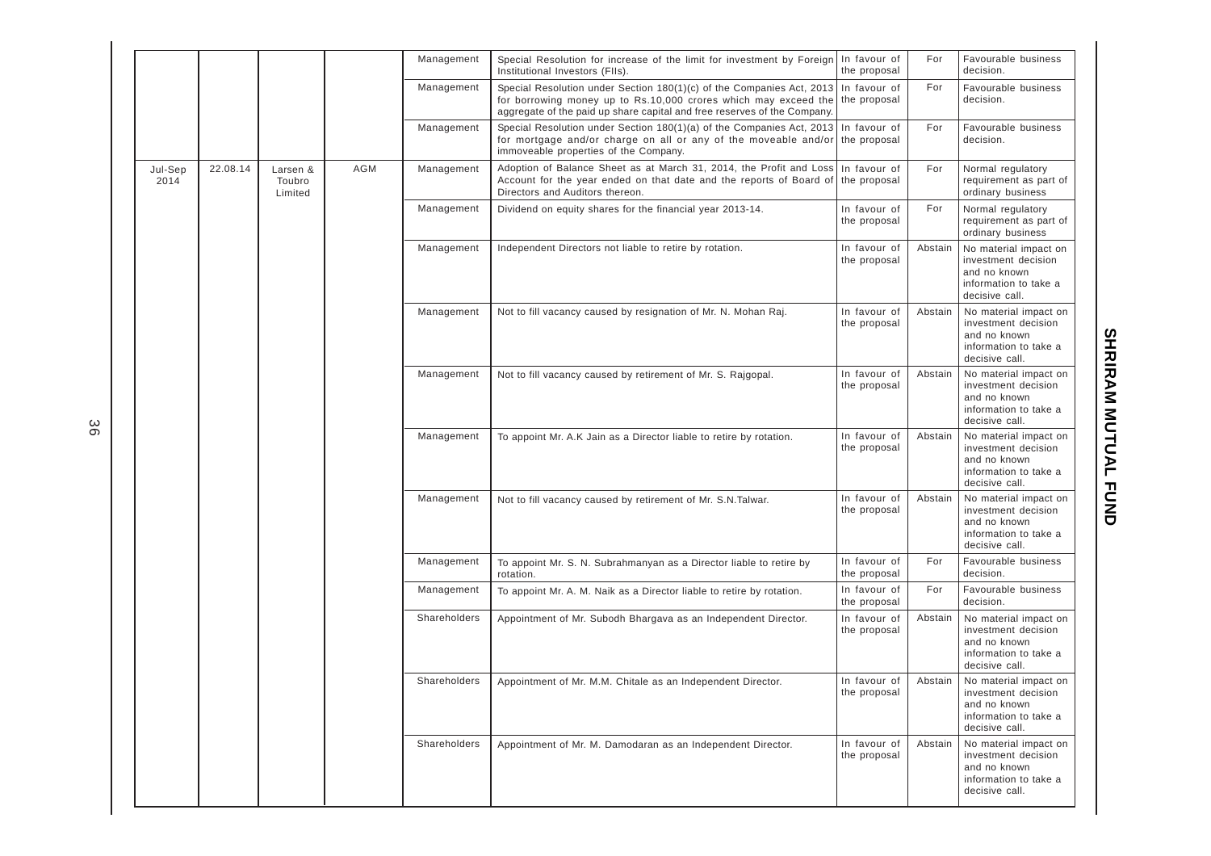| | | | | | | | | |
|---|---|---|---|---|---|---|---|---|
| | | | | Management | Special Resolution for increase of the limit for investment by Foreign Institutional Investors (FIIs). | In favour of the proposal | For | Favourable business decision. |
| | | | | Management | Special Resolution under Section 180(1)(c) of the Companies Act, 2013 for borrowing money up to Rs.10,000 crores which may exceed the aggregate of the paid up share capital and free reserves of the Company. | In favour of the proposal | For | Favourable business decision. |
| | | | | Management | Special Resolution under Section 180(1)(a) of the Companies Act, 2013 for mortgage and/or charge on all or any of the moveable and/or immoveable properties of the Company. | In favour of the proposal | For | Favourable business decision. |
| Jul-Sep 2014 | 22.08.14 | Larsen & Toubro Limited | AGM | Management | Adoption of Balance Sheet as at March 31, 2014, the Profit and Loss Account for the year ended on that date and the reports of Board of Directors and Auditors thereon. | In favour of the proposal | For | Normal regulatory requirement as part of ordinary business |
| | | | | Management | Dividend on equity shares for the financial year 2013-14. | In favour of the proposal | For | Normal regulatory requirement as part of ordinary business |
| | | | | Management | Independent Directors not liable to retire by rotation. | In favour of the proposal | Abstain | No material impact on investment decision and no known information to take a decisive call. |
| | | | | Management | Not to fill vacancy caused by resignation of Mr. N. Mohan Raj. | In favour of the proposal | Abstain | No material impact on investment decision and no known information to take a decisive call. |
| | | | | Management | Not to fill vacancy caused by retirement of Mr. S. Rajgopal. | In favour of the proposal | Abstain | No material impact on investment decision and no known information to take a decisive call. |
| | | | | Management | To appoint Mr. A.K Jain as a Director liable to retire by rotation. | In favour of the proposal | Abstain | No material impact on investment decision and no known information to take a decisive call. |
| | | | | Management | Not to fill vacancy caused by retirement of Mr. S.N.Talwar. | In favour of the proposal | Abstain | No material impact on investment decision and no known information to take a decisive call. |
| | | | | Management | To appoint Mr. S. N. Subrahmanyan as a Director liable to retire by rotation. | In favour of the proposal | For | Favourable business decision. |
| | | | | Management | To appoint Mr. A. M. Naik as a Director liable to retire by rotation. | In favour of the proposal | For | Favourable business decision. |
| | | | | Shareholders | Appointment of Mr. Subodh Bhargava as an Independent Director. | In favour of the proposal | Abstain | No material impact on investment decision and no known information to take a decisive call. |
| | | | | Shareholders | Appointment of Mr. M.M. Chitale as an Independent Director. | In favour of the proposal | Abstain | No material impact on investment decision and no known information to take a decisive call. |
| | | | | Shareholders | Appointment of Mr. M. Damodaran as an Independent Director. | In favour of the proposal | Abstain | No material impact on investment decision and no known information to take a decisive call. |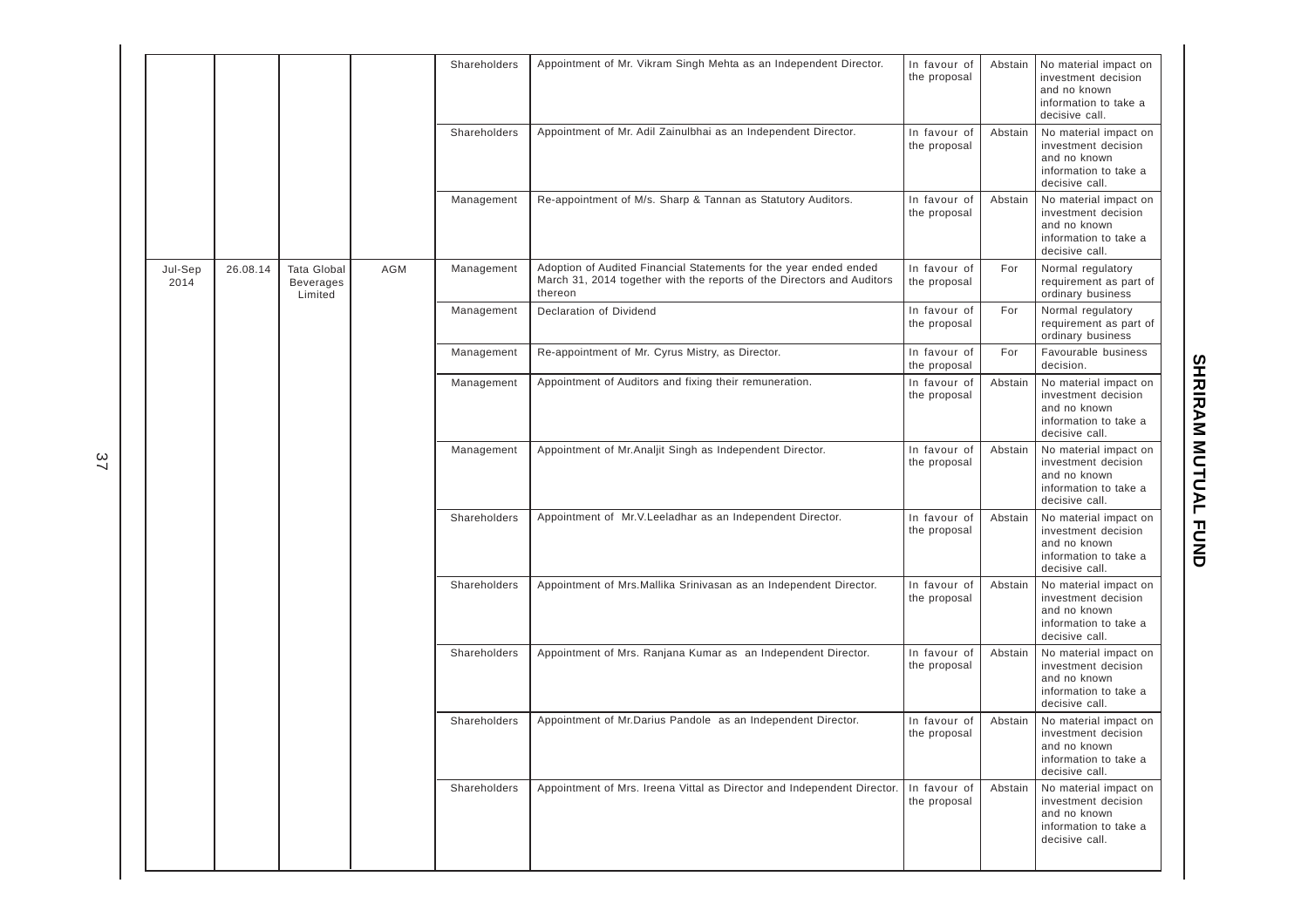| | | | | | | | | |
|---|---|---|---|---|---|---|---|---|
| | | | | Shareholders | Appointment of Mr. Vikram Singh Mehta as an Independent Director. | In favour of the proposal | Abstain | No material impact on investment decision and no known information to take a decisive call. |
| | | | | Shareholders | Appointment of Mr. Adil Zainulbhai as an Independent Director. | In favour of the proposal | Abstain | No material impact on investment decision and no known information to take a decisive call. |
| | | | | Management | Re-appointment of M/s. Sharp & Tannan as Statutory Auditors. | In favour of the proposal | Abstain | No material impact on investment decision and no known information to take a decisive call. |
| Jul-Sep 2014 | 26.08.14 | Tata Global Beverages Limited | AGM | Management | Adoption of Audited Financial Statements for the year ended ended March 31, 2014 together with the reports of the Directors and Auditors thereon | In favour of the proposal | For | Normal regulatory requirement as part of ordinary business |
| | | | | Management | Declaration of Dividend | In favour of the proposal | For | Normal regulatory requirement as part of ordinary business |
| | | | | Management | Re-appointment of Mr. Cyrus Mistry, as Director. | In favour of the proposal | For | Favourable business decision. |
| | | | | Management | Appointment of Auditors and fixing their remuneration. | In favour of the proposal | Abstain | No material impact on investment decision and no known information to take a decisive call. |
| | | | | Management | Appointment of Mr.Analjit Singh as Independent Director. | In favour of the proposal | Abstain | No material impact on investment decision and no known information to take a decisive call. |
| | | | | Shareholders | Appointment of Mr.V.Leeladhar as an Independent Director. | In favour of the proposal | Abstain | No material impact on investment decision and no known information to take a decisive call. |
| | | | | Shareholders | Appointment of Mrs.Mallika Srinivasan as an Independent Director. | In favour of the proposal | Abstain | No material impact on investment decision and no known information to take a decisive call. |
| | | | | Shareholders | Appointment of Mrs. Ranjana Kumar as an Independent Director. | In favour of the proposal | Abstain | No material impact on investment decision and no known information to take a decisive call. |
| | | | | Shareholders | Appointment of Mr.Darius Pandole as an Independent Director. | In favour of the proposal | Abstain | No material impact on investment decision and no known information to take a decisive call. |
| | | | | Shareholders | Appointment of Mrs. Ireena Vittal as Director and Independent Director. | In favour of the proposal | Abstain | No material impact on investment decision and no known information to take a decisive call. |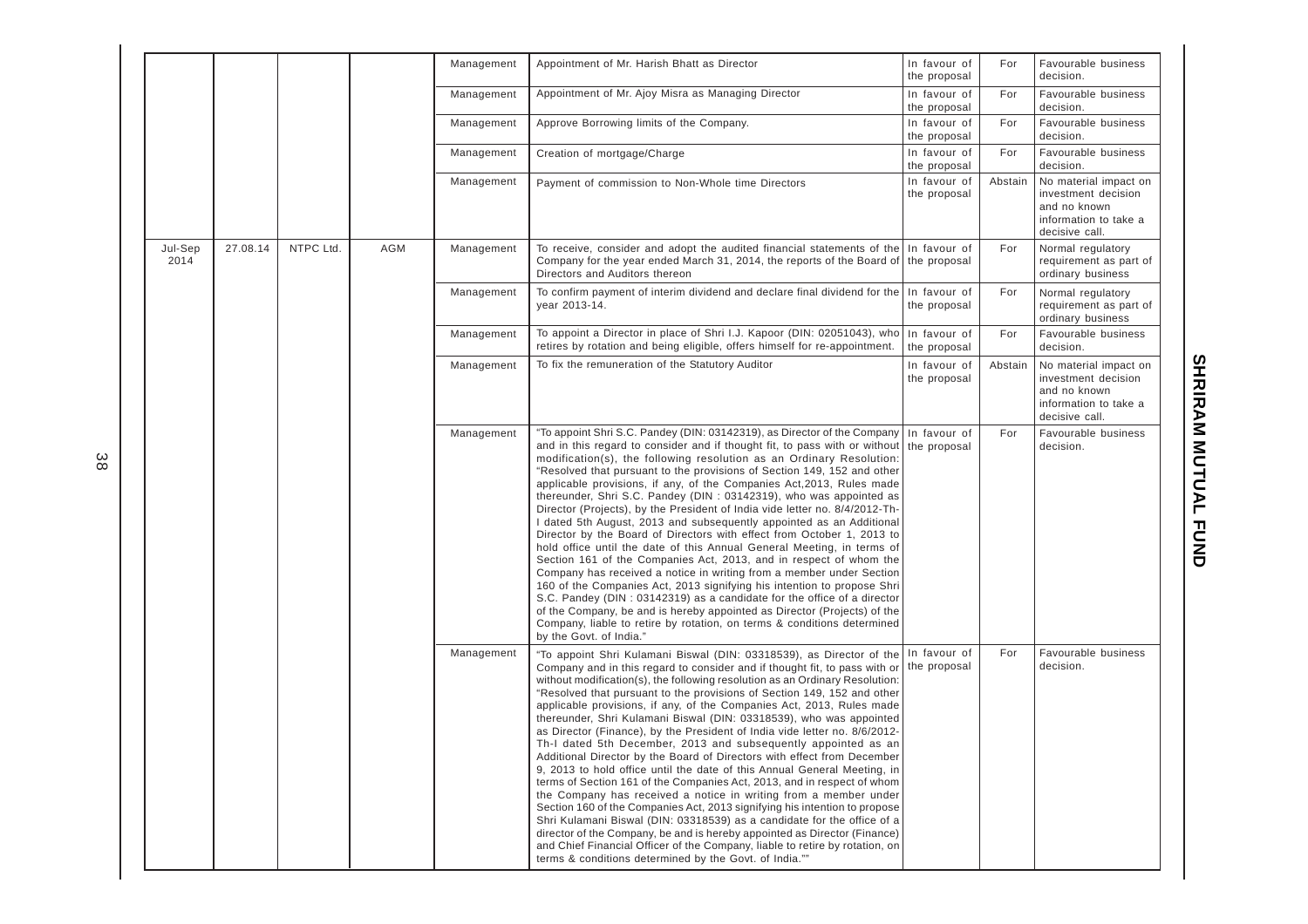| | | | | | | | | |
|---|---|---|---|---|---|---|---|---|
| | | | | Management | Appointment of Mr. Harish Bhatt as Director | In favour of the proposal | For | Favourable business decision. |
| | | | | Management | Appointment of Mr. Ajoy Misra as Managing Director | In favour of the proposal | For | Favourable business decision. |
| | | | | Management | Approve Borrowing limits of the Company. | In favour of the proposal | For | Favourable business decision. |
| | | | | Management | Creation of mortgage/Charge | In favour of the proposal | For | Favourable business decision. |
| | | | | Management | Payment of commission to Non-Whole time Directors | In favour of the proposal | Abstain | No material impact on investment decision and no known information to take a decisive call. |
| Jul-Sep 2014 | 27.08.14 | NTPC Ltd. | AGM | Management | To receive, consider and adopt the audited financial statements of the Company for the year ended March 31, 2014, the reports of the Board of Directors and Auditors thereon | In favour of the proposal | For | Normal regulatory requirement as part of ordinary business |
| | | | | Management | To confirm payment of interim dividend and declare final dividend for the year 2013-14. | In favour of the proposal | For | Normal regulatory requirement as part of ordinary business |
| | | | | Management | To appoint a Director in place of Shri I.J. Kapoor (DIN: 02051043), who retires by rotation and being eligible, offers himself for re-appointment. | In favour of the proposal | For | Favourable business decision. |
| | | | | Management | To fix the remuneration of the Statutory Auditor | In favour of the proposal | Abstain | No material impact on investment decision and no known information to take a decisive call. |
| | | | | Management | "To appoint Shri S.C. Pandey (DIN: 03142319), as Director of the Company and in this regard to consider and if thought fit, to pass with or without modification(s), the following resolution as an Ordinary Resolution: "Resolved that pursuant to the provisions of Section 149, 152 and other applicable provisions, if any, of the Companies Act,2013, Rules made thereunder, Shri S.C. Pandey (DIN : 03142319), who was appointed as Director (Projects), by the President of India vide letter no. 8/4/2012-Th-I dated 5th August, 2013 and subsequently appointed as an Additional Director by the Board of Directors with effect from October 1, 2013 to hold office until the date of this Annual General Meeting, in terms of Section 161 of the Companies Act, 2013, and in respect of whom the Company has received a notice in writing from a member under Section 160 of the Companies Act, 2013 signifying his intention to propose Shri S.C. Pandey (DIN : 03142319) as a candidate for the office of a director of the Company, be and is hereby appointed as Director (Projects) of the Company, liable to retire by rotation, on terms & conditions determined by the Govt. of India." | In favour of the proposal | For | Favourable business decision. |
| | | | | Management | "To appoint Shri Kulamani Biswal (DIN: 03318539), as Director of the Company and in this regard to consider and if thought fit, to pass with or without modification(s), the following resolution as an Ordinary Resolution: "Resolved that pursuant to the provisions of Section 149, 152 and other applicable provisions, if any, of the Companies Act, 2013, Rules made thereunder, Shri Kulamani Biswal (DIN: 03318539), who was appointed as Director (Finance), by the President of India vide letter no. 8/6/2012-Th-I dated 5th December, 2013 and subsequently appointed as an Additional Director by the Board of Directors with effect from December 9, 2013 to hold office until the date of this Annual General Meeting, in terms of Section 161 of the Companies Act, 2013, and in respect of whom the Company has received a notice in writing from a member under Section 160 of the Companies Act, 2013 signifying his intention to propose Shri Kulamani Biswal (DIN: 03318539) as a candidate for the office of a director of the Company, be and is hereby appointed as Director (Finance) and Chief Financial Officer of the Company, liable to retire by rotation, on terms & conditions determined by the Govt. of India."" | In favour of the proposal | For | Favourable business decision. |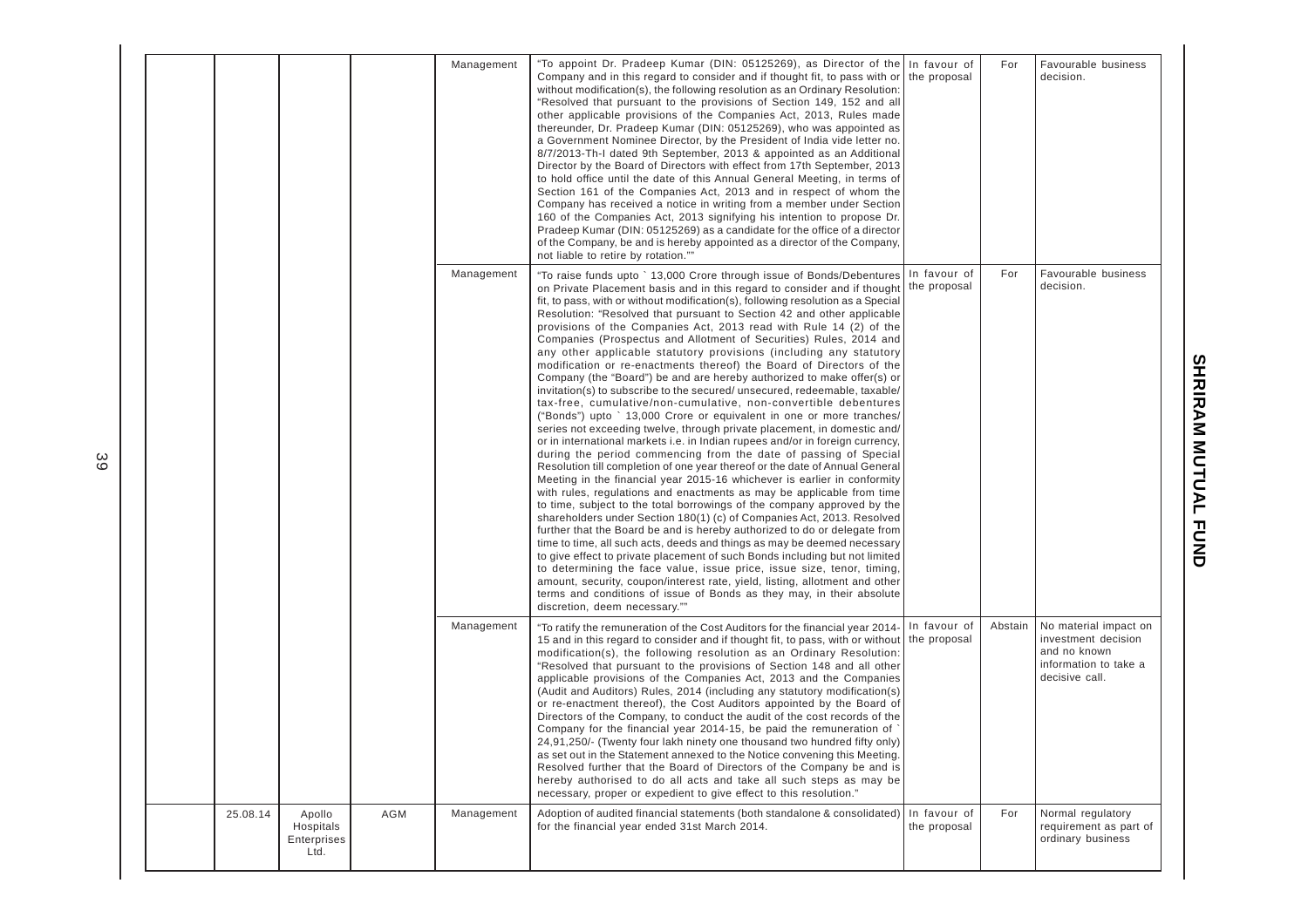| | | | | | | | | |
|---|---|---|---|---|---|---|---|---|
| | | | | Management | "To appoint Dr. Pradeep Kumar (DIN: 05125269), as Director of the Company and in this regard to consider and if thought fit, to pass with or without modification(s), the following resolution as an Ordinary Resolution: "Resolved that pursuant to the provisions of Section 149, 152 and all other applicable provisions of the Companies Act, 2013, Rules made thereunder, Dr. Pradeep Kumar (DIN: 05125269), who was appointed as a Government Nominee Director, by the President of India vide letter no. 8/7/2013-Th-I dated 9th September, 2013 & appointed as an Additional Director by the Board of Directors with effect from 17th September, 2013 to hold office until the date of this Annual General Meeting, in terms of Section 161 of the Companies Act, 2013 and in respect of whom the Company has received a notice in writing from a member under Section 160 of the Companies Act, 2013 signifying his intention to propose Dr. Pradeep Kumar (DIN: 05125269) as a candidate for the office of a director of the Company, be and is hereby appointed as a director of the Company, not liable to retire by rotation."" | In favour of the proposal | For | Favourable business decision. |
| | | | | Management | "To raise funds upto ` 13,000 Crore through issue of Bonds/Debentures on Private Placement basis and in this regard to consider and if thought fit, to pass, with or without modification(s), following resolution as a Special Resolution: "Resolved that pursuant to Section 42 and other applicable provisions of the Companies Act, 2013 read with Rule 14 (2) of the Companies (Prospectus and Allotment of Securities) Rules, 2014 and any other applicable statutory provisions (including any statutory modification or re-enactments thereof) the Board of Directors of the Company (the "Board") be and are hereby authorized to make offer(s) or invitation(s) to subscribe to the secured/ unsecured, redeemable, taxable/ tax-free, cumulative/non-cumulative, non-convertible debentures ("Bonds") upto ` 13,000 Crore or equivalent in one or more tranches/ series not exceeding twelve, through private placement, in domestic and/ or in international markets i.e. in Indian rupees and/or in foreign currency, during the period commencing from the date of passing of Special Resolution till completion of one year thereof or the date of Annual General Meeting in the financial year 2015-16 whichever is earlier in conformity with rules, regulations and enactments as may be applicable from time to time, subject to the total borrowings of the company approved by the shareholders under Section 180(1) (c) of Companies Act, 2013. Resolved further that the Board be and is hereby authorized to do or delegate from time to time, all such acts, deeds and things as may be deemed necessary to give effect to private placement of such Bonds including but not limited to determining the face value, issue price, issue size, tenor, timing, amount, security, coupon/interest rate, yield, listing, allotment and other terms and conditions of issue of Bonds as they may, in their absolute discretion, deem necessary."" | In favour of the proposal | For | Favourable business decision. |
| | | | | Management | "To ratify the remuneration of the Cost Auditors for the financial year 2014-15 and in this regard to consider and if thought fit, to pass, with or without modification(s), the following resolution as an Ordinary Resolution: "Resolved that pursuant to the provisions of Section 148 and all other applicable provisions of the Companies Act, 2013 and the Companies (Audit and Auditors) Rules, 2014 (including any statutory modification(s) or re-enactment thereof), the Cost Auditors appointed by the Board of Directors of the Company, to conduct the audit of the cost records of the Company for the financial year 2014-15, be paid the remuneration of ` 24,91,250/- (Twenty four lakh ninety one thousand two hundred fifty only) as set out in the Statement annexed to the Notice convening this Meeting. Resolved further that the Board of Directors of the Company be and is hereby authorised to do all acts and take all such steps as may be necessary, proper or expedient to give effect to this resolution." | In favour of the proposal | Abstain | No material impact on investment decision and no known information to take a decisive call. |
| | 25.08.14 | Apollo Hospitals Enterprises Ltd. | AGM | Management | Adoption of audited financial statements (both standalone & consolidated) for the financial year ended 31st March 2014. | In favour of the proposal | For | Normal regulatory requirement as part of ordinary business |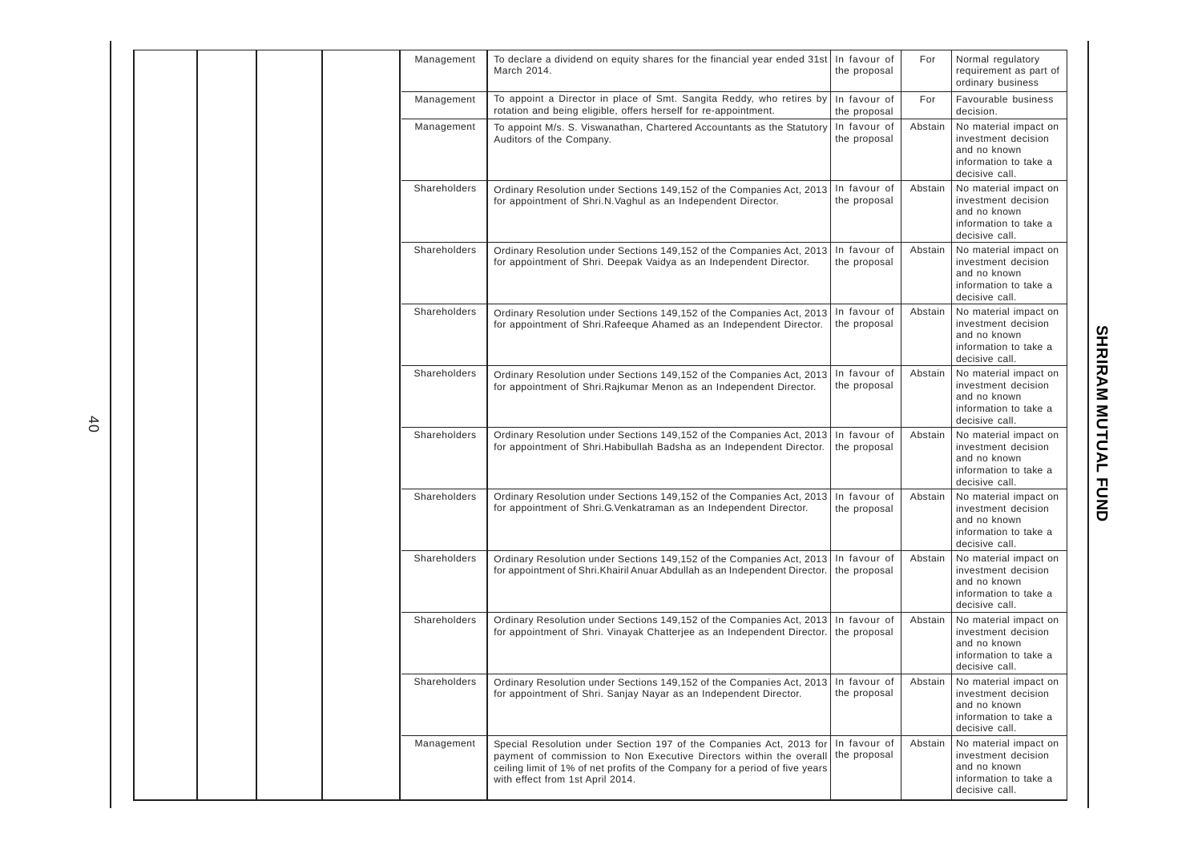| | | | | | | | | |
|---|---|---|---|---|---|---|---|---|
| | | | | Management | To declare a dividend on equity shares for the financial year ended 31st March 2014. | In favour of the proposal | For | Normal regulatory requirement as part of ordinary business |
| | | | | Management | To appoint a Director in place of Smt. Sangita Reddy, who retires by rotation and being eligible, offers herself for re-appointment. | In favour of the proposal | For | Favourable business decision. |
| | | | | Management | To appoint M/s. S. Viswanathan, Chartered Accountants as the Statutory Auditors of the Company. | In favour of the proposal | Abstain | No material impact on investment decision and no known information to take a decisive call. |
| | | | | Shareholders | Ordinary Resolution under Sections 149,152 of the Companies Act, 2013 for appointment of Shri.N.Vaghul as an Independent Director. | In favour of the proposal | Abstain | No material impact on investment decision and no known information to take a decisive call. |
| | | | | Shareholders | Ordinary Resolution under Sections 149,152 of the Companies Act, 2013 for appointment of Shri. Deepak Vaidya as an Independent Director. | In favour of the proposal | Abstain | No material impact on investment decision and no known information to take a decisive call. |
| | | | | Shareholders | Ordinary Resolution under Sections 149,152 of the Companies Act, 2013 for appointment of Shri.Rafeeque Ahamed as an Independent Director. | In favour of the proposal | Abstain | No material impact on investment decision and no known information to take a decisive call. |
| | | | | Shareholders | Ordinary Resolution under Sections 149,152 of the Companies Act, 2013 for appointment of Shri.Rajkumar Menon as an Independent Director. | In favour of the proposal | Abstain | No material impact on investment decision and no known information to take a decisive call. |
| | | | | Shareholders | Ordinary Resolution under Sections 149,152 of the Companies Act, 2013 for appointment of Shri.Habibullah Badsha as an Independent Director. | In favour of the proposal | Abstain | No material impact on investment decision and no known information to take a decisive call. |
| | | | | Shareholders | Ordinary Resolution under Sections 149,152 of the Companies Act, 2013 for appointment of Shri.G.Venkatraman as an Independent Director. | In favour of the proposal | Abstain | No material impact on investment decision and no known information to take a decisive call. |
| | | | | Shareholders | Ordinary Resolution under Sections 149,152 of the Companies Act, 2013 for appointment of Shri.Khairil Anuar Abdullah as an Independent Director. | In favour of the proposal | Abstain | No material impact on investment decision and no known information to take a decisive call. |
| | | | | Shareholders | Ordinary Resolution under Sections 149,152 of the Companies Act, 2013 for appointment of Shri. Vinayak Chatterjee as an Independent Director. | In favour of the proposal | Abstain | No material impact on investment decision and no known information to take a decisive call. |
| | | | | Shareholders | Ordinary Resolution under Sections 149,152 of the Companies Act, 2013 for appointment of Shri. Sanjay Nayar as an Independent Director. | In favour of the proposal | Abstain | No material impact on investment decision and no known information to take a decisive call. |
| | | | | Management | Special Resolution under Section 197 of the Companies Act, 2013 for payment of commission to Non Executive Directors within the overall ceiling limit of 1% of net profits of the Company for a period of five years with effect from 1st April 2014. | In favour of the proposal | Abstain | No material impact on investment decision and no known information to take a decisive call. |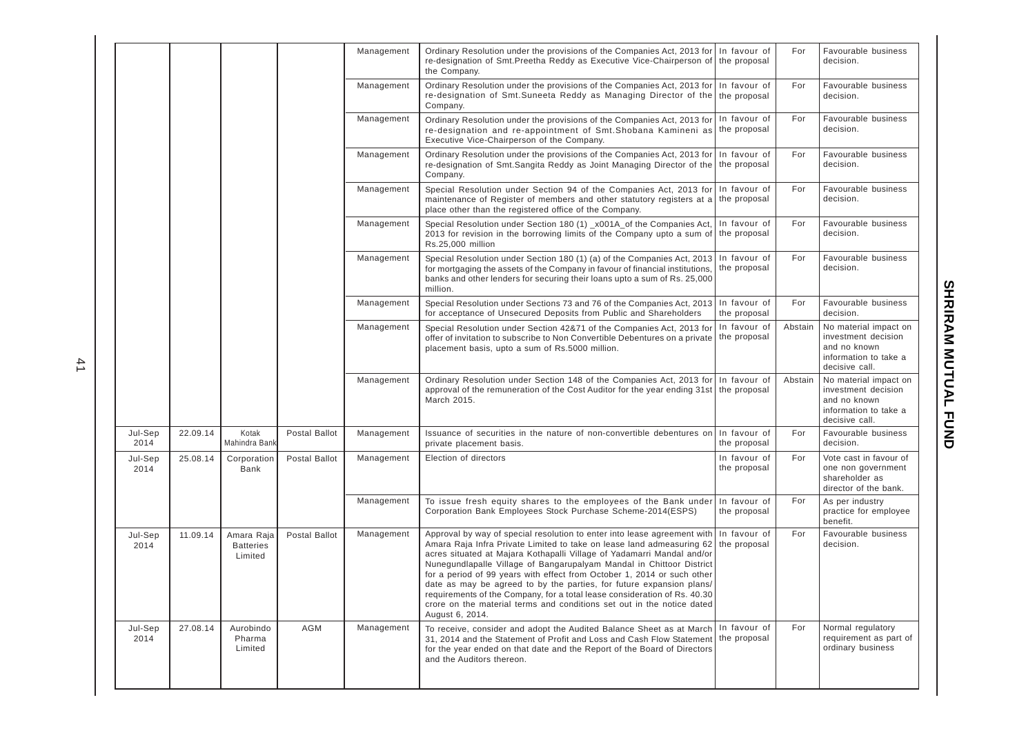| | | | | | | | | |
|---|---|---|---|---|---|---|---|---|
| | | | | Management | Ordinary Resolution under the provisions of the Companies Act, 2013 for re-designation of Smt.Preetha Reddy as Executive Vice-Chairperson of the Company. | In favour of the proposal | For | Favourable business decision. |
| | | | | Management | Ordinary Resolution under the provisions of the Companies Act, 2013 for re-designation of Smt.Suneeta Reddy as Managing Director of the Company. | In favour of the proposal | For | Favourable business decision. |
| | | | | Management | Ordinary Resolution under the provisions of the Companies Act, 2013 for re-designation and re-appointment of Smt.Shobana Kamineni as Executive Vice-Chairperson of the Company. | In favour of the proposal | For | Favourable business decision. |
| | | | | Management | Ordinary Resolution under the provisions of the Companies Act, 2013 for re-designation of Smt.Sangita Reddy as Joint Managing Director of the Company. | In favour of the proposal | For | Favourable business decision. |
| | | | | Management | Special Resolution under Section 94 of the Companies Act, 2013 for maintenance of Register of members and other statutory registers at a place other than the registered office of the Company. | In favour of the proposal | For | Favourable business decision. |
| | | | | Management | Special Resolution under Section 180 (1) _x001A_of the Companies Act, 2013 for revision in the borrowing limits of the Company upto a sum of Rs.25,000 million | In favour of the proposal | For | Favourable business decision. |
| | | | | Management | Special Resolution under Section 180 (1) (a) of the Companies Act, 2013 for mortgaging the assets of the Company in favour of financial institutions, banks and other lenders for securing their loans upto a sum of Rs. 25,000 million. | In favour of the proposal | For | Favourable business decision. |
| | | | | Management | Special Resolution under Sections 73 and 76 of the Companies Act, 2013 for acceptance of Unsecured Deposits from Public and Shareholders | In favour of the proposal | For | Favourable business decision. |
| | | | | Management | Special Resolution under Section 42&71 of the Companies Act, 2013 for offer of invitation to subscribe to Non Convertible Debentures on a private placement basis, upto a sum of Rs.5000 million. | In favour of the proposal | Abstain | No material impact on investment decision and no known information to take a decisive call. |
| | | | | Management | Ordinary Resolution under Section 148 of the Companies Act, 2013 for approval of the remuneration of the Cost Auditor for the year ending 31st March 2015. | In favour of the proposal | Abstain | No material impact on investment decision and no known information to take a decisive call. |
| Jul-Sep 2014 | 22.09.14 | Kotak Mahindra Bank | Postal Ballot | Management | Issuance of securities in the nature of non-convertible debentures on private placement basis. | In favour of the proposal | For | Favourable business decision. |
| Jul-Sep 2014 | 25.08.14 | Corporation Bank | Postal Ballot | Management | Election of directors | In favour of the proposal | For | Vote cast in favour of one non government shareholder as director of the bank. |
| | | | | Management | To issue fresh equity shares to the employees of the Bank under Corporation Bank Employees Stock Purchase Scheme-2014(ESPS) | In favour of the proposal | For | As per industry practice for employee benefit. |
| Jul-Sep 2014 | 11.09.14 | Amara Raja Batteries Limited | Postal Ballot | Management | Approval by way of special resolution to enter into lease agreement with Amara Raja Infra Private Limited to take on lease land admeasuring 62 acres situated at Majara Kothapalli Village of Yadamarri Mandal and/or Nunegundlapalle Village of Bangarupalyam Mandal in Chittoor District for a period of 99 years with effect from October 1, 2014 or such other date as may be agreed to by the parties, for future expansion plans/ requirements of the Company, for a total lease consideration of Rs. 40.30 crore on the material terms and conditions set out in the notice dated August 6, 2014. | In favour of the proposal | For | Favourable business decision. |
| Jul-Sep 2014 | 27.08.14 | Aurobindo Pharma Limited | AGM | Management | To receive, consider and adopt the Audited Balance Sheet as at March 31, 2014 and the Statement of Profit and Loss and Cash Flow Statement for the year ended on that date and the Report of the Board of Directors and the Auditors thereon. | In favour of the proposal | For | Normal regulatory requirement as part of ordinary business |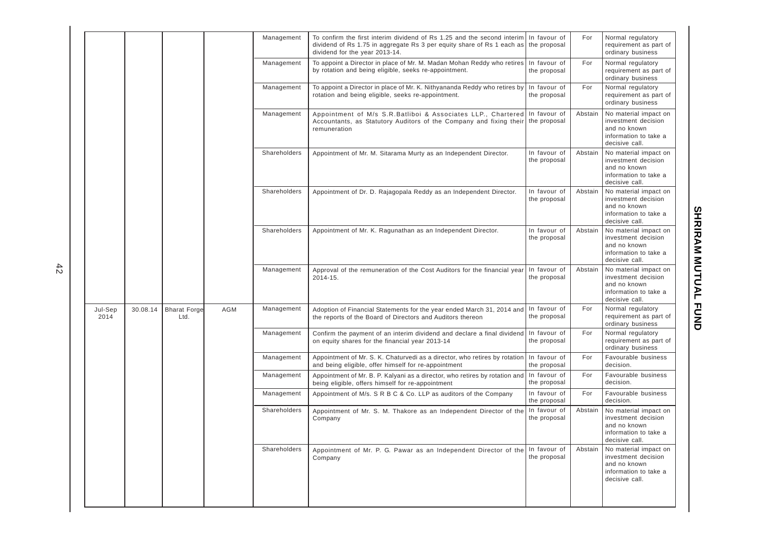| | | | | | | | | |
|---|---|---|---|---|---|---|---|---|
| | | | | Management | To confirm the first interim dividend of Rs 1.25 and the second interim dividend of Rs 1.75 in aggregate Rs 3 per equity share of Rs 1 each as dividend for the year 2013-14. | In favour of the proposal | For | Normal regulatory requirement as part of ordinary business |
| | | | | Management | To appoint a Director in place of Mr. M. Madan Mohan Reddy who retires by rotation and being eligible, seeks re-appointment. | In favour of the proposal | For | Normal regulatory requirement as part of ordinary business |
| | | | | Management | To appoint a Director in place of Mr. K. Nithyananda Reddy who retires by rotation and being eligible, seeks re-appointment. | In favour of the proposal | For | Normal regulatory requirement as part of ordinary business |
| | | | | Management | Appointment of M/s S.R.Batliboi & Associates LLP., Chartered Accountants, as Statutory Auditors of the Company and fixing their remuneration | In favour of the proposal | Abstain | No material impact on investment decision and no known information to take a decisive call. |
| | | | | Shareholders | Appointment of Mr. M. Sitarama Murty as an Independent Director. | In favour of the proposal | Abstain | No material impact on investment decision and no known information to take a decisive call. |
| | | | | Shareholders | Appointment of Dr. D. Rajagopala Reddy as an Independent Director. | In favour of the proposal | Abstain | No material impact on investment decision and no known information to take a decisive call. |
| | | | | Shareholders | Appointment of Mr. K. Ragunathan as an Independent Director. | In favour of the proposal | Abstain | No material impact on investment decision and no known information to take a decisive call. |
| | | | | Management | Approval of the remuneration of the Cost Auditors for the financial year 2014-15. | In favour of the proposal | Abstain | No material impact on investment decision and no known information to take a decisive call. |
| Jul-Sep 2014 | 30.08.14 | Bharat Forge Ltd. | AGM | Management | Adoption of Financial Statements for the year ended March 31, 2014 and the reports of the Board of Directors and Auditors thereon | In favour of the proposal | For | Normal regulatory requirement as part of ordinary business |
| | | | | Management | Confirm the payment of an interim dividend and declare a final dividend on equity shares for the financial year 2013-14 | In favour of the proposal | For | Normal regulatory requirement as part of ordinary business |
| | | | | Management | Appointment of Mr. S. K. Chaturvedi as a director, who retires by rotation and being eligible, offer himself for re-appointment | In favour of the proposal | For | Favourable business decision. |
| | | | | Management | Appointment of Mr. B. P. Kalyani as a director, who retires by rotation and being eligible, offers himself for re-appointment | In favour of the proposal | For | Favourable business decision. |
| | | | | Management | Appointment of M/s. S R B C & Co. LLP as auditors of the Company | In favour of the proposal | For | Favourable business decision. |
| | | | | Shareholders | Appointment of Mr. S. M. Thakore as an Independent Director of the Company | In favour of the proposal | Abstain | No material impact on investment decision and no known information to take a decisive call. |
| | | | | Shareholders | Appointment of Mr. P. G. Pawar as an Independent Director of the Company | In favour of the proposal | Abstain | No material impact on investment decision and no known information to take a decisive call. |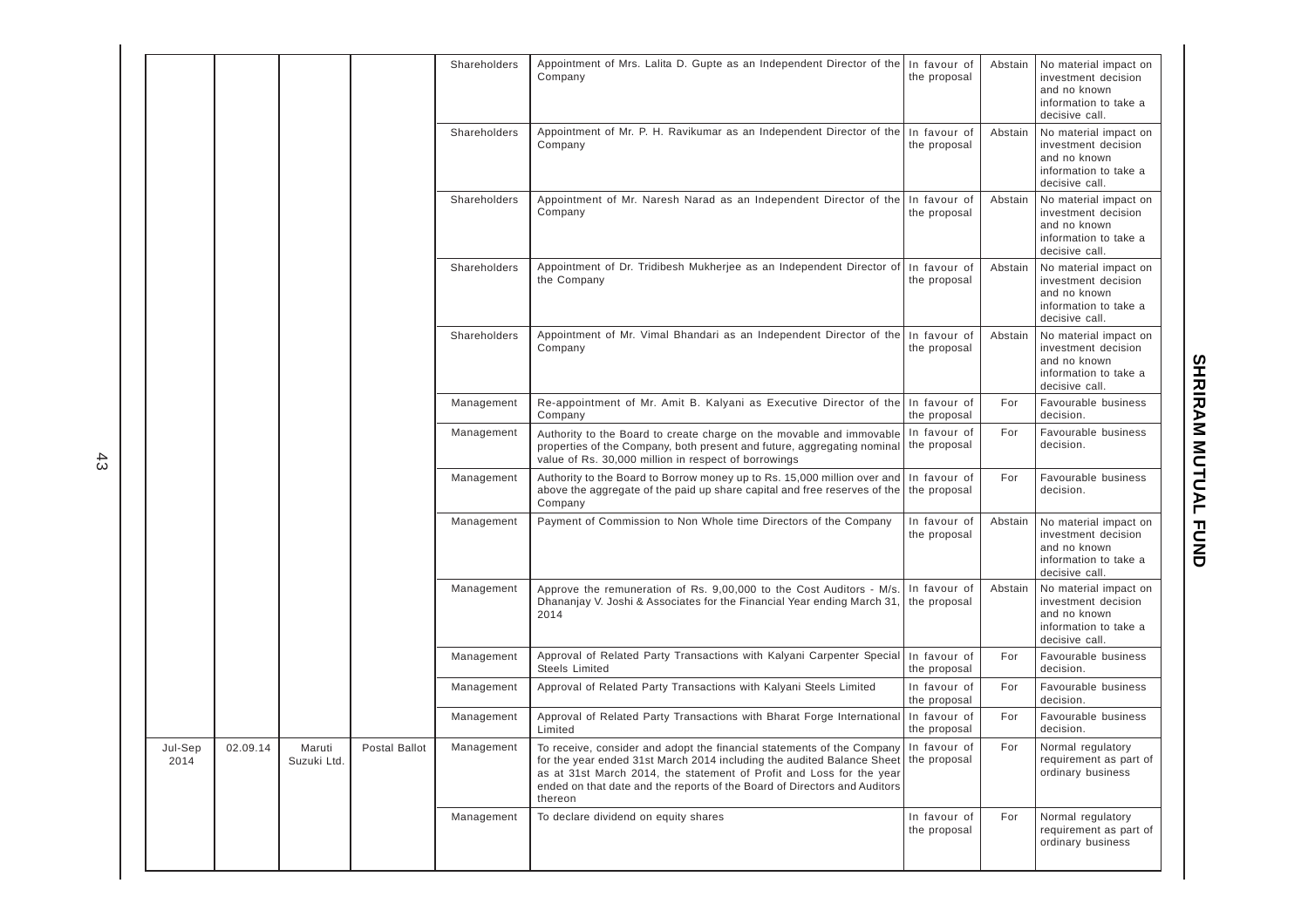| | | | | | | | | |
|---|---|---|---|---|---|---|---|---|
| | | | | Shareholders | Appointment of Mrs. Lalita D. Gupte as an Independent Director of the Company | In favour of the proposal | Abstain | No material impact on investment decision and no known information to take a decisive call. |
| | | | | Shareholders | Appointment of Mr. P. H. Ravikumar as an Independent Director of the Company | In favour of the proposal | Abstain | No material impact on investment decision and no known information to take a decisive call. |
| | | | | Shareholders | Appointment of Mr. Naresh Narad as an Independent Director of the Company | In favour of the proposal | Abstain | No material impact on investment decision and no known information to take a decisive call. |
| | | | | Shareholders | Appointment of Dr. Tridibesh Mukherjee as an Independent Director of the Company | In favour of the proposal | Abstain | No material impact on investment decision and no known information to take a decisive call. |
| | | | | Shareholders | Appointment of Mr. Vimal Bhandari as an Independent Director of the Company | In favour of the proposal | Abstain | No material impact on investment decision and no known information to take a decisive call. |
| | | | | Management | Re-appointment of Mr. Amit B. Kalyani as Executive Director of the Company | In favour of the proposal | For | Favourable business decision. |
| | | | | Management | Authority to the Board to create charge on the movable and immovable properties of the Company, both present and future, aggregating nominal value of Rs. 30,000 million in respect of borrowings | In favour of the proposal | For | Favourable business decision. |
| | | | | Management | Authority to the Board to Borrow money up to Rs. 15,000 million over and above the aggregate of the paid up share capital and free reserves of the Company | In favour of the proposal | For | Favourable business decision. |
| | | | | Management | Payment of Commission to Non Whole time Directors of the Company | In favour of the proposal | Abstain | No material impact on investment decision and no known information to take a decisive call. |
| | | | | Management | Approve the remuneration of Rs. 9,00,000 to the Cost Auditors - M/s. Dhananjay V. Joshi & Associates for the Financial Year ending March 31, 2014 | In favour of the proposal | Abstain | No material impact on investment decision and no known information to take a decisive call. |
| | | | | Management | Approval of Related Party Transactions with Kalyani Carpenter Special Steels Limited | In favour of the proposal | For | Favourable business decision. |
| | | | | Management | Approval of Related Party Transactions with Kalyani Steels Limited | In favour of the proposal | For | Favourable business decision. |
| | | | | Management | Approval of Related Party Transactions with Bharat Forge International Limited | In favour of the proposal | For | Favourable business decision. |
| Jul-Sep 2014 | 02.09.14 | Maruti Suzuki Ltd. | Postal Ballot | Management | To receive, consider and adopt the financial statements of the Company for the year ended 31st March 2014 including the audited Balance Sheet as at 31st March 2014, the statement of Profit and Loss for the year ended on that date and the reports of the Board of Directors and Auditors thereon | In favour of the proposal | For | Normal regulatory requirement as part of ordinary business |
| | | | | Management | To declare dividend on equity shares | In favour of the proposal | For | Normal regulatory requirement as part of ordinary business |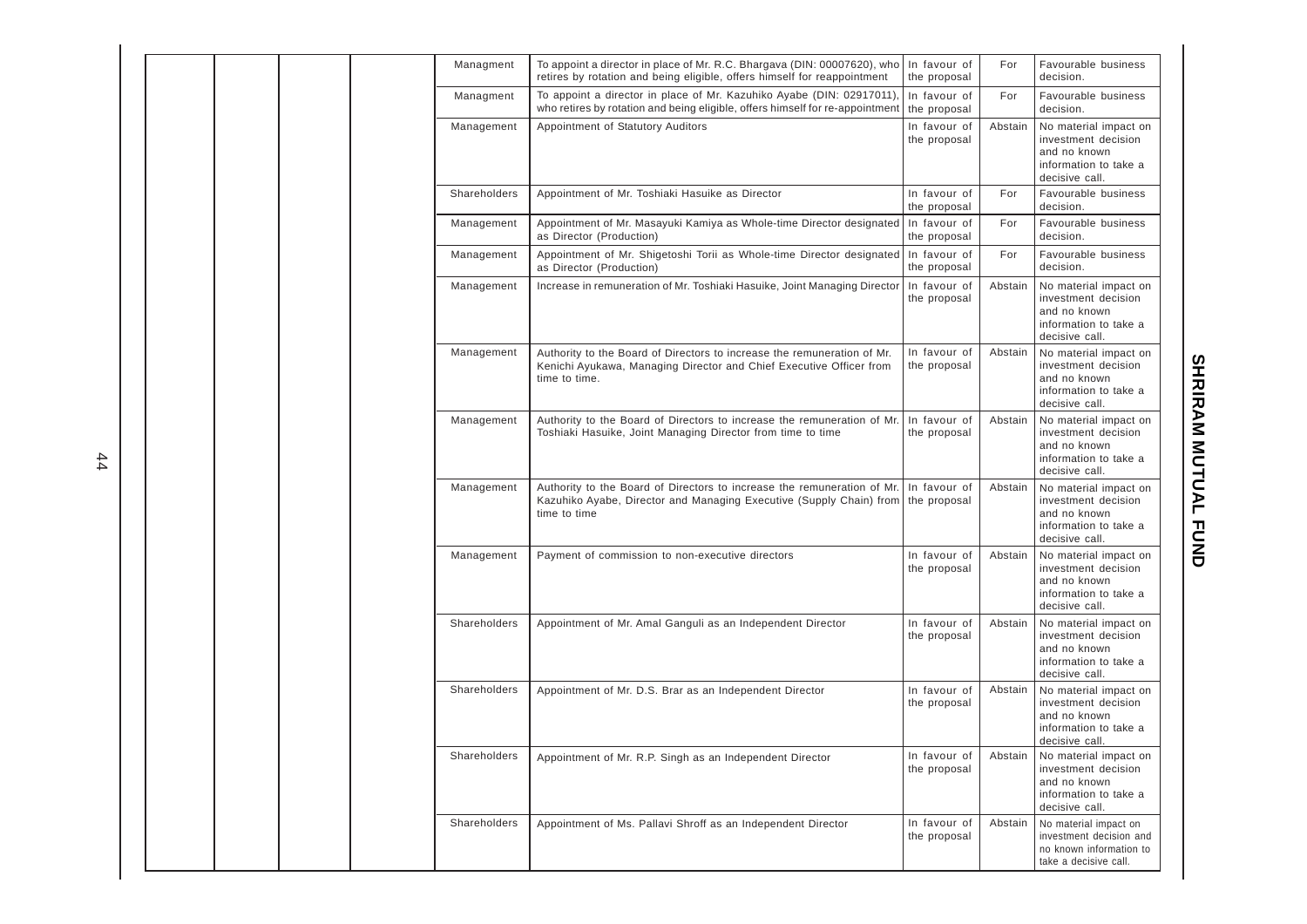| | | | | | | | | |
|---|---|---|---|---|---|---|---|---|
| | | | | Managment | To appoint a director in place of Mr. R.C. Bhargava (DIN: 00007620), who retires by rotation and being eligible, offers himself for reappointment | In favour of the proposal | For | Favourable business decision. |
| | | | | Managment | To appoint a director in place of Mr. Kazuhiko Ayabe (DIN: 02917011), who retires by rotation and being eligible, offers himself for re-appointment | In favour of the proposal | For | Favourable business decision. |
| | | | | Management | Appointment of Statutory Auditors | In favour of the proposal | Abstain | No material impact on investment decision and no known information to take a decisive call. |
| | | | | Shareholders | Appointment of Mr. Toshiaki Hasuike as Director | In favour of the proposal | For | Favourable business decision. |
| | | | | Management | Appointment of Mr. Masayuki Kamiya as Whole-time Director designated as Director (Production) | In favour of the proposal | For | Favourable business decision. |
| | | | | Management | Appointment of Mr. Shigetoshi Torii as Whole-time Director designated as Director (Production) | In favour of the proposal | For | Favourable business decision. |
| | | | | Management | Increase in remuneration of Mr. Toshiaki Hasuike, Joint Managing Director | In favour of the proposal | Abstain | No material impact on investment decision and no known information to take a decisive call. |
| | | | | Management | Authority to the Board of Directors to increase the remuneration of Mr. Kenichi Ayukawa, Managing Director and Chief Executive Officer from time to time. | In favour of the proposal | Abstain | No material impact on investment decision and no known information to take a decisive call. |
| | | | | Management | Authority to the Board of Directors to increase the remuneration of Mr. Toshiaki Hasuike, Joint Managing Director from time to time | In favour of the proposal | Abstain | No material impact on investment decision and no known information to take a decisive call. |
| | | | | Management | Authority to the Board of Directors to increase the remuneration of Mr. Kazuhiko Ayabe, Director and Managing Executive (Supply Chain) from time to time | In favour of the proposal | Abstain | No material impact on investment decision and no known information to take a decisive call. |
| | | | | Management | Payment of commission to non-executive directors | In favour of the proposal | Abstain | No material impact on investment decision and no known information to take a decisive call. |
| | | | | Shareholders | Appointment of Mr. Amal Ganguli as an Independent Director | In favour of the proposal | Abstain | No material impact on investment decision and no known information to take a decisive call. |
| | | | | Shareholders | Appointment of Mr. D.S. Brar as an Independent Director | In favour of the proposal | Abstain | No material impact on investment decision and no known information to take a decisive call. |
| | | | | Shareholders | Appointment of Mr. R.P. Singh as an Independent Director | In favour of the proposal | Abstain | No material impact on investment decision and no known information to take a decisive call. |
| | | | | Shareholders | Appointment of Ms. Pallavi Shroff as an Independent Director | In favour of the proposal | Abstain | No material impact on investment decision and no known information to take a decisive call. |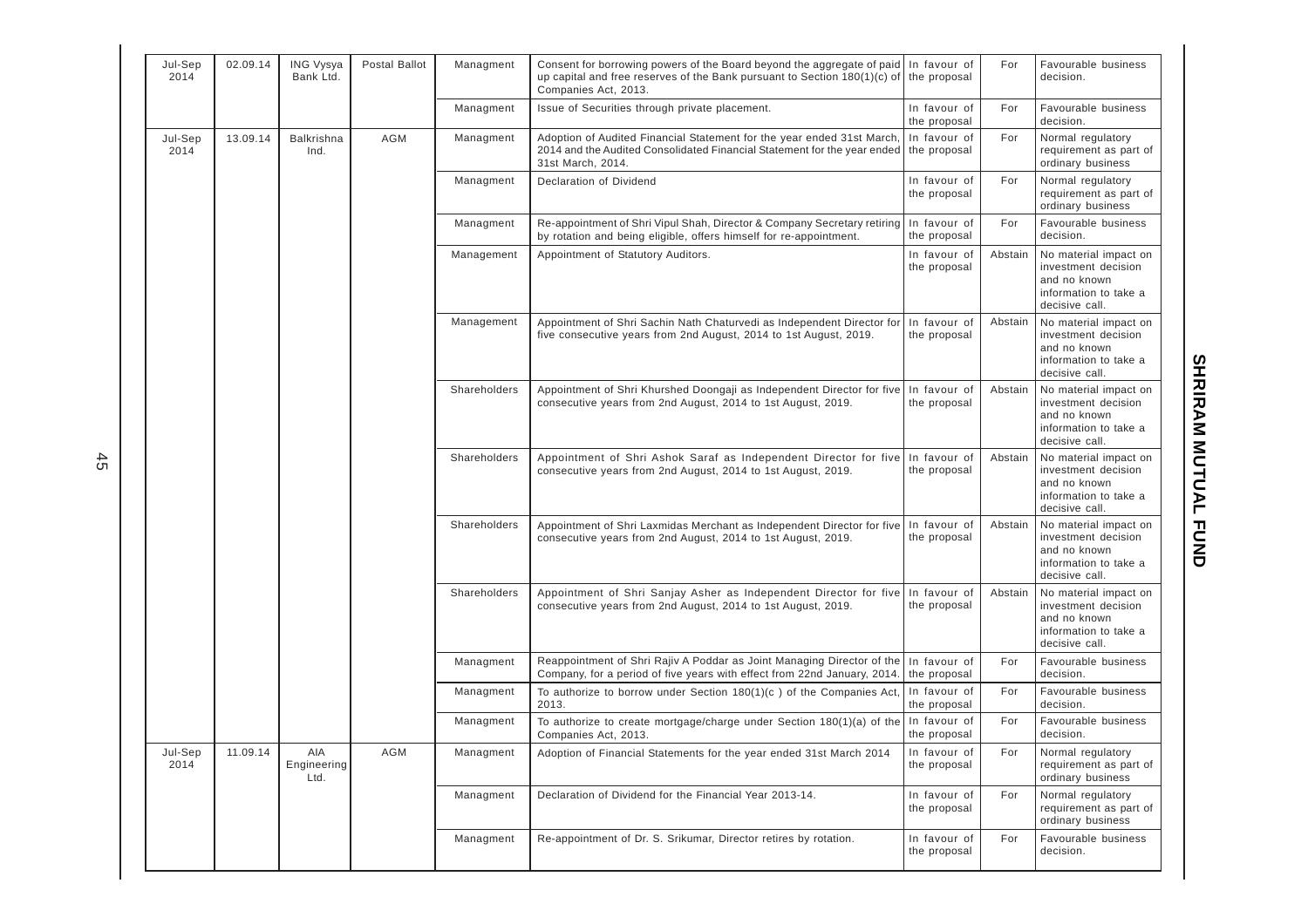| | | | | | | | | |
|---|---|---|---|---|---|---|---|---|
| Jul-Sep 2014 | 02.09.14 | ING Vysya Bank Ltd. | Postal Ballot | Managment | Consent for borrowing powers of the Board beyond the aggregate of paid up capital and free reserves of the Bank pursuant to Section 180(1)(c) of Companies Act, 2013. | In favour of the proposal | For | Favourable business decision. |
| | | | | Managment | Issue of Securities through private placement. | In favour of the proposal | For | Favourable business decision. |
| Jul-Sep 2014 | 13.09.14 | Balkrishna Ind. | AGM | Managment | Adoption of Audited Financial Statement for the year ended 31st March, 2014 and the Audited Consolidated Financial Statement for the year ended 31st March, 2014. | In favour of the proposal | For | Normal regulatory requirement as part of ordinary business |
| | | | | Managment | Declaration of Dividend | In favour of the proposal | For | Normal regulatory requirement as part of ordinary business |
| | | | | Managment | Re-appointment of Shri Vipul Shah, Director & Company Secretary retiring by rotation and being eligible, offers himself for re-appointment. | In favour of the proposal | For | Favourable business decision. |
| | | | | Management | Appointment of Statutory Auditors. | In favour of the proposal | Abstain | No material impact on investment decision and no known information to take a decisive call. |
| | | | | Management | Appointment of Shri Sachin Nath Chaturvedi as Independent Director for five consecutive years from 2nd August, 2014 to 1st August, 2019. | In favour of the proposal | Abstain | No material impact on investment decision and no known information to take a decisive call. |
| | | | | Shareholders | Appointment of Shri Khurshed Doongaji as Independent Director for five consecutive years from 2nd August, 2014 to 1st August, 2019. | In favour of the proposal | Abstain | No material impact on investment decision and no known information to take a decisive call. |
| | | | | Shareholders | Appointment of Shri Ashok Saraf as Independent Director for five consecutive years from 2nd August, 2014 to 1st August, 2019. | In favour of the proposal | Abstain | No material impact on investment decision and no known information to take a decisive call. |
| | | | | Shareholders | Appointment of Shri Laxmidas Merchant as Independent Director for five consecutive years from 2nd August, 2014 to 1st August, 2019. | In favour of the proposal | Abstain | No material impact on investment decision and no known information to take a decisive call. |
| | | | | Shareholders | Appointment of Shri Sanjay Asher as Independent Director for five consecutive years from 2nd August, 2014 to 1st August, 2019. | In favour of the proposal | Abstain | No material impact on investment decision and no known information to take a decisive call. |
| | | | | Managment | Reappointment of Shri Rajiv A Poddar as Joint Managing Director of the Company, for a period of five years with effect from 22nd January, 2014. | In favour of the proposal | For | Favourable business decision. |
| | | | | Managment | To authorize to borrow under Section 180(1)(c ) of the Companies Act, 2013. | In favour of the proposal | For | Favourable business decision. |
| | | | | Managment | To authorize to create mortgage/charge under Section 180(1)(a) of the Companies Act, 2013. | In favour of the proposal | For | Favourable business decision. |
| Jul-Sep 2014 | 11.09.14 | AIA Engineering Ltd. | AGM | Managment | Adoption of Financial Statements for the year ended 31st March 2014 | In favour of the proposal | For | Normal regulatory requirement as part of ordinary business |
| | | | | Managment | Declaration of Dividend for the Financial Year 2013-14. | In favour of the proposal | For | Normal regulatory requirement as part of ordinary business |
| | | | | Managment | Re-appointment of Dr. S. Srikumar, Director retires by rotation. | In favour of the proposal | For | Favourable business decision. |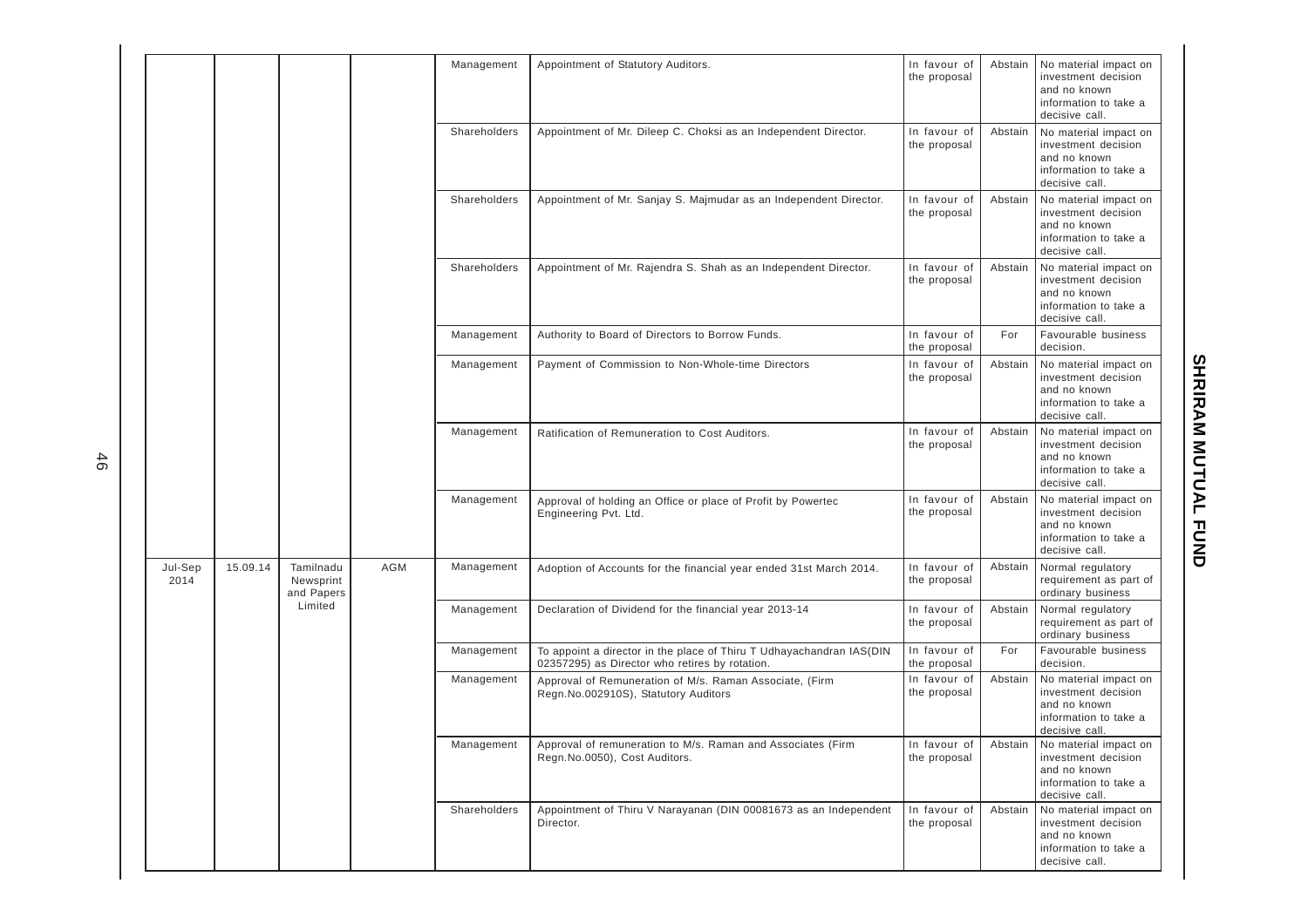| | | | | | | | | |
|---|---|---|---|---|---|---|---|---|
| | | | | Management | Appointment of Statutory Auditors. | In favour of the proposal | Abstain | No material impact on investment decision and no known information to take a decisive call. |
| | | | | Shareholders | Appointment of Mr. Dileep C. Choksi as an Independent Director. | In favour of the proposal | Abstain | No material impact on investment decision and no known information to take a decisive call. |
| | | | | Shareholders | Appointment of Mr. Sanjay S. Majmudar as an Independent Director. | In favour of the proposal | Abstain | No material impact on investment decision and no known information to take a decisive call. |
| | | | | Shareholders | Appointment of Mr. Rajendra S. Shah as an Independent Director. | In favour of the proposal | Abstain | No material impact on investment decision and no known information to take a decisive call. |
| | | | | Management | Authority to Board of Directors to Borrow Funds. | In favour of the proposal | For | Favourable business decision. |
| | | | | Management | Payment of Commission to Non-Whole-time Directors | In favour of the proposal | Abstain | No material impact on investment decision and no known information to take a decisive call. |
| | | | | Management | Ratification of Remuneration to Cost Auditors. | In favour of the proposal | Abstain | No material impact on investment decision and no known information to take a decisive call. |
| | | | | Management | Approval of holding an Office or place of Profit by Powertec Engineering Pvt. Ltd. | In favour of the proposal | Abstain | No material impact on investment decision and no known information to take a decisive call. |
| Jul-Sep 2014 | 15.09.14 | Tamilnadu Newsprint and Papers Limited | AGM | Management | Adoption of Accounts for the financial year ended 31st March 2014. | In favour of the proposal | Abstain | Normal regulatory requirement as part of ordinary business |
| | | | | Management | Declaration of Dividend for the financial year 2013-14 | In favour of the proposal | Abstain | Normal regulatory requirement as part of ordinary business |
| | | | | Management | To appoint a director in the place of Thiru T Udhayachandran IAS(DIN 02357295) as Director who retires by rotation. | In favour of the proposal | For | Favourable business decision. |
| | | | | Management | Approval of Remuneration of M/s. Raman Associate, (Firm Regn.No.002910S), Statutory Auditors | In favour of the proposal | Abstain | No material impact on investment decision and no known information to take a decisive call. |
| | | | | Management | Approval of remuneration to M/s. Raman and Associates (Firm Regn.No.0050), Cost Auditors. | In favour of the proposal | Abstain | No material impact on investment decision and no known information to take a decisive call. |
| | | | | Shareholders | Appointment of Thiru V Narayanan (DIN 00081673 as an Independent Director. | In favour of the proposal | Abstain | No material impact on investment decision and no known information to take a decisive call. |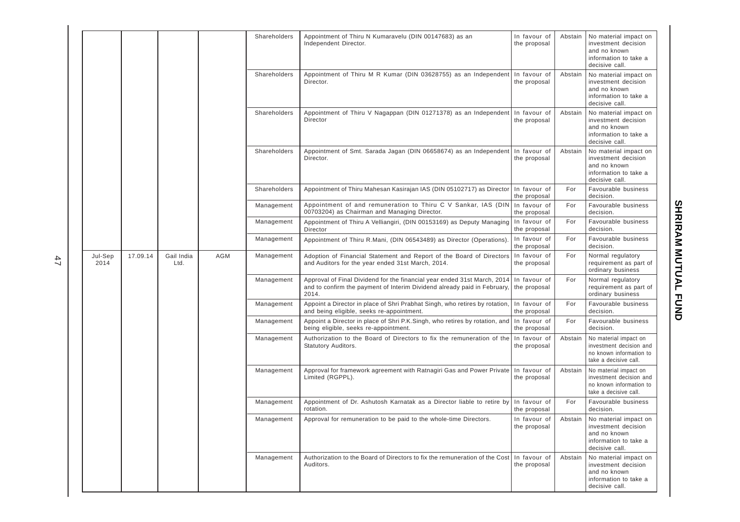| | | | | | | | | |
|---|---|---|---|---|---|---|---|---|
| | | | | Shareholders | Appointment of Thiru N Kumaravelu (DIN 00147683) as an Independent Director. | In favour of the proposal | Abstain | No material impact on investment decision and no known information to take a decisive call. |
| | | | | Shareholders | Appointment of Thiru M R Kumar (DIN 03628755) as an Independent Director. | In favour of the proposal | Abstain | No material impact on investment decision and no known information to take a decisive call. |
| | | | | Shareholders | Appointment of Thiru V Nagappan (DIN 01271378) as an Independent Director | In favour of the proposal | Abstain | No material impact on investment decision and no known information to take a decisive call. |
| | | | | Shareholders | Appointment of Smt. Sarada Jagan (DIN 06658674) as an Independent Director. | In favour of the proposal | Abstain | No material impact on investment decision and no known information to take a decisive call. |
| | | | | Shareholders | Appointment of Thiru Mahesan Kasirajan IAS (DIN 05102717) as Director | In favour of the proposal | For | Favourable business decision. |
| | | | | Management | Appointment of and remuneration to Thiru C V Sankar, IAS (DIN 00703204) as Chairman and Managing Director. | In favour of the proposal | For | Favourable business decision. |
| | | | | Management | Appointment of Thiru A Velliangiri, (DIN 00153169) as Deputy Managing Director | In favour of the proposal | For | Favourable business decision. |
| | | | | Management | Appointment of Thiru R.Mani, (DIN 06543489) as Director (Operations). | In favour of the proposal | For | Favourable business decision. |
| Jul-Sep 2014 | 17.09.14 | Gail India Ltd. | AGM | Management | Adoption of Financial Statement and Report of the Board of Directors and Auditors for the year ended 31st March, 2014. | In favour of the proposal | For | Normal regulatory requirement as part of ordinary business |
| | | | | Management | Approval of Final Dividend for the financial year ended 31st March, 2014 and to confirm the payment of Interim Dividend already paid in February, 2014. | In favour of the proposal | For | Normal regulatory requirement as part of ordinary business |
| | | | | Management | Appoint a Director in place of Shri Prabhat Singh, who retires by rotation, and being eligible, seeks re-appointment. | In favour of the proposal | For | Favourable business decision. |
| | | | | Management | Appoint a Director in place of Shri P.K.Singh, who retires by rotation, and being eligible, seeks re-appointment. | In favour of the proposal | For | Favourable business decision. |
| | | | | Management | Authorization to the Board of Directors to fix the remuneration of the Statutory Auditors. | In favour of the proposal | Abstain | No material impact on investment decision and no known information to take a decisive call. |
| | | | | Management | Approval for framework agreement with Ratnagiri Gas and Power Private Limited (RGPPL). | In favour of the proposal | Abstain | No material impact on investment decision and no known information to take a decisive call. |
| | | | | Management | Appointment of Dr. Ashutosh Karnatak as a Director liable to retire by rotation. | In favour of the proposal | For | Favourable business decision. |
| | | | | Management | Approval for remuneration to be paid to the whole-time Directors. | In favour of the proposal | Abstain | No material impact on investment decision and no known information to take a decisive call. |
| | | | | Management | Authorization to the Board of Directors to fix the remuneration of the Cost Auditors. | In favour of the proposal | Abstain | No material impact on investment decision and no known information to take a decisive call. |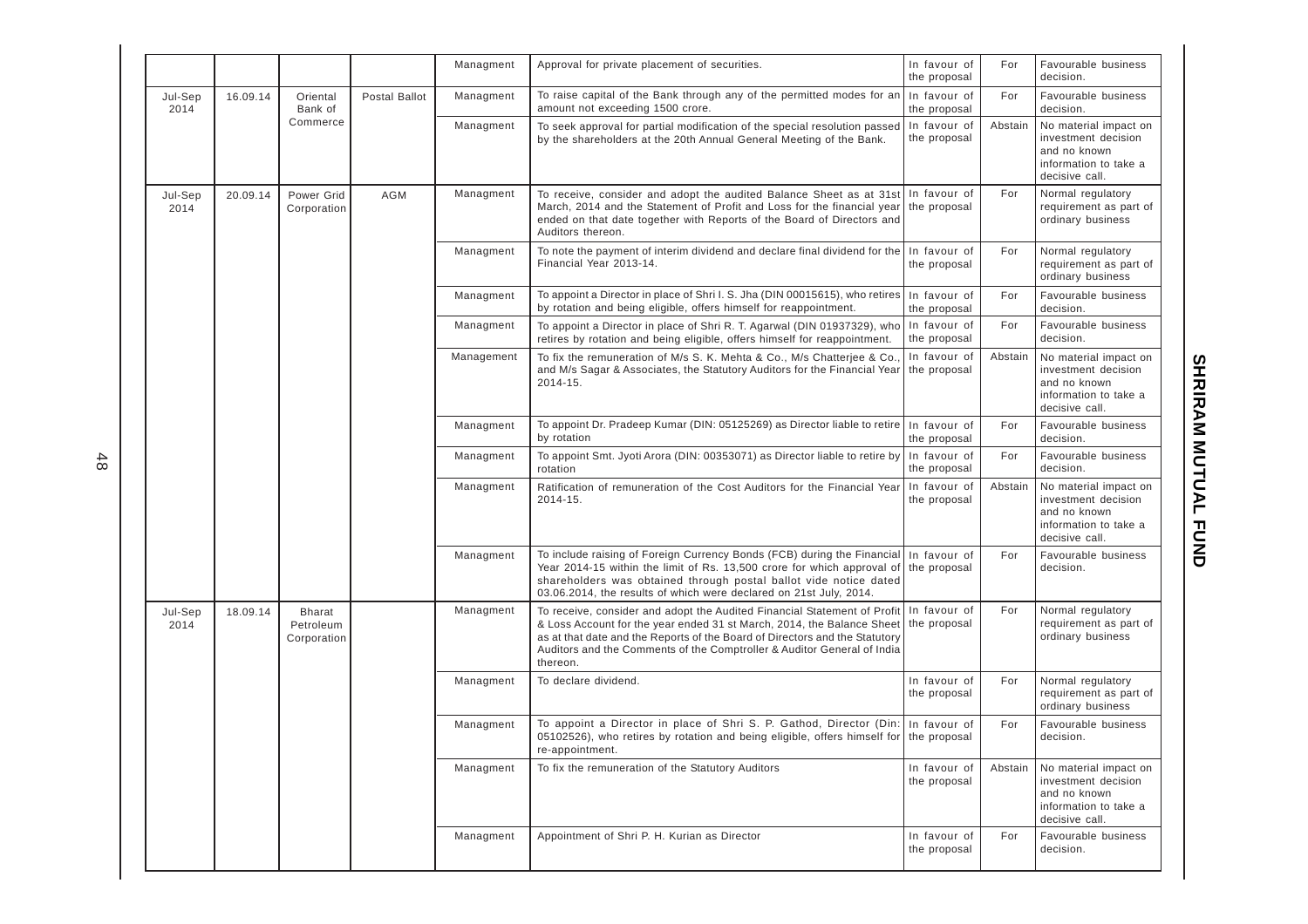| | | | | | | | | |
|---|---|---|---|---|---|---|---|---|
| | | | | Managment | Approval for private placement of securities. | In favour of the proposal | For | Favourable business decision. |
| Jul-Sep 2014 | 16.09.14 | Oriental Bank of Commerce | Postal Ballot | Managment | To raise capital of the Bank through any of the permitted modes for an amount not exceeding 1500 crore. | In favour of the proposal | For | Favourable business decision. |
| | | | | Managment | To seek approval for partial modification of the special resolution passed by the shareholders at the 20th Annual General Meeting of the Bank. | In favour of the proposal | Abstain | No material impact on investment decision and no known information to take a decisive call. |
| Jul-Sep 2014 | 20.09.14 | Power Grid Corporation | AGM | Managment | To receive, consider and adopt the audited Balance Sheet as at 31st March, 2014 and the Statement of Profit and Loss for the financial year ended on that date together with Reports of the Board of Directors and Auditors thereon. | In favour of the proposal | For | Normal regulatory requirement as part of ordinary business |
| | | | | Managment | To note the payment of interim dividend and declare final dividend for the Financial Year 2013-14. | In favour of the proposal | For | Normal regulatory requirement as part of ordinary business |
| | | | | Managment | To appoint a Director in place of Shri I. S. Jha (DIN 00015615), who retires by rotation and being eligible, offers himself for reappointment. | In favour of the proposal | For | Favourable business decision. |
| | | | | Managment | To appoint a Director in place of Shri R. T. Agarwal (DIN 01937329), who retires by rotation and being eligible, offers himself for reappointment. | In favour of the proposal | For | Favourable business decision. |
| | | | | Management | To fix the remuneration of M/s S. K. Mehta & Co., M/s Chatterjee & Co., and M/s Sagar & Associates, the Statutory Auditors for the Financial Year 2014-15. | In favour of the proposal | Abstain | No material impact on investment decision and no known information to take a decisive call. |
| | | | | Managment | To appoint Dr. Pradeep Kumar (DIN: 05125269) as Director liable to retire by rotation | In favour of the proposal | For | Favourable business decision. |
| | | | | Managment | To appoint Smt. Jyoti Arora (DIN: 00353071) as Director liable to retire by rotation | In favour of the proposal | For | Favourable business decision. |
| | | | | Managment | Ratification of remuneration of the Cost Auditors for the Financial Year 2014-15. | In favour of the proposal | Abstain | No material impact on investment decision and no known information to take a decisive call. |
| | | | | Managment | To include raising of Foreign Currency Bonds (FCB) during the Financial Year 2014-15 within the limit of Rs. 13,500 crore for which approval of shareholders was obtained through postal ballot vide notice dated 03.06.2014, the results of which were declared on 21st July, 2014. | In favour of the proposal | For | Favourable business decision. |
| Jul-Sep 2014 | 18.09.14 | Bharat Petroleum Corporation | | Managment | To receive, consider and adopt the Audited Financial Statement of Profit & Loss Account for the year ended 31 st March, 2014, the Balance Sheet as at that date and the Reports of the Board of Directors and the Statutory Auditors and the Comments of the Comptroller & Auditor General of India thereon. | In favour of the proposal | For | Normal regulatory requirement as part of ordinary business |
| | | | | Managment | To declare dividend. | In favour of the proposal | For | Normal regulatory requirement as part of ordinary business |
| | | | | Managment | To appoint a Director in place of Shri S. P. Gathod, Director (Din: 05102526), who retires by rotation and being eligible, offers himself for re-appointment. | In favour of the proposal | For | Favourable business decision. |
| | | | | Managment | To fix the remuneration of the Statutory Auditors | In favour of the proposal | Abstain | No material impact on investment decision and no known information to take a decisive call. |
| | | | | Managment | Appointment of Shri P. H. Kurian as Director | In favour of the proposal | For | Favourable business decision. |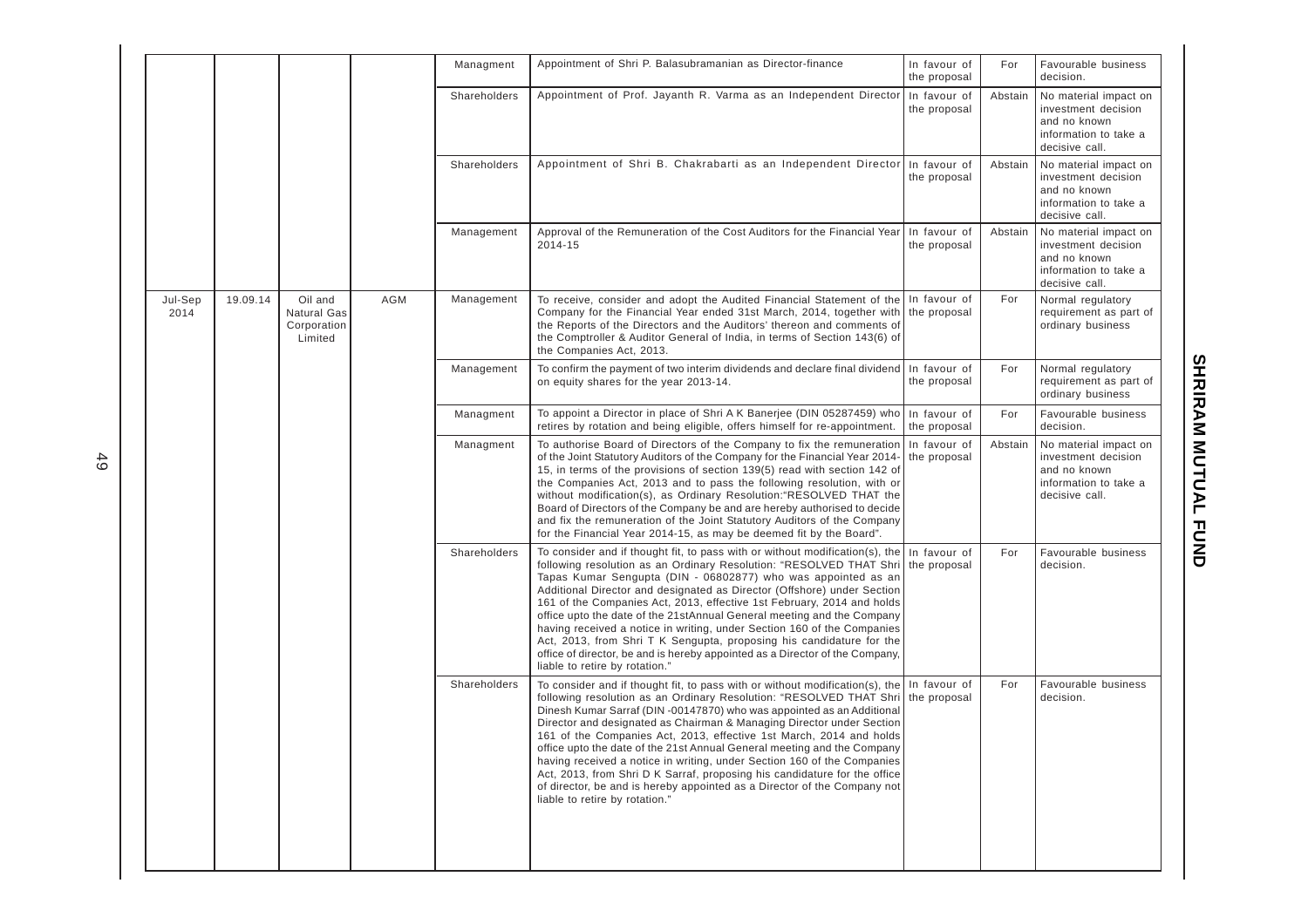| | | | | | | | | |
|---|---|---|---|---|---|---|---|---|
| | | | | Managment | Appointment of Shri P. Balasubramanian as Director-finance | In favour of the proposal | For | Favourable business decision. |
| | | | | Shareholders | Appointment of Prof. Jayanth R. Varma as an Independent Director | In favour of the proposal | Abstain | No material impact on investment decision and no known information to take a decisive call. |
| | | | | Shareholders | Appointment of Shri B. Chakrabarti as an Independent Director | In favour of the proposal | Abstain | No material impact on investment decision and no known information to take a decisive call. |
| | | | | Management | Approval of the Remuneration of the Cost Auditors for the Financial Year 2014-15 | In favour of the proposal | Abstain | No material impact on investment decision and no known information to take a decisive call. |
| Jul-Sep 2014 | 19.09.14 | Oil and Natural Gas Corporation Limited | AGM | Management | To receive, consider and adopt the Audited Financial Statement of the Company for the Financial Year ended 31st March, 2014, together with the Reports of the Directors and the Auditors' thereon and comments of the Comptroller & Auditor General of India, in terms of Section 143(6) of the Companies Act, 2013. | In favour of the proposal | For | Normal regulatory requirement as part of ordinary business |
| | | | | Management | To confirm the payment of two interim dividends and declare final dividend on equity shares for the year 2013-14. | In favour of the proposal | For | Normal regulatory requirement as part of ordinary business |
| | | | | Managment | To appoint a Director in place of Shri A K Banerjee (DIN 05287459) who retires by rotation and being eligible, offers himself for re-appointment. | In favour of the proposal | For | Favourable business decision. |
| | | | | Managment | To authorise Board of Directors of the Company to fix the remuneration of the Joint Statutory Auditors of the Company for the Financial Year 2014-15, in terms of the provisions of section 139(5) read with section 142 of the Companies Act, 2013 and to pass the following resolution, with or without modification(s), as Ordinary Resolution:"RESOLVED THAT the Board of Directors of the Company be and are hereby authorised to decide and fix the remuneration of the Joint Statutory Auditors of the Company for the Financial Year 2014-15, as may be deemed fit by the Board". | In favour of the proposal | Abstain | No material impact on investment decision and no known information to take a decisive call. |
| | | | | Shareholders | To consider and if thought fit, to pass with or without modification(s), the following resolution as an Ordinary Resolution: "RESOLVED THAT Shri Tapas Kumar Sengupta (DIN - 06802877) who was appointed as an Additional Director and designated as Director (Offshore) under Section 161 of the Companies Act, 2013, effective 1st February, 2014 and holds office upto the date of the 21stAnnual General meeting and the Company having received a notice in writing, under Section 160 of the Companies Act, 2013, from Shri T K Sengupta, proposing his candidature for the office of director, be and is hereby appointed as a Director of the Company, liable to retire by rotation." | In favour of the proposal | For | Favourable business decision. |
| | | | | Shareholders | To consider and if thought fit, to pass with or without modification(s), the following resolution as an Ordinary Resolution: "RESOLVED THAT Shri Dinesh Kumar Sarraf (DIN -00147870) who was appointed as an Additional Director and designated as Chairman & Managing Director under Section 161 of the Companies Act, 2013, effective 1st March, 2014 and holds office upto the date of the 21st Annual General meeting and the Company having received a notice in writing, under Section 160 of the Companies Act, 2013, from Shri D K Sarraf, proposing his candidature for the office of director, be and is hereby appointed as a Director of the Company not liable to retire by rotation." | In favour of the proposal | For | Favourable business decision. |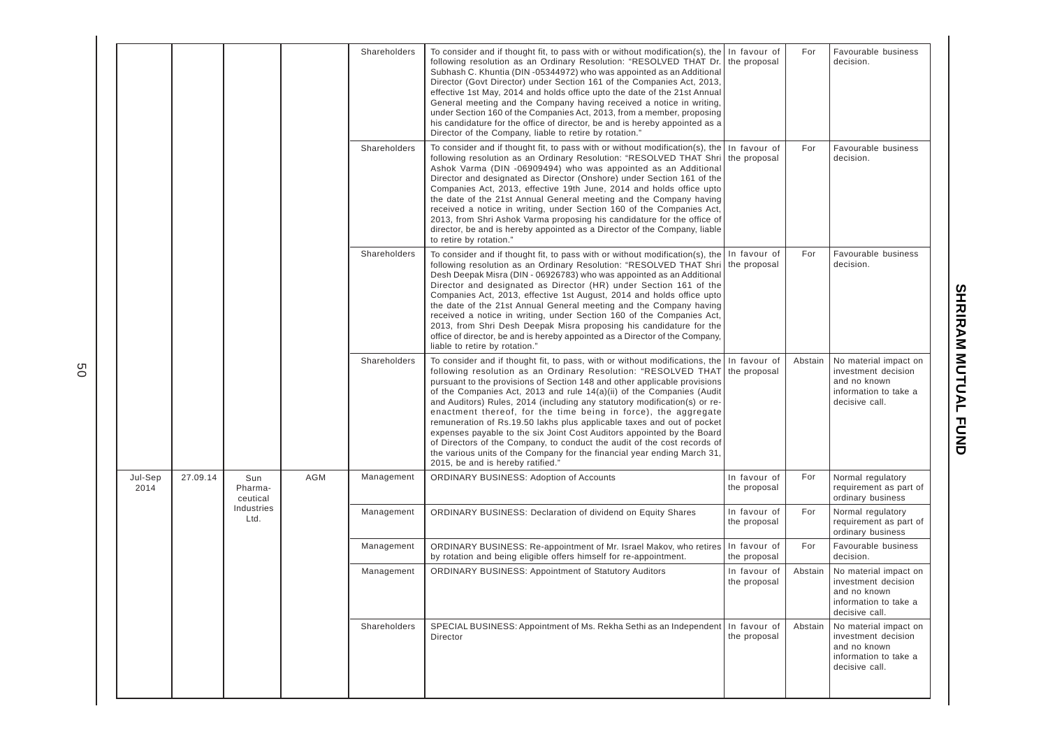| | | | | | | | | |
|---|---|---|---|---|---|---|---|---|
| | | | | Shareholders | To consider and if thought fit, to pass with or without modification(s), the following resolution as an Ordinary Resolution: "RESOLVED THAT Dr. Subhash C. Khuntia (DIN -05344972) who was appointed as an Additional Director (Govt Director) under Section 161 of the Companies Act, 2013, effective 1st May, 2014 and holds office upto the date of the 21st Annual General meeting and the Company having received a notice in writing, under Section 160 of the Companies Act, 2013, from a member, proposing his candidature for the office of director, be and is hereby appointed as a Director of the Company, liable to retire by rotation." | In favour of the proposal | For | Favourable business decision. |
| | | | | Shareholders | To consider and if thought fit, to pass with or without modification(s), the following resolution as an Ordinary Resolution: "RESOLVED THAT Shri Ashok Varma (DIN -06909494) who was appointed as an Additional Director and designated as Director (Onshore) under Section 161 of the Companies Act, 2013, effective 19th June, 2014 and holds office upto the date of the 21st Annual General meeting and the Company having received a notice in writing, under Section 160 of the Companies Act, 2013, from Shri Ashok Varma proposing his candidature for the office of director, be and is hereby appointed as a Director of the Company, liable to retire by rotation." | In favour of the proposal | For | Favourable business decision. |
| | | | | Shareholders | To consider and if thought fit, to pass with or without modification(s), the following resolution as an Ordinary Resolution: "RESOLVED THAT Shri Desh Deepak Misra (DIN - 06926783) who was appointed as an Additional Director and designated as Director (HR) under Section 161 of the Companies Act, 2013, effective 1st August, 2014 and holds office upto the date of the 21st Annual General meeting and the Company having received a notice in writing, under Section 160 of the Companies Act, 2013, from Shri Desh Deepak Misra proposing his candidature for the office of director, be and is hereby appointed as a Director of the Company, liable to retire by rotation." | In favour of the proposal | For | Favourable business decision. |
| | | | | Shareholders | To consider and if thought fit, to pass, with or without modifications, the following resolution as an Ordinary Resolution: "RESOLVED THAT pursuant to the provisions of Section 148 and other applicable provisions of the Companies Act, 2013 and rule 14(a)(ii) of the Companies (Audit and Auditors) Rules, 2014 (including any statutory modification(s) or re-enactment thereof, for the time being in force), the aggregate remuneration of Rs.19.50 lakhs plus applicable taxes and out of pocket expenses payable to the six Joint Cost Auditors appointed by the Board of Directors of the Company, to conduct the audit of the cost records of the various units of the Company for the financial year ending March 31, 2015, be and is hereby ratified." | In favour of the proposal | Abstain | No material impact on investment decision and no known information to take a decisive call. |
| Jul-Sep 2014 | 27.09.14 | Sun Pharma-ceutical Industries Ltd. | AGM | Management | ORDINARY BUSINESS: Adoption of Accounts | In favour of the proposal | For | Normal regulatory requirement as part of ordinary business |
| | | | | Management | ORDINARY BUSINESS: Declaration of dividend on Equity Shares | In favour of the proposal | For | Normal regulatory requirement as part of ordinary business |
| | | | | Management | ORDINARY BUSINESS: Re-appointment of Mr. Israel Makov, who retires by rotation and being eligible offers himself for re-appointment. | In favour of the proposal | For | Favourable business decision. |
| | | | | Management | ORDINARY BUSINESS: Appointment of Statutory Auditors | In favour of the proposal | Abstain | No material impact on investment decision and no known information to take a decisive call. |
| | | | | Shareholders | SPECIAL BUSINESS: Appointment of Ms. Rekha Sethi as an Independent Director | In favour of the proposal | Abstain | No material impact on investment decision and no known information to take a decisive call. |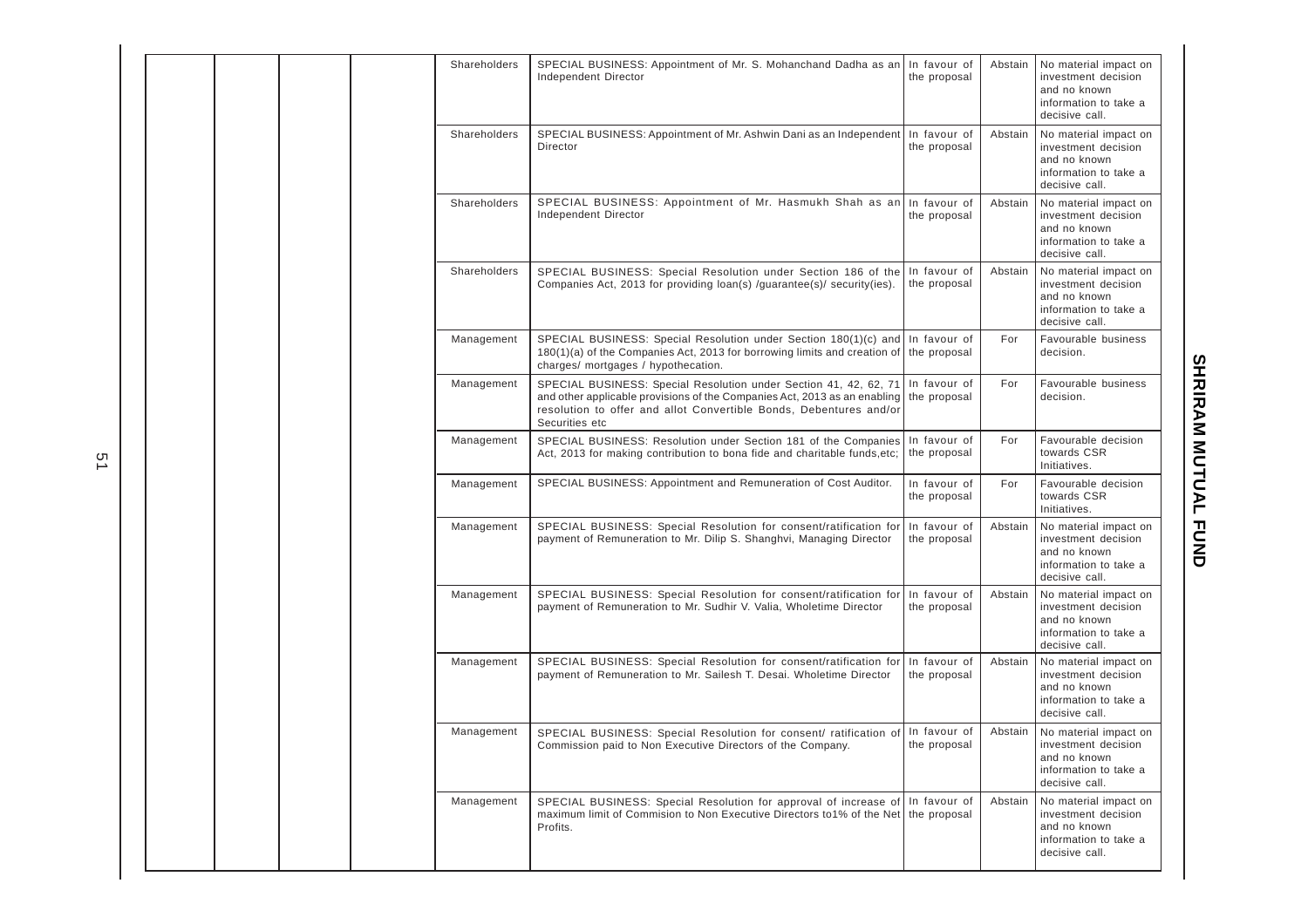| | | | | | | | | |
|---|---|---|---|---|---|---|---|---|
| | | | | Shareholders | SPECIAL BUSINESS: Appointment of Mr. S. Mohanchand Dadha as an Independent Director | In favour of the proposal | Abstain | No material impact on investment decision and no known information to take a decisive call. |
| | | | | Shareholders | SPECIAL BUSINESS: Appointment of Mr. Ashwin Dani as an Independent Director | In favour of the proposal | Abstain | No material impact on investment decision and no known information to take a decisive call. |
| | | | | Shareholders | SPECIAL BUSINESS: Appointment of Mr. Hasmukh Shah as an Independent Director | In favour of the proposal | Abstain | No material impact on investment decision and no known information to take a decisive call. |
| | | | | Shareholders | SPECIAL BUSINESS: Special Resolution under Section 186 of the Companies Act, 2013 for providing loan(s) /guarantee(s)/ security(ies). | In favour of the proposal | Abstain | No material impact on investment decision and no known information to take a decisive call. |
| | | | | Management | SPECIAL BUSINESS: Special Resolution under Section 180(1)(c) and 180(1)(a) of the Companies Act, 2013 for borrowing limits and creation of charges/ mortgages / hypothecation. | In favour of the proposal | For | Favourable business decision. |
| | | | | Management | SPECIAL BUSINESS: Special Resolution under Section 41, 42, 62, 71 and other applicable provisions of the Companies Act, 2013 as an enabling resolution to offer and allot Convertible Bonds, Debentures and/or Securities etc | In favour of the proposal | For | Favourable business decision. |
| | | | | Management | SPECIAL BUSINESS: Resolution under Section 181 of the Companies Act, 2013 for making contribution to bona fide and charitable funds,etc; | In favour of the proposal | For | Favourable decision towards CSR Initiatives. |
| | | | | Management | SPECIAL BUSINESS: Appointment and Remuneration of Cost Auditor. | In favour of the proposal | For | Favourable decision towards CSR Initiatives. |
| | | | | Management | SPECIAL BUSINESS: Special Resolution for consent/ratification for payment of Remuneration to Mr. Dilip S. Shanghvi, Managing Director | In favour of the proposal | Abstain | No material impact on investment decision and no known information to take a decisive call. |
| | | | | Management | SPECIAL BUSINESS: Special Resolution for consent/ratification for payment of Remuneration to Mr. Sudhir V. Valia, Wholetime Director | In favour of the proposal | Abstain | No material impact on investment decision and no known information to take a decisive call. |
| | | | | Management | SPECIAL BUSINESS: Special Resolution for consent/ratification for payment of Remuneration to Mr. Sailesh T. Desai. Wholetime Director | In favour of the proposal | Abstain | No material impact on investment decision and no known information to take a decisive call. |
| | | | | Management | SPECIAL BUSINESS: Special Resolution for consent/ ratification of Commission paid to Non Executive Directors of the Company. | In favour of the proposal | Abstain | No material impact on investment decision and no known information to take a decisive call. |
| | | | | Management | SPECIAL BUSINESS: Special Resolution for approval of increase of maximum limit of Commision to Non Executive Directors to1% of the Net Profits. | In favour of the proposal | Abstain | No material impact on investment decision and no known information to take a decisive call. |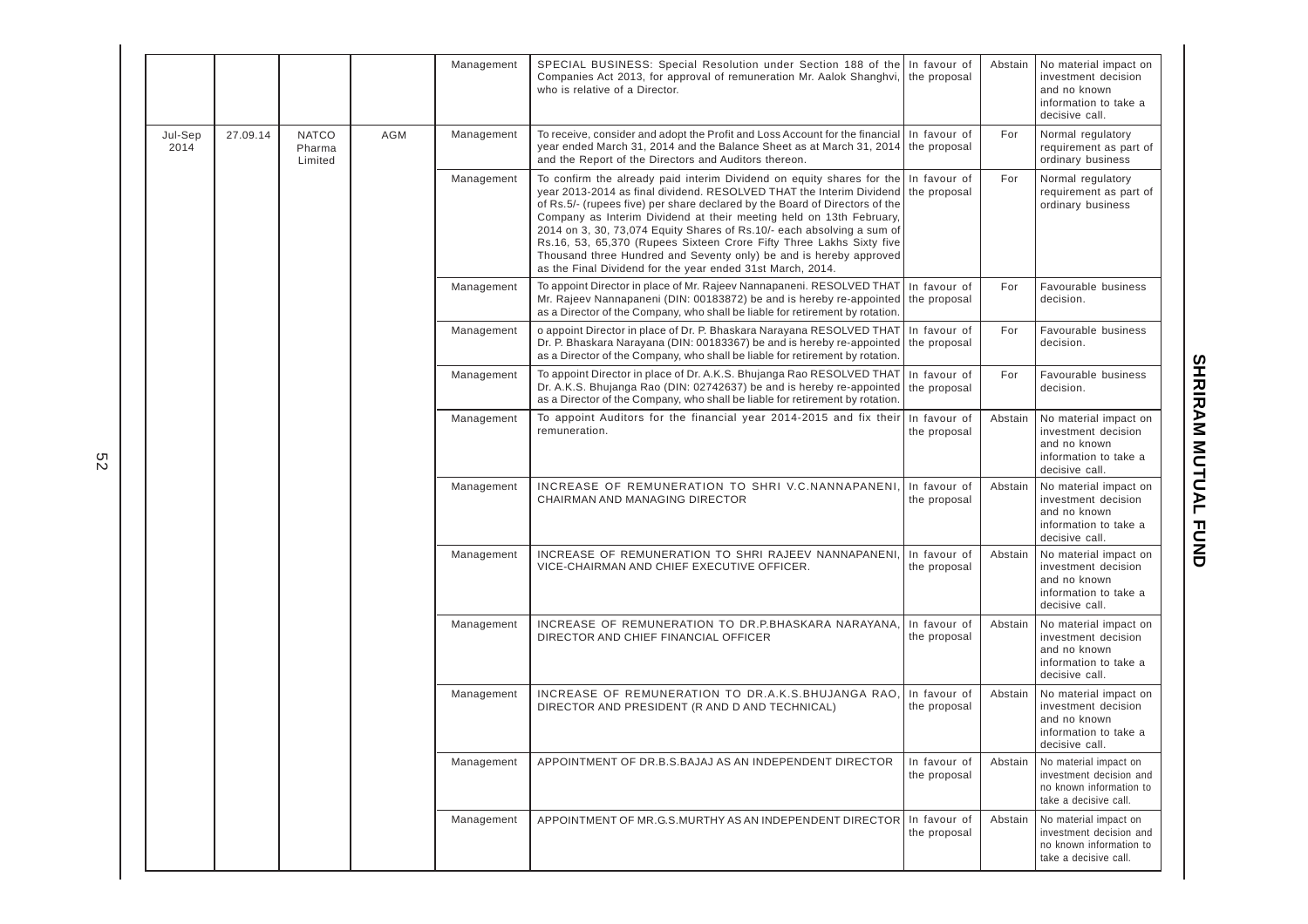| | | | | | | | | |
|---|---|---|---|---|---|---|---|---|
| | | | | Management | SPECIAL BUSINESS: Special Resolution under Section 188 of the Companies Act 2013, for approval of remuneration Mr. Aalok Shanghvi, who is relative of a Director. | In favour of the proposal | Abstain | No material impact on investment decision and no known information to take a decisive call. |
| Jul-Sep 2014 | 27.09.14 | NATCO Pharma Limited | AGM | Management | To receive, consider and adopt the Profit and Loss Account for the financial year ended March 31, 2014 and the Balance Sheet as at March 31, 2014 and the Report of the Directors and Auditors thereon. | In favour of the proposal | For | Normal regulatory requirement as part of ordinary business |
| | | | | Management | To confirm the already paid interim Dividend on equity shares for the year 2013-2014 as final dividend. RESOLVED THAT the Interim Dividend of Rs.5/- (rupees five) per share declared by the Board of Directors of the Company as Interim Dividend at their meeting held on 13th February, 2014 on 3, 30, 73,074 Equity Shares of Rs.10/- each absolving a sum of Rs.16, 53, 65,370 (Rupees Sixteen Crore Fifty Three Lakhs Sixty five Thousand three Hundred and Seventy only) be and is hereby approved as the Final Dividend for the year ended 31st March, 2014. | In favour of the proposal | For | Normal regulatory requirement as part of ordinary business |
| | | | | Management | To appoint Director in place of Mr. Rajeev Nannapaneni. RESOLVED THAT Mr. Rajeev Nannapaneni (DIN: 00183872) be and is hereby re-appointed as a Director of the Company, who shall be liable for retirement by rotation. | In favour of the proposal | For | Favourable business decision. |
| | | | | Management | o appoint Director in place of Dr. P. Bhaskara Narayana RESOLVED THAT Dr. P. Bhaskara Narayana (DIN: 00183367) be and is hereby re-appointed as a Director of the Company, who shall be liable for retirement by rotation. | In favour of the proposal | For | Favourable business decision. |
| | | | | Management | To appoint Director in place of Dr. A.K.S. Bhujanga Rao RESOLVED THAT Dr. A.K.S. Bhujanga Rao (DIN: 02742637) be and is hereby re-appointed as a Director of the Company, who shall be liable for retirement by rotation. | In favour of the proposal | For | Favourable business decision. |
| | | | | Management | To appoint Auditors for the financial year 2014-2015 and fix their remuneration. | In favour of the proposal | Abstain | No material impact on investment decision and no known information to take a decisive call. |
| | | | | Management | INCREASE OF REMUNERATION TO SHRI V.C.NANNAPANENI, CHAIRMAN AND MANAGING DIRECTOR | In favour of the proposal | Abstain | No material impact on investment decision and no known information to take a decisive call. |
| | | | | Management | INCREASE OF REMUNERATION TO SHRI RAJEEV NANNAPANENI, VICE-CHAIRMAN AND CHIEF EXECUTIVE OFFICER. | In favour of the proposal | Abstain | No material impact on investment decision and no known information to take a decisive call. |
| | | | | Management | INCREASE OF REMUNERATION TO DR.P.BHASKARA NARAYANA, DIRECTOR AND CHIEF FINANCIAL OFFICER | In favour of the proposal | Abstain | No material impact on investment decision and no known information to take a decisive call. |
| | | | | Management | INCREASE OF REMUNERATION TO DR.A.K.S.BHUJANGA RAO, DIRECTOR AND PRESIDENT (R AND D AND TECHNICAL) | In favour of the proposal | Abstain | No material impact on investment decision and no known information to take a decisive call. |
| | | | | Management | APPOINTMENT OF DR.B.S.BAJAJ AS AN INDEPENDENT DIRECTOR | In favour of the proposal | Abstain | No material impact on investment decision and no known information to take a decisive call. |
| | | | | Management | APPOINTMENT OF MR.G.S.MURTHY AS AN INDEPENDENT DIRECTOR | In favour of the proposal | Abstain | No material impact on investment decision and no known information to take a decisive call. |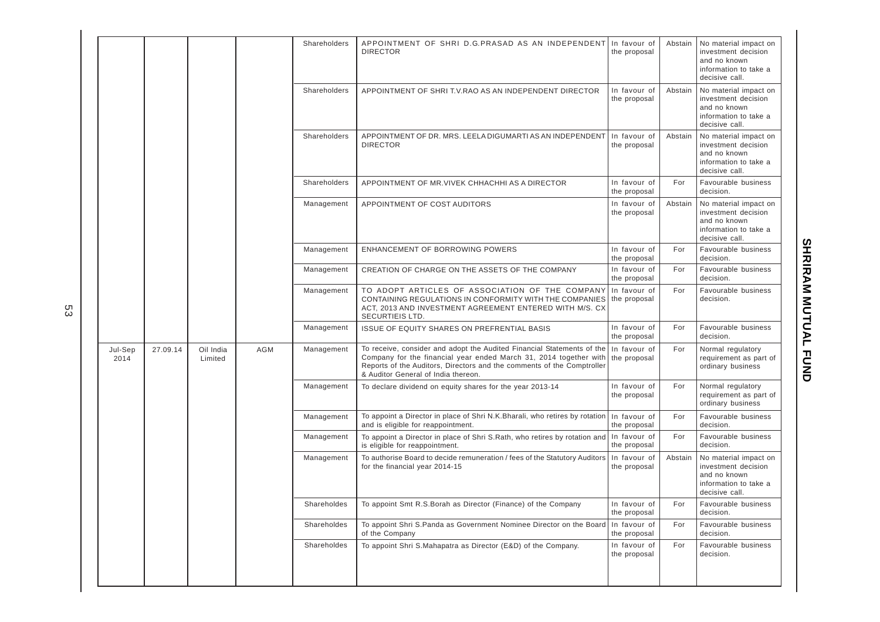| | | | | | | | | |
|---|---|---|---|---|---|---|---|---|
| | | | | Shareholders | APPOINTMENT OF SHRI D.G.PRASAD AS AN INDEPENDENT DIRECTOR | In favour of the proposal | Abstain | No material impact on investment decision and no known information to take a decisive call. |
| | | | | Shareholders | APPOINTMENT OF SHRI T.V.RAO AS AN INDEPENDENT DIRECTOR | In favour of the proposal | Abstain | No material impact on investment decision and no known information to take a decisive call. |
| | | | | Shareholders | APPOINTMENT OF DR. MRS. LEELA DIGUMARTI AS AN INDEPENDENT DIRECTOR | In favour of the proposal | Abstain | No material impact on investment decision and no known information to take a decisive call. |
| | | | | Shareholders | APPOINTMENT OF MR.VIVEK CHHACHHI AS A DIRECTOR | In favour of the proposal | For | Favourable business decision. |
| | | | | Management | APPOINTMENT OF COST AUDITORS | In favour of the proposal | Abstain | No material impact on investment decision and no known information to take a decisive call. |
| | | | | Management | ENHANCEMENT OF BORROWING POWERS | In favour of the proposal | For | Favourable business decision. |
| | | | | Management | CREATION OF CHARGE ON THE ASSETS OF THE COMPANY | In favour of the proposal | For | Favourable business decision. |
| | | | | Management | TO ADOPT ARTICLES OF ASSOCIATION OF THE COMPANY CONTAINING REGULATIONS IN CONFORMITY WITH THE COMPANIES ACT, 2013 AND INVESTMENT AGREEMENT ENTERED WITH M/S. CX SECURTIEIS LTD. | In favour of the proposal | For | Favourable business decision. |
| | | | | Management | ISSUE OF EQUITY SHARES ON PREFRENTIAL BASIS | In favour of the proposal | For | Favourable business decision. |
| Jul-Sep 2014 | 27.09.14 | Oil India Limited | AGM | Management | To receive, consider and adopt the Audited Financial Statements of the Company for the financial year ended March 31, 2014 together with Reports of the Auditors, Directors and the comments of the Comptroller & Auditor General of India thereon. | In favour of the proposal | For | Normal regulatory requirement as part of ordinary business |
| | | | | Management | To declare dividend on equity shares for the year 2013-14 | In favour of the proposal | For | Normal regulatory requirement as part of ordinary business |
| | | | | Management | To appoint a Director in place of Shri N.K.Bharali, who retires by rotation and is eligible for reappointment. | In favour of the proposal | For | Favourable business decision. |
| | | | | Management | To appoint a Director in place of Shri S.Rath, who retires by rotation and is eligible for reappointment. | In favour of the proposal | For | Favourable business decision. |
| | | | | Management | To authorise Board to decide remuneration / fees of the Statutory Auditors for the financial year 2014-15 | In favour of the proposal | Abstain | No material impact on investment decision and no known information to take a decisive call. |
| | | | | Shareholdes | To appoint Smt R.S.Borah as Director (Finance) of the Company | In favour of the proposal | For | Favourable business decision. |
| | | | | Shareholdes | To appoint Shri S.Panda as Government Nominee Director on the Board of the Company | In favour of the proposal | For | Favourable business decision. |
| | | | | Shareholdes | To appoint Shri S.Mahapatra as Director (E&D) of the Company. | In favour of the proposal | For | Favourable business decision. |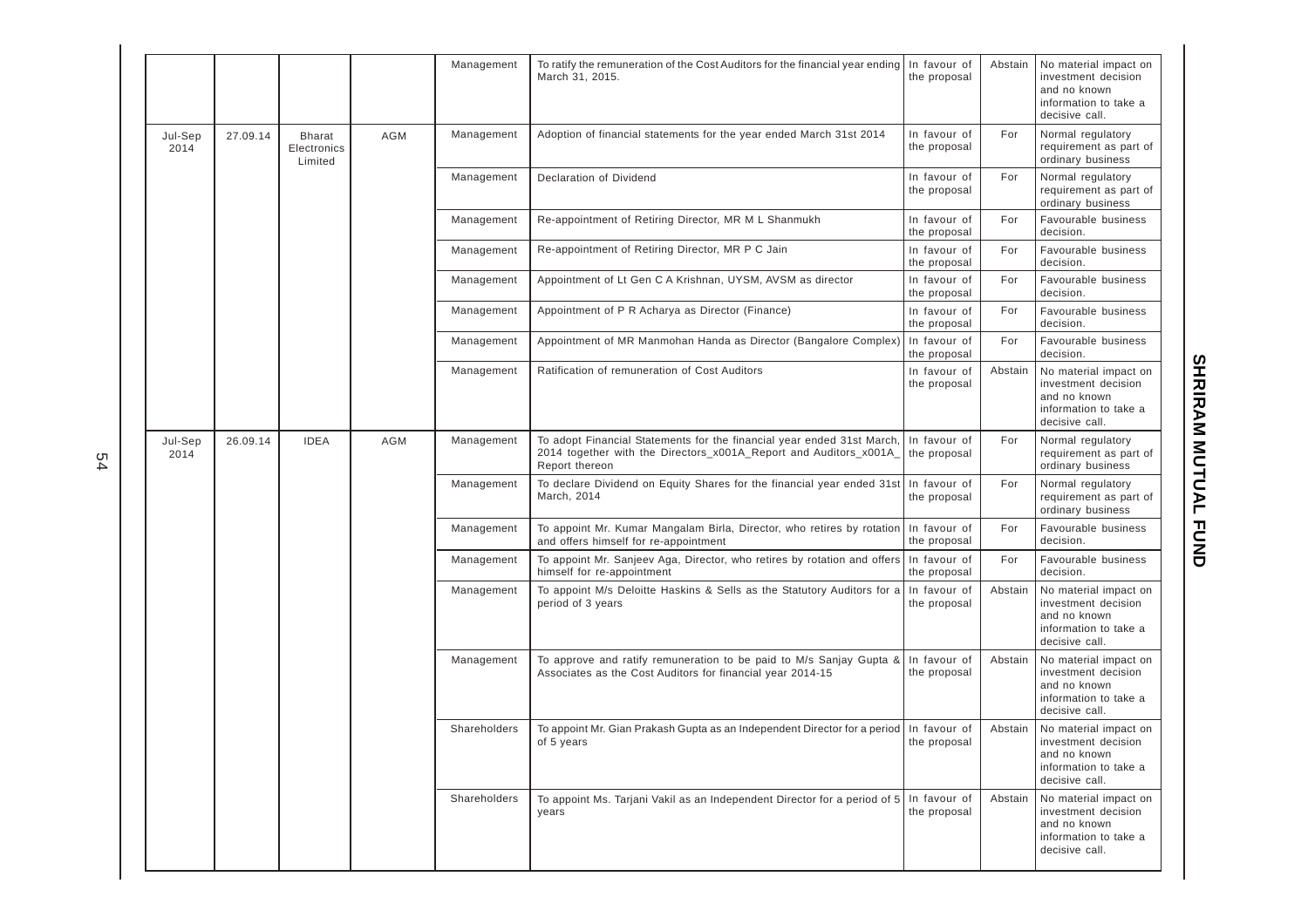| | | | | | | | | |
|---|---|---|---|---|---|---|---|---|
| | | | | Management | To ratify the remuneration of the Cost Auditors for the financial year ending March 31, 2015. | In favour of the proposal | Abstain | No material impact on investment decision and no known information to take a decisive call. |
| Jul-Sep 2014 | 27.09.14 | Bharat Electronics Limited | AGM | Management | Adoption of financial statements for the year ended March 31st 2014 | In favour of the proposal | For | Normal regulatory requirement as part of ordinary business |
| | | | | Management | Declaration of Dividend | In favour of the proposal | For | Normal regulatory requirement as part of ordinary business |
| | | | | Management | Re-appointment of Retiring Director, MR M L Shanmukh | In favour of the proposal | For | Favourable business decision. |
| | | | | Management | Re-appointment of Retiring Director, MR P C Jain | In favour of the proposal | For | Favourable business decision. |
| | | | | Management | Appointment of Lt Gen C A Krishnan, UYSM, AVSM as director | In favour of the proposal | For | Favourable business decision. |
| | | | | Management | Appointment of P R Acharya as Director (Finance) | In favour of the proposal | For | Favourable business decision. |
| | | | | Management | Appointment of MR Manmohan Handa as Director (Bangalore Complex) | In favour of the proposal | For | Favourable business decision. |
| | | | | Management | Ratification of remuneration of Cost Auditors | In favour of the proposal | Abstain | No material impact on investment decision and no known information to take a decisive call. |
| Jul-Sep 2014 | 26.09.14 | IDEA | AGM | Management | To adopt Financial Statements for the financial year ended 31st March, 2014 together with the Directors_x001A_Report and Auditors_x001A_ Report thereon | In favour of the proposal | For | Normal regulatory requirement as part of ordinary business |
| | | | | Management | To declare Dividend on Equity Shares for the financial year ended 31st March, 2014 | In favour of the proposal | For | Normal regulatory requirement as part of ordinary business |
| | | | | Management | To appoint Mr. Kumar Mangalam Birla, Director, who retires by rotation and offers himself for re-appointment | In favour of the proposal | For | Favourable business decision. |
| | | | | Management | To appoint Mr. Sanjeev Aga, Director, who retires by rotation and offers himself for re-appointment | In favour of the proposal | For | Favourable business decision. |
| | | | | Management | To appoint M/s Deloitte Haskins & Sells as the Statutory Auditors for a period of 3 years | In favour of the proposal | Abstain | No material impact on investment decision and no known information to take a decisive call. |
| | | | | Management | To approve and ratify remuneration to be paid to M/s Sanjay Gupta & Associates as the Cost Auditors for financial year 2014-15 | In favour of the proposal | Abstain | No material impact on investment decision and no known information to take a decisive call. |
| | | | | Shareholders | To appoint Mr. Gian Prakash Gupta as an Independent Director for a period of 5 years | In favour of the proposal | Abstain | No material impact on investment decision and no known information to take a decisive call. |
| | | | | Shareholders | To appoint Ms. Tarjani Vakil as an Independent Director for a period of 5 years | In favour of the proposal | Abstain | No material impact on investment decision and no known information to take a decisive call. |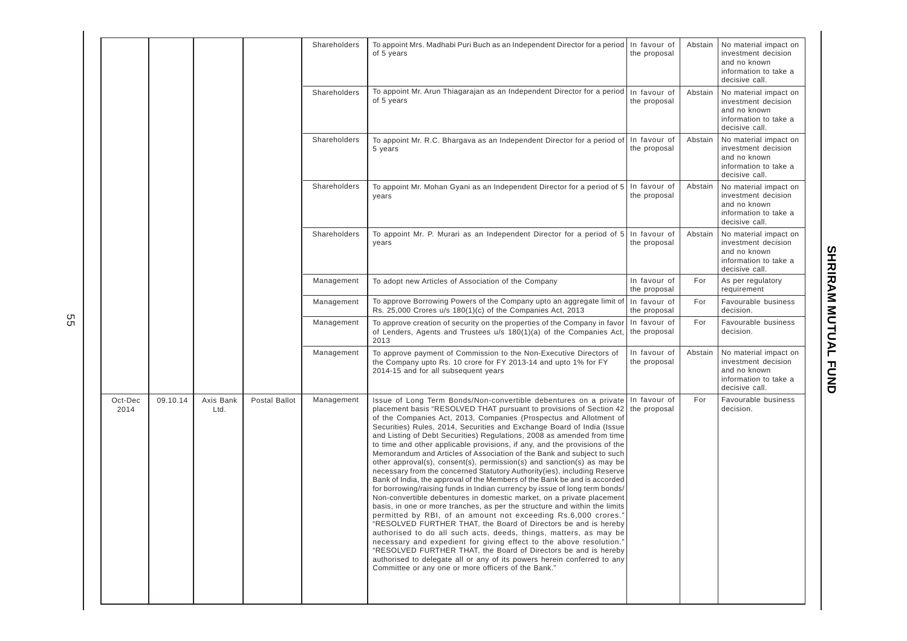| | | | | | | | | |
|---|---|---|---|---|---|---|---|---|
| | | | | Shareholders | To appoint Mrs. Madhabi Puri Buch as an Independent Director for a period of 5 years | In favour of the proposal | Abstain | No material impact on investment decision and no known information to take a decisive call. |
| | | | | Shareholders | To appoint Mr. Arun Thiagarajan as an Independent Director for a period of 5 years | In favour of the proposal | Abstain | No material impact on investment decision and no known information to take a decisive call. |
| | | | | Shareholders | To appoint Mr. R.C. Bhargava as an Independent Director for a period of 5 years | In favour of the proposal | Abstain | No material impact on investment decision and no known information to take a decisive call. |
| | | | | Shareholders | To appoint Mr. Mohan Gyani as an Independent Director for a period of 5 years | In favour of the proposal | Abstain | No material impact on investment decision and no known information to take a decisive call. |
| | | | | Shareholders | To appoint Mr. P. Murari as an Independent Director for a period of 5 years | In favour of the proposal | Abstain | No material impact on investment decision and no known information to take a decisive call. |
| | | | | Management | To adopt new Articles of Association of the Company | In favour of the proposal | For | As per regulatory requirement |
| | | | | Management | To approve Borrowing Powers of the Company upto an aggregate limit of Rs. 25,000 Crores u/s 180(1)(c) of the Companies Act, 2013 | In favour of the proposal | For | Favourable business decision. |
| | | | | Management | To approve creation of security on the properties of the Company in favor of Lenders, Agents and Trustees u/s 180(1)(a) of the Companies Act, 2013 | In favour of the proposal | For | Favourable business decision. |
| | | | | Management | To approve payment of Commission to the Non-Executive Directors of the Company upto Rs. 10 crore for FY 2013-14 and upto 1% for FY 2014-15 and for all subsequent years | In favour of the proposal | Abstain | No material impact on investment decision and no known information to take a decisive call. |
| Oct-Dec 2014 | 09.10.14 | Axis Bank Ltd. | Postal Ballot | Management | Issue of Long Term Bonds/Non-convertible debentures on a private placement basis "RESOLVED THAT pursuant to provisions of Section 42 of the Companies Act, 2013, Companies (Prospectus and Allotment of Securities) Rules, 2014, Securities and Exchange Board of India (Issue and Listing of Debt Securities) Regulations, 2008 as amended from time to time and other applicable provisions, if any, and the provisions of the Memorandum and Articles of Association of the Bank and subject to such other approval(s), consent(s), permission(s) and sanction(s) as may be necessary from the concerned Statutory Authority(ies), including Reserve Bank of India, the approval of the Members of the Bank be and is accorded for borrowing/raising funds in Indian currency by issue of long term bonds/ Non-convertible debentures in domestic market, on a private placement basis, in one or more tranches, as per the structure and within the limits permitted by RBI, of an amount not exceeding Rs.6,000 crores." "RESOLVED FURTHER THAT, the Board of Directors be and is hereby authorised to do all such acts, deeds, things, matters, as may be necessary and expedient for giving effect to the above resolution." "RESOLVED FURTHER THAT, the Board of Directors be and is hereby authorised to delegate all or any of its powers herein conferred to any Committee or any one or more officers of the Bank." | In favour of the proposal | For | Favourable business decision. |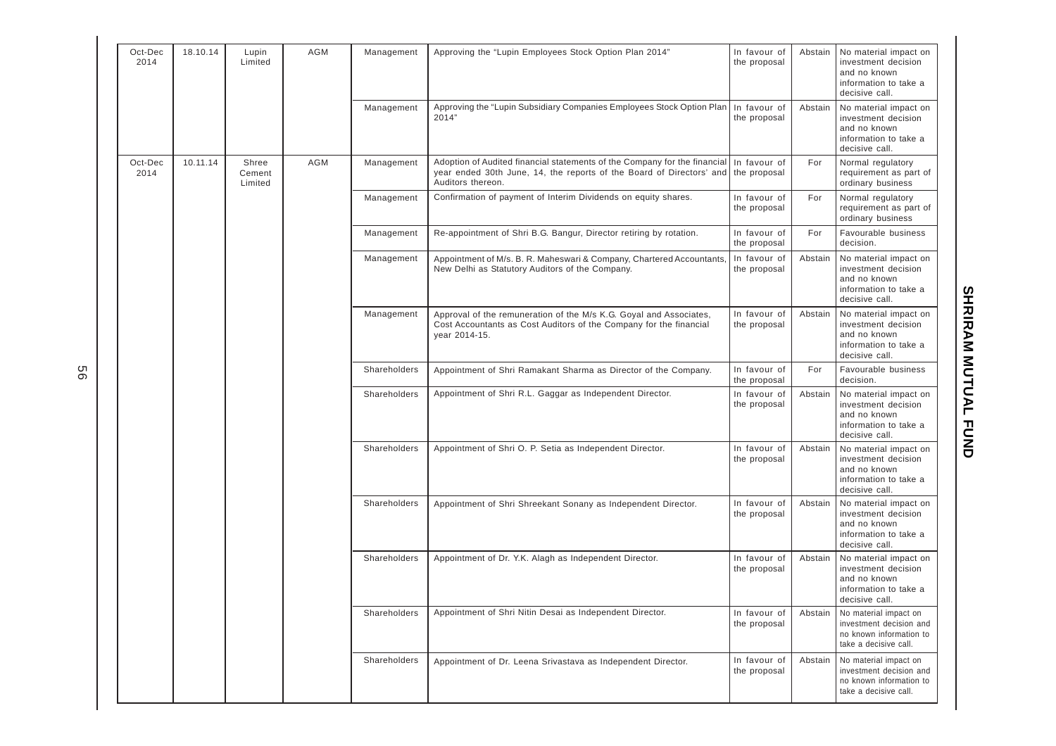| | | | | | | | | |
|---|---|---|---|---|---|---|---|---|
| Oct-Dec 2014 | 18.10.14 | Lupin Limited | AGM | Management | Approving the "Lupin Employees Stock Option Plan 2014" | In favour of the proposal | Abstain | No material impact on investment decision and no known information to take a decisive call. |
| | | | | Management | Approving the "Lupin Subsidiary Companies Employees Stock Option Plan 2014" | In favour of the proposal | Abstain | No material impact on investment decision and no known information to take a decisive call. |
| Oct-Dec 2014 | 10.11.14 | Shree Cement Limited | AGM | Management | Adoption of Audited financial statements of the Company for the financial year ended 30th June, 14, the reports of the Board of Directors' and Auditors thereon. | In favour of the proposal | For | Normal regulatory requirement as part of ordinary business |
| | | | | Management | Confirmation of payment of Interim Dividends on equity shares. | In favour of the proposal | For | Normal regulatory requirement as part of ordinary business |
| | | | | Management | Re-appointment of Shri B.G. Bangur, Director retiring by rotation. | In favour of the proposal | For | Favourable business decision. |
| | | | | Management | Appointment of M/s. B. R. Maheswari & Company, Chartered Accountants, New Delhi as Statutory Auditors of the Company. | In favour of the proposal | Abstain | No material impact on investment decision and no known information to take a decisive call. |
| | | | | Management | Approval of the remuneration of the M/s K.G. Goyal and Associates, Cost Accountants as Cost Auditors of the Company for the financial year 2014-15. | In favour of the proposal | Abstain | No material impact on investment decision and no known information to take a decisive call. |
| | | | | Shareholders | Appointment of Shri Ramakant Sharma as Director of the Company. | In favour of the proposal | For | Favourable business decision. |
| | | | | Shareholders | Appointment of Shri R.L. Gaggar as Independent Director. | In favour of the proposal | Abstain | No material impact on investment decision and no known information to take a decisive call. |
| | | | | Shareholders | Appointment of Shri O. P. Setia as Independent Director. | In favour of the proposal | Abstain | No material impact on investment decision and no known information to take a decisive call. |
| | | | | Shareholders | Appointment of Shri Shreekant Sonany as Independent Director. | In favour of the proposal | Abstain | No material impact on investment decision and no known information to take a decisive call. |
| | | | | Shareholders | Appointment of Dr. Y.K. Alagh as Independent Director. | In favour of the proposal | Abstain | No material impact on investment decision and no known information to take a decisive call. |
| | | | | Shareholders | Appointment of Shri Nitin Desai as Independent Director. | In favour of the proposal | Abstain | No material impact on investment decision and no known information to take a decisive call. |
| | | | | Shareholders | Appointment of Dr. Leena Srivastava as Independent Director. | In favour of the proposal | Abstain | No material impact on investment decision and no known information to take a decisive call. |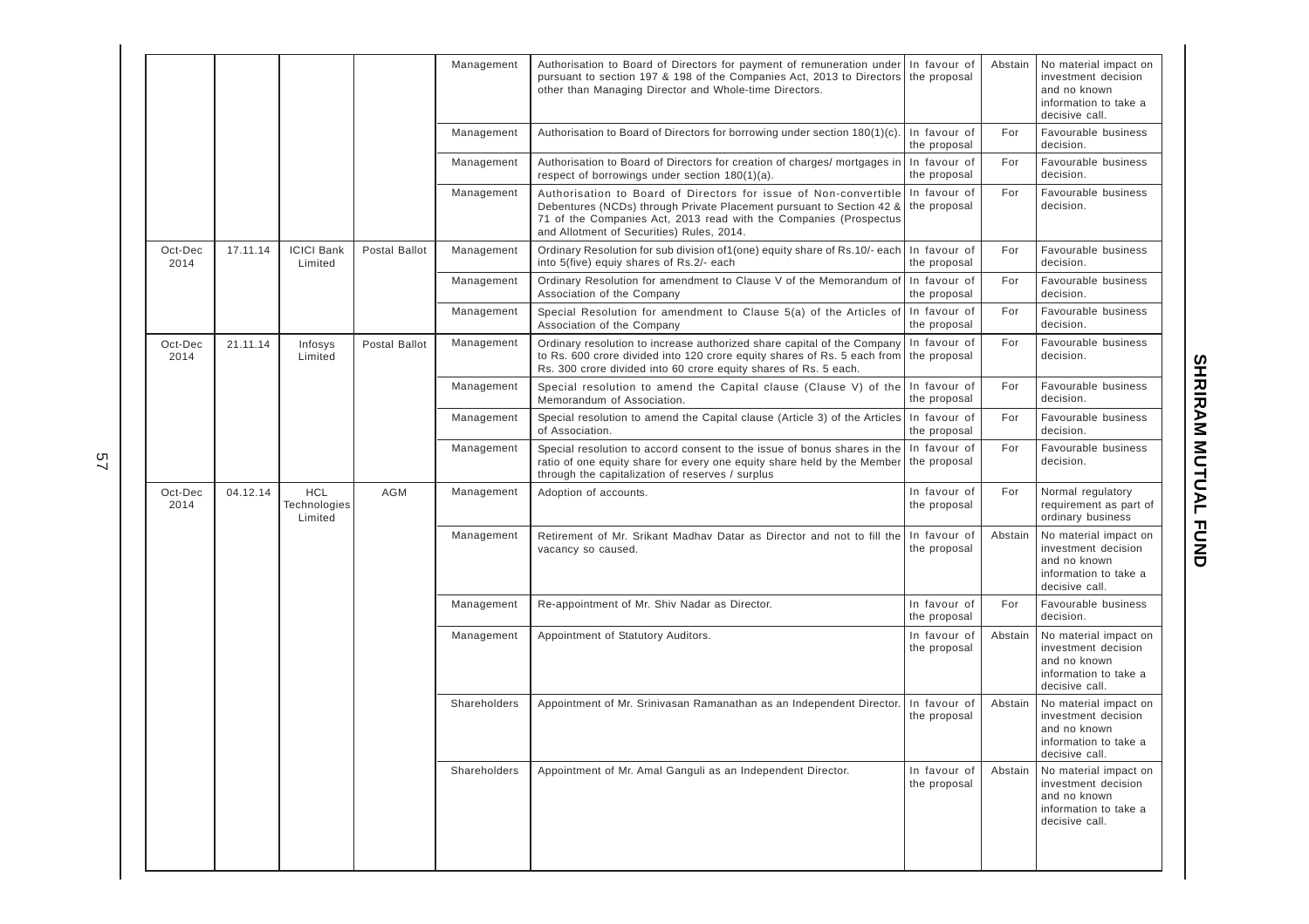| | | | | | | | | |
|---|---|---|---|---|---|---|---|---|
| | | | | Management | Authorisation to Board of Directors for payment of remuneration under pursuant to section 197 & 198 of the Companies Act, 2013 to Directors other than Managing Director and Whole-time Directors. | In favour of the proposal | Abstain | No material impact on investment decision and no known information to take a decisive call. |
| | | | | Management | Authorisation to Board of Directors for borrowing under section 180(1)(c). | In favour of the proposal | For | Favourable business decision. |
| | | | | Management | Authorisation to Board of Directors for creation of charges/ mortgages in respect of borrowings under section 180(1)(a). | In favour of the proposal | For | Favourable business decision. |
| | | | | Management | Authorisation to Board of Directors for issue of Non-convertible Debentures (NCDs) through Private Placement pursuant to Section 42 & 71 of the Companies Act, 2013 read with the Companies (Prospectus and Allotment of Securities) Rules, 2014. | In favour of the proposal | For | Favourable business decision. |
| Oct-Dec 2014 | 17.11.14 | ICICI Bank Limited | Postal Ballot | Management | Ordinary Resolution for sub division of1(one) equity share of Rs.10/- each into 5(five) equiy shares of Rs.2/- each | In favour of the proposal | For | Favourable business decision. |
| | | | | Management | Ordinary Resolution for amendment to Clause V of the Memorandum of Association of the Company | In favour of the proposal | For | Favourable business decision. |
| | | | | Management | Special Resolution for amendment to Clause 5(a) of the Articles of Association of the Company | In favour of the proposal | For | Favourable business decision. |
| Oct-Dec 2014 | 21.11.14 | Infosys Limited | Postal Ballot | Management | Ordinary resolution to increase authorized share capital of the Company to Rs. 600 crore divided into 120 crore equity shares of Rs. 5 each from Rs. 300 crore divided into 60 crore equity shares of Rs. 5 each. | In favour of the proposal | For | Favourable business decision. |
| | | | | Management | Special resolution to amend the Capital clause (Clause V) of the Memorandum of Association. | In favour of the proposal | For | Favourable business decision. |
| | | | | Management | Special resolution to amend the Capital clause (Article 3) of the Articles of Association. | In favour of the proposal | For | Favourable business decision. |
| | | | | Management | Special resolution to accord consent to the issue of bonus shares in the ratio of one equity share for every one equity share held by the Member through the capitalization of reserves / surplus | In favour of the proposal | For | Favourable business decision. |
| Oct-Dec 2014 | 04.12.14 | HCL Technologies Limited | AGM | Management | Adoption of accounts. | In favour of the proposal | For | Normal regulatory requirement as part of ordinary business |
| | | | | Management | Retirement of Mr. Srikant Madhav Datar as Director and not to fill the vacancy so caused. | In favour of the proposal | Abstain | No material impact on investment decision and no known information to take a decisive call. |
| | | | | Management | Re-appointment of Mr. Shiv Nadar as Director. | In favour of the proposal | For | Favourable business decision. |
| | | | | Management | Appointment of Statutory Auditors. | In favour of the proposal | Abstain | No material impact on investment decision and no known information to take a decisive call. |
| | | | | Shareholders | Appointment of Mr. Srinivasan Ramanathan as an Independent Director. | In favour of the proposal | Abstain | No material impact on investment decision and no known information to take a decisive call. |
| | | | | Shareholders | Appointment of Mr. Amal Ganguli as an Independent Director. | In favour of the proposal | Abstain | No material impact on investment decision and no known information to take a decisive call. |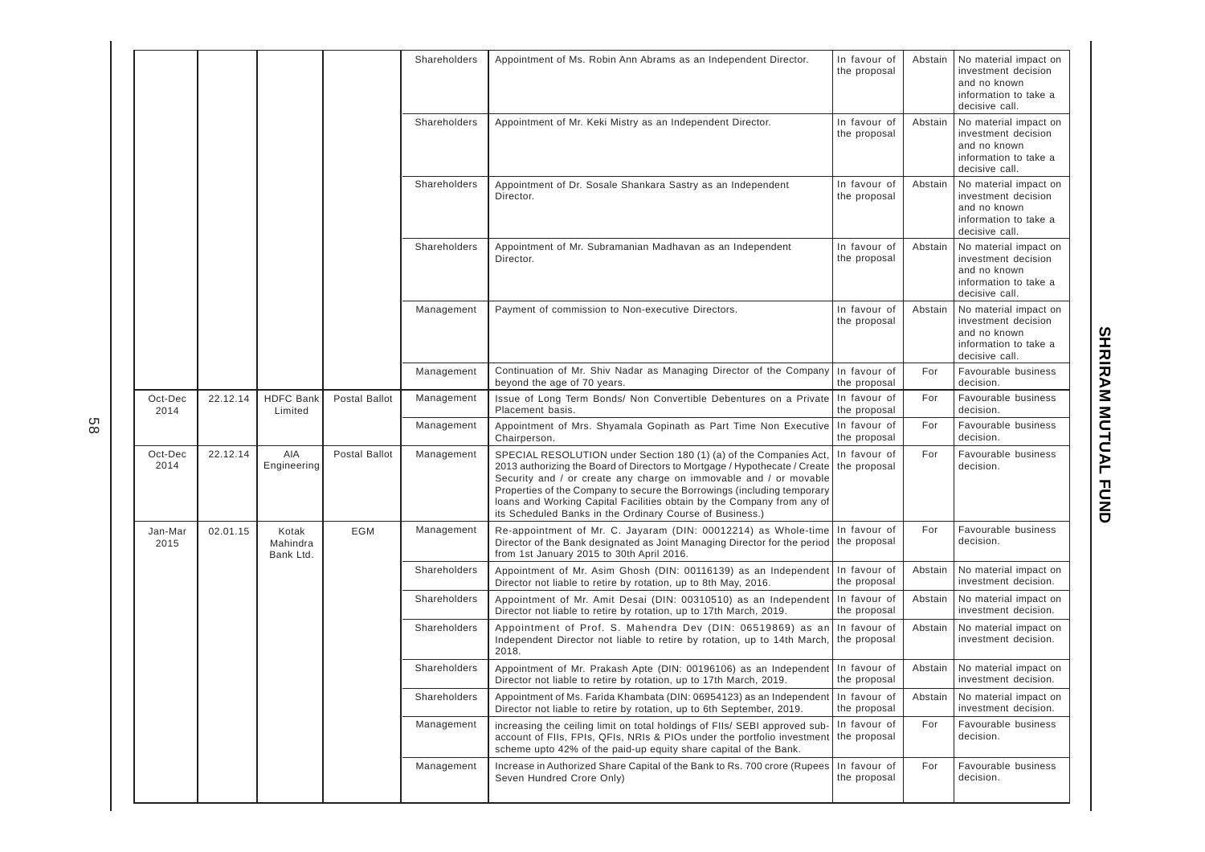| | | | | | | | | |
|---|---|---|---|---|---|---|---|---|
| | | | | Shareholders | Appointment of Ms. Robin Ann Abrams as an Independent Director. | In favour of the proposal | Abstain | No material impact on investment decision and no known information to take a decisive call. |
| | | | | Shareholders | Appointment of Mr. Keki Mistry as an Independent Director. | In favour of the proposal | Abstain | No material impact on investment decision and no known information to take a decisive call. |
| | | | | Shareholders | Appointment of Dr. Sosale Shankara Sastry as an Independent Director. | In favour of the proposal | Abstain | No material impact on investment decision and no known information to take a decisive call. |
| | | | | Shareholders | Appointment of Mr. Subramanian Madhavan as an Independent Director. | In favour of the proposal | Abstain | No material impact on investment decision and no known information to take a decisive call. |
| | | | | Management | Payment of commission to Non-executive Directors. | In favour of the proposal | Abstain | No material impact on investment decision and no known information to take a decisive call. |
| | | | | Management | Continuation of Mr. Shiv Nadar as Managing Director of the Company beyond the age of 70 years. | In favour of the proposal | For | Favourable business decision. |
| Oct-Dec 2014 | 22.12.14 | HDFC Bank Limited | Postal Ballot | Management | Issue of Long Term Bonds/ Non Convertible Debentures on a Private Placement basis. | In favour of the proposal | For | Favourable business decision. |
| | | | | Management | Appointment of Mrs. Shyamala Gopinath as Part Time Non Executive Chairperson. | In favour of the proposal | For | Favourable business decision. |
| Oct-Dec 2014 | 22.12.14 | AIA Engineering | Postal Ballot | Management | SPECIAL RESOLUTION under Section 180 (1) (a) of the Companies Act, 2013 authorizing the Board of Directors to Mortgage / Hypothecate / Create Security and / or create any charge on immovable and / or movable Properties of the Company to secure the Borrowings (including temporary loans and Working Capital Facilities obtain by the Company from any of its Scheduled Banks in the Ordinary Course of Business.) | In favour of the proposal | For | Favourable business decision. |
| Jan-Mar 2015 | 02.01.15 | Kotak Mahindra Bank Ltd. | EGM | Management | Re-appointment of Mr. C. Jayaram (DIN: 00012214) as Whole-time Director of the Bank designated as Joint Managing Director for the period from 1st January 2015 to 30th April 2016. | In favour of the proposal | For | Favourable business decision. |
| | | | | Shareholders | Appointment of Mr. Asim Ghosh (DIN: 00116139) as an Independent Director not liable to retire by rotation, up to 8th May, 2016. | In favour of the proposal | Abstain | No material impact on investment decision. |
| | | | | Shareholders | Appointment of Mr. Amit Desai (DIN: 00310510) as an Independent Director not liable to retire by rotation, up to 17th March, 2019. | In favour of the proposal | Abstain | No material impact on investment decision. |
| | | | | Shareholders | Appointment of Prof. S. Mahendra Dev (DIN: 06519869) as an Independent Director not liable to retire by rotation, up to 14th March, 2018. | In favour of the proposal | Abstain | No material impact on investment decision. |
| | | | | Shareholders | Appointment of Mr. Prakash Apte (DIN: 00196106) as an Independent Director not liable to retire by rotation, up to 17th March, 2019. | In favour of the proposal | Abstain | No material impact on investment decision. |
| | | | | Shareholders | Appointment of Ms. Farida Khambata (DIN: 06954123) as an Independent Director not liable to retire by rotation, up to 6th September, 2019. | In favour of the proposal | Abstain | No material impact on investment decision. |
| | | | | Management | increasing the ceiling limit on total holdings of FIIs/ SEBI approved sub-account of FIIs, FPIs, QFIs, NRIs & PIOs under the portfolio investment scheme upto 42% of the paid-up equity share capital of the Bank. | In favour of the proposal | For | Favourable business decision. |
| | | | | Management | Increase in Authorized Share Capital of the Bank to Rs. 700 crore (Rupees Seven Hundred Crore Only) | In favour of the proposal | For | Favourable business decision. |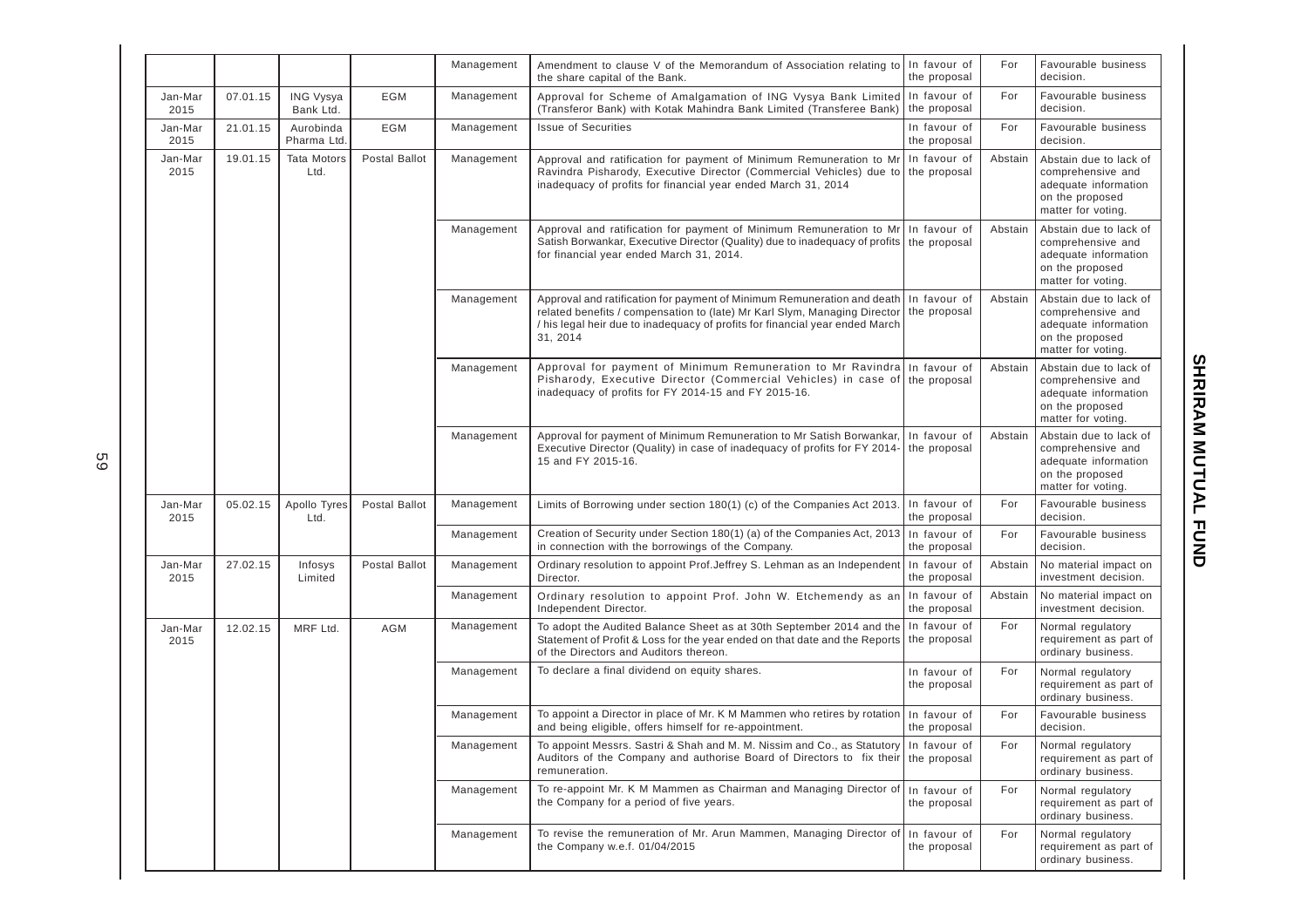| | | | | | | | | |
|---|---|---|---|---|---|---|---|---|
| | | | | Management | Amendment to clause V of the Memorandum of Association relating to the share capital of the Bank. | In favour of the proposal | For | Favourable business decision. |
| Jan-Mar 2015 | 07.01.15 | ING Vysya Bank Ltd. | EGM | Management | Approval for Scheme of Amalgamation of ING Vysya Bank Limited (Transferor Bank) with Kotak Mahindra Bank Limited (Transferee Bank) | In favour of the proposal | For | Favourable business decision. |
| Jan-Mar 2015 | 21.01.15 | Aurobinda Pharma Ltd. | EGM | Management | Issue of Securities | In favour of the proposal | For | Favourable business decision. |
| Jan-Mar 2015 | 19.01.15 | Tata Motors Ltd. | Postal Ballot | Management | Approval and ratification for payment of Minimum Remuneration to Mr Ravindra Pisharody, Executive Director (Commercial Vehicles) due to inadequacy of profits for financial year ended March 31, 2014 | In favour of the proposal | Abstain | Abstain due to lack of comprehensive and adequate information on the proposed matter for voting. |
| | | | | Management | Approval and ratification for payment of Minimum Remuneration to Mr Satish Borwankar, Executive Director (Quality) due to inadequacy of profits for financial year ended March 31, 2014. | In favour of the proposal | Abstain | Abstain due to lack of comprehensive and adequate information on the proposed matter for voting. |
| | | | | Management | Approval and ratification for payment of Minimum Remuneration and death related benefits / compensation to (late) Mr Karl Slym, Managing Director / his legal heir due to inadequacy of profits for financial year ended March 31, 2014 | In favour of the proposal | Abstain | Abstain due to lack of comprehensive and adequate information on the proposed matter for voting. |
| | | | | Management | Approval for payment of Minimum Remuneration to Mr Ravindra Pisharody, Executive Director (Commercial Vehicles) in case of inadequacy of profits for FY 2014-15 and FY 2015-16. | In favour of the proposal | Abstain | Abstain due to lack of comprehensive and adequate information on the proposed matter for voting. |
| | | | | Management | Approval for payment of Minimum Remuneration to Mr Satish Borwankar, Executive Director (Quality) in case of inadequacy of profits for FY 2014-15 and FY 2015-16. | In favour of the proposal | Abstain | Abstain due to lack of comprehensive and adequate information on the proposed matter for voting. |
| Jan-Mar 2015 | 05.02.15 | Apollo Tyres Ltd. | Postal Ballot | Management | Limits of Borrowing under section 180(1) (c) of the Companies Act 2013. | In favour of the proposal | For | Favourable business decision. |
| | | | | Management | Creation of Security under Section 180(1) (a) of the Companies Act, 2013 in connection with the borrowings of the Company. | In favour of the proposal | For | Favourable business decision. |
| Jan-Mar 2015 | 27.02.15 | Infosys Limited | Postal Ballot | Management | Ordinary resolution to appoint Prof.Jeffrey S. Lehman as an Independent Director. | In favour of the proposal | Abstain | No material impact on investment decision. |
| | | | | Management | Ordinary resolution to appoint Prof. John W. Etchemendy as an Independent Director. | In favour of the proposal | Abstain | No material impact on investment decision. |
| Jan-Mar 2015 | 12.02.15 | MRF Ltd. | AGM | Management | To adopt the Audited Balance Sheet as at 30th September 2014 and the Statement of Profit & Loss for the year ended on that date and the Reports of the Directors and Auditors thereon. | In favour of the proposal | For | Normal regulatory requirement as part of ordinary business. |
| | | | | Management | To declare a final dividend on equity shares. | In favour of the proposal | For | Normal regulatory requirement as part of ordinary business. |
| | | | | Management | To appoint a Director in place of Mr. K M Mammen who retires by rotation and being eligible, offers himself for re-appointment. | In favour of the proposal | For | Favourable business decision. |
| | | | | Management | To appoint Messrs. Sastri & Shah and M. M. Nissim and Co., as Statutory Auditors of the Company and authorise Board of Directors to fix their remuneration. | In favour of the proposal | For | Normal regulatory requirement as part of ordinary business. |
| | | | | Management | To re-appoint Mr. K M Mammen as Chairman and Managing Director of the Company for a period of five years. | In favour of the proposal | For | Normal regulatory requirement as part of ordinary business. |
| | | | | Management | To revise the remuneration of Mr. Arun Mammen, Managing Director of the Company w.e.f. 01/04/2015 | In favour of the proposal | For | Normal regulatory requirement as part of ordinary business. |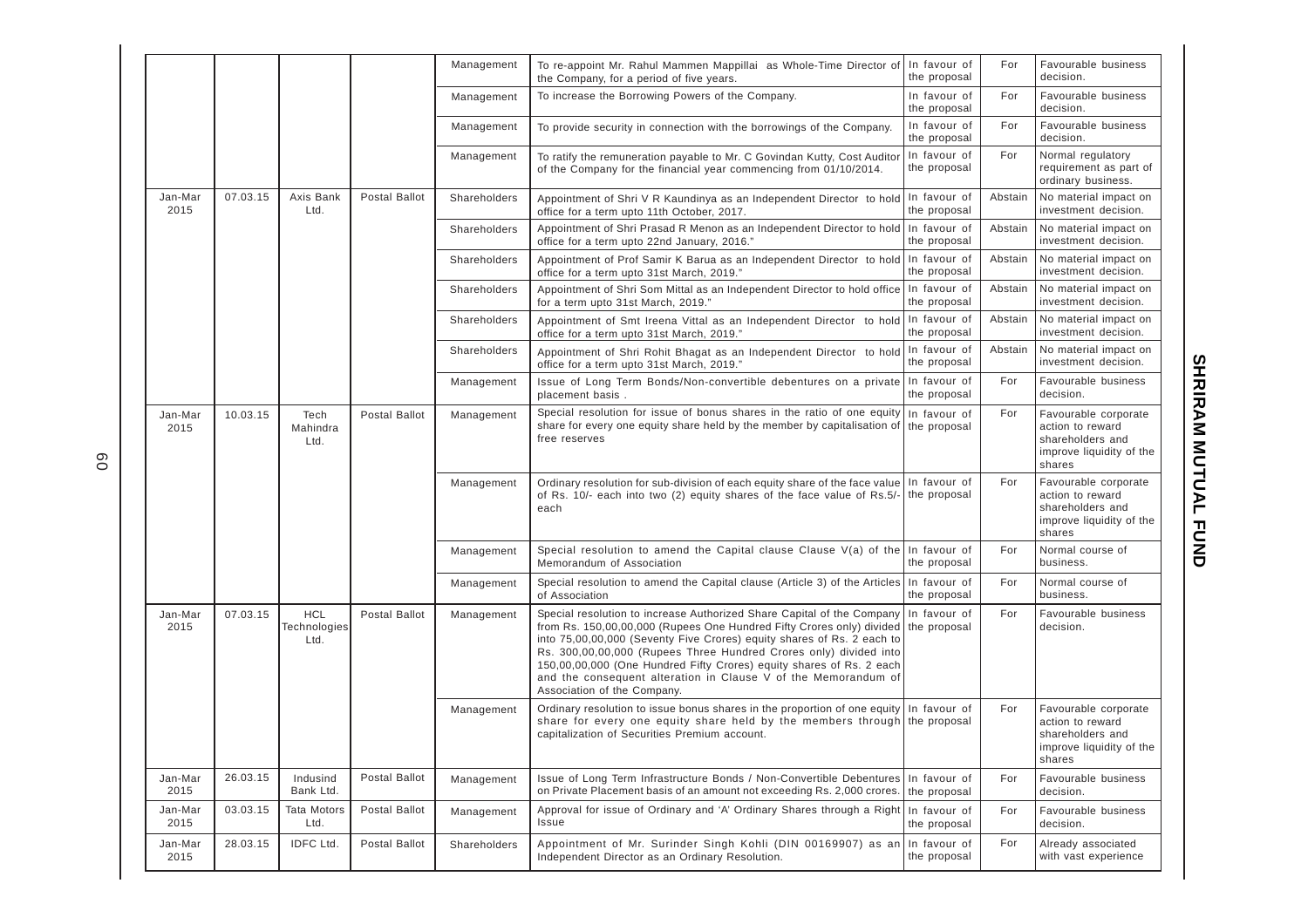| | | | | | | | | |
|---|---|---|---|---|---|---|---|---|
| | | | | Management | To re-appoint Mr. Rahul Mammen Mappillai as Whole-Time Director of the Company, for a period of five years. | In favour of the proposal | For | Favourable business decision. |
| | | | | Management | To increase the Borrowing Powers of the Company. | In favour of the proposal | For | Favourable business decision. |
| | | | | Management | To provide security in connection with the borrowings of the Company. | In favour of the proposal | For | Favourable business decision. |
| | | | | Management | To ratify the remuneration payable to Mr. C Govindan Kutty, Cost Auditor of the Company for the financial year commencing from 01/10/2014. | In favour of the proposal | For | Normal regulatory requirement as part of ordinary business. |
| Jan-Mar 2015 | 07.03.15 | Axis Bank Ltd. | Postal Ballot | Shareholders | Appointment of Shri V R Kaundinya as an Independent Director to hold office for a term upto 11th October, 2017. | In favour of the proposal | Abstain | No material impact on investment decision. |
| | | | | Shareholders | Appointment of Shri Prasad R Menon as an Independent Director to hold office for a term upto 22nd January, 2016." | In favour of the proposal | Abstain | No material impact on investment decision. |
| | | | | Shareholders | Appointment of Prof Samir K Barua as an Independent Director to hold office for a term upto 31st March, 2019." | In favour of the proposal | Abstain | No material impact on investment decision. |
| | | | | Shareholders | Appointment of Shri Som Mittal as an Independent Director to hold office for a term upto 31st March, 2019." | In favour of the proposal | Abstain | No material impact on investment decision. |
| | | | | Shareholders | Appointment of Smt Ireena Vittal as an Independent Director to hold office for a term upto 31st March, 2019." | In favour of the proposal | Abstain | No material impact on investment decision. |
| | | | | Shareholders | Appointment of Shri Rohit Bhagat as an Independent Director to hold office for a term upto 31st March, 2019." | In favour of the proposal | Abstain | No material impact on investment decision. |
| | | | | Management | Issue of Long Term Bonds/Non-convertible debentures on a private placement basis . | In favour of the proposal | For | Favourable business decision. |
| Jan-Mar 2015 | 10.03.15 | Tech Mahindra Ltd. | Postal Ballot | Management | Special resolution for issue of bonus shares in the ratio of one equity share for every one equity share held by the member by capitalisation of free reserves | In favour of the proposal | For | Favourable corporate action to reward shareholders and improve liquidity of the shares |
| | | | | Management | Ordinary resolution for sub-division of each equity share of the face value of Rs. 10/- each into two (2) equity shares of the face value of Rs.5/- each | In favour of the proposal | For | Favourable corporate action to reward shareholders and improve liquidity of the shares |
| | | | | Management | Special resolution to amend the Capital clause Clause V(a) of the Memorandum of Association | In favour of the proposal | For | Normal course of business. |
| | | | | Management | Special resolution to amend the Capital clause (Article 3) of the Articles of Association | In favour of the proposal | For | Normal course of business. |
| Jan-Mar 2015 | 07.03.15 | HCL Technologies Ltd. | Postal Ballot | Management | Special resolution to increase Authorized Share Capital of the Company from Rs. 150,00,00,000 (Rupees One Hundred Fifty Crores only) divided into 75,00,00,000 (Seventy Five Crores) equity shares of Rs. 2 each to Rs. 300,00,00,000 (Rupees Three Hundred Crores only) divided into 150,00,00,000 (One Hundred Fifty Crores) equity shares of Rs. 2 each and the consequent alteration in Clause V of the Memorandum of Association of the Company. | In favour of the proposal | For | Favourable business decision. |
| | | | | Management | Ordinary resolution to issue bonus shares in the proportion of one equity share for every one equity share held by the members through capitalization of Securities Premium account. | In favour of the proposal | For | Favourable corporate action to reward shareholders and improve liquidity of the shares |
| Jan-Mar 2015 | 26.03.15 | Indusind Bank Ltd. | Postal Ballot | Management | Issue of Long Term Infrastructure Bonds / Non-Convertible Debentures on Private Placement basis of an amount not exceeding Rs. 2,000 crores. | In favour of the proposal | For | Favourable business decision. |
| Jan-Mar 2015 | 03.03.15 | Tata Motors Ltd. | Postal Ballot | Management | Approval for issue of Ordinary and 'A' Ordinary Shares through a Right Issue | In favour of the proposal | For | Favourable business decision. |
| Jan-Mar 2015 | 28.03.15 | IDFC Ltd. | Postal Ballot | Shareholders | Appointment of Mr. Surinder Singh Kohli (DIN 00169907) as an Independent Director as an Ordinary Resolution. | In favour of the proposal | For | Already associated with vast experience |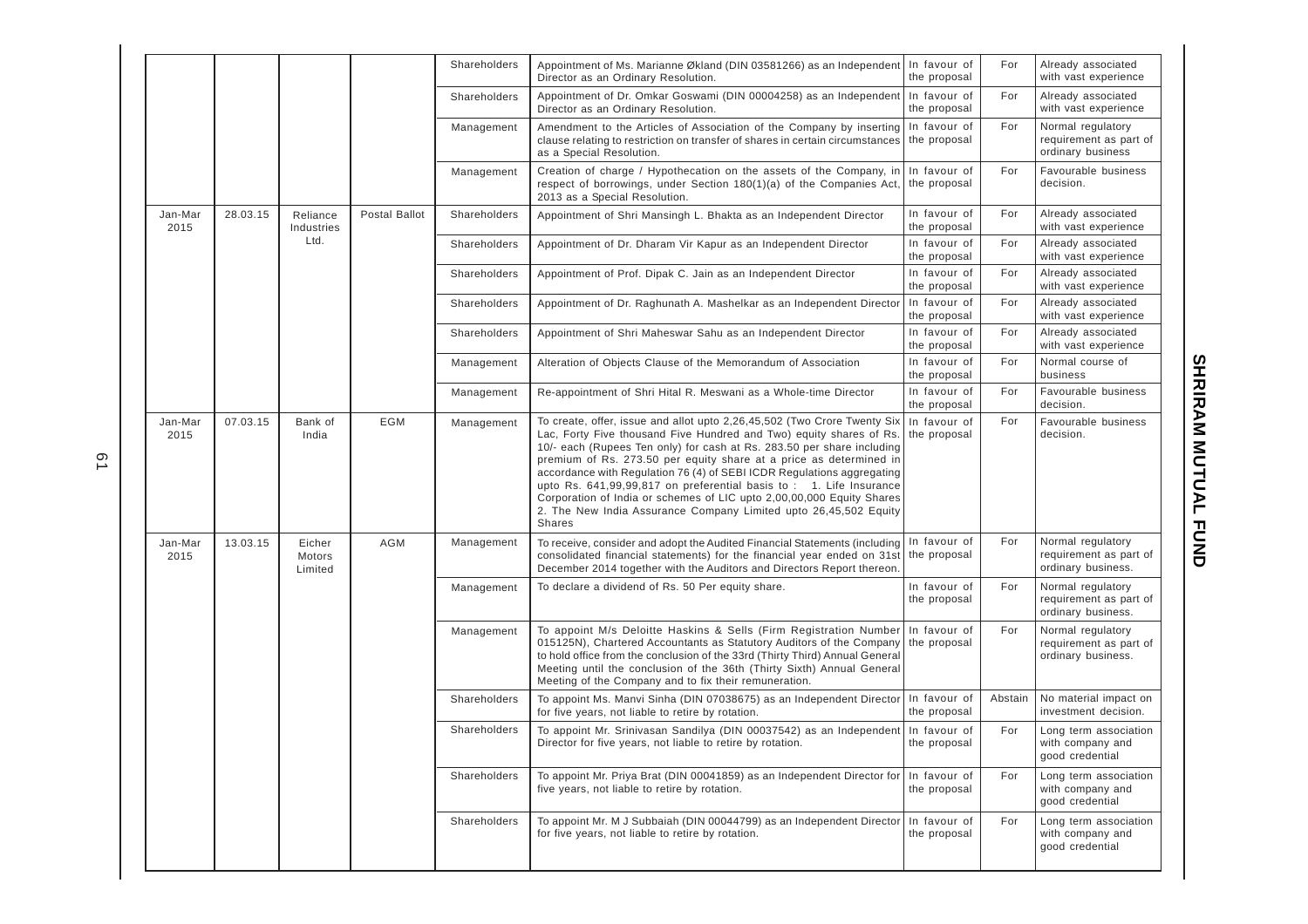| | | | | | | | | |
|---|---|---|---|---|---|---|---|---|
| | | | | Shareholders | Appointment of Ms. Marianne Økland (DIN 03581266) as an Independent Director as an Ordinary Resolution. | In favour of the proposal | For | Already associated with vast experience |
| | | | | Shareholders | Appointment of Dr. Omkar Goswami (DIN 00004258) as an Independent Director as an Ordinary Resolution. | In favour of the proposal | For | Already associated with vast experience |
| | | | | Management | Amendment to the Articles of Association of the Company by inserting clause relating to restriction on transfer of shares in certain circumstances as a Special Resolution. | In favour of the proposal | For | Normal regulatory requirement as part of ordinary business |
| | | | | Management | Creation of charge / Hypothecation on the assets of the Company, in respect of borrowings, under Section 180(1)(a) of the Companies Act, 2013 as a Special Resolution. | In favour of the proposal | For | Favourable business decision. |
| Jan-Mar 2015 | 28.03.15 | Reliance Industries Ltd. | Postal Ballot | Shareholders | Appointment of Shri Mansingh L. Bhakta as an Independent Director | In favour of the proposal | For | Already associated with vast experience |
| | | | | Shareholders | Appointment of Dr. Dharam Vir Kapur as an Independent Director | In favour of the proposal | For | Already associated with vast experience |
| | | | | Shareholders | Appointment of Prof. Dipak C. Jain as an Independent Director | In favour of the proposal | For | Already associated with vast experience |
| | | | | Shareholders | Appointment of Dr. Raghunath A. Mashelkar as an Independent Director | In favour of the proposal | For | Already associated with vast experience |
| | | | | Shareholders | Appointment of Shri Maheswar Sahu as an Independent Director | In favour of the proposal | For | Already associated with vast experience |
| | | | | Management | Alteration of Objects Clause of the Memorandum of Association | In favour of the proposal | For | Normal course of business |
| | | | | Management | Re-appointment of Shri Hital R. Meswani as a Whole-time Director | In favour of the proposal | For | Favourable business decision. |
| Jan-Mar 2015 | 07.03.15 | Bank of India | EGM | Management | To create, offer, issue and allot upto 2,26,45,502 (Two Crore Twenty Six Lac, Forty Five thousand Five Hundred and Two) equity shares of Rs. 10/- each (Rupees Ten only) for cash at Rs. 283.50 per share including premium of Rs. 273.50 per equity share at a price as determined in accordance with Regulation 76 (4) of SEBI ICDR Regulations aggregating upto Rs. 641,99,99,817 on preferential basis to : 1. Life Insurance Corporation of India or schemes of LIC upto 2,00,00,000 Equity Shares 2. The New India Assurance Company Limited upto 26,45,502 Equity Shares | In favour of the proposal | For | Favourable business decision. |
| Jan-Mar 2015 | 13.03.15 | Eicher Motors Limited | AGM | Management | To receive, consider and adopt the Audited Financial Statements (including consolidated financial statements) for the financial year ended on 31st December 2014 together with the Auditors and Directors Report thereon. | In favour of the proposal | For | Normal regulatory requirement as part of ordinary business. |
| | | | | Management | To declare a dividend of Rs. 50 Per equity share. | In favour of the proposal | For | Normal regulatory requirement as part of ordinary business. |
| | | | | Management | To appoint M/s Deloitte Haskins & Sells (Firm Registration Number 015125N), Chartered Accountants as Statutory Auditors of the Company to hold office from the conclusion of the 33rd (Thirty Third) Annual General Meeting until the conclusion of the 36th (Thirty Sixth) Annual General Meeting of the Company and to fix their remuneration. | In favour of the proposal | For | Normal regulatory requirement as part of ordinary business. |
| | | | | Shareholders | To appoint Ms. Manvi Sinha (DIN 07038675) as an Independent Director for five years, not liable to retire by rotation. | In favour of the proposal | Abstain | No material impact on investment decision. |
| | | | | Shareholders | To appoint Mr. Srinivasan Sandilya (DIN 00037542) as an Independent Director for five years, not liable to retire by rotation. | In favour of the proposal | For | Long term association with company and good credential |
| | | | | Shareholders | To appoint Mr. Priya Brat (DIN 00041859) as an Independent Director for five years, not liable to retire by rotation. | In favour of the proposal | For | Long term association with company and good credential |
| | | | | Shareholders | To appoint Mr. M J Subbaiah (DIN 00044799) as an Independent Director for five years, not liable to retire by rotation. | In favour of the proposal | For | Long term association with company and good credential |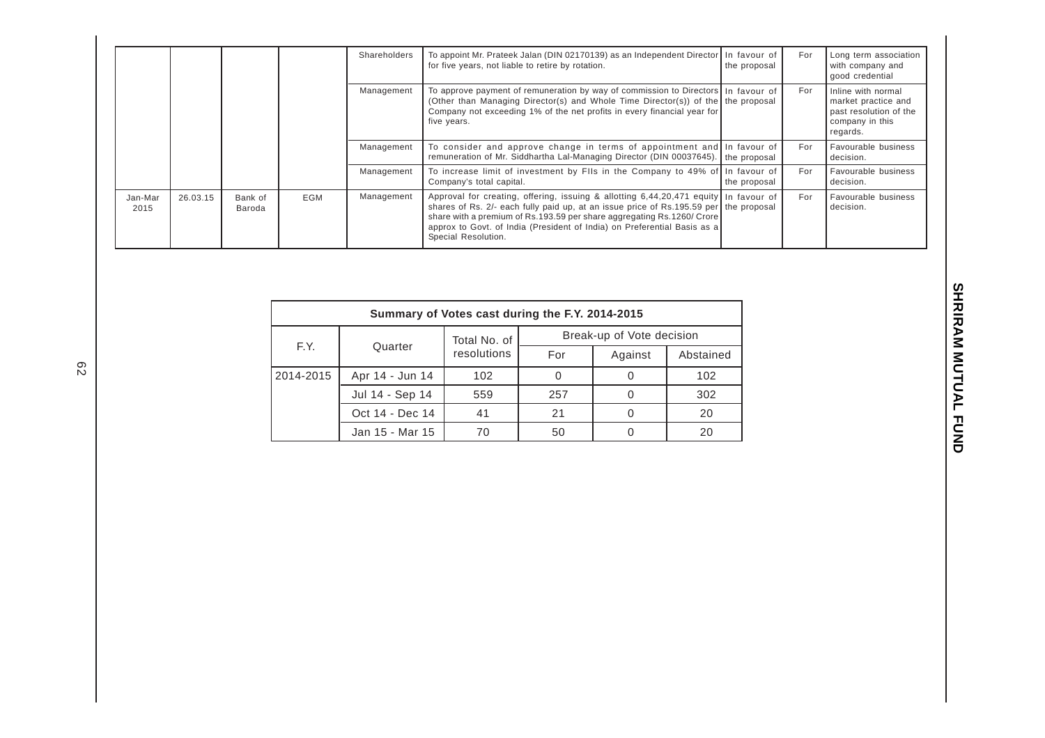| | | | | | | | | |
|---|---|---|---|---|---|---|---|---|
| | | | | Shareholders | To appoint Mr. Prateek Jalan (DIN 02170139) as an Independent Director for five years, not liable to retire by rotation. | In favour of the proposal | For | Long term association with company and good credential |
| | | | | Management | To approve payment of remuneration by way of commission to Directors (Other than Managing Director(s) and Whole Time Director(s)) of the Company not exceeding 1% of the net profits in every financial year for five years. | In favour of the proposal | For | Inline with normal market practice and past resolution of the company in this regards. |
| | | | | Management | To consider and approve change in terms of appointment and remuneration of Mr. Siddhartha Lal-Managing Director (DIN 00037645). | In favour of the proposal | For | Favourable business decision. |
| | | | | Management | To increase limit of investment by FIIs in the Company to 49% of Company's total capital. | In favour of the proposal | For | Favourable business decision. |
| Jan-Mar 2015 | 26.03.15 | Bank of Baroda | EGM | Management | Approval for creating, offering, issuing & allotting 6,44,20,471 equity shares of Rs. 2/- each fully paid up, at an issue price of Rs.195.59 per share with a premium of Rs.193.59 per share aggregating Rs.1260/ Crore approx to Govt. of India (President of India) on Preferential Basis as a Special Resolution. | In favour of the proposal | For | Favourable business decision. |

**Summary of Votes cast during the F.Y. 2014-2015**

| F.Y. | Quarter | Total No. of resolutions | Break-up of Vote decision | | |
|---|---|---|---|---|---|
| | | | For | Against | Abstained |
| 2014-2015 | Apr 14 - Jun 14 | 102 | 0 | 0 | 102 |
| | Jul 14 - Sep 14 | 559 | 257 | 0 | 302 |
| | Oct 14 - Dec 14 | 41 | 21 | 0 | 20 |
| | Jan 15 - Mar 15 | 70 | 50 | 0 | 20 |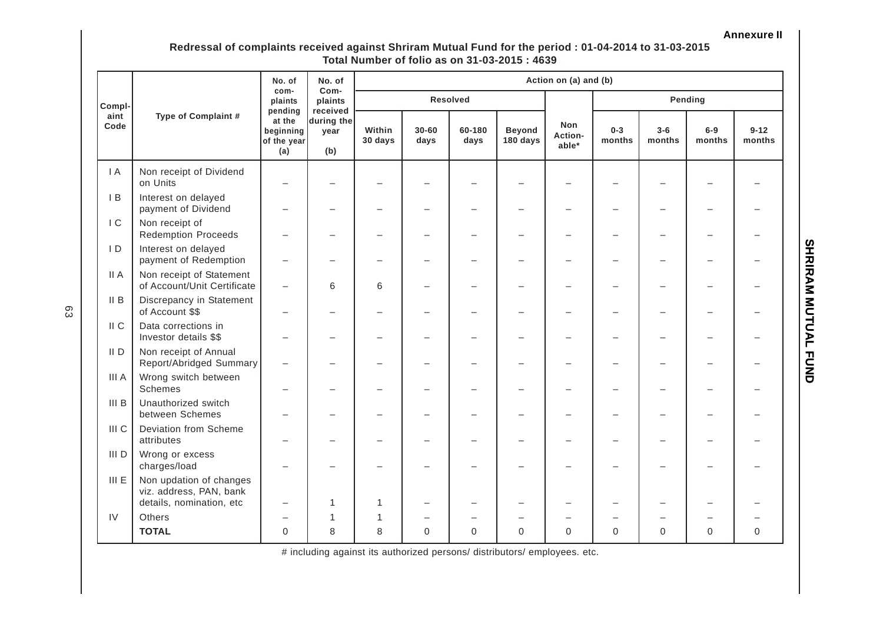Annexure II

**Redressal of complaints received against Shriram Mutual Fund for the period : 01-04-2014 to 31-03-2015**
**Total Number of folio as on 31-03-2015 : 4639**

| Complaint Code | Type of Complaint # | No. of complaints pending at the beginning of the year (a) | No. of Complaints received during the year (b) | Action on (a) and (b) | | | | | | | | |
|---|---|---|---|---|---|---|---|---|---|---|---|---|
| | | | | Resolved | | | | | Pending | | | |
| | | | | Within 30 days | 30-60 days | 60-180 days | Beyond 180 days | Non Actionable* | 0-3 months | 3-6 months | 6-9 months | 9-12 months |
| I A | Non receipt of Dividend on Units | – | – | – | – | – | – | – | – | – | – | – |
| I B | Interest on delayed payment of Dividend | – | – | – | – | – | – | – | – | – | – | – |
| I C | Non receipt of Redemption Proceeds | – | – | – | – | – | – | – | – | – | – | – |
| I D | Interest on delayed payment of Redemption | – | – | – | – | – | – | – | – | – | – | – |
| II A | Non receipt of Statement of Account/Unit Certificate | – | 6 | 6 | – | – | – | – | – | – | – | – |
| II B | Discrepancy in Statement of Account $$ | – | – | – | – | – | – | – | – | – | – | – |
| II C | Data corrections in Investor details $$ | – | – | – | – | – | – | – | – | – | – | – |
| II D | Non receipt of Annual Report/Abridged Summary | – | – | – | – | – | – | – | – | – | – | – |
| III A | Wrong switch between Schemes | – | – | – | – | – | – | – | – | – | – | – |
| III B | Unauthorized switch between Schemes | – | – | – | – | – | – | – | – | – | – | – |
| III C | Deviation from Scheme attributes | – | – | – | – | – | – | – | – | – | – | – |
| III D | Wrong or excess charges/load | – | – | – | – | – | – | – | – | – | – | – |
| III E | Non updation of changes viz. address, PAN, bank details, nomination, etc | – | 1 | 1 | – | – | – | – | – | – | – | – |
| IV | Others | – | 1 | 1 | – | – | – | – | – | – | – | – |
| | **TOTAL** | 0 | 8 | 8 | 0 | 0 | 0 | 0 | 0 | 0 | 0 | 0 |

# including against its authorized persons/ distributors/ employees. etc.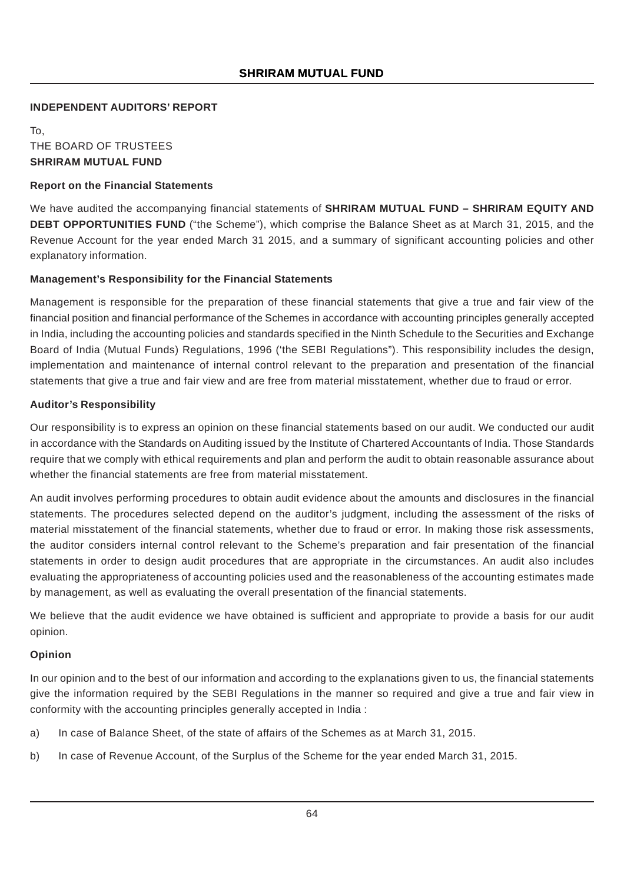## SHRIRAM MUTUAL FUND

### INDEPENDENT AUDITORS' REPORT

To,
THE BOARD OF TRUSTEES
**SHRIRAM MUTUAL FUND**

#### Report on the Financial Statements

We have audited the accompanying financial statements of **SHRIRAM MUTUAL FUND – SHRIRAM EQUITY AND DEBT OPPORTUNITIES FUND** ("the Scheme"), which comprise the Balance Sheet as at March 31, 2015, and the Revenue Account for the year ended March 31 2015, and a summary of significant accounting policies and other explanatory information.

#### Management's Responsibility for the Financial Statements

Management is responsible for the preparation of these financial statements that give a true and fair view of the financial position and financial performance of the Schemes in accordance with accounting principles generally accepted in India, including the accounting policies and standards specified in the Ninth Schedule to the Securities and Exchange Board of India (Mutual Funds) Regulations, 1996 ('the SEBI Regulations"). This responsibility includes the design, implementation and maintenance of internal control relevant to the preparation and presentation of the financial statements that give a true and fair view and are free from material misstatement, whether due to fraud or error.

#### Auditor's Responsibility

Our responsibility is to express an opinion on these financial statements based on our audit. We conducted our audit in accordance with the Standards on Auditing issued by the Institute of Chartered Accountants of India. Those Standards require that we comply with ethical requirements and plan and perform the audit to obtain reasonable assurance about whether the financial statements are free from material misstatement.

An audit involves performing procedures to obtain audit evidence about the amounts and disclosures in the financial statements. The procedures selected depend on the auditor's judgment, including the assessment of the risks of material misstatement of the financial statements, whether due to fraud or error. In making those risk assessments, the auditor considers internal control relevant to the Scheme's preparation and fair presentation of the financial statements in order to design audit procedures that are appropriate in the circumstances. An audit also includes evaluating the appropriateness of accounting policies used and the reasonableness of the accounting estimates made by management, as well as evaluating the overall presentation of the financial statements.

We believe that the audit evidence we have obtained is sufficient and appropriate to provide a basis for our audit opinion.

#### Opinion

In our opinion and to the best of our information and according to the explanations given to us, the financial statements give the information required by the SEBI Regulations in the manner so required and give a true and fair view in conformity with the accounting principles generally accepted in India :

a) In case of Balance Sheet, of the state of affairs of the Schemes as at March 31, 2015.

b) In case of Revenue Account, of the Surplus of the Scheme for the year ended March 31, 2015.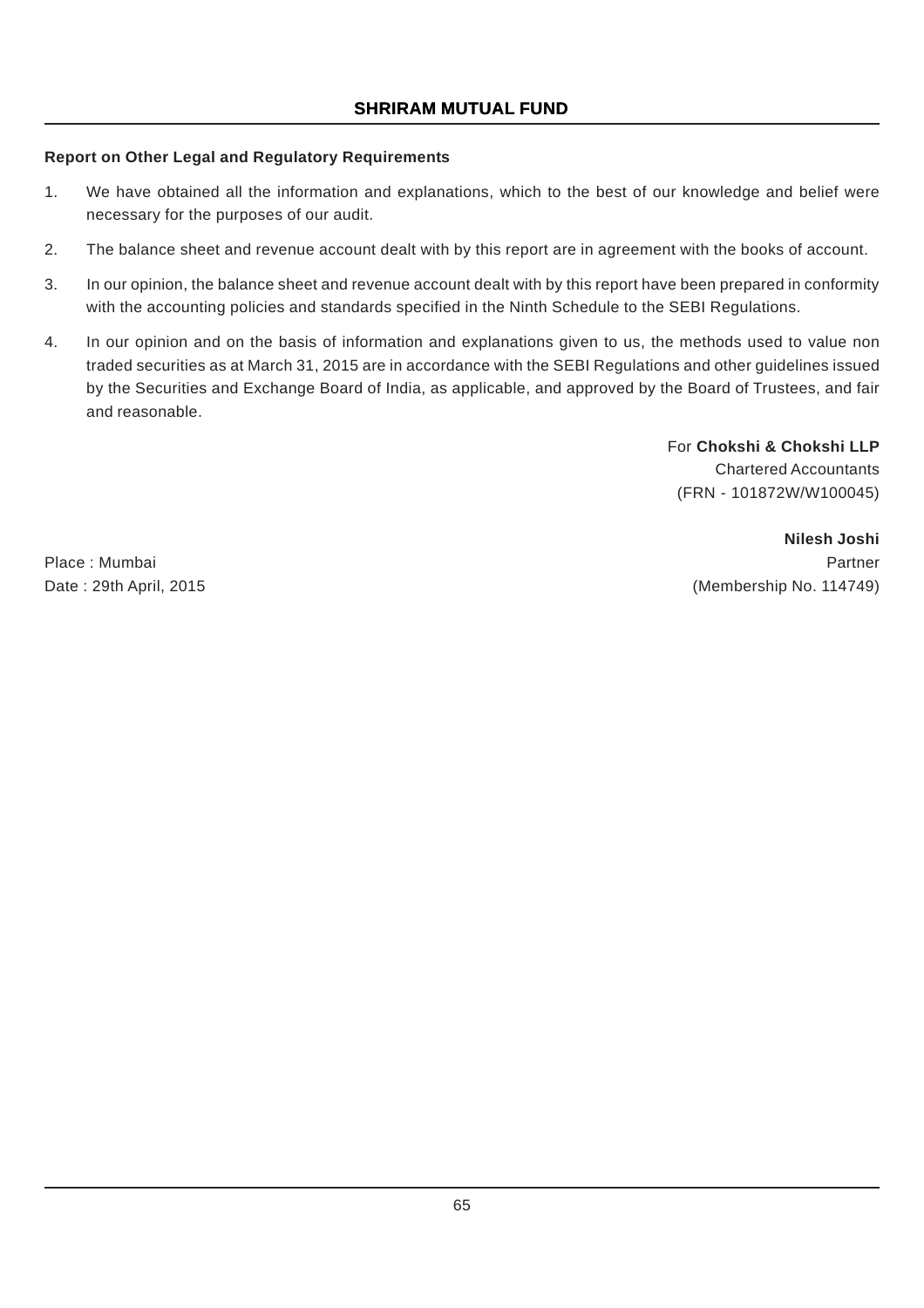**Report on Other Legal and Regulatory Requirements**

1. We have obtained all the information and explanations, which to the best of our knowledge and belief were necessary for the purposes of our audit.

2. The balance sheet and revenue account dealt with by this report are in agreement with the books of account.

3. In our opinion, the balance sheet and revenue account dealt with by this report have been prepared in conformity with the accounting policies and standards specified in the Ninth Schedule to the SEBI Regulations.

4. In our opinion and on the basis of information and explanations given to us, the methods used to value non traded securities as at March 31, 2015 are in accordance with the SEBI Regulations and other guidelines issued by the Securities and Exchange Board of India, as applicable, and approved by the Board of Trustees, and fair and reasonable.

For **Chokshi & Chokshi LLP**
Chartered Accountants
(FRN - 101872W/W100045)

**Nilesh Joshi**
Partner
(Membership No. 114749)

Place : Mumbai
Date : 29th April, 2015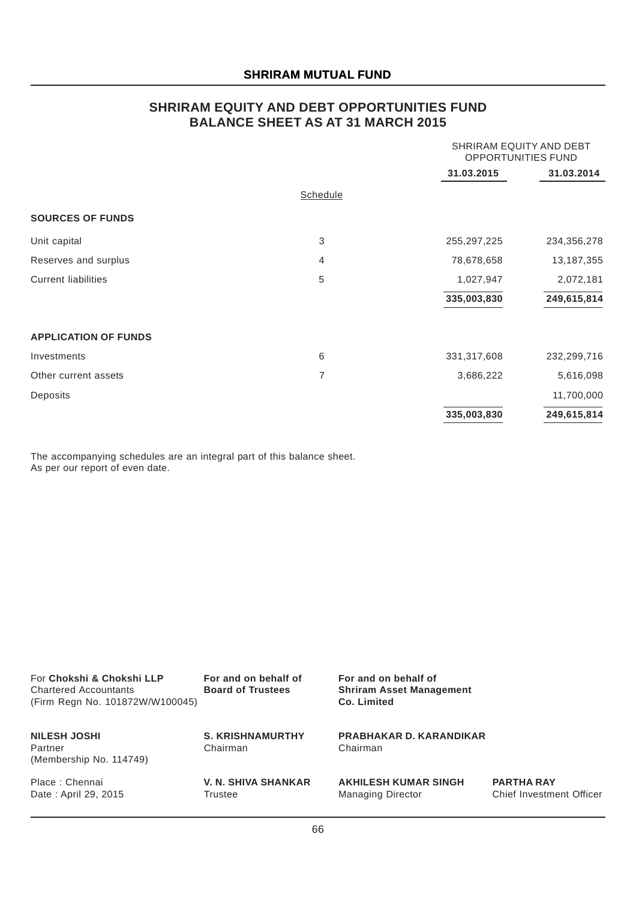## SHRIRAM MUTUAL FUND

# SHRIRAM EQUITY AND DEBT OPPORTUNITIES FUND
# BALANCE SHEET AS AT 31 MARCH 2015

| | Schedule | SHRIRAM EQUITY AND DEBT OPPORTUNITIES FUND 31.03.2015 | 31.03.2014 |
|---|---|---|---|
| **SOURCES OF FUNDS** | | | |
| Unit capital | 3 | 255,297,225 | 234,356,278 |
| Reserves and surplus | 4 | 78,678,658 | 13,187,355 |
| Current liabilities | 5 | 1,027,947 | 2,072,181 |
| | | **335,003,830** | **249,615,814** |
| **APPLICATION OF FUNDS** | | | |
| Investments | 6 | 331,317,608 | 232,299,716 |
| Other current assets | 7 | 3,686,222 | 5,616,098 |
| Deposits | | | 11,700,000 |
| | | **335,003,830** | **249,615,814** |

The accompanying schedules are an integral part of this balance sheet.
As per our report of even date.

For **Chokshi & Chokshi LLP**
Chartered Accountants
(Firm Regn No. 101872W/W100045)

**For and on behalf of Board of Trustees**

**For and on behalf of Shriram Asset Management Co. Limited**

**NILESH JOSHI**
Partner
(Membership No. 114749)

**S. KRISHNAMURTHY**
Chairman

**PRABHAKAR D. KARANDIKAR**
Chairman

Place : Chennai
Date : April 29, 2015

**V. N. SHIVA SHANKAR**
Trustee

**AKHILESH KUMAR SINGH**
Managing Director

**PARTHA RAY**
Chief Investment Officer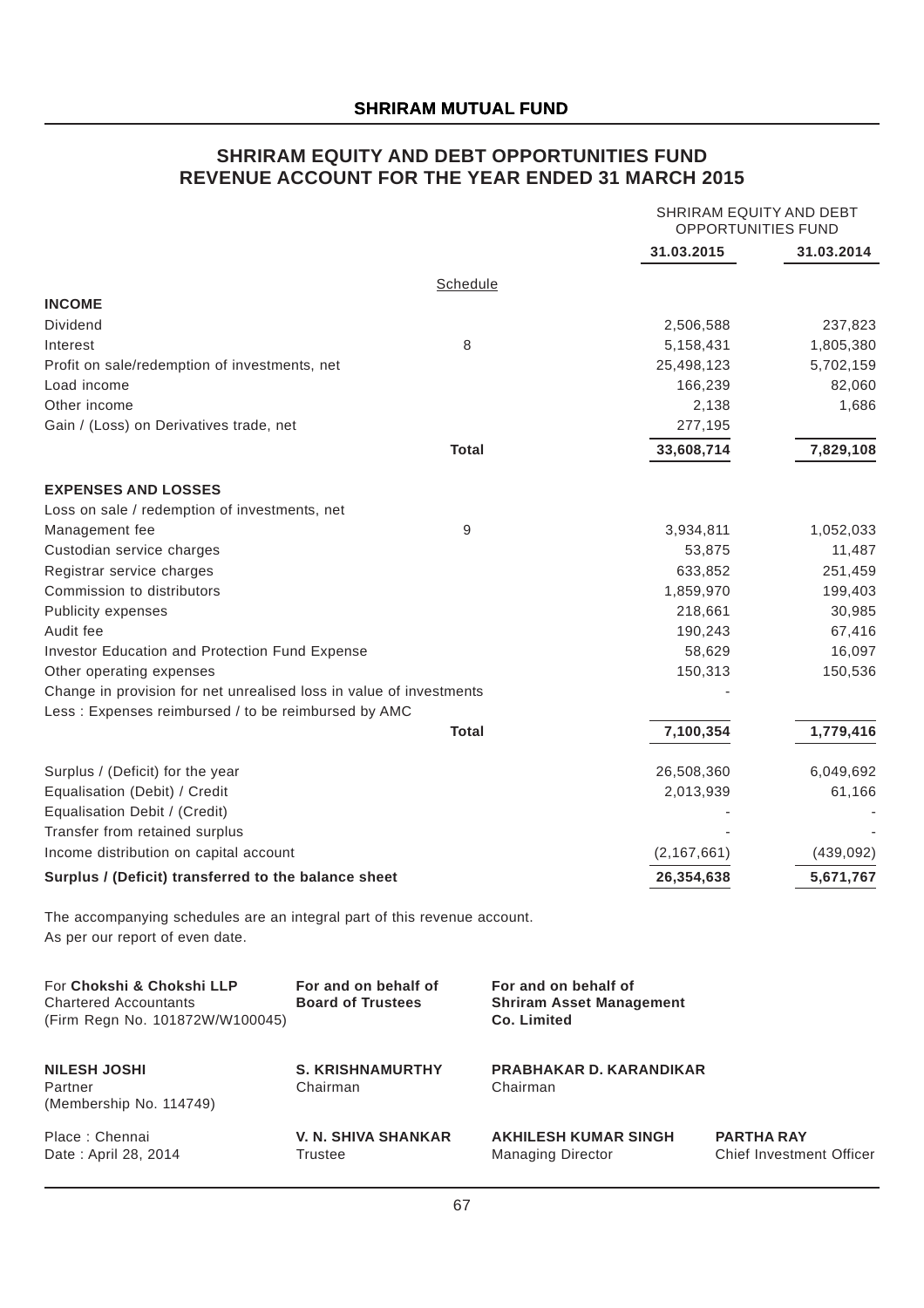## SHRIRAM MUTUAL FUND

# SHRIRAM EQUITY AND DEBT OPPORTUNITIES FUND
## REVENUE ACCOUNT FOR THE YEAR ENDED 31 MARCH 2015

| | Schedule | SHRIRAM EQUITY AND DEBT OPPORTUNITIES FUND 31.03.2015 | 31.03.2014 |
|---|---|---|---|
| **INCOME** | | | |
| Dividend | | 2,506,588 | 237,823 |
| Interest | 8 | 5,158,431 | 1,805,380 |
| Profit on sale/redemption of investments, net | | 25,498,123 | 5,702,159 |
| Load income | | 166,239 | 82,060 |
| Other income | | 2,138 | 1,686 |
| Gain / (Loss) on Derivatives trade, net | | 277,195 | |
| | **Total** | **33,608,714** | **7,829,108** |
| **EXPENSES AND LOSSES** | | | |
| Loss on sale / redemption of investments, net | | | |
| Management fee | 9 | 3,934,811 | 1,052,033 |
| Custodian service charges | | 53,875 | 11,487 |
| Registrar service charges | | 633,852 | 251,459 |
| Commission to distributors | | 1,859,970 | 199,403 |
| Publicity expenses | | 218,661 | 30,985 |
| Audit fee | | 190,243 | 67,416 |
| Investor Education and Protection Fund Expense | | 58,629 | 16,097 |
| Other operating expenses | | 150,313 | 150,536 |
| Change in provision for net unrealised loss in value of investments | | - | |
| Less : Expenses reimbursed / to be reimbursed by AMC | | | |
| | **Total** | **7,100,354** | **1,779,416** |
| Surplus / (Deficit) for the year | | 26,508,360 | 6,049,692 |
| Equalisation (Debit) / Credit | | 2,013,939 | 61,166 |
| Equalisation Debit / (Credit) | | - | - |
| Transfer from retained surplus | | - | - |
| Income distribution on capital account | | (2,167,661) | (439,092) |
| **Surplus / (Deficit) transferred to the balance sheet** | | **26,354,638** | **5,671,767** |

The accompanying schedules are an integral part of this revenue account.
As per our report of even date.

For **Chokshi & Chokshi LLP**
Chartered Accountants
(Firm Regn No. 101872W/W100045)

**NILESH JOSHI**
Partner
(Membership No. 114749)

Place : Chennai
Date : April 28, 2014

**For and on behalf of**
**Board of Trustees**

**S. KRISHNAMURTHY**
Chairman

**V. N. SHIVA SHANKAR**
Trustee

**For and on behalf of**
**Shriram Asset Management Co. Limited**

**PRABHAKAR D. KARANDIKAR**
Chairman

**AKHILESH KUMAR SINGH**
Managing Director

**PARTHA RAY**
Chief Investment Officer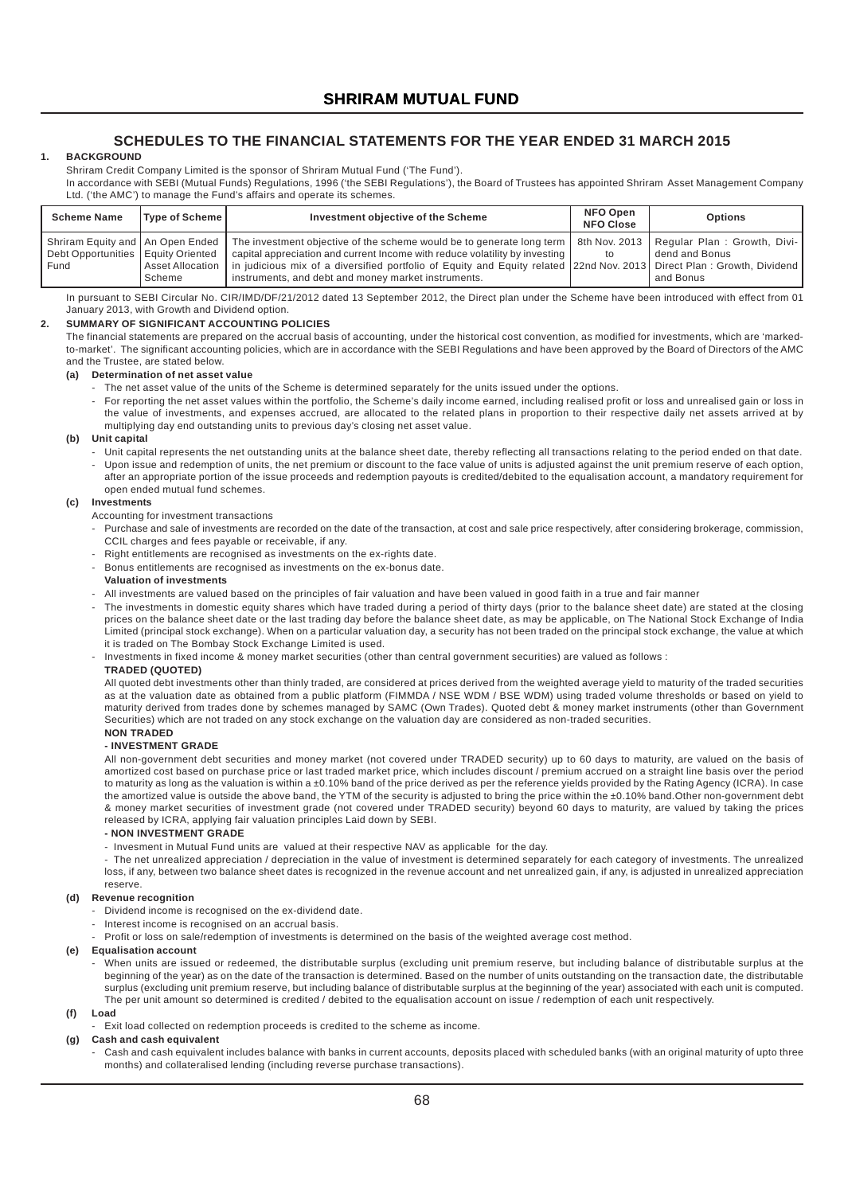# SHRIRAM MUTUAL FUND

## SCHEDULES TO THE FINANCIAL STATEMENTS FOR THE YEAR ENDED 31 MARCH 2015

### 1. BACKGROUND

Shriram Credit Company Limited is the sponsor of Shriram Mutual Fund ('The Fund').

In accordance with SEBI (Mutual Funds) Regulations, 1996 ('the SEBI Regulations'), the Board of Trustees has appointed Shriram Asset Management Company Ltd. ('the AMC') to manage the Fund's affairs and operate its schemes.

| Scheme Name | Type of Scheme | Investment objective of the Scheme | NFO Open NFO Close | Options |
|---|---|---|---|---|
| Shriram Equity and Debt Opportunities Fund | An Open Ended Equity Oriented Asset Allocation Scheme | The investment objective of the scheme would be to generate long term capital appreciation and current Income with reduce volatility by investing in judicious mix of a diversified portfolio of Equity and Equity related instruments, and debt and money market instruments. | 8th Nov. 2013 to 22nd Nov. 2013 | Regular Plan : Growth, Dividend and Bonus Direct Plan : Growth, Dividend and Bonus |

In pursuant to SEBI Circular No. CIR/IMD/DF/21/2012 dated 13 September 2012, the Direct plan under the Scheme have been introduced with effect from 01 January 2013, with Growth and Dividend option.

### 2. SUMMARY OF SIGNIFICANT ACCOUNTING POLICIES

The financial statements are prepared on the accrual basis of accounting, under the historical cost convention, as modified for investments, which are 'marked-to-market'. The significant accounting policies, which are in accordance with the SEBI Regulations and have been approved by the Board of Directors of the AMC and the Trustee, are stated below.

**(a) Determination of net asset value**

- The net asset value of the units of the Scheme is determined separately for the units issued under the options.
- For reporting the net asset values within the portfolio, the Scheme's daily income earned, including realised profit or loss and unrealised gain or loss in the value of investments, and expenses accrued, are allocated to the related plans in proportion to their respective daily net assets arrived at by multiplying day end outstanding units to previous day's closing net asset value.

**(b) Unit capital**

- Unit capital represents the net outstanding units at the balance sheet date, thereby reflecting all transactions relating to the period ended on that date.
- Upon issue and redemption of units, the net premium or discount to the face value of units is adjusted against the unit premium reserve of each option, after an appropriate portion of the issue proceeds and redemption payouts is credited/debited to the equalisation account, a mandatory requirement for open ended mutual fund schemes.

**(c) Investments**

Accounting for investment transactions

- Purchase and sale of investments are recorded on the date of the transaction, at cost and sale price respectively, after considering brokerage, commission, CCIL charges and fees payable or receivable, if any.
- Right entitlements are recognised as investments on the ex-rights date.
- Bonus entitlements are recognised as investments on the ex-bonus date.

**Valuation of investments**

- All investments are valued based on the principles of fair valuation and have been valued in good faith in a true and fair manner
- The investments in domestic equity shares which have traded during a period of thirty days (prior to the balance sheet date) are stated at the closing prices on the balance sheet date or the last trading day before the balance sheet date, as may be applicable, on The National Stock Exchange of India Limited (principal stock exchange). When on a particular valuation day, a security has not been traded on the principal stock exchange, the value at which it is traded on The Bombay Stock Exchange Limited is used.
- Investments in fixed income & money market securities (other than central government securities) are valued as follows :

**TRADED (QUOTED)**

All quoted debt investments other than thinly traded, are considered at prices derived from the weighted average yield to maturity of the traded securities as at the valuation date as obtained from a public platform (FIMMDA / NSE WDM / BSE WDM) using traded volume thresholds or based on yield to maturity derived from trades done by schemes managed by SAMC (Own Trades). Quoted debt & money market instruments (other than Government Securities) which are not traded on any stock exchange on the valuation day are considered as non-traded securities.

**NON TRADED**

**- INVESTMENT GRADE**

All non-government debt securities and money market (not covered under TRADED security) up to 60 days to maturity, are valued on the basis of amortized cost based on purchase price or last traded market price, which includes discount / premium accrued on a straight line basis over the period to maturity as long as the valuation is within a ±0.10% band of the price derived as per the reference yields provided by the Rating Agency (ICRA). In case the amortized value is outside the above band, the YTM of the security is adjusted to bring the price within the ±0.10% band.Other non-government debt & money market securities of investment grade (not covered under TRADED security) beyond 60 days to maturity, are valued by taking the prices released by ICRA, applying fair valuation principles Laid down by SEBI.

**- NON INVESTMENT GRADE**

- Invesment in Mutual Fund units are valued at their respective NAV as applicable for the day.

- The net unrealized appreciation / depreciation in the value of investment is determined separately for each category of investments. The unrealized loss, if any, between two balance sheet dates is recognized in the revenue account and net unrealized gain, if any, is adjusted in unrealized appreciation reserve.

**(d) Revenue recognition**

- Dividend income is recognised on the ex-dividend date.
- Interest income is recognised on an accrual basis.
- Profit or loss on sale/redemption of investments is determined on the basis of the weighted average cost method.

**(e) Equalisation account**

- When units are issued or redeemed, the distributable surplus (excluding unit premium reserve, but including balance of distributable surplus at the beginning of the year) as on the date of the transaction is determined. Based on the number of units outstanding on the transaction date, the distributable surplus (excluding unit premium reserve, but including balance of distributable surplus at the beginning of the year) associated with each unit is computed. The per unit amount so determined is credited / debited to the equalisation account on issue / redemption of each unit respectively.

**(f) Load**

- Exit load collected on redemption proceeds is credited to the scheme as income.

**(g) Cash and cash equivalent**

- Cash and cash equivalent includes balance with banks in current accounts, deposits placed with scheduled banks (with an original maturity of upto three months) and collateralised lending (including reverse purchase transactions).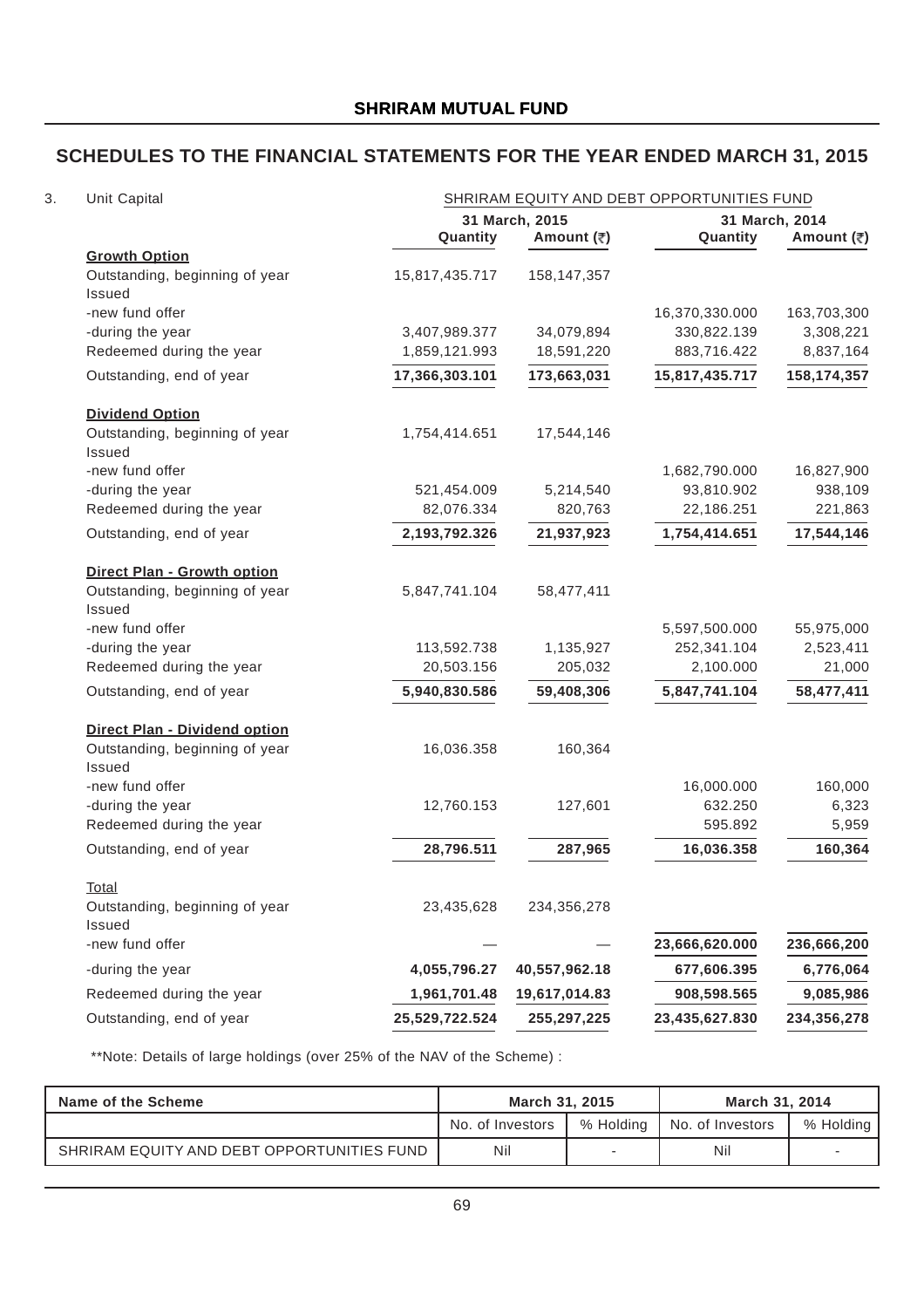## SHRIRAM MUTUAL FUND

# SCHEDULES TO THE FINANCIAL STATEMENTS FOR THE YEAR ENDED MARCH 31, 2015

3. Unit Capital

| | SHRIRAM EQUITY AND DEBT OPPORTUNITIES FUND | | | |
|---|---|---|---|---|
| | 31 March, 2015 | | 31 March, 2014 | |
| | **Quantity** | **Amount (₹)** | **Quantity** | **Amount (₹)** |
| **Growth Option** | | | | |
| Outstanding, beginning of year | 15,817,435.717 | 158,147,357 | | |
| Issued | | | | |
| -new fund offer | | | 16,370,330.000 | 163,703,300 |
| -during the year | 3,407,989.377 | 34,079,894 | 330,822.139 | 3,308,221 |
| Redeemed during the year | 1,859,121.993 | 18,591,220 | 883,716.422 | 8,837,164 |
| Outstanding, end of year | **17,366,303.101** | **173,663,031** | **15,817,435.717** | **158,174,357** |
| **Dividend Option** | | | | |
| Outstanding, beginning of year | 1,754,414.651 | 17,544,146 | | |
| Issued | | | | |
| -new fund offer | | | 1,682,790.000 | 16,827,900 |
| -during the year | 521,454.009 | 5,214,540 | 93,810.902 | 938,109 |
| Redeemed during the year | 82,076.334 | 820,763 | 22,186.251 | 221,863 |
| Outstanding, end of year | **2,193,792.326** | **21,937,923** | **1,754,414.651** | **17,544,146** |
| **Direct Plan - Growth option** | | | | |
| Outstanding, beginning of year | 5,847,741.104 | 58,477,411 | | |
| Issued | | | | |
| -new fund offer | | | 5,597,500.000 | 55,975,000 |
| -during the year | 113,592.738 | 1,135,927 | 252,341.104 | 2,523,411 |
| Redeemed during the year | 20,503.156 | 205,032 | 2,100.000 | 21,000 |
| Outstanding, end of year | **5,940,830.586** | **59,408,306** | **5,847,741.104** | **58,477,411** |
| **Direct Plan - Dividend option** | | | | |
| Outstanding, beginning of year | 16,036.358 | 160,364 | | |
| Issued | | | | |
| -new fund offer | | | 16,000.000 | 160,000 |
| -during the year | 12,760.153 | 127,601 | 632.250 | 6,323 |
| Redeemed during the year | | | 595.892 | 5,959 |
| Outstanding, end of year | **28,796.511** | **287,965** | **16,036.358** | **160,364** |
| Total | | | | |
| Outstanding, beginning of year | 23,435,628 | 234,356,278 | | |
| Issued | | | | |
| -new fund offer | — | — | **23,666,620.000** | **236,666,200** |
| -during the year | **4,055,796.27** | **40,557,962.18** | **677,606.395** | **6,776,064** |
| Redeemed during the year | **1,961,701.48** | **19,617,014.83** | **908,598.565** | **9,085,986** |
| Outstanding, end of year | **25,529,722.524** | **255,297,225** | **23,435,627.830** | **234,356,278** |

**Note: Details of large holdings (over 25% of the NAV of the Scheme) :

| Name of the Scheme | March 31, 2015 | | March 31, 2014 | |
|---|---|---|---|---|
| | No. of Investors | % Holding | No. of Investors | % Holding |
| SHRIRAM EQUITY AND DEBT OPPORTUNITIES FUND | Nil | - | Nil | - |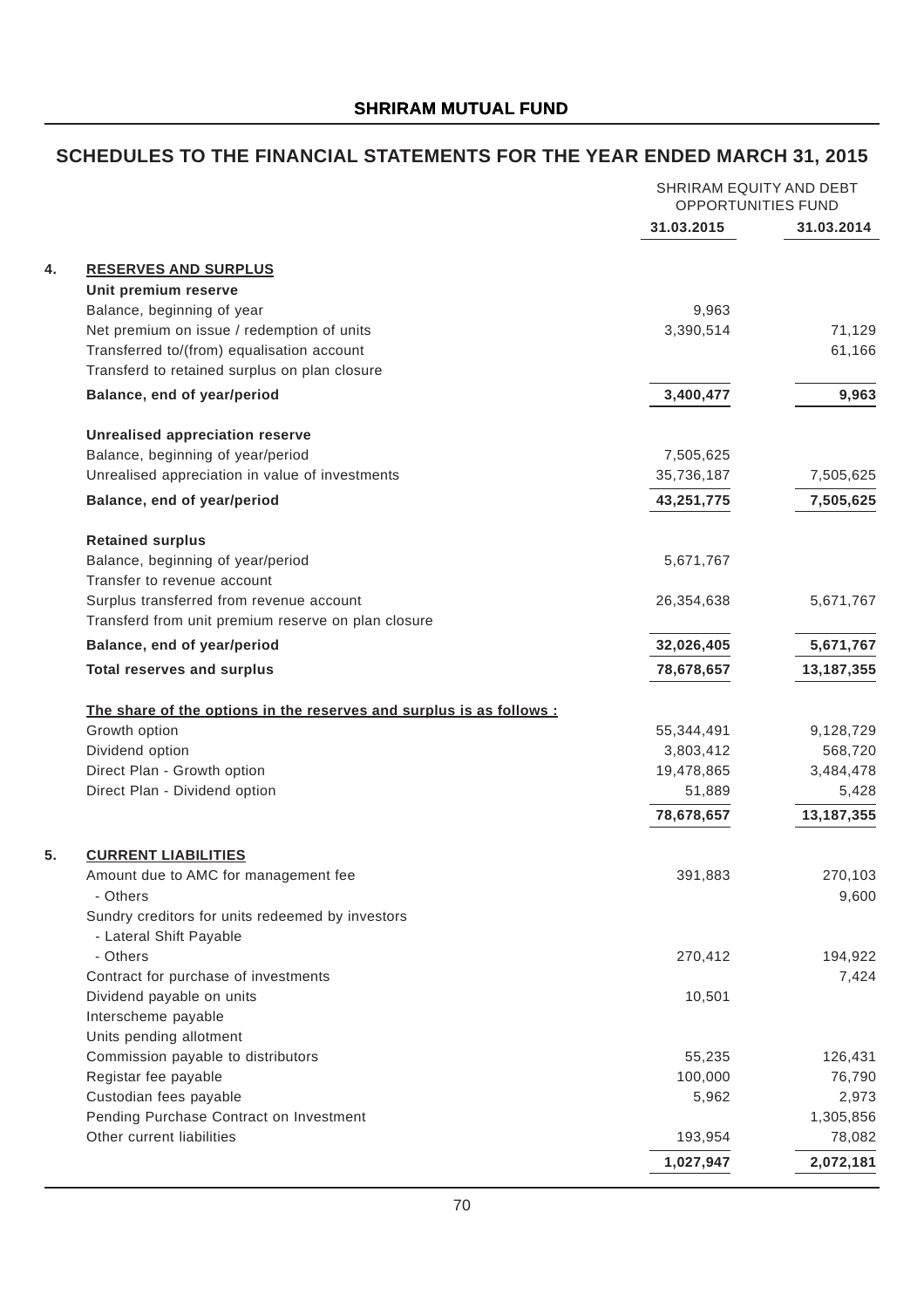## SHRIRAM MUTUAL FUND

# SCHEDULES TO THE FINANCIAL STATEMENTS FOR THE YEAR ENDED MARCH 31, 2015

| | | SHRIRAM EQUITY AND DEBT OPPORTUNITIES FUND | |
|---|---|---|---|
| | | **31.03.2015** | **31.03.2014** |
| **4.** | **RESERVES AND SURPLUS** | | |
| | **Unit premium reserve** | | |
| | Balance, beginning of year | 9,963 | |
| | Net premium on issue / redemption of units | 3,390,514 | 71,129 |
| | Transferred to/(from) equalisation account | | 61,166 |
| | Transferd to retained surplus on plan closure | | |
| | **Balance, end of year/period** | **3,400,477** | **9,963** |
| | **Unrealised appreciation reserve** | | |
| | Balance, beginning of year/period | 7,505,625 | |
| | Unrealised appreciation in value of investments | 35,736,187 | 7,505,625 |
| | **Balance, end of year/period** | **43,251,775** | **7,505,625** |
| | **Retained surplus** | | |
| | Balance, beginning of year/period | 5,671,767 | |
| | Transfer to revenue account | | |
| | Surplus transferred from revenue account | 26,354,638 | 5,671,767 |
| | Transferd from unit premium reserve on plan closure | | |
| | **Balance, end of year/period** | **32,026,405** | **5,671,767** |
| | **Total reserves and surplus** | **78,678,657** | **13,187,355** |
| | **The share of the options in the reserves and surplus is as follows :** | | |
| | Growth option | 55,344,491 | 9,128,729 |
| | Dividend option | 3,803,412 | 568,720 |
| | Direct Plan - Growth option | 19,478,865 | 3,484,478 |
| | Direct Plan - Dividend option | 51,889 | 5,428 |
| | | **78,678,657** | **13,187,355** |
| **5.** | **CURRENT LIABILITIES** | | |
| | Amount due to AMC for management fee | 391,883 | 270,103 |
| | - Others | | 9,600 |
| | Sundry creditors for units redeemed by investors | | |
| | - Lateral Shift Payable | | |
| | - Others | 270,412 | 194,922 |
| | Contract for purchase of investments | | 7,424 |
| | Dividend payable on units | 10,501 | |
| | Interscheme payable | | |
| | Units pending allotment | | |
| | Commission payable to distributors | 55,235 | 126,431 |
| | Registar fee payable | 100,000 | 76,790 |
| | Custodian fees payable | 5,962 | 2,973 |
| | Pending Purchase Contract on Investment | | 1,305,856 |
| | Other current liabilities | 193,954 | 78,082 |
| | | **1,027,947** | **2,072,181** |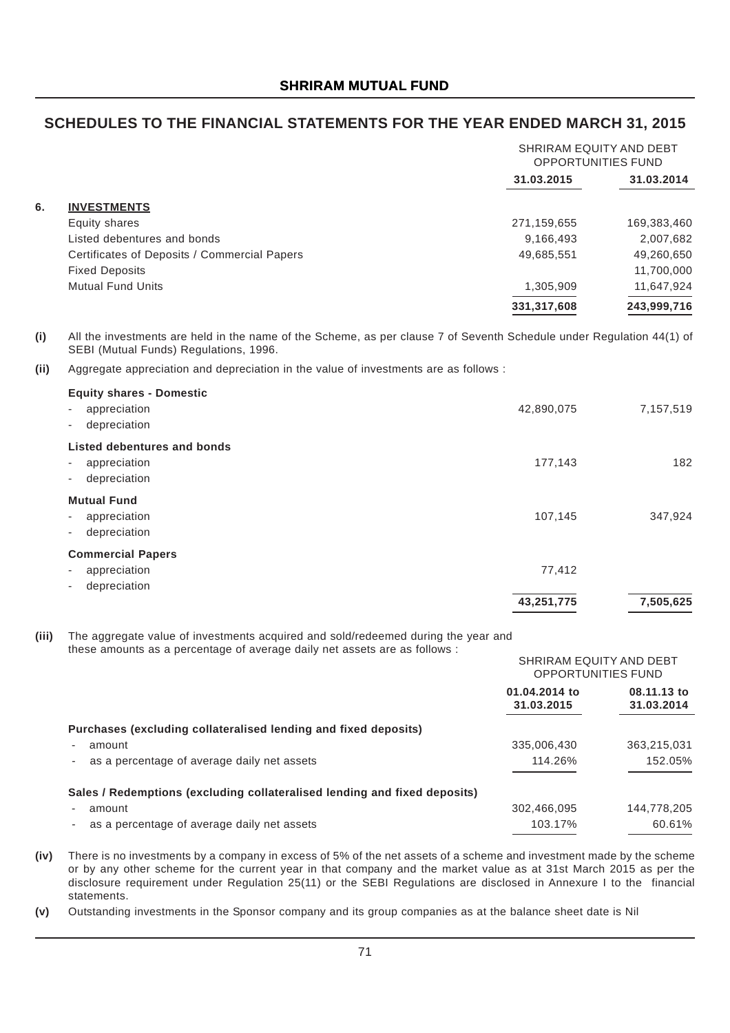## SHRIRAM MUTUAL FUND

# SCHEDULES TO THE FINANCIAL STATEMENTS FOR THE YEAR ENDED MARCH 31, 2015

| | | SHRIRAM EQUITY AND DEBT OPPORTUNITIES FUND | |
|---|---|---|---|
| | | **31.03.2015** | **31.03.2014** |
| **6.** | **INVESTMENTS** | | |
| | Equity shares | 271,159,655 | 169,383,460 |
| | Listed debentures and bonds | 9,166,493 | 2,007,682 |
| | Certificates of Deposits / Commercial Papers | 49,685,551 | 49,260,650 |
| | Fixed Deposits | | 11,700,000 |
| | Mutual Fund Units | 1,305,909 | 11,647,924 |
| | | **331,317,608** | **243,999,716** |

**(i)** All the investments are held in the name of the Scheme, as per clause 7 of Seventh Schedule under Regulation 44(1) of SEBI (Mutual Funds) Regulations, 1996.

**(ii)** Aggregate appreciation and depreciation in the value of investments are as follows :

| | 31.03.2015 | 31.03.2014 |
|---|---|---|
| **Equity shares - Domestic** | | |
| - appreciation | 42,890,075 | 7,157,519 |
| - depreciation | | |
| **Listed debentures and bonds** | | |
| - appreciation | 177,143 | 182 |
| - depreciation | | |
| **Mutual Fund** | | |
| - appreciation | 107,145 | 347,924 |
| - depreciation | | |
| **Commercial Papers** | | |
| - appreciation | 77,412 | |
| - depreciation | | |
| | **43,251,775** | **7,505,625** |

**(iii)** The aggregate value of investments acquired and sold/redeemed during the year and these amounts as a percentage of average daily net assets are as follows :

| | SHRIRAM EQUITY AND DEBT OPPORTUNITIES FUND | |
|---|---|---|
| | **01.04.2014 to 31.03.2015** | **08.11.13 to 31.03.2014** |
| **Purchases (excluding collateralised lending and fixed deposits)** | | |
| - amount | 335,006,430 | 363,215,031 |
| - as a percentage of average daily net assets | 114.26% | 152.05% |
| **Sales / Redemptions (excluding collateralised lending and fixed deposits)** | | |
| - amount | 302,466,095 | 144,778,205 |
| - as a percentage of average daily net assets | 103.17% | 60.61% |

**(iv)** There is no investments by a company in excess of 5% of the net assets of a scheme and investment made by the scheme or by any other scheme for the current year in that company and the market value as at 31st March 2015 as per the disclosure requirement under Regulation 25(11) or the SEBI Regulations are disclosed in Annexure I to the financial statements.

**(v)** Outstanding investments in the Sponsor company and its group companies as at the balance sheet date is Nil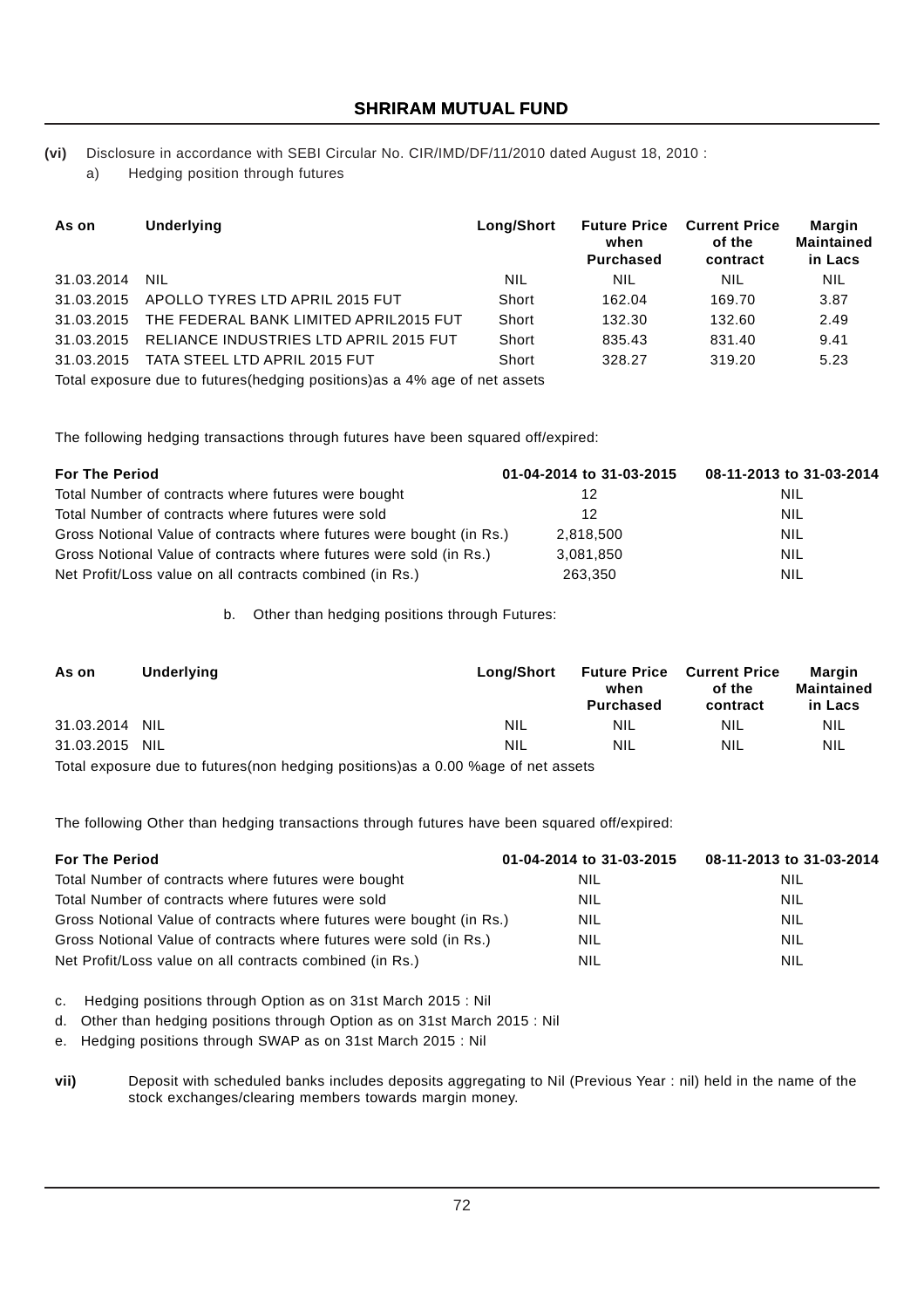**(vi)** Disclosure in accordance with SEBI Circular No. CIR/IMD/DF/11/2010 dated August 18, 2010 :

a) Hedging position through futures

| As on | Underlying | Long/Short | Future Price when Purchased | Current Price of the contract | Margin Maintained in Lacs |
|---|---|---|---|---|---|
| 31.03.2014 | NIL | NIL | NIL | NIL | NIL |
| 31.03.2015 | APOLLO TYRES LTD APRIL 2015 FUT | Short | 162.04 | 169.70 | 3.87 |
| 31.03.2015 | THE FEDERAL BANK LIMITED APRIL2015 FUT | Short | 132.30 | 132.60 | 2.49 |
| 31.03.2015 | RELIANCE INDUSTRIES LTD APRIL 2015 FUT | Short | 835.43 | 831.40 | 9.41 |
| 31.03.2015 | TATA STEEL LTD APRIL 2015 FUT | Short | 328.27 | 319.20 | 5.23 |

Total exposure due to futures(hedging positions)as a 4% age of net assets

The following hedging transactions through futures have been squared off/expired:

| For The Period | 01-04-2014 to 31-03-2015 | 08-11-2013 to 31-03-2014 |
|---|---|---|
| Total Number of contracts where futures were bought | 12 | NIL |
| Total Number of contracts where futures were sold | 12 | NIL |
| Gross Notional Value of contracts where futures were bought (in Rs.) | 2,818,500 | NIL |
| Gross Notional Value of contracts where futures were sold (in Rs.) | 3,081,850 | NIL |
| Net Profit/Loss value on all contracts combined (in Rs.) | 263,350 | NIL |

b. Other than hedging positions through Futures:

| As on | Underlying | Long/Short | Future Price when Purchased | Current Price of the contract | Margin Maintained in Lacs |
|---|---|---|---|---|---|
| 31.03.2014 | NIL | NIL | NIL | NIL | NIL |
| 31.03.2015 | NIL | NIL | NIL | NIL | NIL |

Total exposure due to futures(non hedging positions)as a 0.00 %age of net assets

The following Other than hedging transactions through futures have been squared off/expired:

| For The Period | 01-04-2014 to 31-03-2015 | 08-11-2013 to 31-03-2014 |
|---|---|---|
| Total Number of contracts where futures were bought | NIL | NIL |
| Total Number of contracts where futures were sold | NIL | NIL |
| Gross Notional Value of contracts where futures were bought (in Rs.) | NIL | NIL |
| Gross Notional Value of contracts where futures were sold (in Rs.) | NIL | NIL |
| Net Profit/Loss value on all contracts combined (in Rs.) | NIL | NIL |

c. Hedging positions through Option as on 31st March 2015 : Nil

d. Other than hedging positions through Option as on 31st March 2015 : Nil

e. Hedging positions through SWAP as on 31st March 2015 : Nil

**vii)** Deposit with scheduled banks includes deposits aggregating to Nil (Previous Year : nil) held in the name of the stock exchanges/clearing members towards margin money.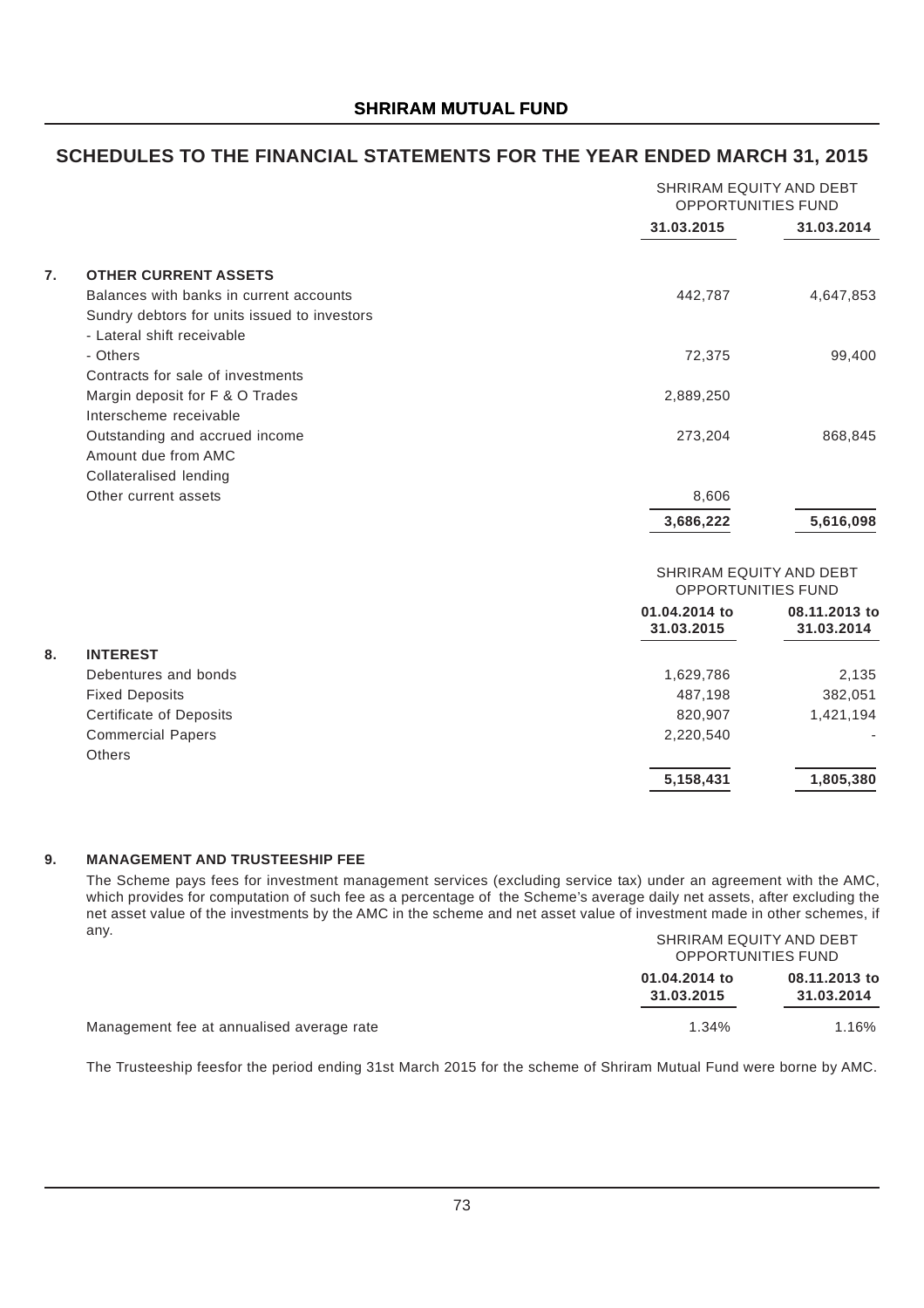## SHRIRAM MUTUAL FUND

# SCHEDULES TO THE FINANCIAL STATEMENTS FOR THE YEAR ENDED MARCH 31, 2015

| | | SHRIRAM EQUITY AND DEBT OPPORTUNITIES FUND | |
|---|---|---|---|
| | | **31.03.2015** | **31.03.2014** |
| **7.** | **OTHER CURRENT ASSETS** | | |
| | Balances with banks in current accounts | 442,787 | 4,647,853 |
| | Sundry debtors for units issued to investors | | |
| | - Lateral shift receivable | | |
| | - Others | 72,375 | 99,400 |
| | Contracts for sale of investments | | |
| | Margin deposit for F & O Trades | 2,889,250 | |
| | Interscheme receivable | | |
| | Outstanding and accrued income | 273,204 | 868,845 |
| | Amount due from AMC | | |
| | Collateralised lending | | |
| | Other current assets | 8,606 | |
| | | **3,686,222** | **5,616,098** |

| | | SHRIRAM EQUITY AND DEBT OPPORTUNITIES FUND | |
|---|---|---|---|
| | | **01.04.2014 to 31.03.2015** | **08.11.2013 to 31.03.2014** |
| **8.** | **INTEREST** | | |
| | Debentures and bonds | 1,629,786 | 2,135 |
| | Fixed Deposits | 487,198 | 382,051 |
| | Certificate of Deposits | 820,907 | 1,421,194 |
| | Commercial Papers | 2,220,540 | - |
| | Others | | |
| | | **5,158,431** | **1,805,380** |

**9. MANAGEMENT AND TRUSTEESHIP FEE**

The Scheme pays fees for investment management services (excluding service tax) under an agreement with the AMC, which provides for computation of such fee as a percentage of the Scheme's average daily net assets, after excluding the net asset value of the investments by the AMC in the scheme and net asset value of investment made in other schemes, if any.

| | SHRIRAM EQUITY AND DEBT OPPORTUNITIES FUND | |
|---|---|---|
| | **01.04.2014 to 31.03.2015** | **08.11.2013 to 31.03.2014** |
| Management fee at annualised average rate | 1.34% | 1.16% |

The Trusteeship feesfor the period ending 31st March 2015 for the scheme of Shriram Mutual Fund were borne by AMC.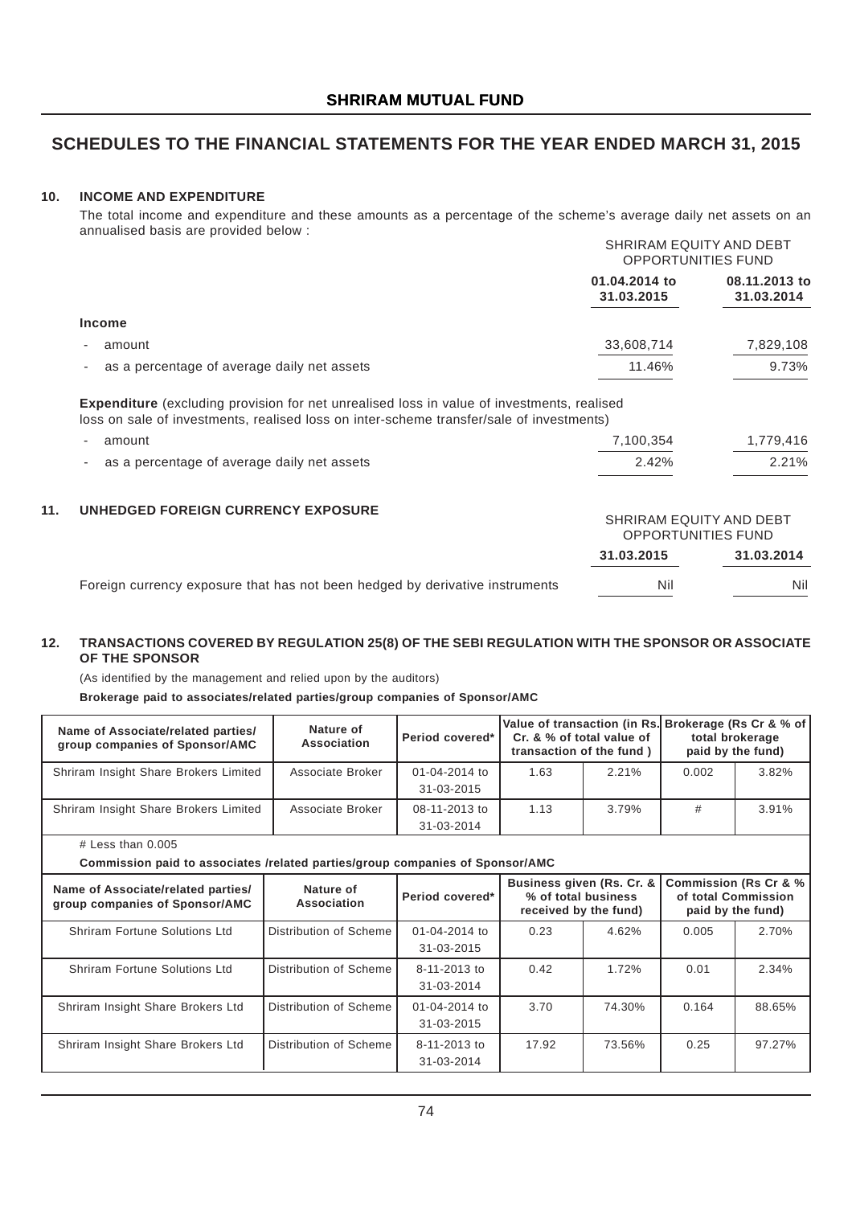# SHRIRAM MUTUAL FUND

## SCHEDULES TO THE FINANCIAL STATEMENTS FOR THE YEAR ENDED MARCH 31, 2015

### 10. INCOME AND EXPENDITURE

The total income and expenditure and these amounts as a percentage of the scheme's average daily net assets on an annualised basis are provided below :

| | SHRIRAM EQUITY AND DEBT OPPORTUNITIES FUND | |
|---|---|---|
| | **01.04.2014 to 31.03.2015** | **08.11.2013 to 31.03.2014** |
| **Income** | | |
| - amount | 33,608,714 | 7,829,108 |
| - as a percentage of average daily net assets | 11.46% | 9.73% |
| **Expenditure** (excluding provision for net unrealised loss in value of investments, realised loss on sale of investments, realised loss on inter-scheme transfer/sale of investments) | | |
| - amount | 7,100,354 | 1,779,416 |
| - as a percentage of average daily net assets | 2.42% | 2.21% |

### 11. UNHEDGED FOREIGN CURRENCY EXPOSURE

| | SHRIRAM EQUITY AND DEBT OPPORTUNITIES FUND | |
|---|---|---|
| | **31.03.2015** | **31.03.2014** |
| Foreign currency exposure that has not been hedged by derivative instruments | Nil | Nil |

### 12. TRANSACTIONS COVERED BY REGULATION 25(8) OF THE SEBI REGULATION WITH THE SPONSOR OR ASSOCIATE OF THE SPONSOR

(As identified by the management and relied upon by the auditors)

**Brokerage paid to associates/related parties/group companies of Sponsor/AMC**

| Name of Associate/related parties/ group companies of Sponsor/AMC | Nature of Association | Period covered* | Value of transaction (in Rs. Cr. & % of total value of transaction of the fund ) | | Brokerage (Rs Cr & % of total brokerage paid by the fund) | |
|---|---|---|---|---|---|---|
| Shriram Insight Share Brokers Limited | Associate Broker | 01-04-2014 to 31-03-2015 | 1.63 | 2.21% | 0.002 | 3.82% |
| Shriram Insight Share Brokers Limited | Associate Broker | 08-11-2013 to 31-03-2014 | 1.13 | 3.79% | # | 3.91% |

# Less than 0.005

**Commission paid to associates /related parties/group companies of Sponsor/AMC**

| Name of Associate/related parties/ group companies of Sponsor/AMC | Nature of Association | Period covered* | Business given (Rs. Cr. & % of total business received by the fund) | | Commission (Rs Cr & % of total Commission paid by the fund) | |
|---|---|---|---|---|---|---|
| Shriram Fortune Solutions Ltd | Distribution of Scheme | 01-04-2014 to 31-03-2015 | 0.23 | 4.62% | 0.005 | 2.70% |
| Shriram Fortune Solutions Ltd | Distribution of Scheme | 8-11-2013 to 31-03-2014 | 0.42 | 1.72% | 0.01 | 2.34% |
| Shriram Insight Share Brokers Ltd | Distribution of Scheme | 01-04-2014 to 31-03-2015 | 3.70 | 74.30% | 0.164 | 88.65% |
| Shriram Insight Share Brokers Ltd | Distribution of Scheme | 8-11-2013 to 31-03-2014 | 17.92 | 73.56% | 0.25 | 97.27% |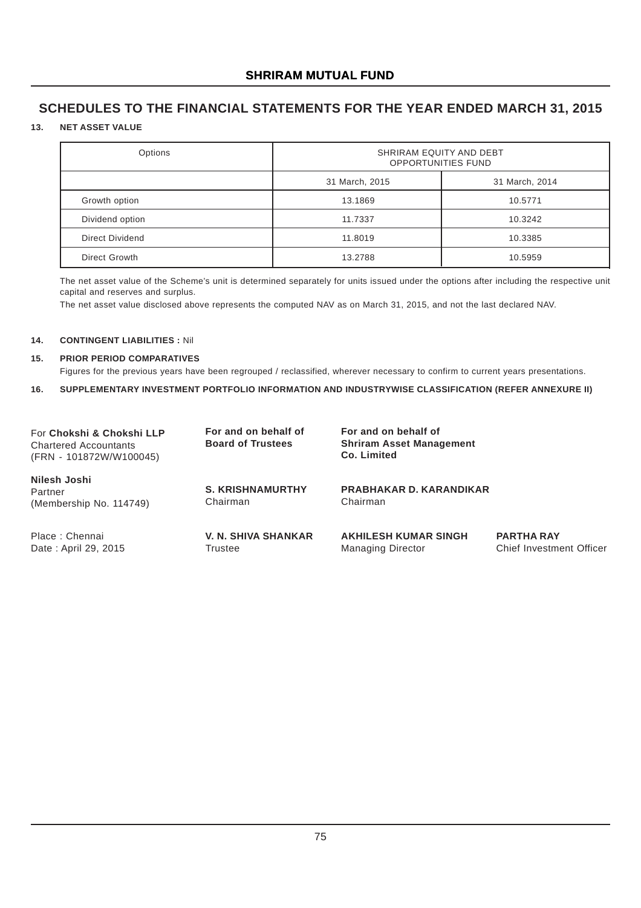## SCHEDULES TO THE FINANCIAL STATEMENTS FOR THE YEAR ENDED MARCH 31, 2015

**13. NET ASSET VALUE**

| Options | SHRIRAM EQUITY AND DEBT OPPORTUNITIES FUND | |
|---|---|---|
| | 31 March, 2015 | 31 March, 2014 |
| Growth option | 13.1869 | 10.5771 |
| Dividend option | 11.7337 | 10.3242 |
| Direct Dividend | 11.8019 | 10.3385 |
| Direct Growth | 13.2788 | 10.5959 |

The net asset value of the Scheme's unit is determined separately for units issued under the options after including the respective unit capital and reserves and surplus.

The net asset value disclosed above represents the computed NAV as on March 31, 2015, and not the last declared NAV.

**14. CONTINGENT LIABILITIES :** Nil

**15. PRIOR PERIOD COMPARATIVES**

Figures for the previous years have been regrouped / reclassified, wherever necessary to confirm to current years presentations.

**16. SUPPLEMENTARY INVESTMENT PORTFOLIO INFORMATION AND INDUSTRYWISE CLASSIFICATION (REFER ANNEXURE II)**

For **Chokshi & Chokshi LLP**
Chartered Accountants
(FRN - 101872W/W100045)

**Nilesh Joshi**
Partner
(Membership No. 114749)

Place : Chennai
Date : April 29, 2015

**For and on behalf of Board of Trustees**

**S. KRISHNAMURTHY**
Chairman

**V. N. SHIVA SHANKAR**
Trustee

**For and on behalf of Shriram Asset Management Co. Limited**

**PRABHAKAR D. KARANDIKAR**
Chairman

**AKHILESH KUMAR SINGH**
Managing Director

**PARTHA RAY**
Chief Investment Officer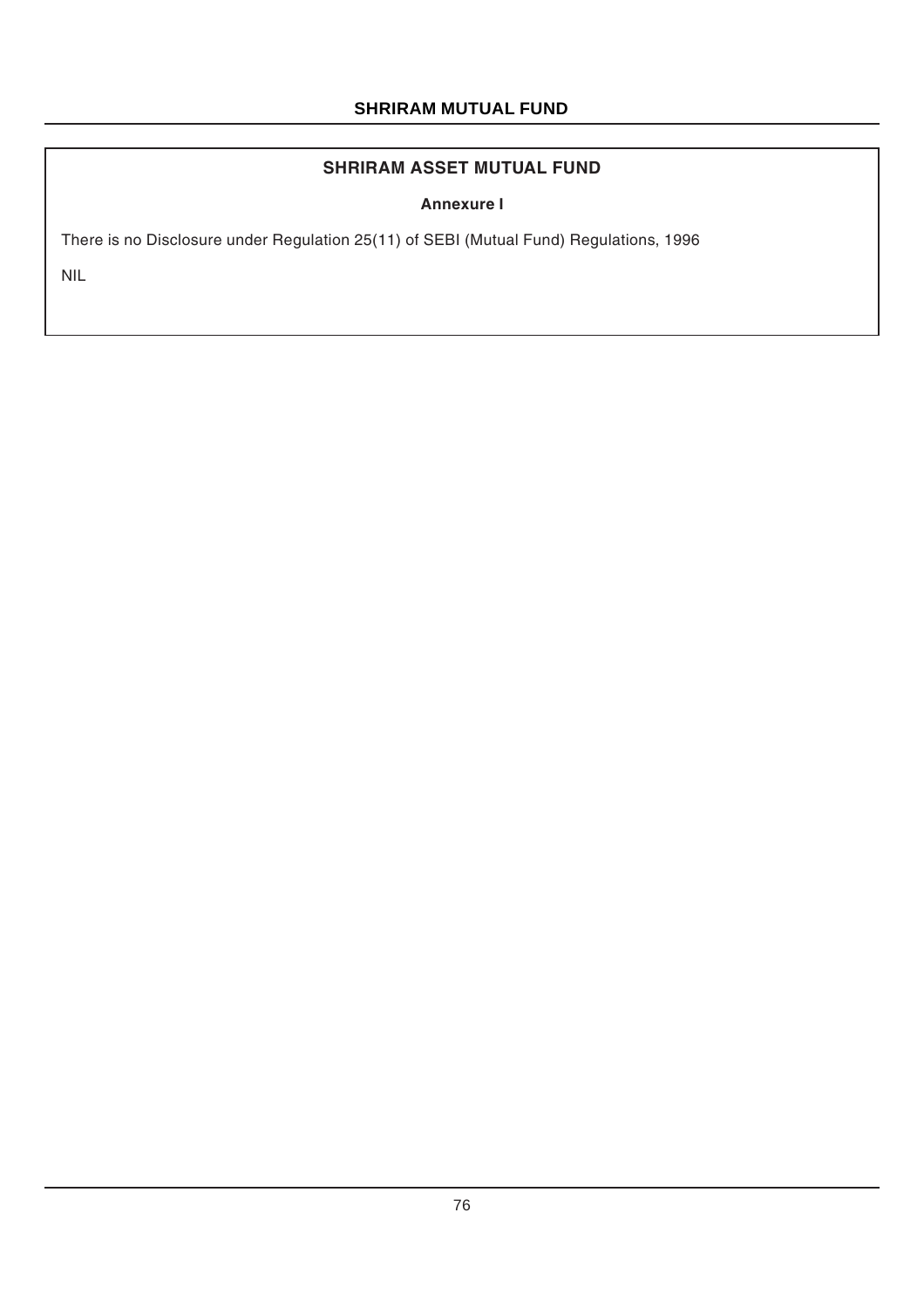## SHRIRAM ASSET MUTUAL FUND

**Annexure I**

There is no Disclosure under Regulation 25(11) of SEBI (Mutual Fund) Regulations, 1996

NIL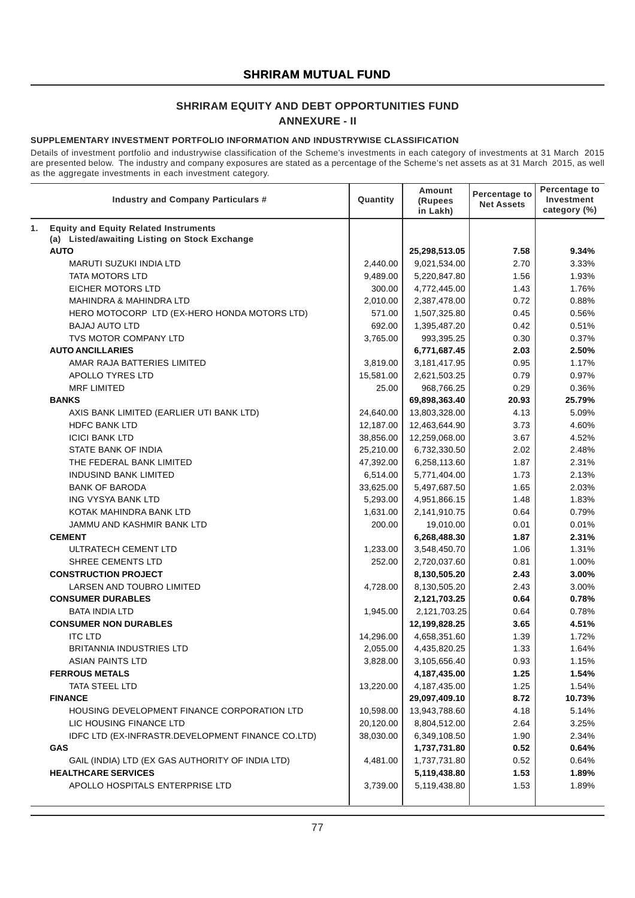# SHRIRAM MUTUAL FUND

## SHRIRAM EQUITY AND DEBT OPPORTUNITIES FUND

## ANNEXURE - II

### SUPPLEMENTARY INVESTMENT PORTFOLIO INFORMATION AND INDUSTRYWISE CLASSIFICATION

Details of investment portfolio and industrywise classification of the Scheme's investments in each category of investments at 31 March 2015 are presented below. The industry and company exposures are stated as a percentage of the Scheme's net assets as at 31 March 2015, as well as the aggregate investments in each investment category.

| | Industry and Company Particulars # | Quantity | Amount (Rupees in Lakh) | Percentage to Net Assets | Percentage to Investment category (%) |
|---|---|---|---|---|---|
| 1. | **Equity and Equity Related Instruments** | | | | |
| | **(a) Listed/awaiting Listing on Stock Exchange** | | | | |
| | **AUTO** | | **25,298,513.05** | **7.58** | **9.34%** |
| | MARUTI SUZUKI INDIA LTD | 2,440.00 | 9,021,534.00 | 2.70 | 3.33% |
| | TATA MOTORS LTD | 9,489.00 | 5,220,847.80 | 1.56 | 1.93% |
| | EICHER MOTORS LTD | 300.00 | 4,772,445.00 | 1.43 | 1.76% |
| | MAHINDRA & MAHINDRA LTD | 2,010.00 | 2,387,478.00 | 0.72 | 0.88% |
| | HERO MOTOCORP LTD (EX-HERO HONDA MOTORS LTD) | 571.00 | 1,507,325.80 | 0.45 | 0.56% |
| | BAJAJ AUTO LTD | 692.00 | 1,395,487.20 | 0.42 | 0.51% |
| | TVS MOTOR COMPANY LTD | 3,765.00 | 993,395.25 | 0.30 | 0.37% |
| | **AUTO ANCILLARIES** | | **6,771,687.45** | **2.03** | **2.50%** |
| | AMAR RAJA BATTERIES LIMITED | 3,819.00 | 3,181,417.95 | 0.95 | 1.17% |
| | APOLLO TYRES LTD | 15,581.00 | 2,621,503.25 | 0.79 | 0.97% |
| | MRF LIMITED | 25.00 | 968,766.25 | 0.29 | 0.36% |
| | **BANKS** | | **69,898,363.40** | **20.93** | **25.79%** |
| | AXIS BANK LIMITED (EARLIER UTI BANK LTD) | 24,640.00 | 13,803,328.00 | 4.13 | 5.09% |
| | HDFC BANK LTD | 12,187.00 | 12,463,644.90 | 3.73 | 4.60% |
| | ICICI BANK LTD | 38,856.00 | 12,259,068.00 | 3.67 | 4.52% |
| | STATE BANK OF INDIA | 25,210.00 | 6,732,330.50 | 2.02 | 2.48% |
| | THE FEDERAL BANK LIMITED | 47,392.00 | 6,258,113.60 | 1.87 | 2.31% |
| | INDUSIND BANK LIMITED | 6,514.00 | 5,771,404.00 | 1.73 | 2.13% |
| | BANK OF BARODA | 33,625.00 | 5,497,687.50 | 1.65 | 2.03% |
| | ING VYSYA BANK LTD | 5,293.00 | 4,951,866.15 | 1.48 | 1.83% |
| | KOTAK MAHINDRA BANK LTD | 1,631.00 | 2,141,910.75 | 0.64 | 0.79% |
| | JAMMU AND KASHMIR BANK LTD | 200.00 | 19,010.00 | 0.01 | 0.01% |
| | **CEMENT** | | **6,268,488.30** | **1.87** | **2.31%** |
| | ULTRATECH CEMENT LTD | 1,233.00 | 3,548,450.70 | 1.06 | 1.31% |
| | SHREE CEMENTS LTD | 252.00 | 2,720,037.60 | 0.81 | 1.00% |
| | **CONSTRUCTION PROJECT** | | **8,130,505.20** | **2.43** | **3.00%** |
| | LARSEN AND TOUBRO LIMITED | 4,728.00 | 8,130,505.20 | 2.43 | 3.00% |
| | **CONSUMER DURABLES** | | **2,121,703.25** | **0.64** | **0.78%** |
| | BATA INDIA LTD | 1,945.00 | 2,121,703.25 | 0.64 | 0.78% |
| | **CONSUMER NON DURABLES** | | **12,199,828.25** | **3.65** | **4.51%** |
| | ITC LTD | 14,296.00 | 4,658,351.60 | 1.39 | 1.72% |
| | BRITANNIA INDUSTRIES LTD | 2,055.00 | 4,435,820.25 | 1.33 | 1.64% |
| | ASIAN PAINTS LTD | 3,828.00 | 3,105,656.40 | 0.93 | 1.15% |
| | **FERROUS METALS** | | **4,187,435.00** | **1.25** | **1.54%** |
| | TATA STEEL LTD | 13,220.00 | 4,187,435.00 | 1.25 | 1.54% |
| | **FINANCE** | | **29,097,409.10** | **8.72** | **10.73%** |
| | HOUSING DEVELOPMENT FINANCE CORPORATION LTD | 10,598.00 | 13,943,788.60 | 4.18 | 5.14% |
| | LIC HOUSING FINANCE LTD | 20,120.00 | 8,804,512.00 | 2.64 | 3.25% |
| | IDFC LTD (EX-INFRASTR.DEVELOPMENT FINANCE CO.LTD) | 38,030.00 | 6,349,108.50 | 1.90 | 2.34% |
| | **GAS** | | **1,737,731.80** | **0.52** | **0.64%** |
| | GAIL (INDIA) LTD (EX GAS AUTHORITY OF INDIA LTD) | 4,481.00 | 1,737,731.80 | 0.52 | 0.64% |
| | **HEALTHCARE SERVICES** | | **5,119,438.80** | **1.53** | **1.89%** |
| | APOLLO HOSPITALS ENTERPRISE LTD | 3,739.00 | 5,119,438.80 | 1.53 | 1.89% |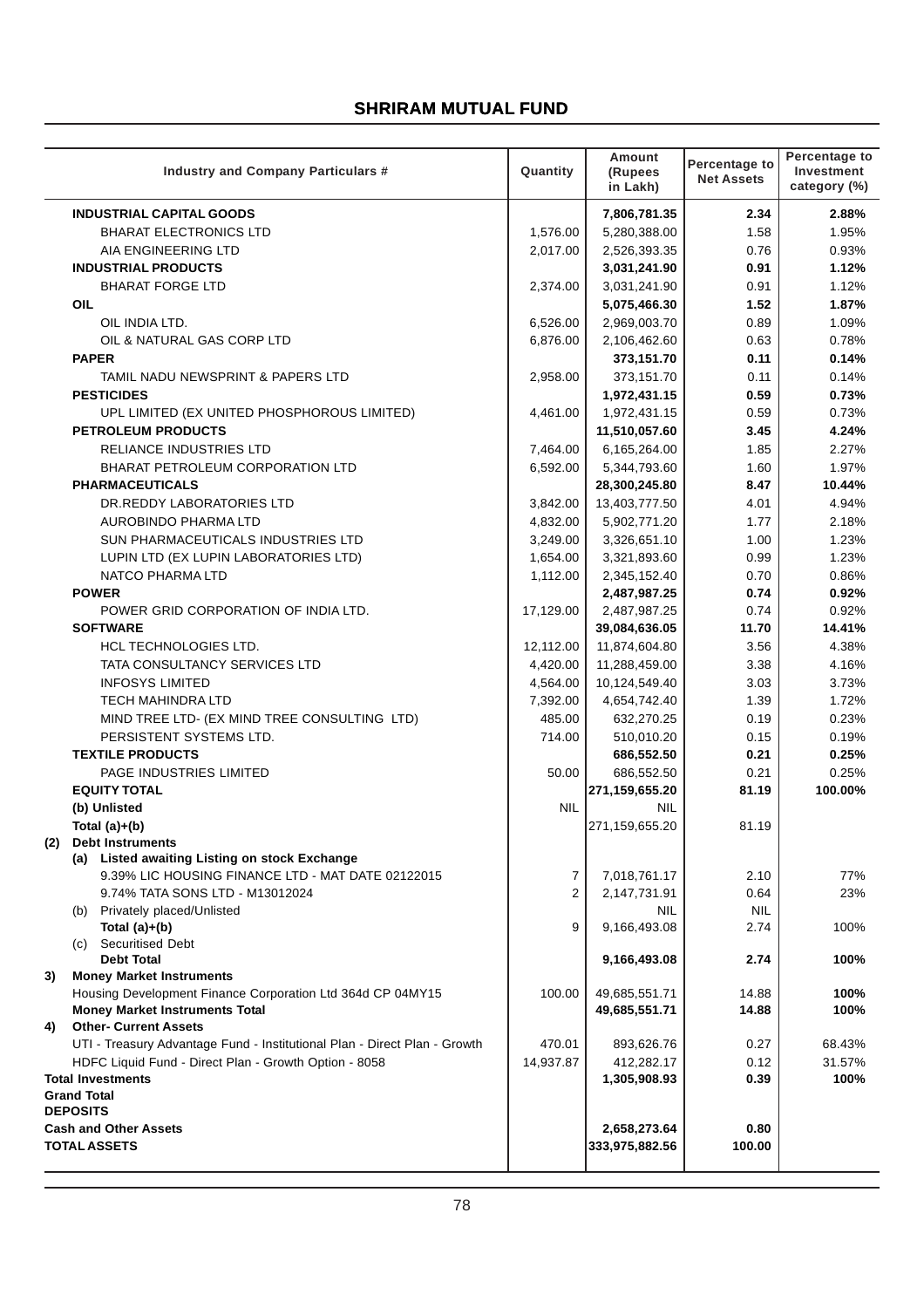## SHRIRAM MUTUAL FUND

| Industry and Company Particulars # | Quantity | Amount (Rupees in Lakh) | Percentage to Net Assets | Percentage to Investment category (%) |
|---|---|---|---|---|
| **INDUSTRIAL CAPITAL GOODS** | | **7,806,781.35** | **2.34** | **2.88%** |
| BHARAT ELECTRONICS LTD | 1,576.00 | 5,280,388.00 | 1.58 | 1.95% |
| AIA ENGINEERING LTD | 2,017.00 | 2,526,393.35 | 0.76 | 0.93% |
| **INDUSTRIAL PRODUCTS** | | **3,031,241.90** | **0.91** | **1.12%** |
| BHARAT FORGE LTD | 2,374.00 | 3,031,241.90 | 0.91 | 1.12% |
| **OIL** | | **5,075,466.30** | **1.52** | **1.87%** |
| OIL INDIA LTD. | 6,526.00 | 2,969,003.70 | 0.89 | 1.09% |
| OIL & NATURAL GAS CORP LTD | 6,876.00 | 2,106,462.60 | 0.63 | 0.78% |
| **PAPER** | | **373,151.70** | **0.11** | **0.14%** |
| TAMIL NADU NEWSPRINT & PAPERS LTD | 2,958.00 | 373,151.70 | 0.11 | 0.14% |
| **PESTICIDES** | | **1,972,431.15** | **0.59** | **0.73%** |
| UPL LIMITED (EX UNITED PHOSPHOROUS LIMITED) | 4,461.00 | 1,972,431.15 | 0.59 | 0.73% |
| **PETROLEUM PRODUCTS** | | **11,510,057.60** | **3.45** | **4.24%** |
| RELIANCE INDUSTRIES LTD | 7,464.00 | 6,165,264.00 | 1.85 | 2.27% |
| BHARAT PETROLEUM CORPORATION LTD | 6,592.00 | 5,344,793.60 | 1.60 | 1.97% |
| **PHARMACEUTICALS** | | **28,300,245.80** | **8.47** | **10.44%** |
| DR.REDDY LABORATORIES LTD | 3,842.00 | 13,403,777.50 | 4.01 | 4.94% |
| AUROBINDO PHARMA LTD | 4,832.00 | 5,902,771.20 | 1.77 | 2.18% |
| SUN PHARMACEUTICALS INDUSTRIES LTD | 3,249.00 | 3,326,651.10 | 1.00 | 1.23% |
| LUPIN LTD (EX LUPIN LABORATORIES LTD) | 1,654.00 | 3,321,893.60 | 0.99 | 1.23% |
| NATCO PHARMA LTD | 1,112.00 | 2,345,152.40 | 0.70 | 0.86% |
| **POWER** | | **2,487,987.25** | **0.74** | **0.92%** |
| POWER GRID CORPORATION OF INDIA LTD. | 17,129.00 | 2,487,987.25 | 0.74 | 0.92% |
| **SOFTWARE** | | **39,084,636.05** | **11.70** | **14.41%** |
| HCL TECHNOLOGIES LTD. | 12,112.00 | 11,874,604.80 | 3.56 | 4.38% |
| TATA CONSULTANCY SERVICES LTD | 4,420.00 | 11,288,459.00 | 3.38 | 4.16% |
| INFOSYS LIMITED | 4,564.00 | 10,124,549.40 | 3.03 | 3.73% |
| TECH MAHINDRA LTD | 7,392.00 | 4,654,742.40 | 1.39 | 1.72% |
| MIND TREE LTD- (EX MIND TREE CONSULTING LTD) | 485.00 | 632,270.25 | 0.19 | 0.23% |
| PERSISTENT SYSTEMS LTD. | 714.00 | 510,010.20 | 0.15 | 0.19% |
| **TEXTILE PRODUCTS** | | **686,552.50** | **0.21** | **0.25%** |
| PAGE INDUSTRIES LIMITED | 50.00 | 686,552.50 | 0.21 | 0.25% |
| **EQUITY TOTAL** | | **271,159,655.20** | **81.19** | **100.00%** |
| **(b) Unlisted** | NIL | NIL | | |
| **Total (a)+(b)** | | 271,159,655.20 | 81.19 | |
| **(2) Debt Instruments** | | | | |
| **(a) Listed awaiting Listing on stock Exchange** | | | | |
| 9.39% LIC HOUSING FINANCE LTD - MAT DATE 02122015 | 7 | 7,018,761.17 | 2.10 | 77% |
| 9.74% TATA SONS LTD - M13012024 | 2 | 2,147,731.91 | 0.64 | 23% |
| (b) Privately placed/Unlisted | | NIL | NIL | |
| **Total (a)+(b)** | 9 | 9,166,493.08 | 2.74 | 100% |
| (c) Securitised Debt | | | | |
| **Debt Total** | | **9,166,493.08** | **2.74** | **100%** |
| **3) Money Market Instruments** | | | | |
| Housing Development Finance Corporation Ltd 364d CP 04MY15 | 100.00 | 49,685,551.71 | 14.88 | **100%** |
| **Money Market Instruments Total** | | **49,685,551.71** | **14.88** | **100%** |
| **4) Other- Current Assets** | | | | |
| UTI - Treasury Advantage Fund - Institutional Plan - Direct Plan - Growth | 470.01 | 893,626.76 | 0.27 | 68.43% |
| HDFC Liquid Fund - Direct Plan - Growth Option - 8058 | 14,937.87 | 412,282.17 | 0.12 | 31.57% |
| **Total Investments** | | **1,305,908.93** | **0.39** | **100%** |
| **Grand Total** | | | | |
| **DEPOSITS** | | | | |
| **Cash and Other Assets** | | **2,658,273.64** | **0.80** | |
| **TOTAL ASSETS** | | **333,975,882.56** | **100.00** | |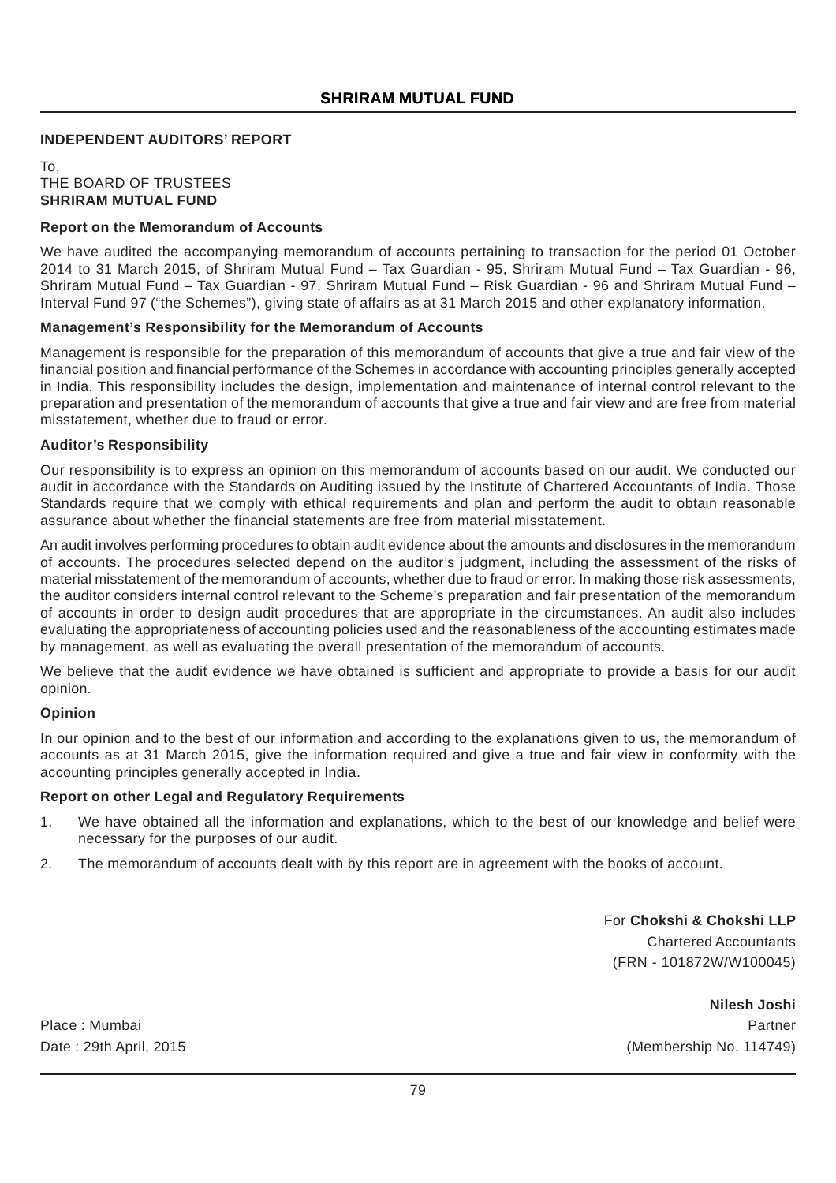# SHRIRAM MUTUAL FUND

## INDEPENDENT AUDITORS' REPORT

To,
THE BOARD OF TRUSTEES
**SHRIRAM MUTUAL FUND**

### Report on the Memorandum of Accounts

We have audited the accompanying memorandum of accounts pertaining to transaction for the period 01 October 2014 to 31 March 2015, of Shriram Mutual Fund – Tax Guardian - 95, Shriram Mutual Fund – Tax Guardian - 96, Shriram Mutual Fund – Tax Guardian - 97, Shriram Mutual Fund – Risk Guardian - 96 and Shriram Mutual Fund – Interval Fund 97 ("the Schemes"), giving state of affairs as at 31 March 2015 and other explanatory information.

### Management's Responsibility for the Memorandum of Accounts

Management is responsible for the preparation of this memorandum of accounts that give a true and fair view of the financial position and financial performance of the Schemes in accordance with accounting principles generally accepted in India. This responsibility includes the design, implementation and maintenance of internal control relevant to the preparation and presentation of the memorandum of accounts that give a true and fair view and are free from material misstatement, whether due to fraud or error.

### Auditor's Responsibility

Our responsibility is to express an opinion on this memorandum of accounts based on our audit. We conducted our audit in accordance with the Standards on Auditing issued by the Institute of Chartered Accountants of India. Those Standards require that we comply with ethical requirements and plan and perform the audit to obtain reasonable assurance about whether the financial statements are free from material misstatement.

An audit involves performing procedures to obtain audit evidence about the amounts and disclosures in the memorandum of accounts. The procedures selected depend on the auditor's judgment, including the assessment of the risks of material misstatement of the memorandum of accounts, whether due to fraud or error. In making those risk assessments, the auditor considers internal control relevant to the Scheme's preparation and fair presentation of the memorandum of accounts in order to design audit procedures that are appropriate in the circumstances. An audit also includes evaluating the appropriateness of accounting policies used and the reasonableness of the accounting estimates made by management, as well as evaluating the overall presentation of the memorandum of accounts.

We believe that the audit evidence we have obtained is sufficient and appropriate to provide a basis for our audit opinion.

### Opinion

In our opinion and to the best of our information and according to the explanations given to us, the memorandum of accounts as at 31 March 2015, give the information required and give a true and fair view in conformity with the accounting principles generally accepted in India.

### Report on other Legal and Regulatory Requirements

1. We have obtained all the information and explanations, which to the best of our knowledge and belief were necessary for the purposes of our audit.
2. The memorandum of accounts dealt with by this report are in agreement with the books of account.

For **Chokshi & Chokshi LLP**
Chartered Accountants
(FRN - 101872W/W100045)

**Nilesh Joshi**
Partner
(Membership No. 114749)

Place : Mumbai
Date : 29th April, 2015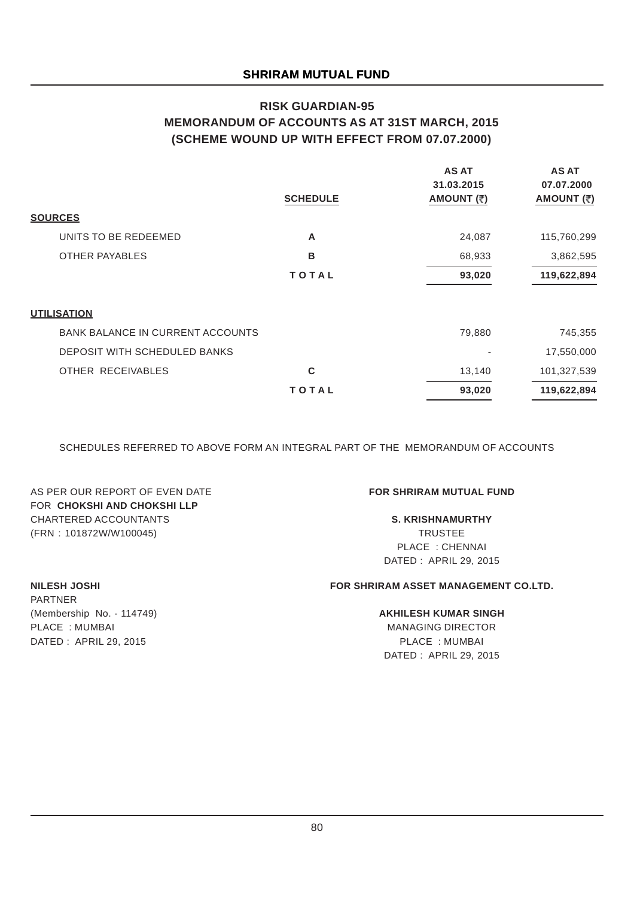## SHRIRAM MUTUAL FUND

### RISK GUARDIAN-95
### MEMORANDUM OF ACCOUNTS AS AT 31ST MARCH, 2015
### (SCHEME WOUND UP WITH EFFECT FROM 07.07.2000)

| | SCHEDULE | AS AT 31.03.2015 AMOUNT (₹) | AS AT 07.07.2000 AMOUNT (₹) |
|---|---|---|---|
| **SOURCES** | | | |
| UNITS TO BE REDEEMED | A | 24,087 | 115,760,299 |
| OTHER PAYABLES | B | 68,933 | 3,862,595 |
| | **TOTAL** | **93,020** | **119,622,894** |
| **UTILISATION** | | | |
| BANK BALANCE IN CURRENT ACCOUNTS | | 79,880 | 745,355 |
| DEPOSIT WITH SCHEDULED BANKS | | - | 17,550,000 |
| OTHER RECEIVABLES | C | 13,140 | 101,327,539 |
| | **TOTAL** | **93,020** | **119,622,894** |

SCHEDULES REFERRED TO ABOVE FORM AN INTEGRAL PART OF THE MEMORANDUM OF ACCOUNTS

AS PER OUR REPORT OF EVEN DATE
FOR **CHOKSHI AND CHOKSHI LLP**
CHARTERED ACCOUNTANTS
(FRN : 101872W/W100045)

**NILESH JOSHI**
PARTNER
(Membership No. - 114749)
PLACE : MUMBAI
DATED : APRIL 29, 2015

**FOR SHRIRAM MUTUAL FUND**

**S. KRISHNAMURTHY**
TRUSTEE
PLACE : CHENNAI
DATED : APRIL 29, 2015

**FOR SHRIRAM ASSET MANAGEMENT CO.LTD.**

**AKHILESH KUMAR SINGH**
MANAGING DIRECTOR
PLACE : MUMBAI
DATED : APRIL 29, 2015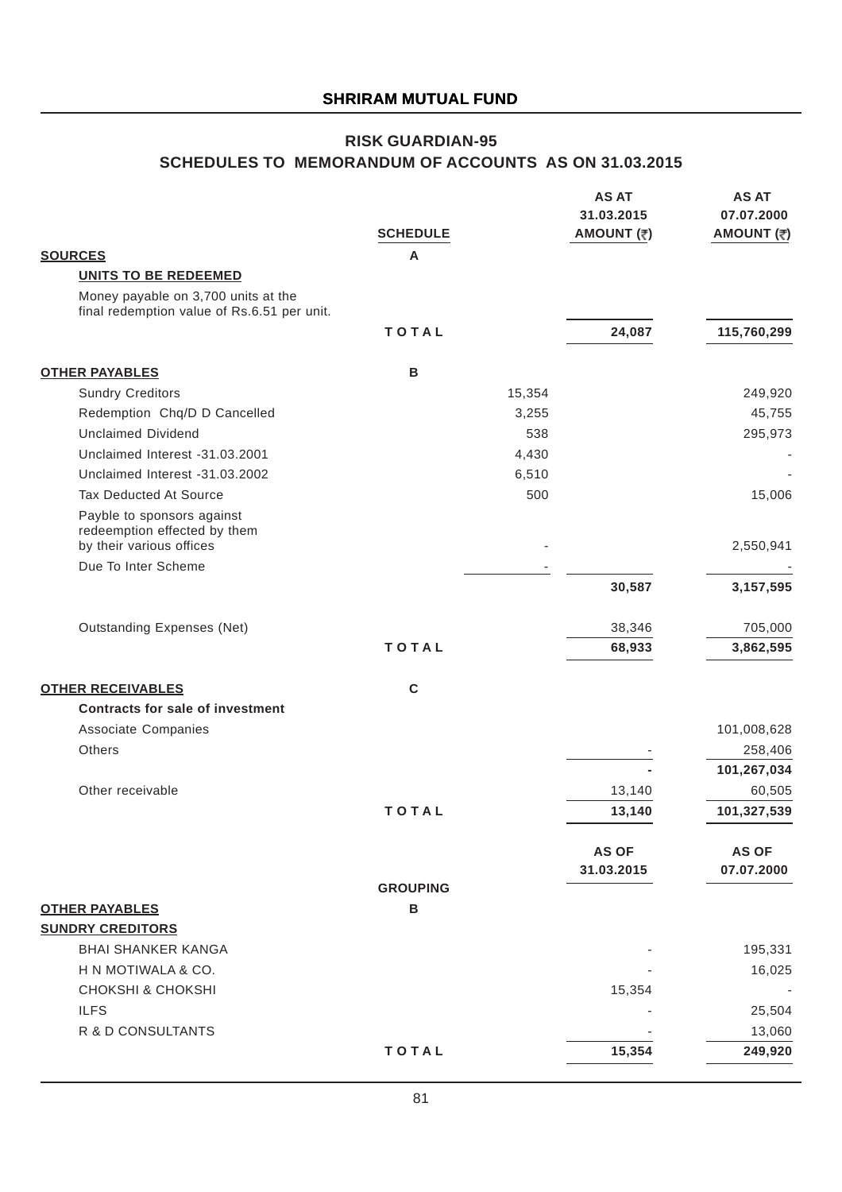## SHRIRAM MUTUAL FUND

## RISK GUARDIAN-95

## SCHEDULES TO MEMORANDUM OF ACCOUNTS AS ON 31.03.2015

| | SCHEDULE | | AS AT 31.03.2015 AMOUNT (₹) | AS AT 07.07.2000 AMOUNT (₹) |
|---|---|---|---|---|
| **SOURCES** | **A** | | | |
| **UNITS TO BE REDEEMED** | | | | |
| Money payable on 3,700 units at the final redemption value of Rs.6.51 per unit. | | | | |
| | **TOTAL** | | **24,087** | **115,760,299** |
| **OTHER PAYABLES** | **B** | | | |
| Sundry Creditors | | 15,354 | | 249,920 |
| Redemption Chq/D D Cancelled | | 3,255 | | 45,755 |
| Unclaimed Dividend | | 538 | | 295,973 |
| Unclaimed Interest -31.03.2001 | | 4,430 | | - |
| Unclaimed Interest -31.03.2002 | | 6,510 | | - |
| Tax Deducted At Source | | 500 | | 15,006 |
| Payble to sponsors against redeemption effected by them by their various offices | | - | | 2,550,941 |
| Due To Inter Scheme | | - | | - |
| | | | **30,587** | **3,157,595** |
| Outstanding Expenses (Net) | | | 38,346 | 705,000 |
| | **TOTAL** | | **68,933** | **3,862,595** |
| **OTHER RECEIVABLES** | **C** | | | |
| **Contracts for sale of investment** | | | | |
| Associate Companies | | | | 101,008,628 |
| Others | | | - | 258,406 |
| | | | **-** | **101,267,034** |
| Other receivable | | | 13,140 | 60,505 |
| | **TOTAL** | | **13,140** | **101,327,539** |

| | GROUPING | AS OF 31.03.2015 | AS OF 07.07.2000 |
|---|---|---|---|
| **OTHER PAYABLES** | **B** | | |
| **SUNDRY CREDITORS** | | | |
| BHAI SHANKER KANGA | | - | 195,331 |
| H N MOTIWALA & CO. | | - | 16,025 |
| CHOKSHI & CHOKSHI | | 15,354 | - |
| ILFS | | - | 25,504 |
| R & D CONSULTANTS | | - | 13,060 |
| | **TOTAL** | **15,354** | **249,920** |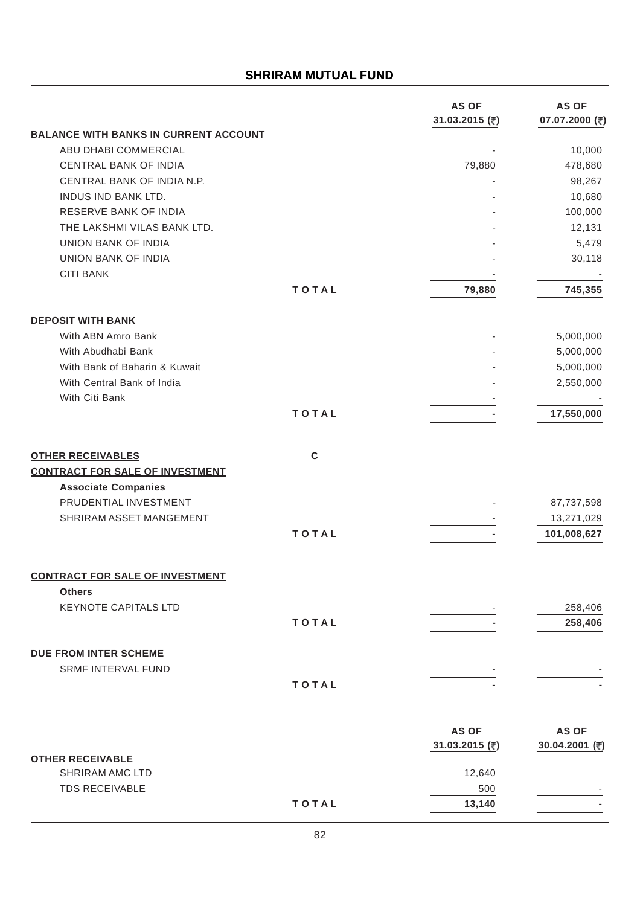## SHRIRAM MUTUAL FUND

| | | AS OF 31.03.2015 (₹) | AS OF 07.07.2000 (₹) |
|---|---|---|---|
| **BALANCE WITH BANKS IN CURRENT ACCOUNT** | | | |
| ABU DHABI COMMERCIAL | | - | 10,000 |
| CENTRAL BANK OF INDIA | | 79,880 | 478,680 |
| CENTRAL BANK OF INDIA N.P. | | - | 98,267 |
| INDUS IND BANK LTD. | | - | 10,680 |
| RESERVE BANK OF INDIA | | - | 100,000 |
| THE LAKSHMI VILAS BANK LTD. | | - | 12,131 |
| UNION BANK OF INDIA | | - | 5,479 |
| UNION BANK OF INDIA | | - | 30,118 |
| CITI BANK | | - | - |
| | **TOTAL** | **79,880** | **745,355** |
| **DEPOSIT WITH BANK** | | | |
| With ABN Amro Bank | | - | 5,000,000 |
| With Abudhabi Bank | | - | 5,000,000 |
| With Bank of Baharin & Kuwait | | - | 5,000,000 |
| With Central Bank of India | | - | 2,550,000 |
| With Citi Bank | | - | - |
| | **TOTAL** | **-** | **17,550,000** |
| **OTHER RECEIVABLES** | **C** | | |
| **CONTRACT FOR SALE OF INVESTMENT** | | | |
| **Associate Companies** | | | |
| PRUDENTIAL INVESTMENT | | - | 87,737,598 |
| SHRIRAM ASSET MANGEMENT | | - | 13,271,029 |
| | **TOTAL** | **-** | **101,008,627** |
| **CONTRACT FOR SALE OF INVESTMENT** | | | |
| **Others** | | | |
| KEYNOTE CAPITALS LTD | | - | 258,406 |
| | **TOTAL** | **-** | **258,406** |
| **DUE FROM INTER SCHEME** | | | |
| SRMF INTERVAL FUND | | - | - |
| | **TOTAL** | **-** | **-** |

| | | AS OF 31.03.2015 (₹) | AS OF 30.04.2001 (₹) |
|---|---|---|---|
| **OTHER RECEIVABLE** | | | |
| SHRIRAM AMC LTD | | 12,640 | |
| TDS RECEIVABLE | | 500 | - |
| | **TOTAL** | **13,140** | **-** |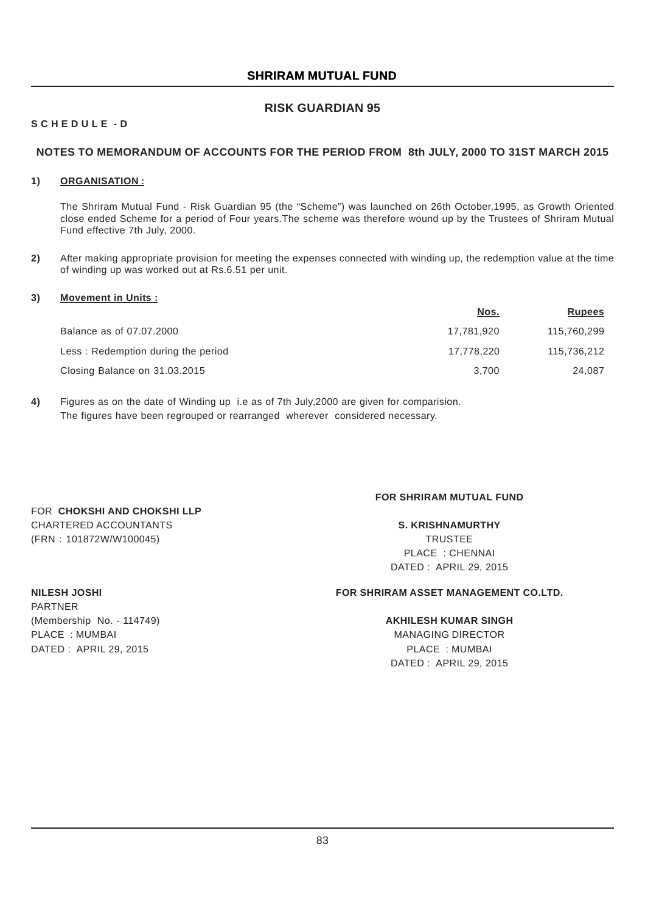## SHRIRAM MUTUAL FUND

### RISK GUARDIAN 95

**S C H E D U L E - D**

**NOTES TO MEMORANDUM OF ACCOUNTS FOR THE PERIOD FROM 8th JULY, 2000 TO 31ST MARCH 2015**

**1) ORGANISATION :**

The Shriram Mutual Fund - Risk Guardian 95 (the "Scheme") was launched on 26th October,1995, as Growth Oriented close ended Scheme for a period of Four years.The scheme was therefore wound up by the Trustees of Shriram Mutual Fund effective 7th July, 2000.

**2)** After making appropriate provision for meeting the expenses connected with winding up, the redemption value at the time of winding up was worked out at Rs.6.51 per unit.

**3) Movement in Units :**

| | Nos. | Rupees |
|---|---|---|
| Balance as of 07.07.2000 | 17,781,920 | 115,760,299 |
| Less : Redemption during the period | 17,778,220 | 115,736,212 |
| Closing Balance on 31.03.2015 | 3,700 | 24,087 |

**4)** Figures as on the date of Winding up i.e as of 7th July,2000 are given for comparision.
The figures have been regrouped or rearranged wherever considered necessary.

FOR **CHOKSHI AND CHOKSHI LLP**
CHARTERED ACCOUNTANTS
(FRN : 101872W/W100045)

**NILESH JOSHI**
PARTNER
(Membership No. - 114749)
PLACE : MUMBAI
DATED : APRIL 29, 2015

**FOR SHRIRAM MUTUAL FUND**

**S. KRISHNAMURTHY**
TRUSTEE
PLACE : CHENNAI
DATED : APRIL 29, 2015

**FOR SHRIRAM ASSET MANAGEMENT CO.LTD.**

**AKHILESH KUMAR SINGH**
MANAGING DIRECTOR
PLACE : MUMBAI
DATED : APRIL 29, 2015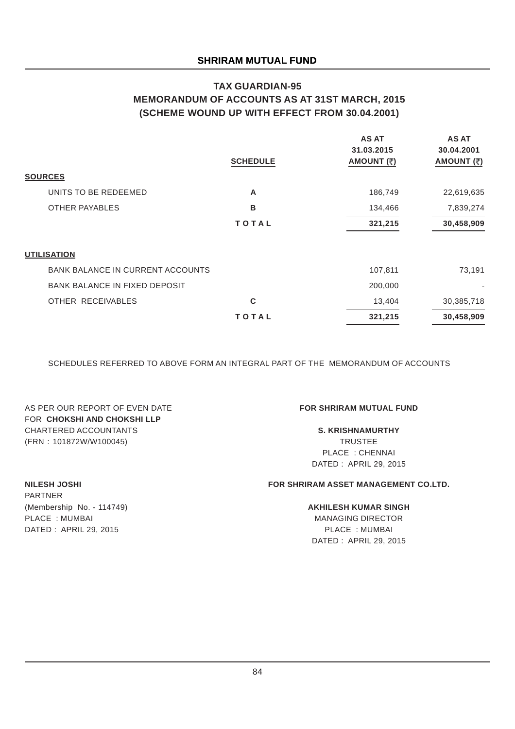## SHRIRAM MUTUAL FUND

# TAX GUARDIAN-95

## MEMORANDUM OF ACCOUNTS AS AT 31ST MARCH, 2015

## (SCHEME WOUND UP WITH EFFECT FROM 30.04.2001)

| | SCHEDULE | AS AT 31.03.2015 AMOUNT (₹) | AS AT 30.04.2001 AMOUNT (₹) |
|---|---|---|---|
| **SOURCES** | | | |
| UNITS TO BE REDEEMED | A | 186,749 | 22,619,635 |
| OTHER PAYABLES | B | 134,466 | 7,839,274 |
| | **TOTAL** | **321,215** | **30,458,909** |
| **UTILISATION** | | | |
| BANK BALANCE IN CURRENT ACCOUNTS | | 107,811 | 73,191 |
| BANK BALANCE IN FIXED DEPOSIT | | 200,000 | - |
| OTHER RECEIVABLES | C | 13,404 | 30,385,718 |
| | **TOTAL** | **321,215** | **30,458,909** |

SCHEDULES REFERRED TO ABOVE FORM AN INTEGRAL PART OF THE MEMORANDUM OF ACCOUNTS

AS PER OUR REPORT OF EVEN DATE
FOR **CHOKSHI AND CHOKSHI LLP**
CHARTERED ACCOUNTANTS
(FRN : 101872W/W100045)

**NILESH JOSHI**
PARTNER
(Membership No. - 114749)
PLACE : MUMBAI
DATED : APRIL 29, 2015

**FOR SHRIRAM MUTUAL FUND**

**S. KRISHNAMURTHY**
TRUSTEE
PLACE : CHENNAI
DATED : APRIL 29, 2015

**FOR SHRIRAM ASSET MANAGEMENT CO.LTD.**

**AKHILESH KUMAR SINGH**
MANAGING DIRECTOR
PLACE : MUMBAI
DATED : APRIL 29, 2015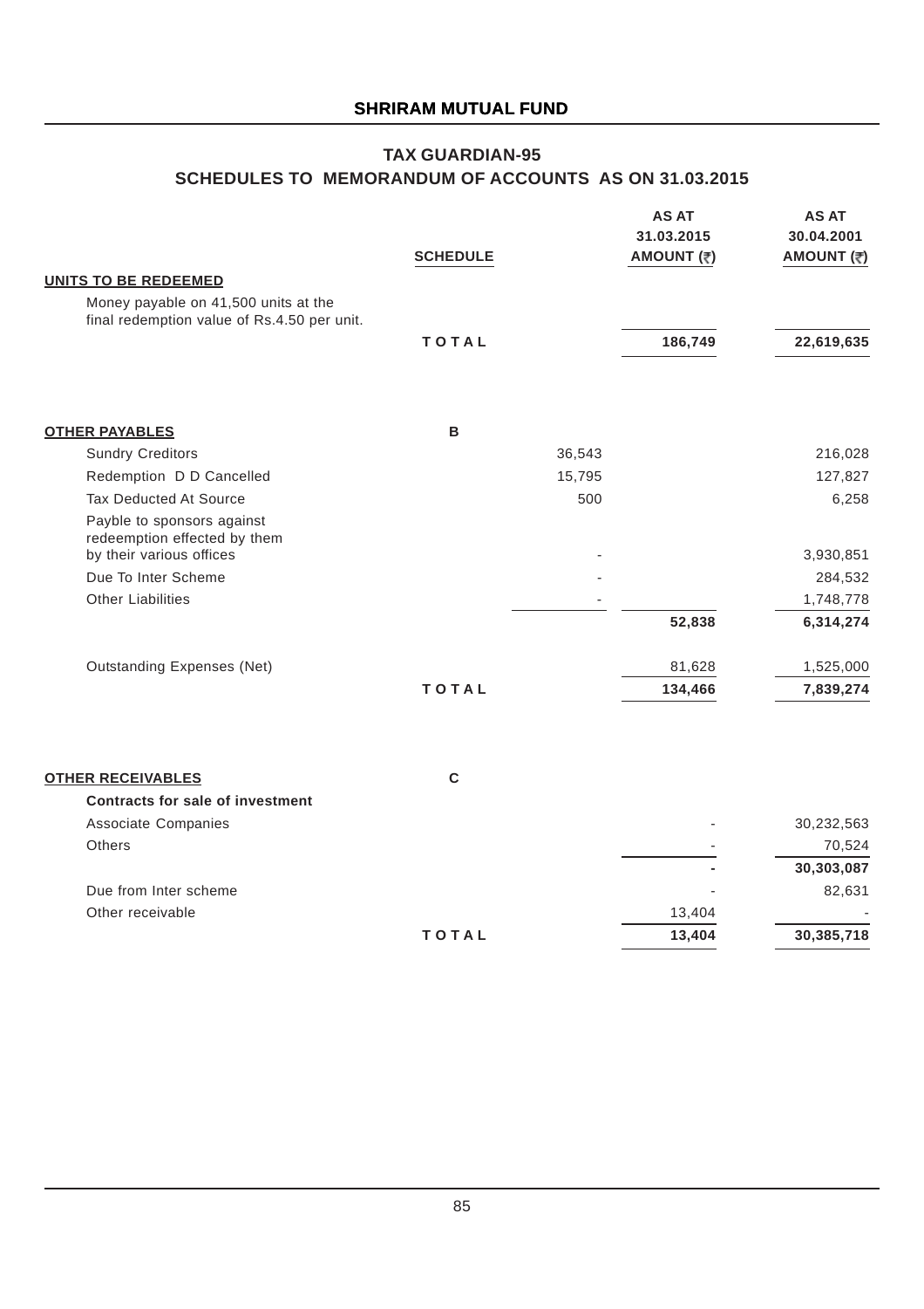## SHRIRAM MUTUAL FUND

### TAX GUARDIAN-95

### SCHEDULES TO MEMORANDUM OF ACCOUNTS AS ON 31.03.2015

| | SCHEDULE | | AS AT 31.03.2015 AMOUNT (₹) | AS AT 30.04.2001 AMOUNT (₹) |
|---|---|---|---|---|
| **UNITS TO BE REDEEMED** | | | | |
| Money payable on 41,500 units at the final redemption value of Rs.4.50 per unit. | | | | |
| | **TOTAL** | | **186,749** | **22,619,635** |
| **OTHER PAYABLES** | **B** | | | |
| Sundry Creditors | | 36,543 | | 216,028 |
| Redemption D D Cancelled | | 15,795 | | 127,827 |
| Tax Deducted At Source | | 500 | | 6,258 |
| Payble to sponsors against redeemption effected by them by their various offices | | - | | 3,930,851 |
| Due To Inter Scheme | | - | | 284,532 |
| Other Liabilities | | - | | 1,748,778 |
| | | | **52,838** | **6,314,274** |
| Outstanding Expenses (Net) | | | 81,628 | 1,525,000 |
| | **TOTAL** | | **134,466** | **7,839,274** |
| **OTHER RECEIVABLES** | **C** | | | |
| **Contracts for sale of investment** | | | | |
| Associate Companies | | | - | 30,232,563 |
| Others | | | - | 70,524 |
| | | | **-** | **30,303,087** |
| Due from Inter scheme | | | - | 82,631 |
| Other receivable | | | 13,404 | - |
| | **TOTAL** | | **13,404** | **30,385,718** |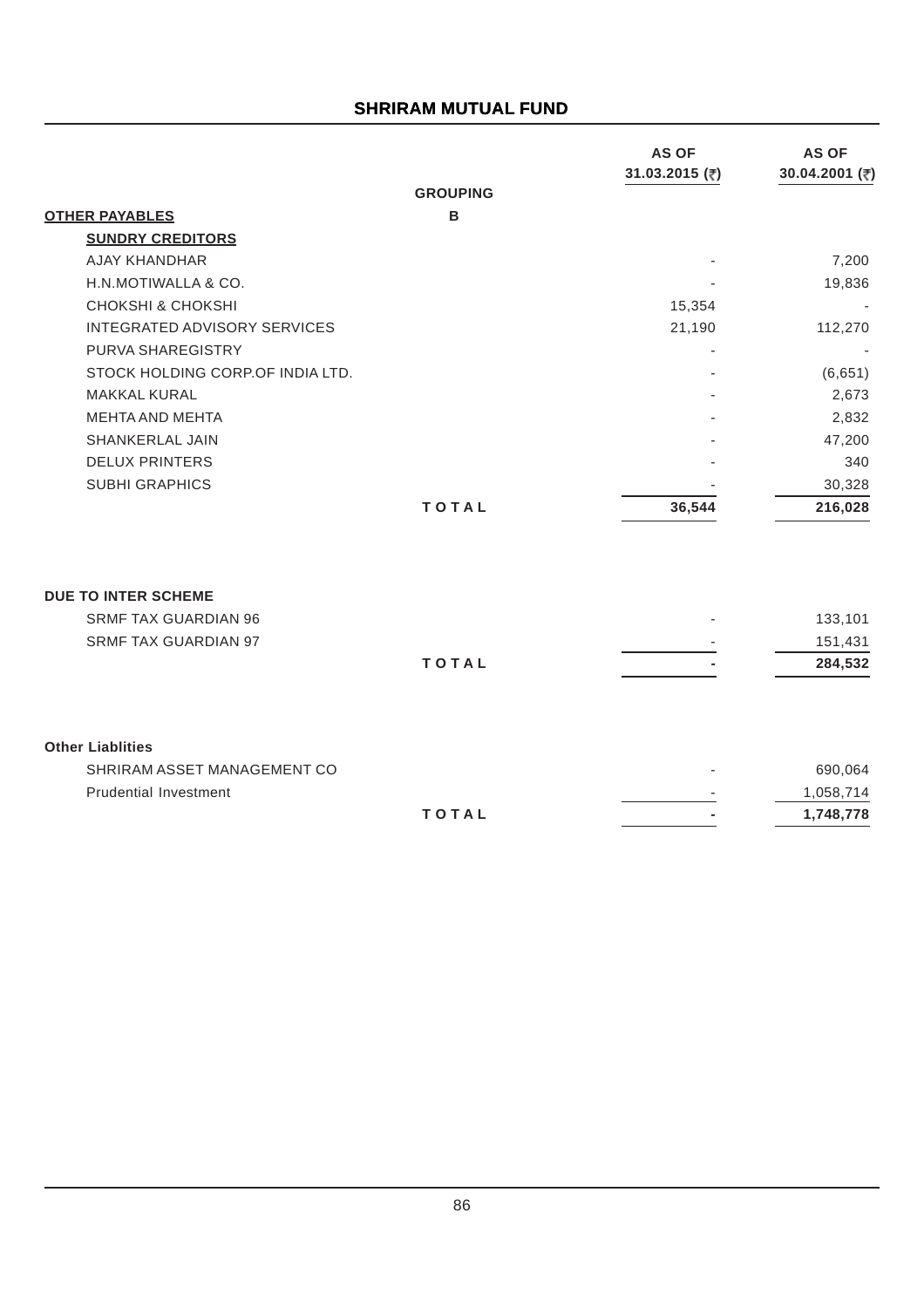## SHRIRAM MUTUAL FUND

| | GROUPING | AS OF 31.03.2015 (₹) | AS OF 30.04.2001 (₹) |
|---|---|---|---|
| **OTHER PAYABLES** | **B** | | |
| **SUNDRY CREDITORS** | | | |
| AJAY KHANDHAR | | - | 7,200 |
| H.N.MOTIWALLA & CO. | | - | 19,836 |
| CHOKSHI & CHOKSHI | | 15,354 | - |
| INTEGRATED ADVISORY SERVICES | | 21,190 | 112,270 |
| PURVA SHAREGISTRY | | - | - |
| STOCK HOLDING CORP.OF INDIA LTD. | | - | (6,651) |
| MAKKAL KURAL | | - | 2,673 |
| MEHTA AND MEHTA | | - | 2,832 |
| SHANKERLAL JAIN | | - | 47,200 |
| DELUX PRINTERS | | - | 340 |
| SUBHI GRAPHICS | | - | 30,328 |
| | **TOTAL** | **36,544** | **216,028** |

| | | | |
|---|---|---|---|
| **DUE TO INTER SCHEME** | | | |
| SRMF TAX GUARDIAN 96 | | - | 133,101 |
| SRMF TAX GUARDIAN 97 | | - | 151,431 |
| | **TOTAL** | **-** | **284,532** |

| | | | |
|---|---|---|---|
| **Other Liablities** | | | |
| SHRIRAM ASSET MANAGEMENT CO | | - | 690,064 |
| Prudential Investment | | - | 1,058,714 |
| | **TOTAL** | **-** | **1,748,778** |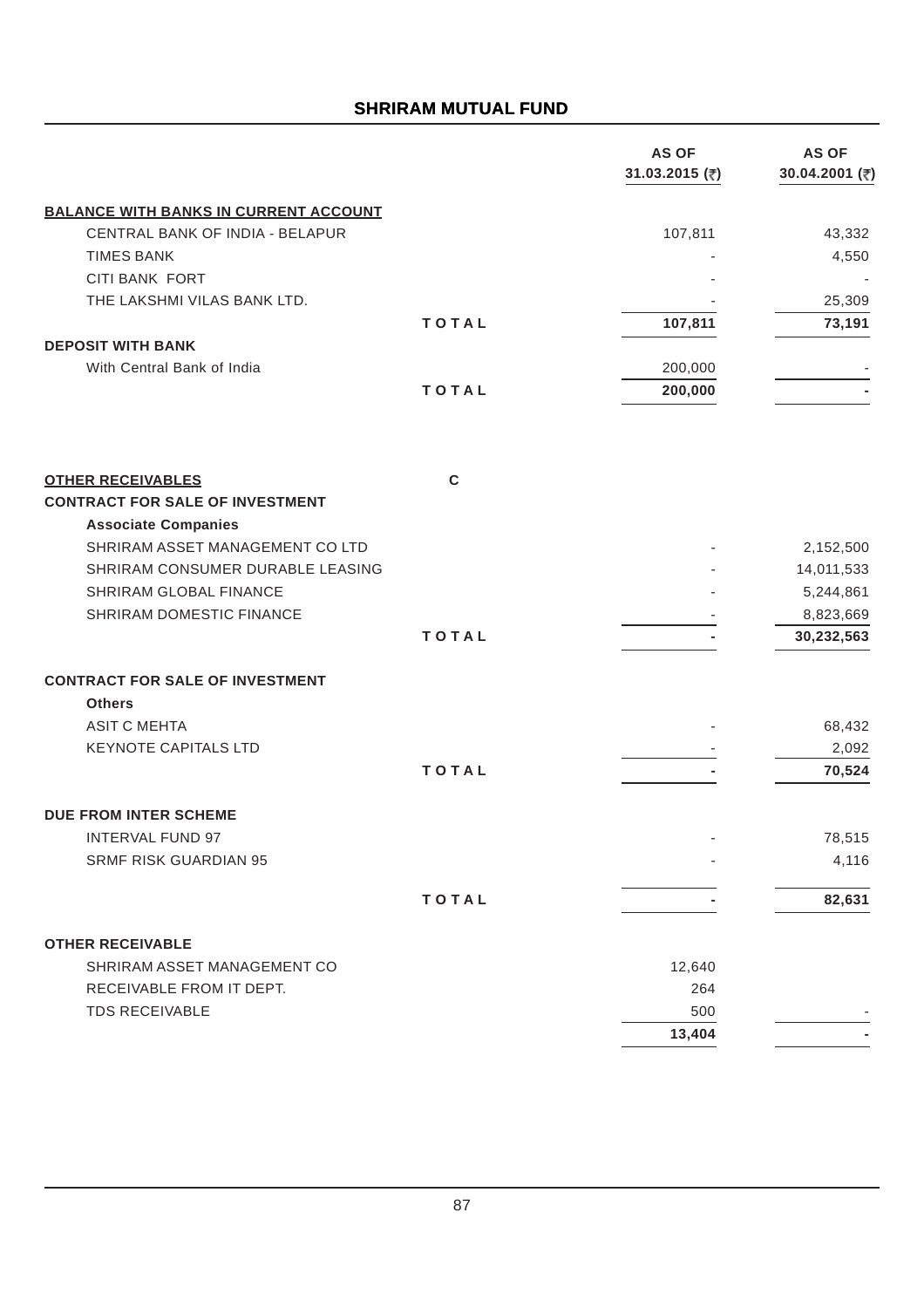## SHRIRAM MUTUAL FUND

| | | AS OF 31.03.2015 (₹) | AS OF 30.04.2001 (₹) |
|---|---|---|---|
| **BALANCE WITH BANKS IN CURRENT ACCOUNT** | | | |
| CENTRAL BANK OF INDIA - BELAPUR | | 107,811 | 43,332 |
| TIMES BANK | | - | 4,550 |
| CITI BANK FORT | | - | - |
| THE LAKSHMI VILAS BANK LTD. | | - | 25,309 |
| | **TOTAL** | **107,811** | **73,191** |
| **DEPOSIT WITH BANK** | | | |
| With Central Bank of India | | 200,000 | - |
| | **TOTAL** | **200,000** | **-** |
| **OTHER RECEIVABLES** | **C** | | |
| **CONTRACT FOR SALE OF INVESTMENT** | | | |
| **Associate Companies** | | | |
| SHRIRAM ASSET MANAGEMENT CO LTD | | - | 2,152,500 |
| SHRIRAM CONSUMER DURABLE LEASING | | - | 14,011,533 |
| SHRIRAM GLOBAL FINANCE | | - | 5,244,861 |
| SHRIRAM DOMESTIC FINANCE | | - | 8,823,669 |
| | **TOTAL** | **-** | **30,232,563** |
| **CONTRACT FOR SALE OF INVESTMENT** | | | |
| **Others** | | | |
| ASIT C MEHTA | | - | 68,432 |
| KEYNOTE CAPITALS LTD | | - | 2,092 |
| | **TOTAL** | **-** | **70,524** |
| **DUE FROM INTER SCHEME** | | | |
| INTERVAL FUND 97 | | - | 78,515 |
| SRMF RISK GUARDIAN 95 | | - | 4,116 |
| | **TOTAL** | **-** | **82,631** |
| **OTHER RECEIVABLE** | | | |
| SHRIRAM ASSET MANAGEMENT CO | | 12,640 | |
| RECEIVABLE FROM IT DEPT. | | 264 | |
| TDS RECEIVABLE | | 500 | - |
| | | **13,404** | **-** |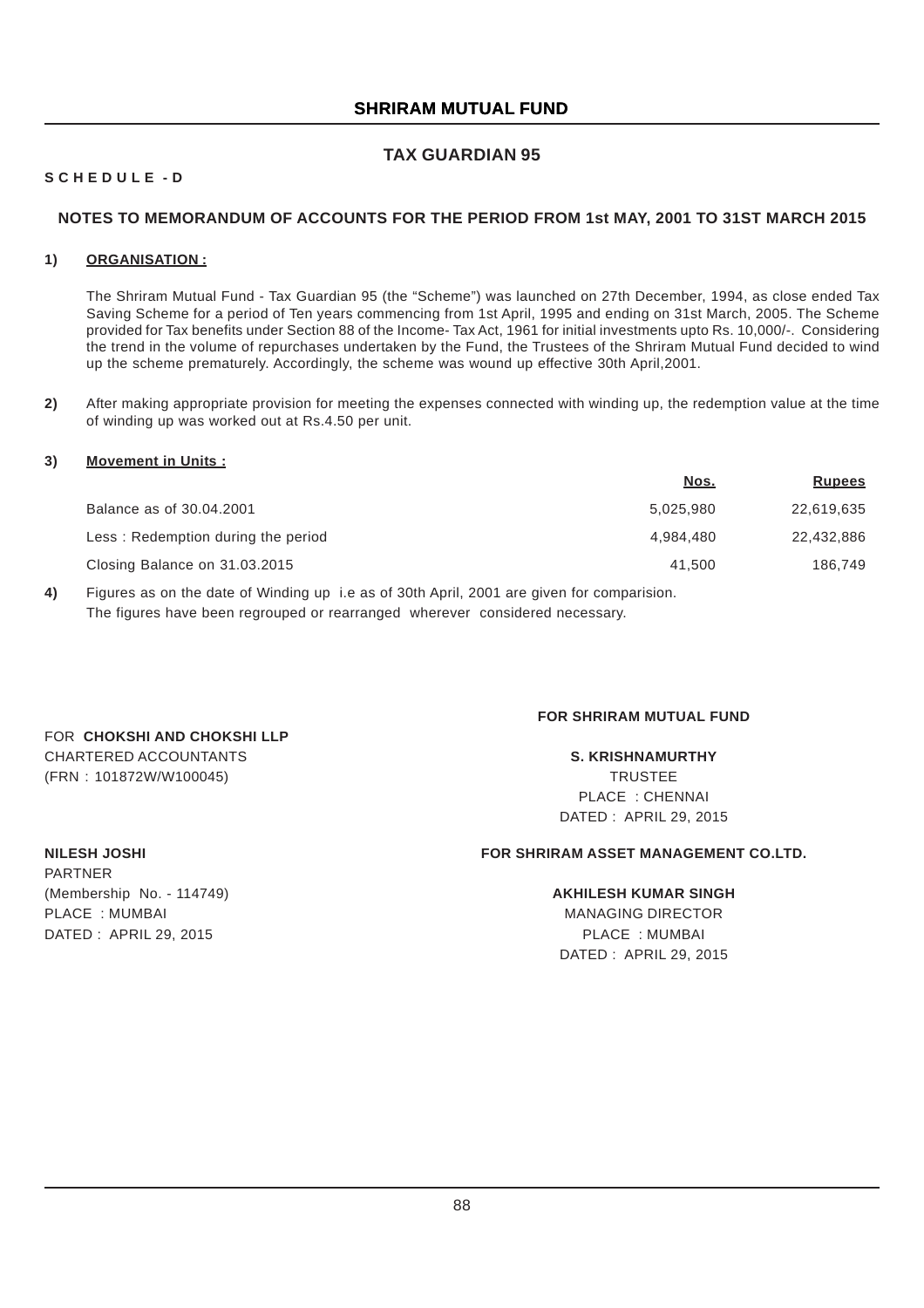# SHRIRAM MUTUAL FUND

## TAX GUARDIAN 95

**S C H E D U L E - D**

### NOTES TO MEMORANDUM OF ACCOUNTS FOR THE PERIOD FROM 1st MAY, 2001 TO 31ST MARCH 2015

**1) ORGANISATION :**

The Shriram Mutual Fund - Tax Guardian 95 (the "Scheme") was launched on 27th December, 1994, as close ended Tax Saving Scheme for a period of Ten years commencing from 1st April, 1995 and ending on 31st March, 2005. The Scheme provided for Tax benefits under Section 88 of the Income- Tax Act, 1961 for initial investments upto Rs. 10,000/-. Considering the trend in the volume of repurchases undertaken by the Fund, the Trustees of the Shriram Mutual Fund decided to wind up the scheme prematurely. Accordingly, the scheme was wound up effective 30th April,2001.

**2)** After making appropriate provision for meeting the expenses connected with winding up, the redemption value at the time of winding up was worked out at Rs.4.50 per unit.

**3) Movement in Units :**

| | Nos. | Rupees |
|---|---|---|
| Balance as of 30.04.2001 | 5,025,980 | 22,619,635 |
| Less : Redemption during the period | 4,984,480 | 22,432,886 |
| Closing Balance on 31.03.2015 | 41,500 | 186,749 |

**4)** Figures as on the date of Winding up i.e as of 30th April, 2001 are given for comparision.
The figures have been regrouped or rearranged wherever considered necessary.

FOR **CHOKSHI AND CHOKSHI LLP**
CHARTERED ACCOUNTANTS
(FRN : 101872W/W100045)

**NILESH JOSHI**
PARTNER
(Membership No. - 114749)
PLACE : MUMBAI
DATED : APRIL 29, 2015

**FOR SHRIRAM MUTUAL FUND**

**S. KRISHNAMURTHY**
TRUSTEE
PLACE : CHENNAI
DATED : APRIL 29, 2015

**FOR SHRIRAM ASSET MANAGEMENT CO.LTD.**

**AKHILESH KUMAR SINGH**
MANAGING DIRECTOR
PLACE : MUMBAI
DATED : APRIL 29, 2015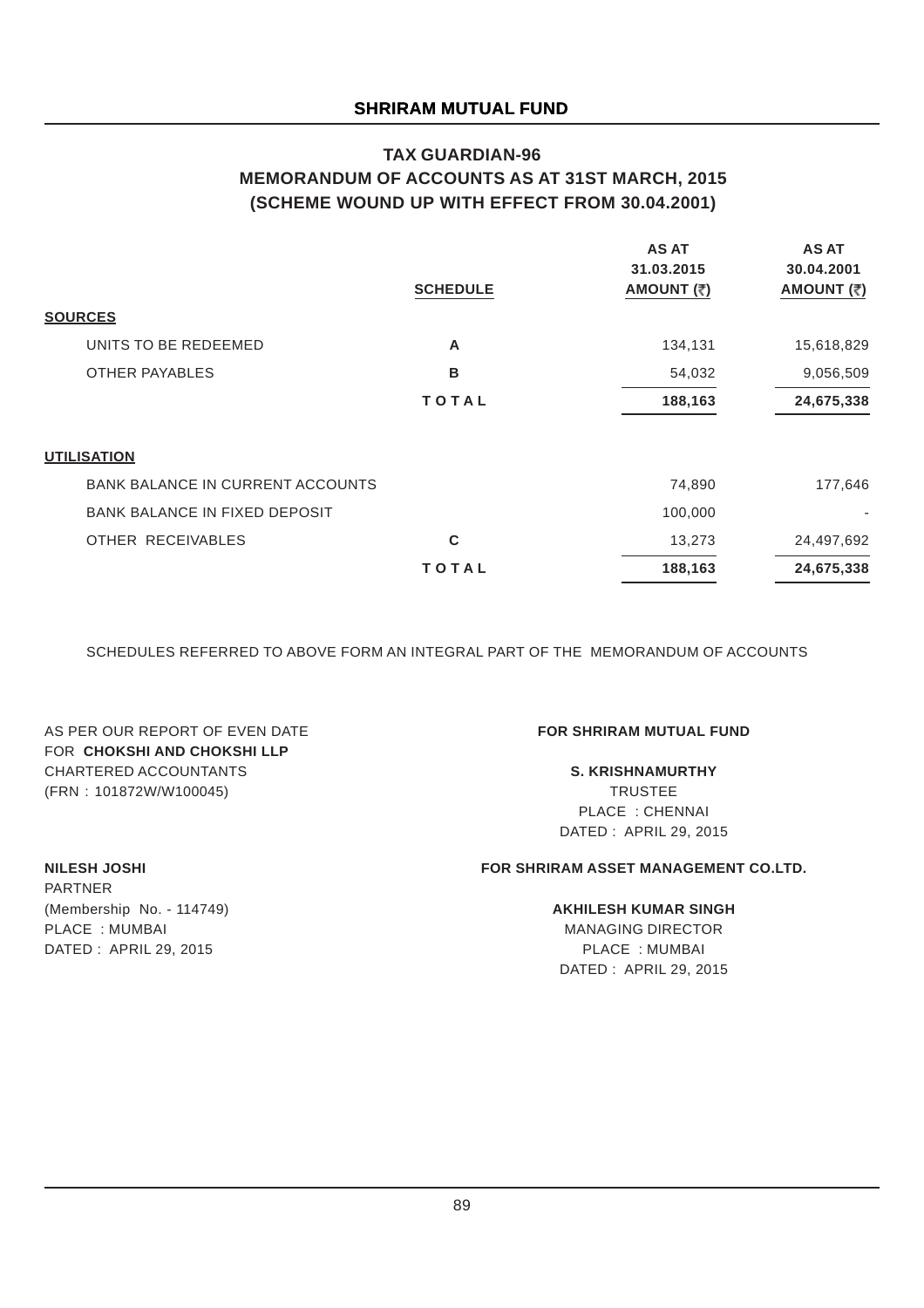## SHRIRAM MUTUAL FUND

# TAX GUARDIAN-96

## MEMORANDUM OF ACCOUNTS AS AT 31ST MARCH, 2015

## (SCHEME WOUND UP WITH EFFECT FROM 30.04.2001)

| | SCHEDULE | AS AT 31.03.2015 AMOUNT (₹) | AS AT 30.04.2001 AMOUNT (₹) |
|---|---|---|---|
| **SOURCES** | | | |
| UNITS TO BE REDEEMED | A | 134,131 | 15,618,829 |
| OTHER PAYABLES | B | 54,032 | 9,056,509 |
| | **TOTAL** | **188,163** | **24,675,338** |
| **UTILISATION** | | | |
| BANK BALANCE IN CURRENT ACCOUNTS | | 74,890 | 177,646 |
| BANK BALANCE IN FIXED DEPOSIT | | 100,000 | - |
| OTHER RECEIVABLES | C | 13,273 | 24,497,692 |
| | **TOTAL** | **188,163** | **24,675,338** |

SCHEDULES REFERRED TO ABOVE FORM AN INTEGRAL PART OF THE MEMORANDUM OF ACCOUNTS

AS PER OUR REPORT OF EVEN DATE
FOR **CHOKSHI AND CHOKSHI LLP**
CHARTERED ACCOUNTANTS
(FRN : 101872W/W100045)

**NILESH JOSHI**
PARTNER
(Membership No. - 114749)
PLACE : MUMBAI
DATED : APRIL 29, 2015

**FOR SHRIRAM MUTUAL FUND**

**S. KRISHNAMURTHY**
TRUSTEE
PLACE : CHENNAI
DATED : APRIL 29, 2015

**FOR SHRIRAM ASSET MANAGEMENT CO.LTD.**

**AKHILESH KUMAR SINGH**
MANAGING DIRECTOR
PLACE : MUMBAI
DATED : APRIL 29, 2015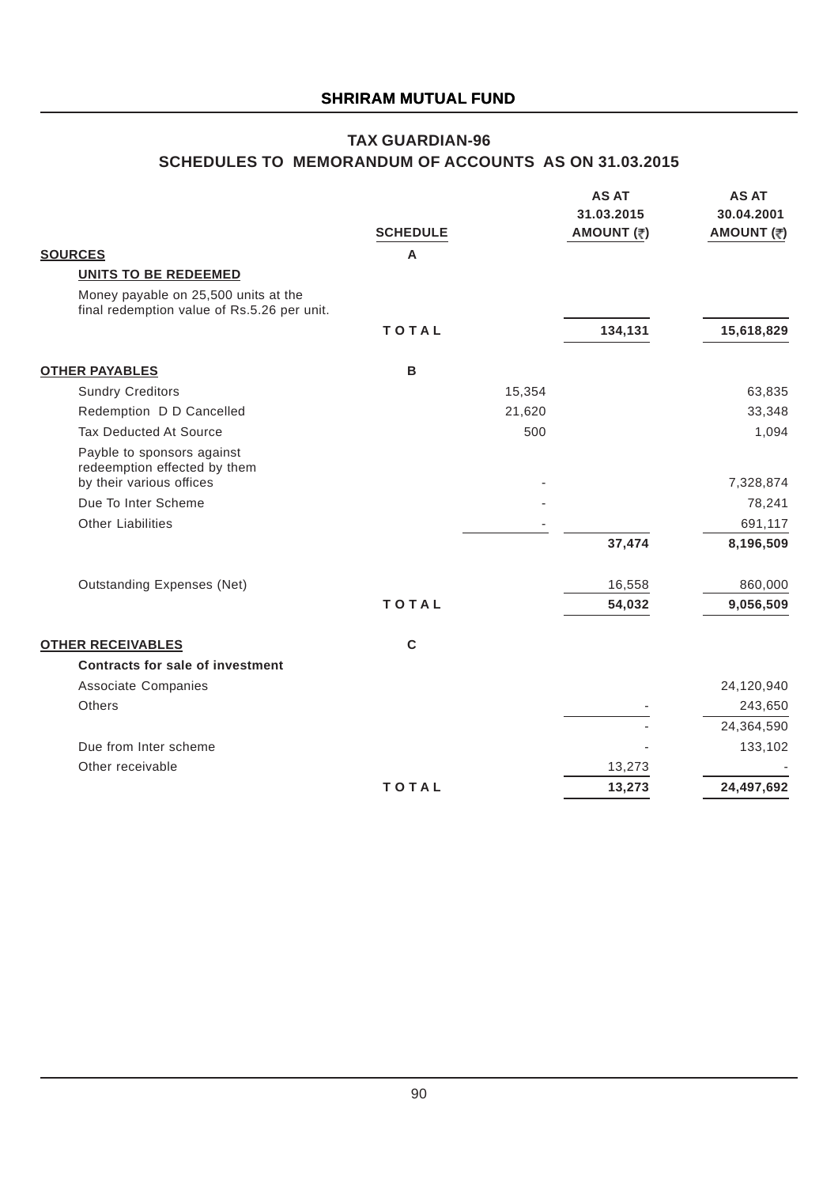## SHRIRAM MUTUAL FUND

### TAX GUARDIAN-96

### SCHEDULES TO MEMORANDUM OF ACCOUNTS AS ON 31.03.2015

| | SCHEDULE | | AS AT 31.03.2015 AMOUNT (₹) | AS AT 30.04.2001 AMOUNT (₹) |
|---|---|---|---|---|
| **SOURCES** | **A** | | | |
| **UNITS TO BE REDEEMED** | | | | |
| Money payable on 25,500 units at the final redemption value of Rs.5.26 per unit. | | | | |
| | **TOTAL** | | **134,131** | **15,618,829** |
| **OTHER PAYABLES** | **B** | | | |
| Sundry Creditors | | 15,354 | | 63,835 |
| Redemption D D Cancelled | | 21,620 | | 33,348 |
| Tax Deducted At Source | | 500 | | 1,094 |
| Payble to sponsors against redeemption effected by them by their various offices | | - | | 7,328,874 |
| Due To Inter Scheme | | - | | 78,241 |
| Other Liabilities | | - | | 691,117 |
| | | | **37,474** | **8,196,509** |
| Outstanding Expenses (Net) | | | 16,558 | 860,000 |
| | **TOTAL** | | **54,032** | **9,056,509** |
| **OTHER RECEIVABLES** | **C** | | | |
| **Contracts for sale of investment** | | | | |
| Associate Companies | | | | 24,120,940 |
| Others | | | - | 243,650 |
| | | | - | 24,364,590 |
| Due from Inter scheme | | | - | 133,102 |
| Other receivable | | | 13,273 | - |
| | **TOTAL** | | **13,273** | **24,497,692** |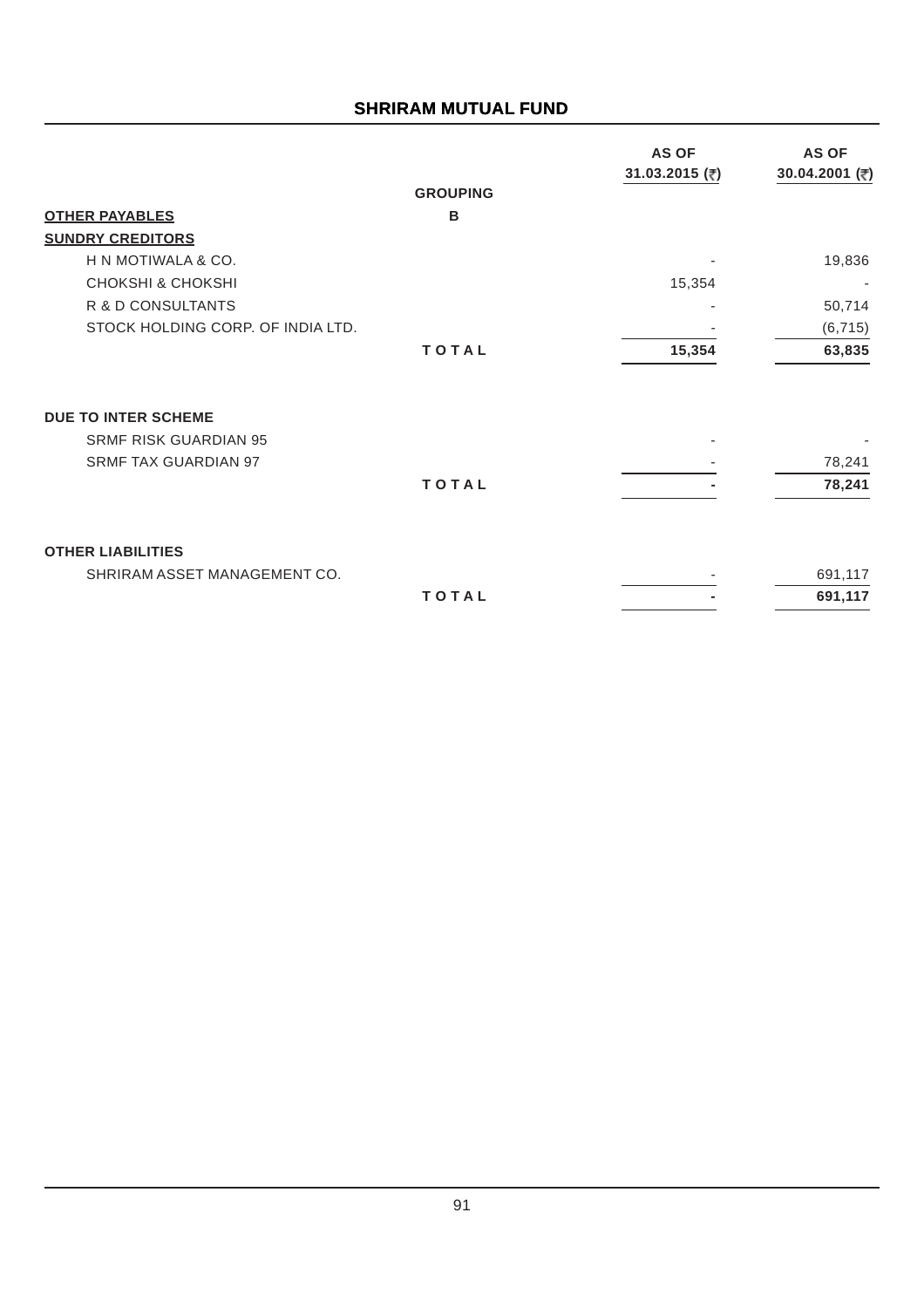## SHRIRAM MUTUAL FUND

| | GROUPING | AS OF 31.03.2015 (₹) | AS OF 30.04.2001 (₹) |
|---|---|---|---|
| **OTHER PAYABLES** | **B** | | |
| **SUNDRY CREDITORS** | | | |
| H N MOTIWALA & CO. | | - | 19,836 |
| CHOKSHI & CHOKSHI | | 15,354 | - |
| R & D CONSULTANTS | | - | 50,714 |
| STOCK HOLDING CORP. OF INDIA LTD. | | - | (6,715) |
| | **TOTAL** | **15,354** | **63,835** |
| | | | |
| **DUE TO INTER SCHEME** | | | |
| SRMF RISK GUARDIAN 95 | | - | - |
| SRMF TAX GUARDIAN 97 | | - | 78,241 |
| | **TOTAL** | **-** | **78,241** |
| | | | |
| **OTHER LIABILITIES** | | | |
| SHRIRAM ASSET MANAGEMENT CO. | | - | 691,117 |
| | **TOTAL** | **-** | **691,117** |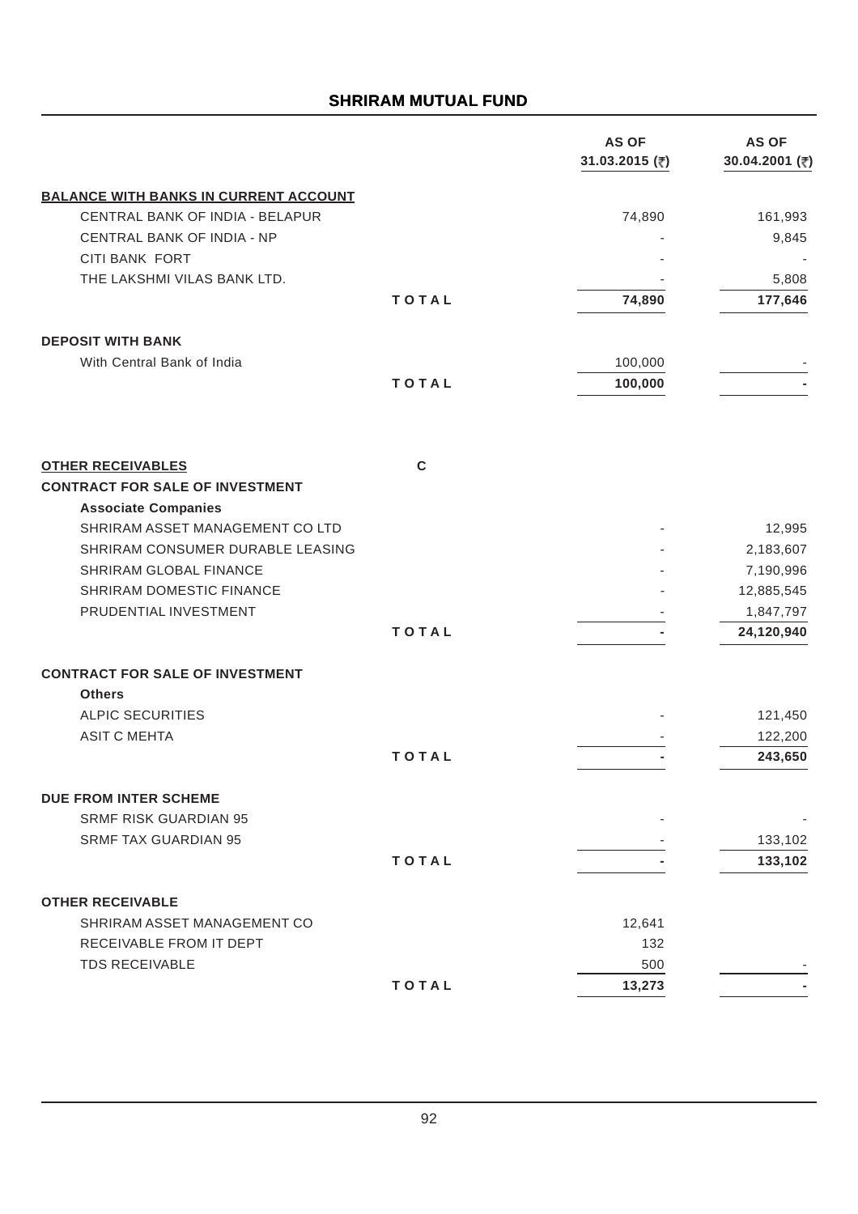## SHRIRAM MUTUAL FUND

| | | AS OF 31.03.2015 (₹) | AS OF 30.04.2001 (₹) |
|---|---|---|---|
| **BALANCE WITH BANKS IN CURRENT ACCOUNT** | | | |
| CENTRAL BANK OF INDIA - BELAPUR | | 74,890 | 161,993 |
| CENTRAL BANK OF INDIA - NP | | - | 9,845 |
| CITI BANK FORT | | - | - |
| THE LAKSHMI VILAS BANK LTD. | | - | 5,808 |
| | **TOTAL** | **74,890** | **177,646** |
| **DEPOSIT WITH BANK** | | | |
| With Central Bank of India | | 100,000 | - |
| | **TOTAL** | **100,000** | **-** |
| **OTHER RECEIVABLES** | **C** | | |
| **CONTRACT FOR SALE OF INVESTMENT** | | | |
| **Associate Companies** | | | |
| SHRIRAM ASSET MANAGEMENT CO LTD | | - | 12,995 |
| SHRIRAM CONSUMER DURABLE LEASING | | - | 2,183,607 |
| SHRIRAM GLOBAL FINANCE | | - | 7,190,996 |
| SHRIRAM DOMESTIC FINANCE | | - | 12,885,545 |
| PRUDENTIAL INVESTMENT | | - | 1,847,797 |
| | **TOTAL** | **-** | **24,120,940** |
| **CONTRACT FOR SALE OF INVESTMENT** | | | |
| **Others** | | | |
| ALPIC SECURITIES | | - | 121,450 |
| ASIT C MEHTA | | - | 122,200 |
| | **TOTAL** | **-** | **243,650** |
| **DUE FROM INTER SCHEME** | | | |
| SRMF RISK GUARDIAN 95 | | - | - |
| SRMF TAX GUARDIAN 95 | | - | 133,102 |
| | **TOTAL** | **-** | **133,102** |
| **OTHER RECEIVABLE** | | | |
| SHRIRAM ASSET MANAGEMENT CO | | 12,641 | |
| RECEIVABLE FROM IT DEPT | | 132 | |
| TDS RECEIVABLE | | 500 | - |
| | **TOTAL** | **13,273** | **-** |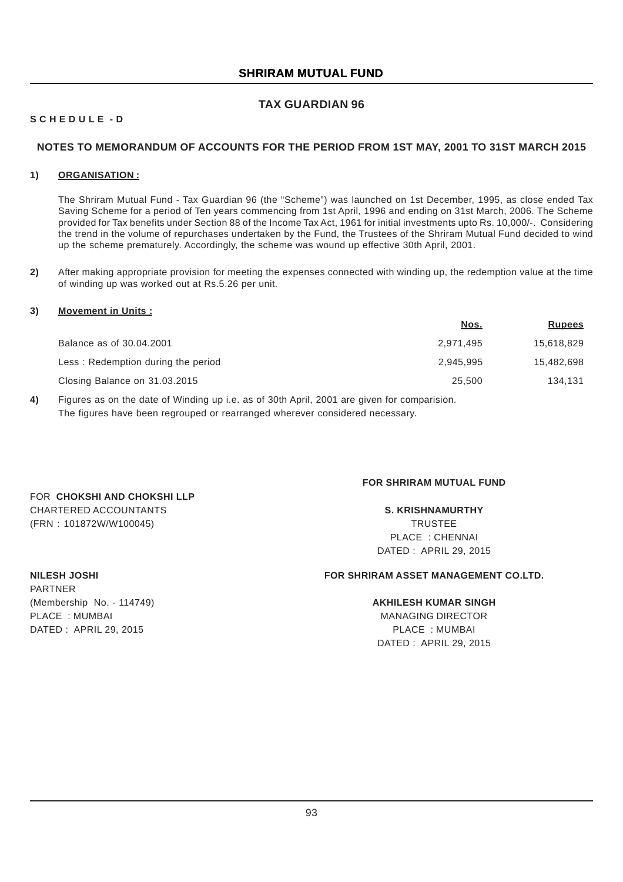# SHRIRAM MUTUAL FUND

## TAX GUARDIAN 96

**S C H E D U L E - D**

### NOTES TO MEMORANDUM OF ACCOUNTS FOR THE PERIOD FROM 1ST MAY, 2001 TO 31ST MARCH 2015

**1) ORGANISATION :**

The Shriram Mutual Fund - Tax Guardian 96 (the "Scheme") was launched on 1st December, 1995, as close ended Tax Saving Scheme for a period of Ten years commencing from 1st April, 1996 and ending on 31st March, 2006. The Scheme provided for Tax benefits under Section 88 of the Income Tax Act, 1961 for initial investments upto Rs. 10,000/-. Considering the trend in the volume of repurchases undertaken by the Fund, the Trustees of the Shriram Mutual Fund decided to wind up the scheme prematurely. Accordingly, the scheme was wound up effective 30th April, 2001.

**2)** After making appropriate provision for meeting the expenses connected with winding up, the redemption value at the time of winding up was worked out at Rs.5.26 per unit.

**3) Movement in Units :**

| | Nos. | Rupees |
|---|---|---|
| Balance as of 30.04.2001 | 2,971,495 | 15,618,829 |
| Less : Redemption during the period | 2,945,995 | 15,482,698 |
| Closing Balance on 31.03.2015 | 25,500 | 134,131 |

**4)** Figures as on the date of Winding up i.e. as of 30th April, 2001 are given for comparision.
The figures have been regrouped or rearranged wherever considered necessary.

FOR **CHOKSHI AND CHOKSHI LLP**
CHARTERED ACCOUNTANTS
(FRN : 101872W/W100045)

**NILESH JOSHI**
PARTNER
(Membership No. - 114749)
PLACE : MUMBAI
DATED : APRIL 29, 2015

**FOR SHRIRAM MUTUAL FUND**

**S. KRISHNAMURTHY**
TRUSTEE
PLACE : CHENNAI
DATED : APRIL 29, 2015

**FOR SHRIRAM ASSET MANAGEMENT CO.LTD.**

**AKHILESH KUMAR SINGH**
MANAGING DIRECTOR
PLACE : MUMBAI
DATED : APRIL 29, 2015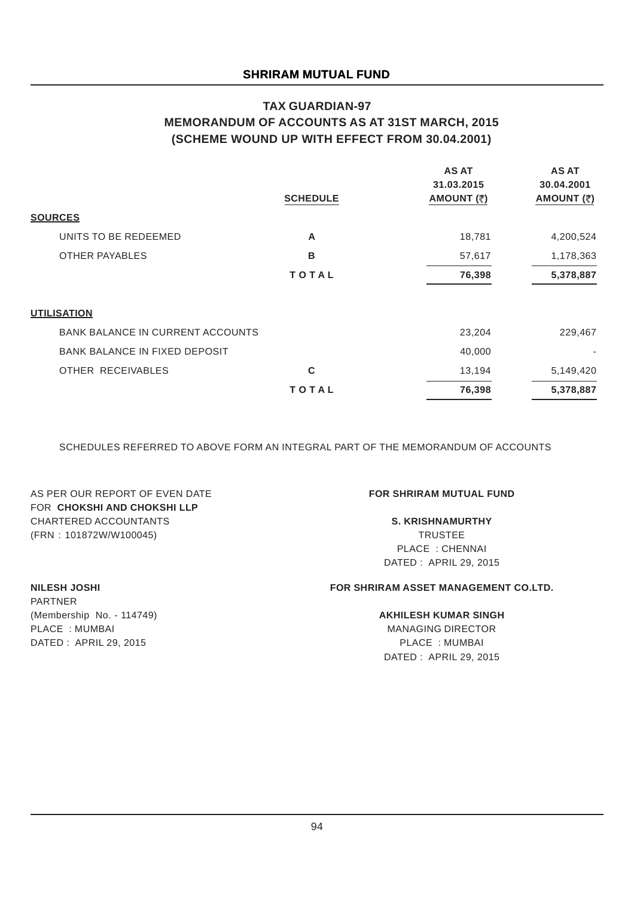## SHRIRAM MUTUAL FUND

# TAX GUARDIAN-97
## MEMORANDUM OF ACCOUNTS AS AT 31ST MARCH, 2015
## (SCHEME WOUND UP WITH EFFECT FROM 30.04.2001)

| | SCHEDULE | AS AT 31.03.2015 AMOUNT (₹) | AS AT 30.04.2001 AMOUNT (₹) |
|---|---|---|---|
| **SOURCES** | | | |
| UNITS TO BE REDEEMED | A | 18,781 | 4,200,524 |
| OTHER PAYABLES | B | 57,617 | 1,178,363 |
| | **TOTAL** | **76,398** | **5,378,887** |
| **UTILISATION** | | | |
| BANK BALANCE IN CURRENT ACCOUNTS | | 23,204 | 229,467 |
| BANK BALANCE IN FIXED DEPOSIT | | 40,000 | - |
| OTHER RECEIVABLES | C | 13,194 | 5,149,420 |
| | **TOTAL** | **76,398** | **5,378,887** |

SCHEDULES REFERRED TO ABOVE FORM AN INTEGRAL PART OF THE MEMORANDUM OF ACCOUNTS

AS PER OUR REPORT OF EVEN DATE
FOR **CHOKSHI AND CHOKSHI LLP**
CHARTERED ACCOUNTANTS
(FRN : 101872W/W100045)

**NILESH JOSHI**
PARTNER
(Membership No. - 114749)
PLACE : MUMBAI
DATED : APRIL 29, 2015

**FOR SHRIRAM MUTUAL FUND**

**S. KRISHNAMURTHY**
TRUSTEE
PLACE : CHENNAI
DATED : APRIL 29, 2015

**FOR SHRIRAM ASSET MANAGEMENT CO.LTD.**

**AKHILESH KUMAR SINGH**
MANAGING DIRECTOR
PLACE : MUMBAI
DATED : APRIL 29, 2015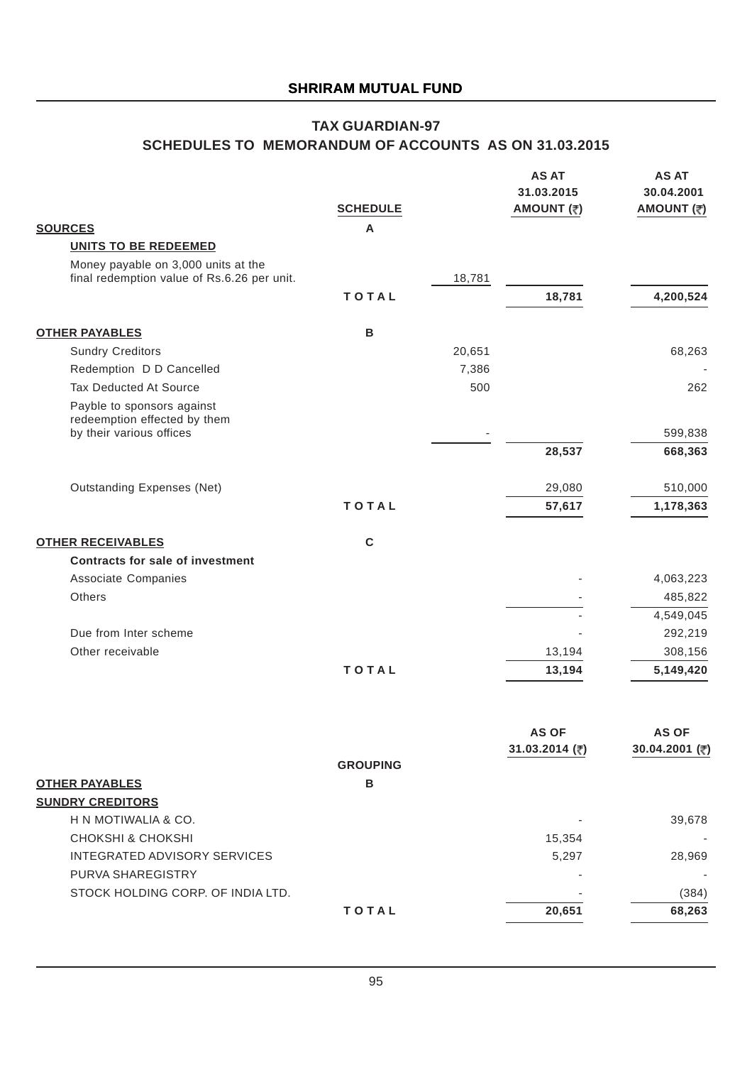## SHRIRAM MUTUAL FUND

### TAX GUARDIAN-97

### SCHEDULES TO MEMORANDUM OF ACCOUNTS AS ON 31.03.2015

| | SCHEDULE | | AS AT 31.03.2015 AMOUNT (₹) | AS AT 30.04.2001 AMOUNT (₹) |
|---|---|---|---|---|
| **SOURCES** | A | | | |
| **UNITS TO BE REDEEMED** | | | | |
| Money payable on 3,000 units at the final redemption value of Rs.6.26 per unit. | | 18,781 | | |
| | **TOTAL** | | **18,781** | **4,200,524** |
| **OTHER PAYABLES** | B | | | |
| Sundry Creditors | | 20,651 | | 68,263 |
| Redemption D D Cancelled | | 7,386 | | - |
| Tax Deducted At Source | | 500 | | 262 |
| Payble to sponsors against redeemption effected by them by their various offices | | - | | 599,838 |
| | | | **28,537** | **668,363** |
| Outstanding Expenses (Net) | | | 29,080 | 510,000 |
| | **TOTAL** | | **57,617** | **1,178,363** |
| **OTHER RECEIVABLES** | C | | | |
| **Contracts for sale of investment** | | | | |
| Associate Companies | | | - | 4,063,223 |
| Others | | | - | 485,822 |
| | | | - | 4,549,045 |
| Due from Inter scheme | | | - | 292,219 |
| Other receivable | | | 13,194 | 308,156 |
| | **TOTAL** | | **13,194** | **5,149,420** |

| | GROUPING | AS OF 31.03.2014 (₹) | AS OF 30.04.2001 (₹) |
|---|---|---|---|
| **OTHER PAYABLES** | B | | |
| **SUNDRY CREDITORS** | | | |
| H N MOTIWALIA & CO. | | - | 39,678 |
| CHOKSHI & CHOKSHI | | 15,354 | - |
| INTEGRATED ADVISORY SERVICES | | 5,297 | 28,969 |
| PURVA SHAREGISTRY | | - | - |
| STOCK HOLDING CORP. OF INDIA LTD. | | - | (384) |
| | **TOTAL** | **20,651** | **68,263** |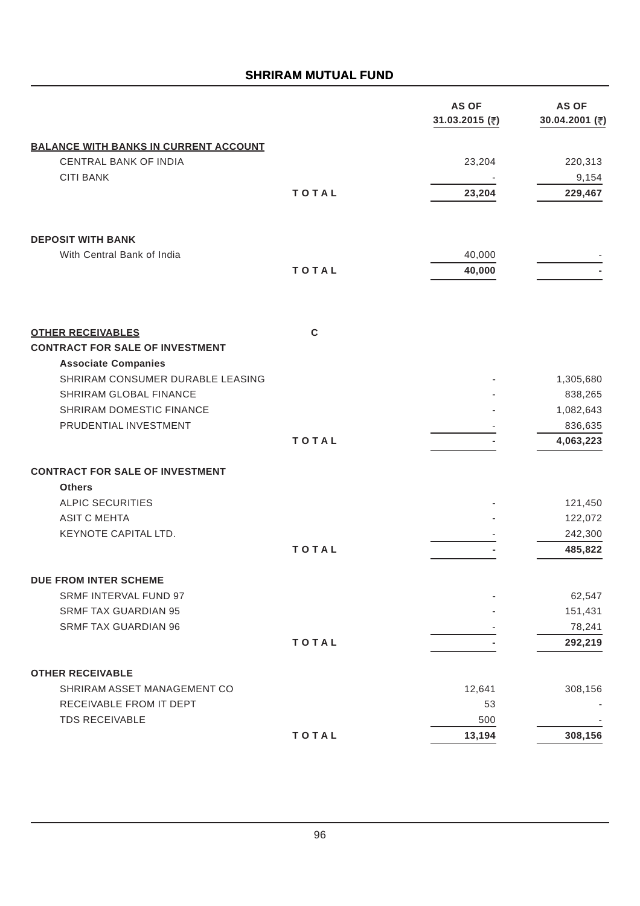## SHRIRAM MUTUAL FUND

| | | AS OF 31.03.2015 (₹) | AS OF 30.04.2001 (₹) |
|---|---|---|---|
| **BALANCE WITH BANKS IN CURRENT ACCOUNT** | | | |
| CENTRAL BANK OF INDIA | | 23,204 | 220,313 |
| CITI BANK | | - | 9,154 |
| | **TOTAL** | **23,204** | **229,467** |
| **DEPOSIT WITH BANK** | | | |
| With Central Bank of India | | 40,000 | - |
| | **TOTAL** | **40,000** | **-** |
| **OTHER RECEIVABLES** | **C** | | |
| **CONTRACT FOR SALE OF INVESTMENT** | | | |
| **Associate Companies** | | | |
| SHRIRAM CONSUMER DURABLE LEASING | | - | 1,305,680 |
| SHRIRAM GLOBAL FINANCE | | - | 838,265 |
| SHRIRAM DOMESTIC FINANCE | | - | 1,082,643 |
| PRUDENTIAL INVESTMENT | | - | 836,635 |
| | **TOTAL** | **-** | **4,063,223** |
| **CONTRACT FOR SALE OF INVESTMENT** | | | |
| **Others** | | | |
| ALPIC SECURITIES | | - | 121,450 |
| ASIT C MEHTA | | - | 122,072 |
| KEYNOTE CAPITAL LTD. | | - | 242,300 |
| | **TOTAL** | **-** | **485,822** |
| **DUE FROM INTER SCHEME** | | | |
| SRMF INTERVAL FUND 97 | | - | 62,547 |
| SRMF TAX GUARDIAN 95 | | - | 151,431 |
| SRMF TAX GUARDIAN 96 | | - | 78,241 |
| | **TOTAL** | **-** | **292,219** |
| **OTHER RECEIVABLE** | | | |
| SHRIRAM ASSET MANAGEMENT CO | | 12,641 | 308,156 |
| RECEIVABLE FROM IT DEPT | | 53 | - |
| TDS RECEIVABLE | | 500 | - |
| | **TOTAL** | **13,194** | **308,156** |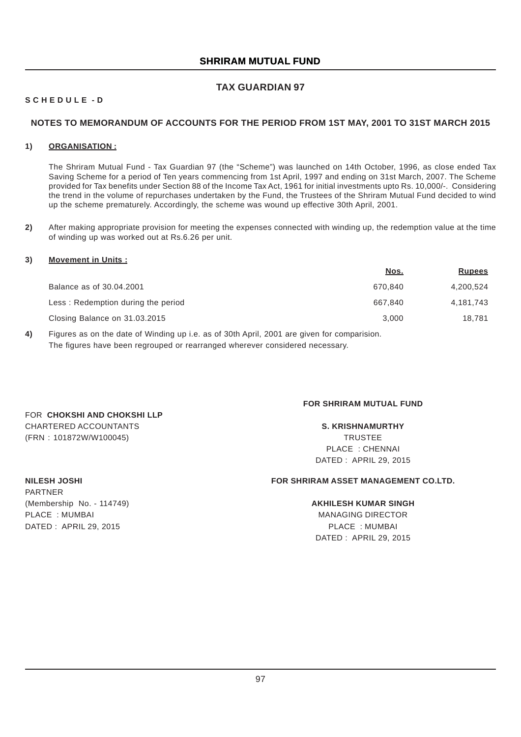## SHRIRAM MUTUAL FUND

### TAX GUARDIAN 97

**S C H E D U L E - D**

### NOTES TO MEMORANDUM OF ACCOUNTS FOR THE PERIOD FROM 1ST MAY, 2001 TO 31ST MARCH 2015

**1) ORGANISATION :**

The Shriram Mutual Fund - Tax Guardian 97 (the "Scheme") was launched on 14th October, 1996, as close ended Tax Saving Scheme for a period of Ten years commencing from 1st April, 1997 and ending on 31st March, 2007. The Scheme provided for Tax benefits under Section 88 of the Income Tax Act, 1961 for initial investments upto Rs. 10,000/-. Considering the trend in the volume of repurchases undertaken by the Fund, the Trustees of the Shriram Mutual Fund decided to wind up the scheme prematurely. Accordingly, the scheme was wound up effective 30th April, 2001.

**2)** After making appropriate provision for meeting the expenses connected with winding up, the redemption value at the time of winding up was worked out at Rs.6.26 per unit.

**3) Movement in Units :**

| | Nos. | Rupees |
|---|---|---|
| Balance as of 30.04.2001 | 670,840 | 4,200,524 |
| Less : Redemption during the period | 667,840 | 4,181,743 |
| Closing Balance on 31.03.2015 | 3,000 | 18,781 |

**4)** Figures as on the date of Winding up i.e. as of 30th April, 2001 are given for comparision.
The figures have been regrouped or rearranged wherever considered necessary.

FOR **CHOKSHI AND CHOKSHI LLP**
CHARTERED ACCOUNTANTS
(FRN : 101872W/W100045)

**NILESH JOSHI**
PARTNER
(Membership No. - 114749)
PLACE : MUMBAI
DATED : APRIL 29, 2015

**FOR SHRIRAM MUTUAL FUND**

**S. KRISHNAMURTHY**
TRUSTEE
PLACE : CHENNAI
DATED : APRIL 29, 2015

**FOR SHRIRAM ASSET MANAGEMENT CO.LTD.**

**AKHILESH KUMAR SINGH**
MANAGING DIRECTOR
PLACE : MUMBAI
DATED : APRIL 29, 2015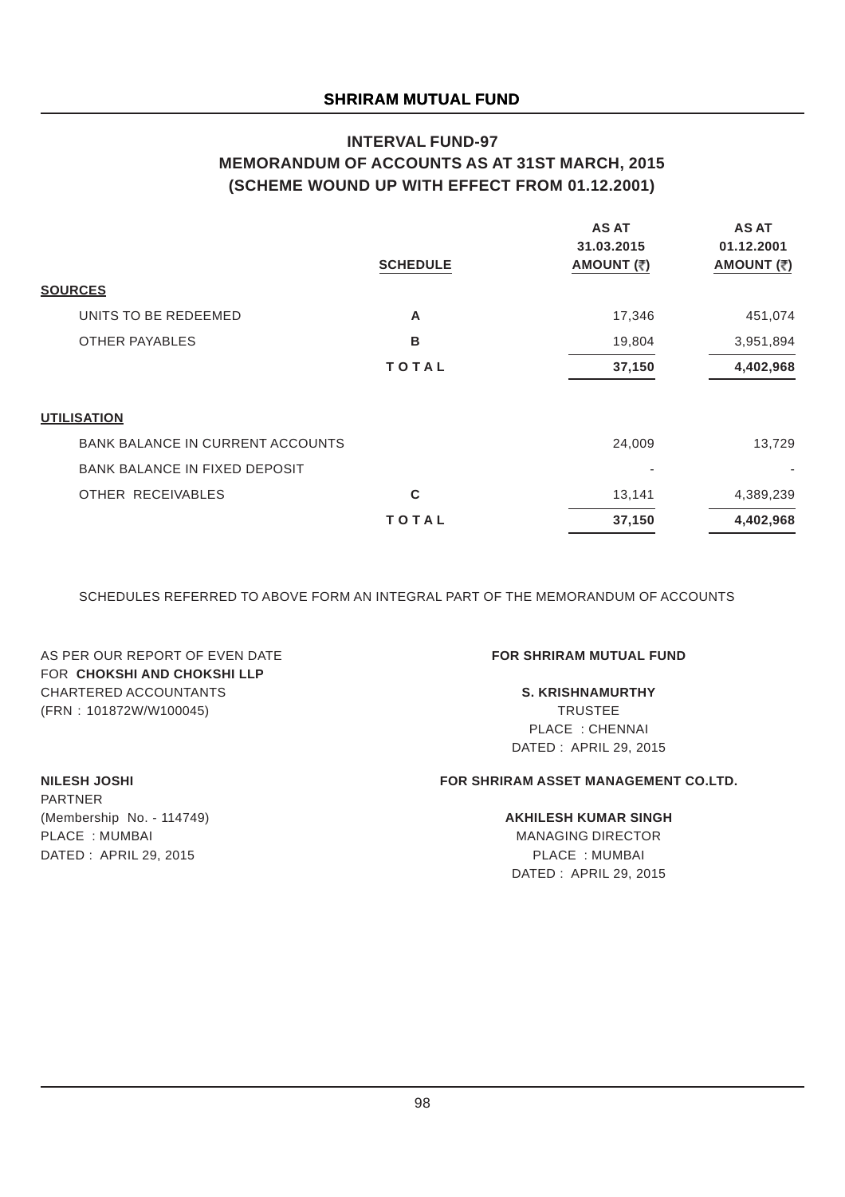## SHRIRAM MUTUAL FUND

# INTERVAL FUND-97

## MEMORANDUM OF ACCOUNTS AS AT 31ST MARCH, 2015

## (SCHEME WOUND UP WITH EFFECT FROM 01.12.2001)

| | SCHEDULE | AS AT 31.03.2015 AMOUNT (₹) | AS AT 01.12.2001 AMOUNT (₹) |
|---|---|---|---|
| **SOURCES** | | | |
| UNITS TO BE REDEEMED | A | 17,346 | 451,074 |
| OTHER PAYABLES | B | 19,804 | 3,951,894 |
| | **TOTAL** | **37,150** | **4,402,968** |
| **UTILISATION** | | | |
| BANK BALANCE IN CURRENT ACCOUNTS | | 24,009 | 13,729 |
| BANK BALANCE IN FIXED DEPOSIT | | - | - |
| OTHER RECEIVABLES | C | 13,141 | 4,389,239 |
| | **TOTAL** | **37,150** | **4,402,968** |

SCHEDULES REFERRED TO ABOVE FORM AN INTEGRAL PART OF THE MEMORANDUM OF ACCOUNTS

AS PER OUR REPORT OF EVEN DATE
FOR **CHOKSHI AND CHOKSHI LLP**
CHARTERED ACCOUNTANTS
(FRN : 101872W/W100045)

**NILESH JOSHI**
PARTNER
(Membership No. - 114749)
PLACE : MUMBAI
DATED : APRIL 29, 2015

**FOR SHRIRAM MUTUAL FUND**

**S. KRISHNAMURTHY**
TRUSTEE
PLACE : CHENNAI
DATED : APRIL 29, 2015

**FOR SHRIRAM ASSET MANAGEMENT CO.LTD.**

**AKHILESH KUMAR SINGH**
MANAGING DIRECTOR
PLACE : MUMBAI
DATED : APRIL 29, 2015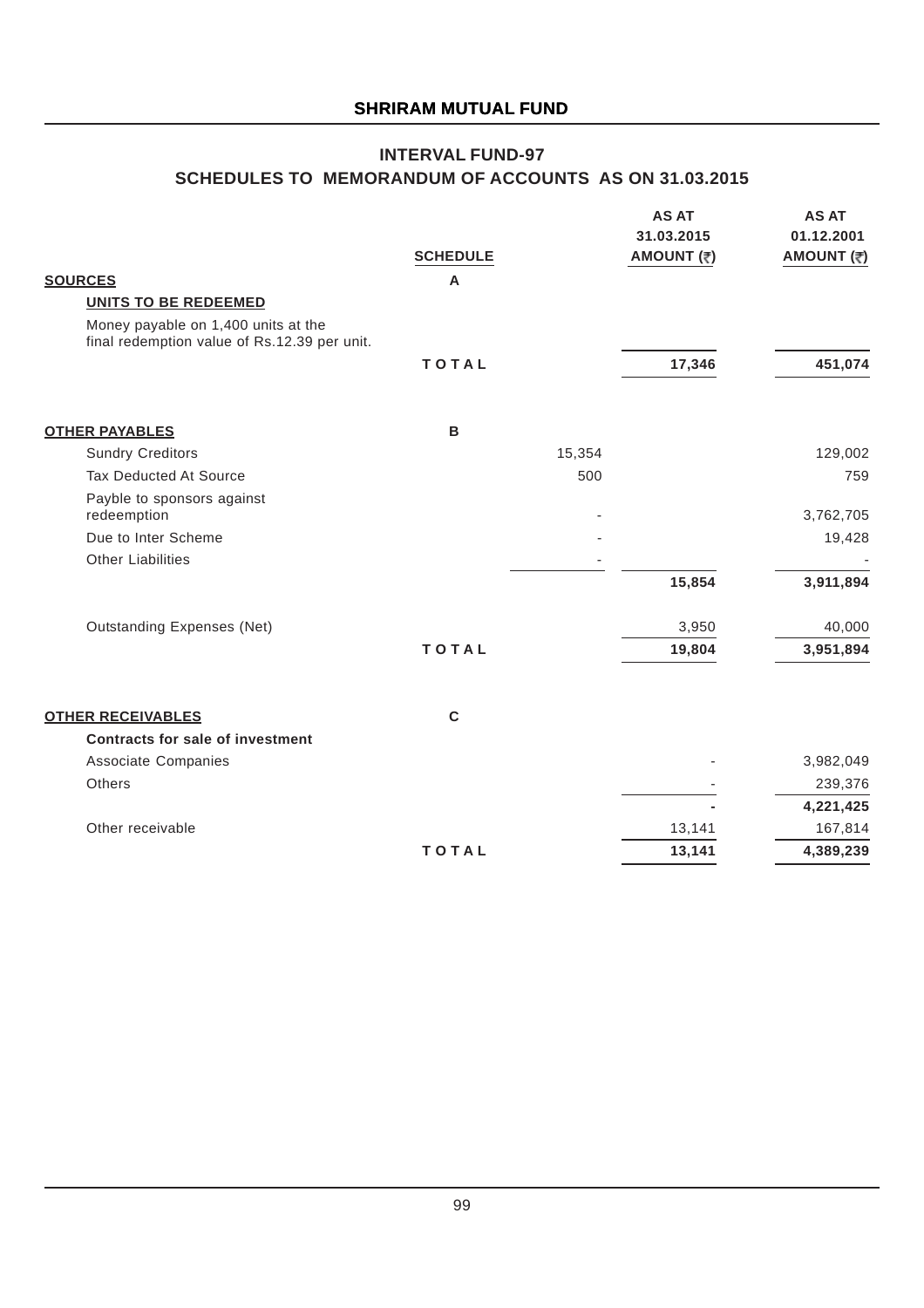## SHRIRAM MUTUAL FUND

## INTERVAL FUND-97

### SCHEDULES TO MEMORANDUM OF ACCOUNTS AS ON 31.03.2015

| | SCHEDULE | | AS AT 31.03.2015 AMOUNT (₹) | AS AT 01.12.2001 AMOUNT (₹) |
|---|---|---|---|---|
| **SOURCES** | **A** | | | |
| **UNITS TO BE REDEEMED** | | | | |
| Money payable on 1,400 units at the final redemption value of Rs.12.39 per unit. | | | | |
| | **TOTAL** | | **17,346** | **451,074** |
| **OTHER PAYABLES** | **B** | | | |
| Sundry Creditors | | 15,354 | | 129,002 |
| Tax Deducted At Source | | 500 | | 759 |
| Payble to sponsors against redeemption | | - | | 3,762,705 |
| Due to Inter Scheme | | - | | 19,428 |
| Other Liabilities | | - | | - |
| | | | **15,854** | **3,911,894** |
| Outstanding Expenses (Net) | | | 3,950 | 40,000 |
| | **TOTAL** | | **19,804** | **3,951,894** |
| **OTHER RECEIVABLES** | **C** | | | |
| **Contracts for sale of investment** | | | | |
| Associate Companies | | | - | 3,982,049 |
| Others | | | - | 239,376 |
| | | | **-** | **4,221,425** |
| Other receivable | | | 13,141 | 167,814 |
| | **TOTAL** | | **13,141** | **4,389,239** |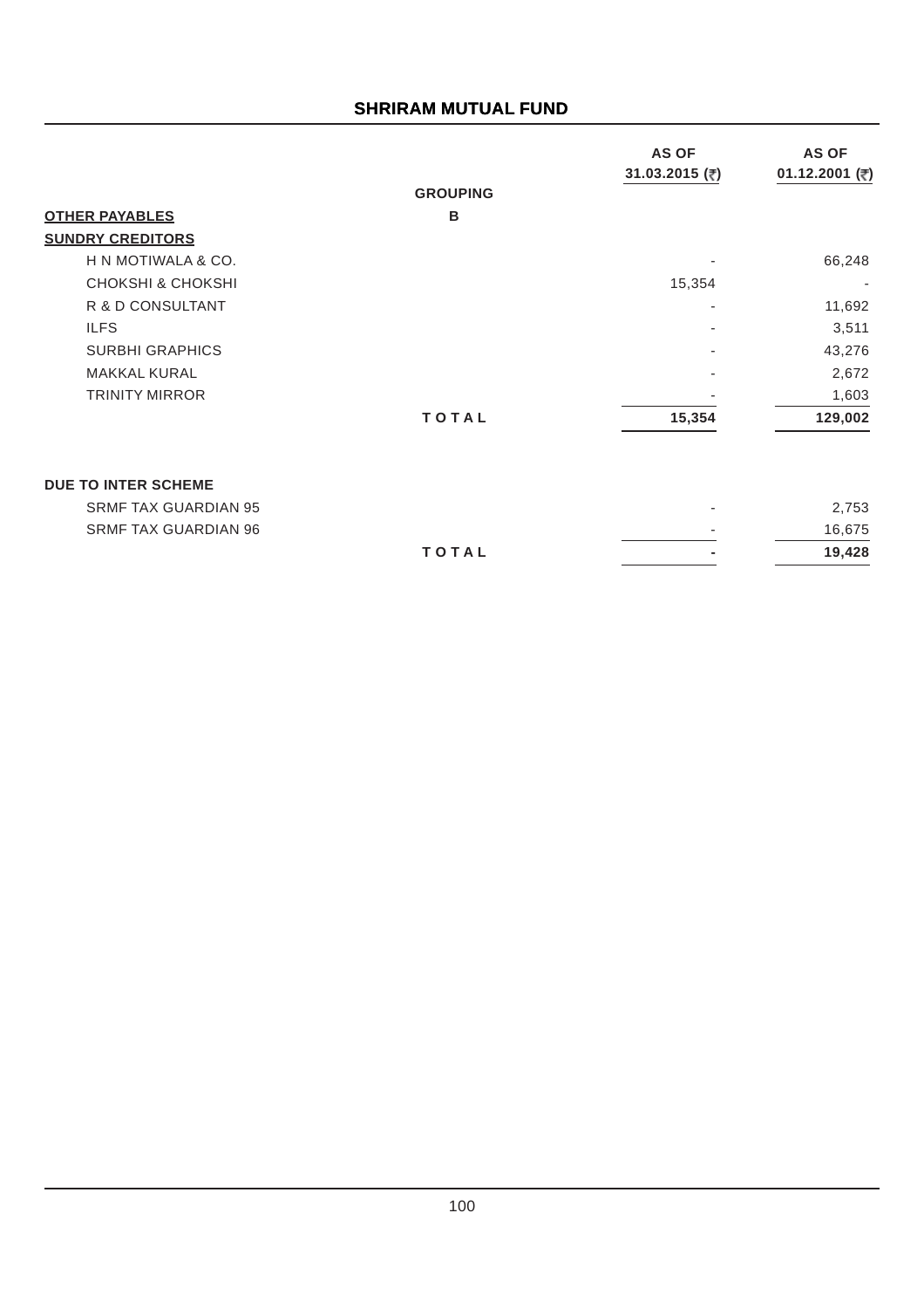# SHRIRAM MUTUAL FUND

| | GROUPING | AS OF 31.03.2015 (₹) | AS OF 01.12.2001 (₹) |
|---|---|---|---|
| **OTHER PAYABLES** | **B** | | |
| **SUNDRY CREDITORS** | | | |
| H N MOTIWALA & CO. | | - | 66,248 |
| CHOKSHI & CHOKSHI | | 15,354 | - |
| R & D CONSULTANT | | - | 11,692 |
| ILFS | | - | 3,511 |
| SURBHI GRAPHICS | | - | 43,276 |
| MAKKAL KURAL | | - | 2,672 |
| TRINITY MIRROR | | - | 1,603 |
| | **TOTAL** | **15,354** | **129,002** |
| | | | |
| **DUE TO INTER SCHEME** | | | |
| SRMF TAX GUARDIAN 95 | | - | 2,753 |
| SRMF TAX GUARDIAN 96 | | - | 16,675 |
| | **TOTAL** | **-** | **19,428** |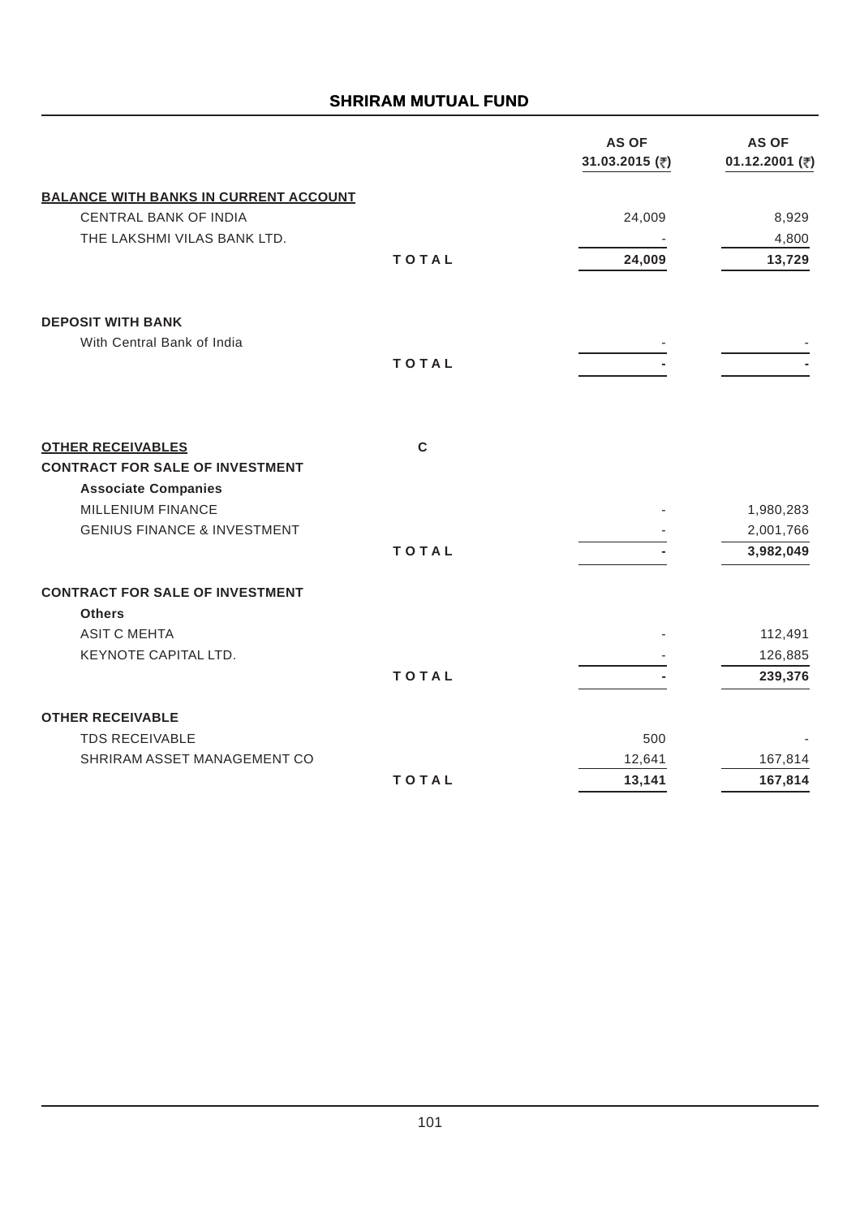## SHRIRAM MUTUAL FUND

| | | AS OF 31.03.2015 (₹) | AS OF 01.12.2001 (₹) |
|---|---|---|---|
| **BALANCE WITH BANKS IN CURRENT ACCOUNT** | | | |
| CENTRAL BANK OF INDIA | | 24,009 | 8,929 |
| THE LAKSHMI VILAS BANK LTD. | | - | 4,800 |
| | **TOTAL** | **24,009** | **13,729** |
| **DEPOSIT WITH BANK** | | | |
| With Central Bank of India | | - | - |
| | **TOTAL** | **-** | **-** |
| **OTHER RECEIVABLES** | **C** | | |
| **CONTRACT FOR SALE OF INVESTMENT** | | | |
| **Associate Companies** | | | |
| MILLENIUM FINANCE | | - | 1,980,283 |
| GENIUS FINANCE & INVESTMENT | | - | 2,001,766 |
| | **TOTAL** | **-** | **3,982,049** |
| **CONTRACT FOR SALE OF INVESTMENT** | | | |
| **Others** | | | |
| ASIT C MEHTA | | - | 112,491 |
| KEYNOTE CAPITAL LTD. | | - | 126,885 |
| | **TOTAL** | **-** | **239,376** |
| **OTHER RECEIVABLE** | | | |
| TDS RECEIVABLE | | 500 | - |
| SHRIRAM ASSET MANAGEMENT CO | | 12,641 | 167,814 |
| | **TOTAL** | **13,141** | **167,814** |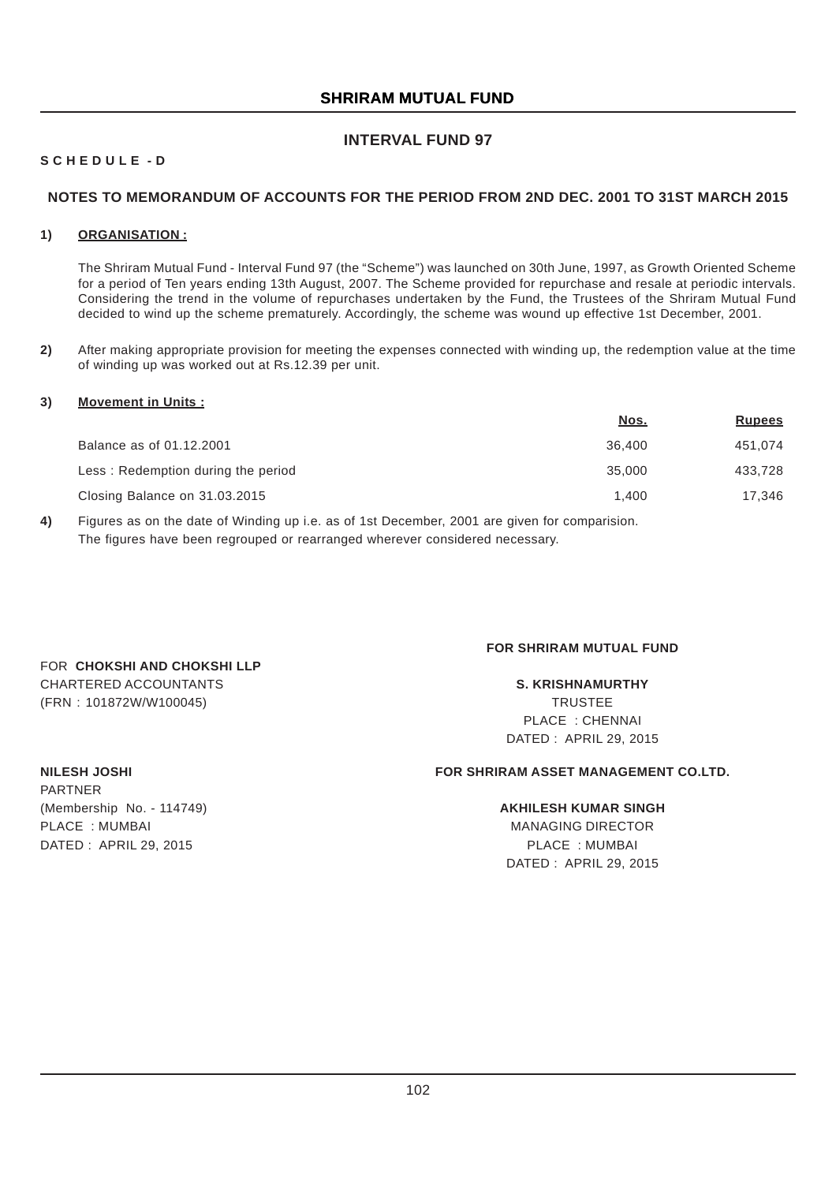## SHRIRAM MUTUAL FUND

### INTERVAL FUND 97

**S C H E D U L E - D**

### NOTES TO MEMORANDUM OF ACCOUNTS FOR THE PERIOD FROM 2ND DEC. 2001 TO 31ST MARCH 2015

**1) ORGANISATION :**

The Shriram Mutual Fund - Interval Fund 97 (the "Scheme") was launched on 30th June, 1997, as Growth Oriented Scheme for a period of Ten years ending 13th August, 2007. The Scheme provided for repurchase and resale at periodic intervals. Considering the trend in the volume of repurchases undertaken by the Fund, the Trustees of the Shriram Mutual Fund decided to wind up the scheme prematurely. Accordingly, the scheme was wound up effective 1st December, 2001.

**2)** After making appropriate provision for meeting the expenses connected with winding up, the redemption value at the time of winding up was worked out at Rs.12.39 per unit.

**3) Movement in Units :**

| | Nos. | Rupees |
|---|---|---|
| Balance as of 01.12.2001 | 36,400 | 451,074 |
| Less : Redemption during the period | 35,000 | 433,728 |
| Closing Balance on 31.03.2015 | 1,400 | 17,346 |

**4)** Figures as on the date of Winding up i.e. as of 1st December, 2001 are given for comparision.
The figures have been regrouped or rearranged wherever considered necessary.

FOR **CHOKSHI AND CHOKSHI LLP**
CHARTERED ACCOUNTANTS
(FRN : 101872W/W100045)

**NILESH JOSHI**
PARTNER
(Membership No. - 114749)
PLACE : MUMBAI
DATED : APRIL 29, 2015

**FOR SHRIRAM MUTUAL FUND**

**S. KRISHNAMURTHY**
TRUSTEE
PLACE : CHENNAI
DATED : APRIL 29, 2015

**FOR SHRIRAM ASSET MANAGEMENT CO.LTD.**

**AKHILESH KUMAR SINGH**
MANAGING DIRECTOR
PLACE : MUMBAI
DATED : APRIL 29, 2015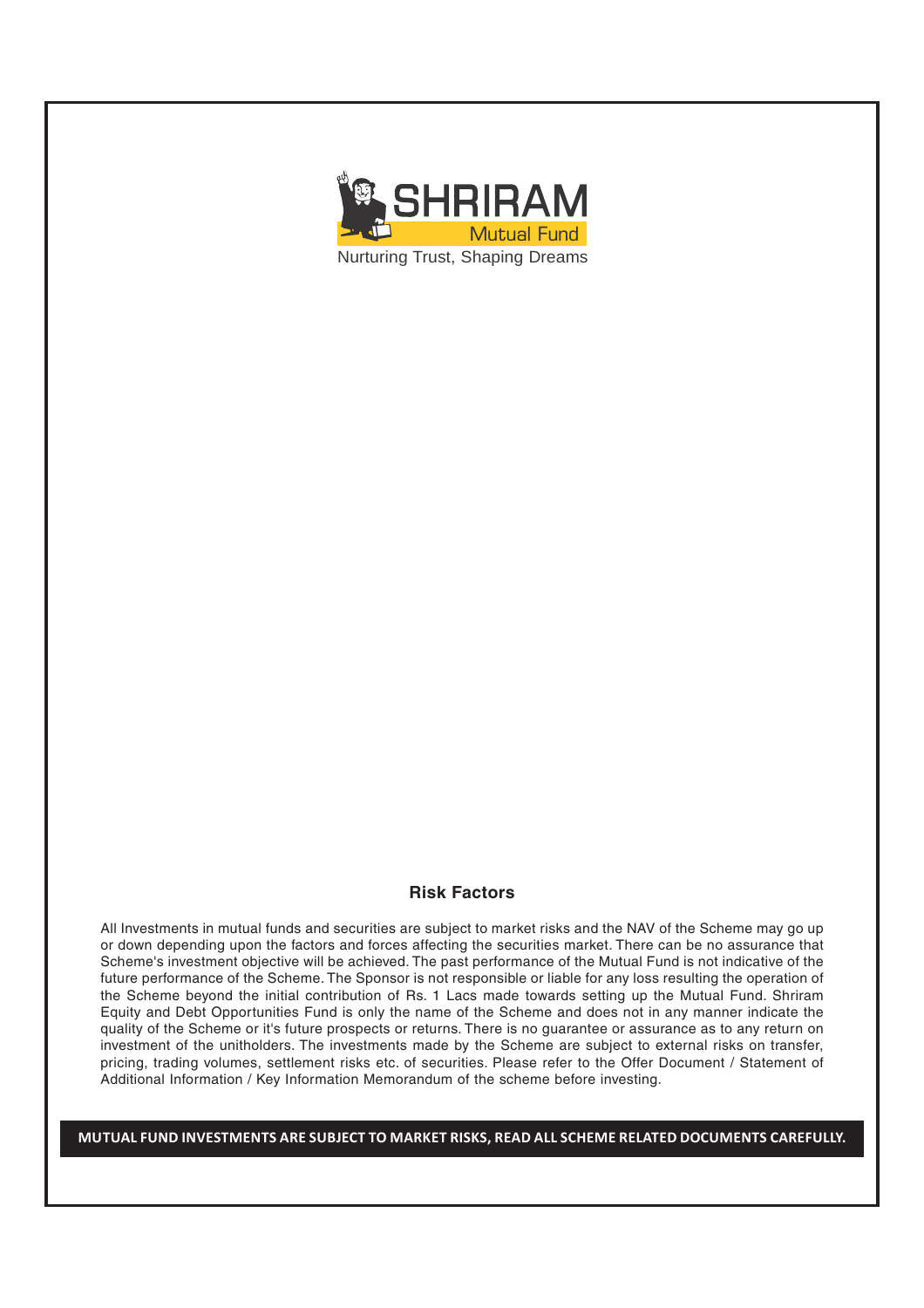SHRIRAM

Mutual Fund

Nurturing Trust, Shaping Dreams

## Risk Factors

All Investments in mutual funds and securities are subject to market risks and the NAV of the Scheme may go up or down depending upon the factors and forces affecting the securities market. There can be no assurance that Scheme's investment objective will be achieved. The past performance of the Mutual Fund is not indicative of the future performance of the Scheme. The Sponsor is not responsible or liable for any loss resulting the operation of the Scheme beyond the initial contribution of Rs. 1 Lacs made towards setting up the Mutual Fund. Shriram Equity and Debt Opportunities Fund is only the name of the Scheme and does not in any manner indicate the quality of the Scheme or it's future prospects or returns. There is no guarantee or assurance as to any return on investment of the unitholders. The investments made by the Scheme are subject to external risks on transfer, pricing, trading volumes, settlement risks etc. of securities. Please refer to the Offer Document / Statement of Additional Information / Key Information Memorandum of the scheme before investing.

**MUTUAL FUND INVESTMENTS ARE SUBJECT TO MARKET RISKS, READ ALL SCHEME RELATED DOCUMENTS CAREFULLY.**